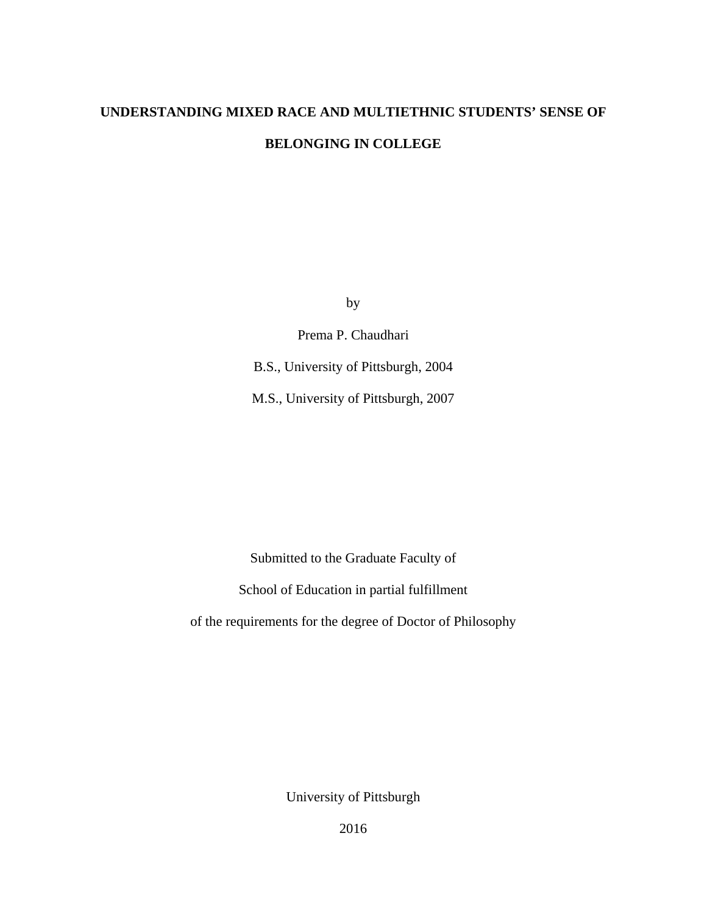# UNDERSTANDING MIXED RACE AND MULTIETHNIC STUDENTS' SENSE OF BELONGING IN COLLEGE

by

Prema P. Chaudhari

B.S., University of Pittsburgh, 2004

M.S., University of Pittsburgh, 2007

Submitted to the Graduate Faculty of

School of Education in partial fulfillment

of the requirements for the degree of Doctor of Philosophy

University of Pittsburgh

2016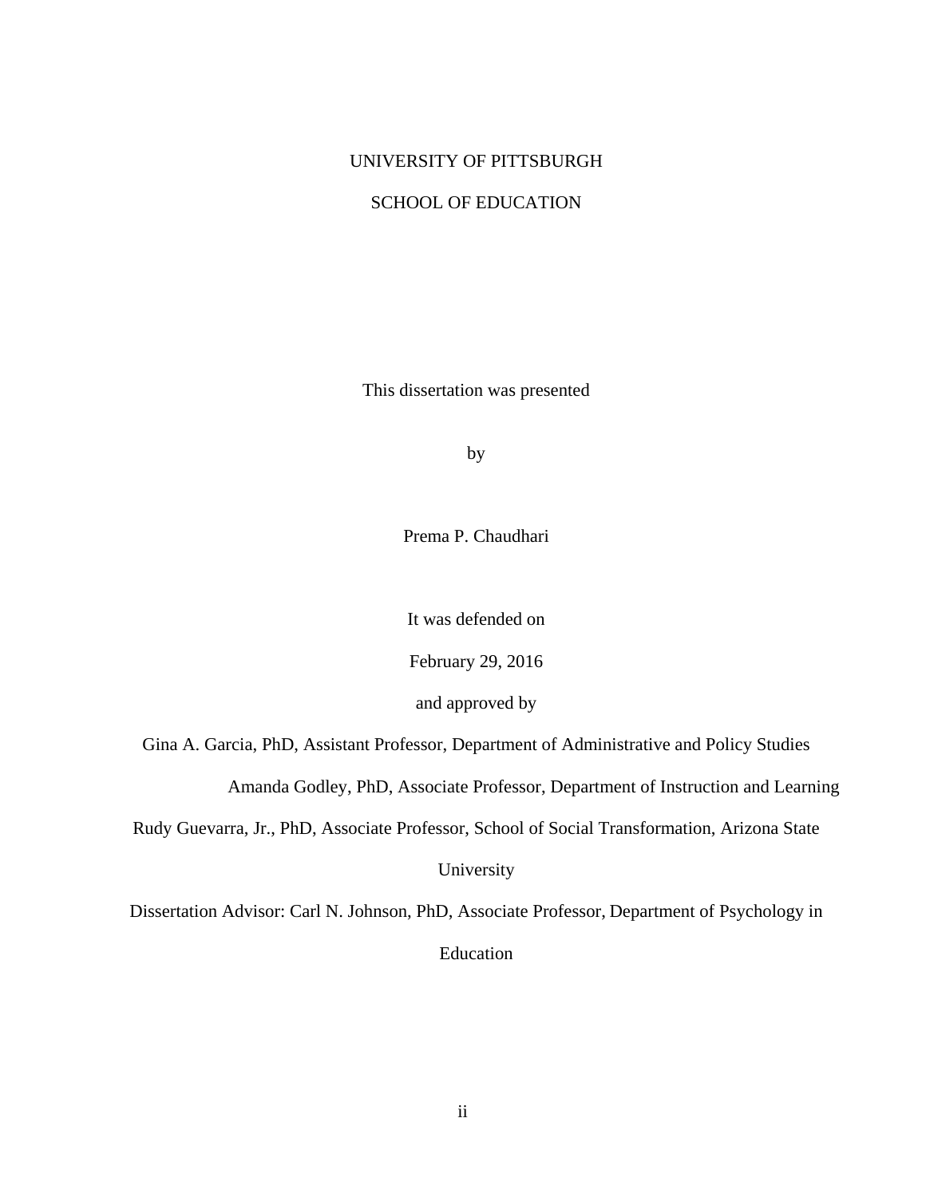UNIVERSITY OF PITTSBURGH

SCHOOL OF EDUCATION

This dissertation was presented

by

Prema P. Chaudhari

It was defended on

February 29, 2016

and approved by

Gina A. Garcia, PhD, Assistant Professor, Department of Administrative and Policy Studies

Amanda Godley, PhD, Associate Professor, Department of Instruction and Learning

Rudy Guevarra, Jr., PhD, Associate Professor, School of Social Transformation, Arizona State University

Dissertation Advisor: Carl N. Johnson, PhD, Associate Professor, Department of Psychology in Education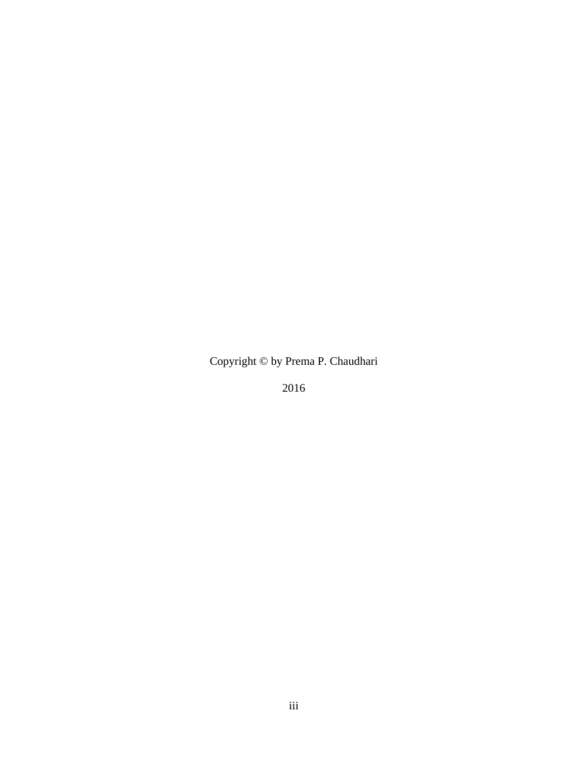Copyright © by Prema P. Chaudhari

2016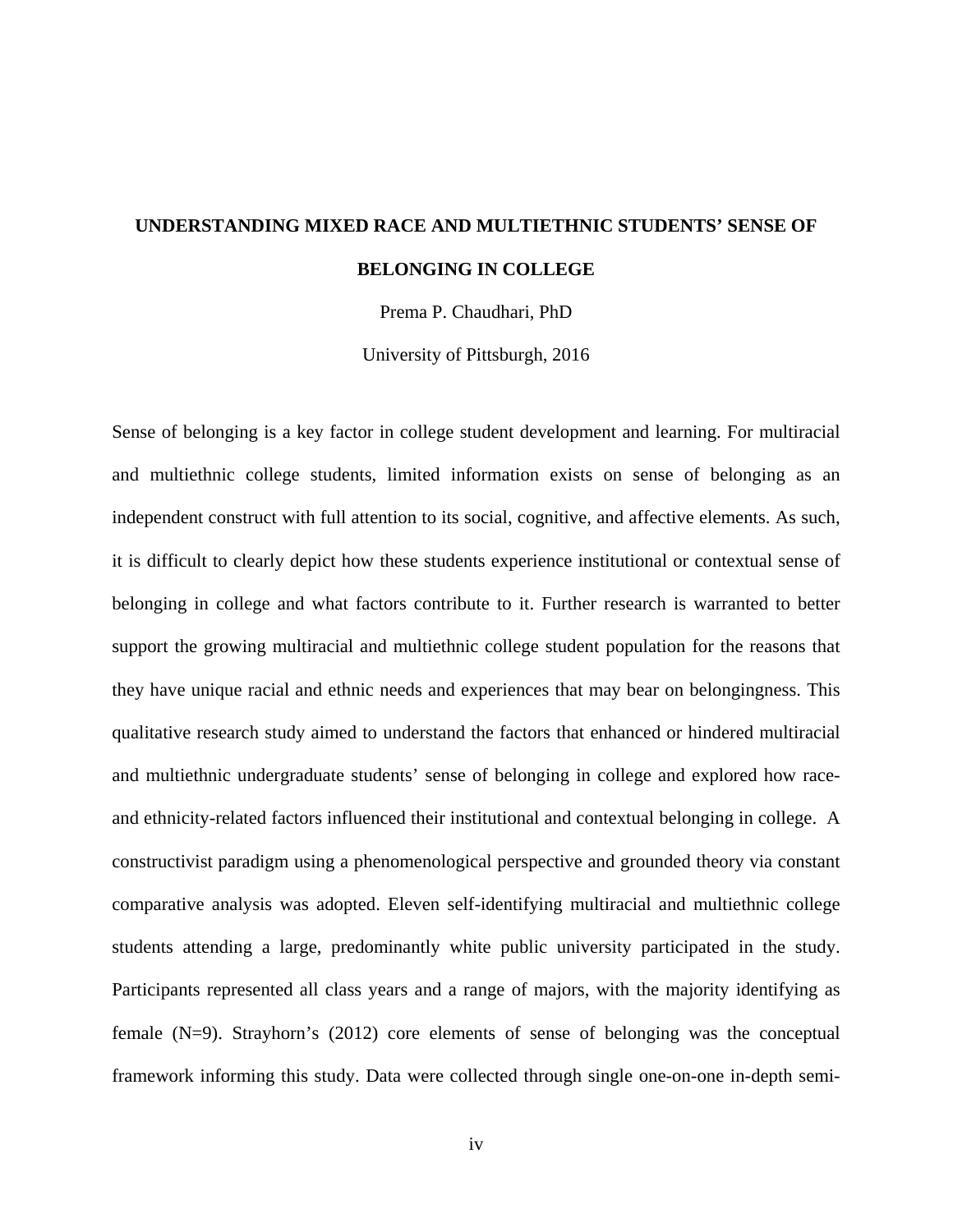**UNDERSTANDING MIXED RACE AND MULTIETHNIC STUDENTS' SENSE OF BELONGING IN COLLEGE**

Prema P. Chaudhari, PhD

University of Pittsburgh, 2016

Sense of belonging is a key factor in college student development and learning. For multiracial and multiethnic college students, limited information exists on sense of belonging as an independent construct with full attention to its social, cognitive, and affective elements. As such, it is difficult to clearly depict how these students experience institutional or contextual sense of belonging in college and what factors contribute to it. Further research is warranted to better support the growing multiracial and multiethnic college student population for the reasons that they have unique racial and ethnic needs and experiences that may bear on belongingness. This qualitative research study aimed to understand the factors that enhanced or hindered multiracial and multiethnic undergraduate students' sense of belonging in college and explored how race- and ethnicity-related factors influenced their institutional and contextual belonging in college. A constructivist paradigm using a phenomenological perspective and grounded theory via constant comparative analysis was adopted. Eleven self-identifying multiracial and multiethnic college students attending a large, predominantly white public university participated in the study. Participants represented all class years and a range of majors, with the majority identifying as female (N=9). Strayhorn's (2012) core elements of sense of belonging was the conceptual framework informing this study. Data were collected through single one-on-one in-depth semi-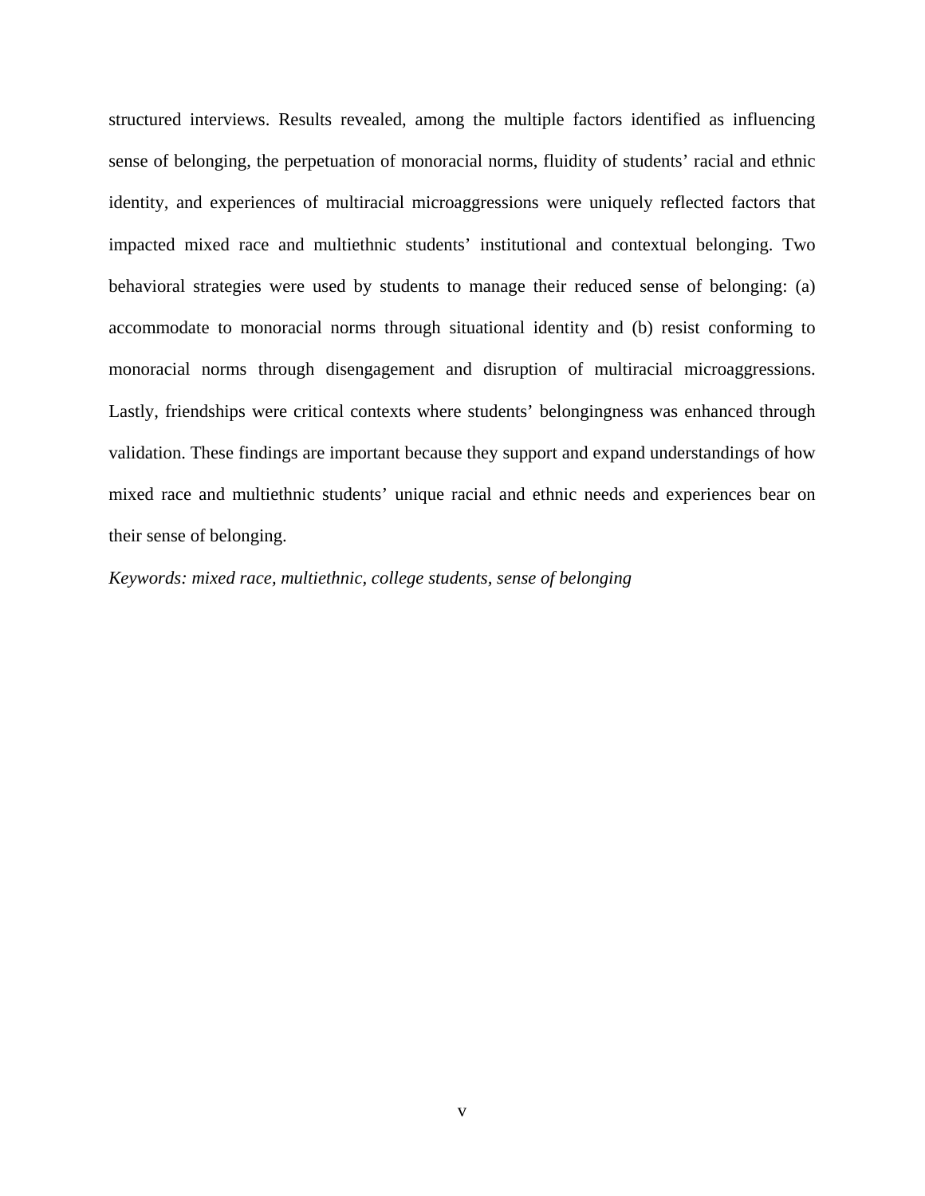structured interviews. Results revealed, among the multiple factors identified as influencing sense of belonging, the perpetuation of monoracial norms, fluidity of students' racial and ethnic identity, and experiences of multiracial microaggressions were uniquely reflected factors that impacted mixed race and multiethnic students' institutional and contextual belonging. Two behavioral strategies were used by students to manage their reduced sense of belonging: (a) accommodate to monoracial norms through situational identity and (b) resist conforming to monoracial norms through disengagement and disruption of multiracial microaggressions. Lastly, friendships were critical contexts where students' belongingness was enhanced through validation. These findings are important because they support and expand understandings of how mixed race and multiethnic students' unique racial and ethnic needs and experiences bear on their sense of belonging.

*Keywords: mixed race, multiethnic, college students, sense of belonging*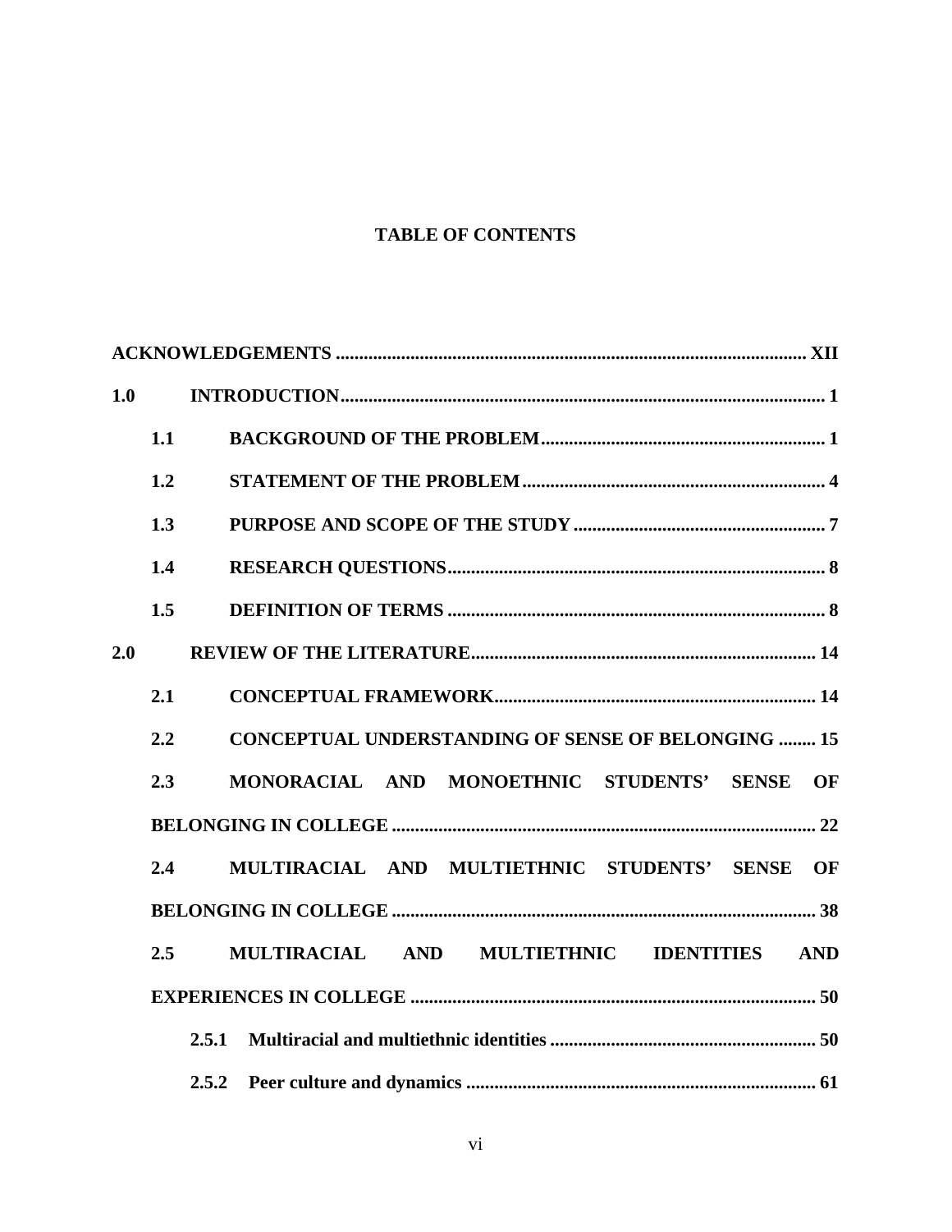# TABLE OF CONTENTS

**ACKNOWLEDGEMENTS ........................................................................................................ XII**

**1.0 INTRODUCTION........................................................................................................ 1**

- **1.1 BACKGROUND OF THE PROBLEM............................................................ 1**
- **1.2 STATEMENT OF THE PROBLEM................................................................ 4**
- **1.3 PURPOSE AND SCOPE OF THE STUDY ..................................................... 7**
- **1.4 RESEARCH QUESTIONS................................................................................ 8**
- **1.5 DEFINITION OF TERMS ................................................................................ 8**

**2.0 REVIEW OF THE LITERATURE......................................................................... 14**

- **2.1 CONCEPTUAL FRAMEWORK.................................................................... 14**
- **2.2 CONCEPTUAL UNDERSTANDING OF SENSE OF BELONGING ........ 15**
- **2.3 MONORACIAL AND MONOETHNIC STUDENTS' SENSE OF BELONGING IN COLLEGE ........................................................................................ 22**
- **2.4 MULTIRACIAL AND MULTIETHNIC STUDENTS' SENSE OF BELONGING IN COLLEGE ........................................................................................ 38**
- **2.5 MULTIRACIAL AND MULTIETHNIC IDENTITIES AND EXPERIENCES IN COLLEGE ...................................................................................... 50**
  - **2.5.1 Multiracial and multiethnic identities ......................................................... 50**
  - **2.5.2 Peer culture and dynamics .......................................................................... 61**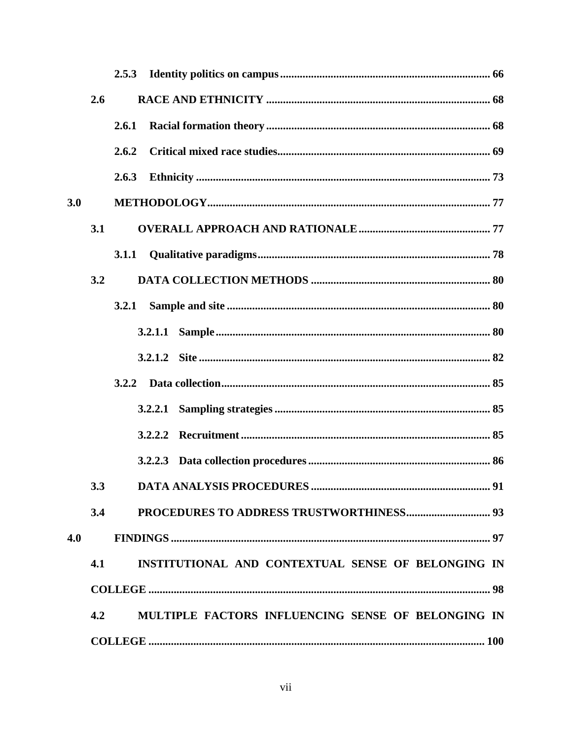2.5.3 Identity politics on campus ........................................................................... 66

2.6 RACE AND ETHNICITY ................................................................................ 68

2.6.1 Racial formation theory ................................................................................ 68

2.6.2 Critical mixed race studies............................................................................ 69

2.6.3 Ethnicity ......................................................................................................... 73

3.0 METHODOLOGY.................................................................................................... 77

3.1 OVERALL APPROACH AND RATIONALE ............................................... 77

3.1.1 Qualitative paradigms ................................................................................... 78

3.2 DATA COLLECTION METHODS ................................................................ 80

3.2.1 Sample and site .............................................................................................. 80

3.2.1.1 Sample ................................................................................................. 80

3.2.1.2 Site ........................................................................................................ 82

3.2.2 Data collection................................................................................................ 85

3.2.2.1 Sampling strategies ............................................................................. 85

3.2.2.2 Recruitment ......................................................................................... 85

3.2.2.3 Data collection procedures ................................................................. 86

3.3 DATA ANALYSIS PROCEDURES ................................................................ 91

3.4 PROCEDURES TO ADDRESS TRUSTWORTHINESS.............................. 93

4.0 FINDINGS ................................................................................................................. 97

4.1 INSTITUTIONAL AND CONTEXTUAL SENSE OF BELONGING IN COLLEGE .......................................................................................................................... 98

4.2 MULTIPLE FACTORS INFLUENCING SENSE OF BELONGING IN COLLEGE ........................................................................................................................ 100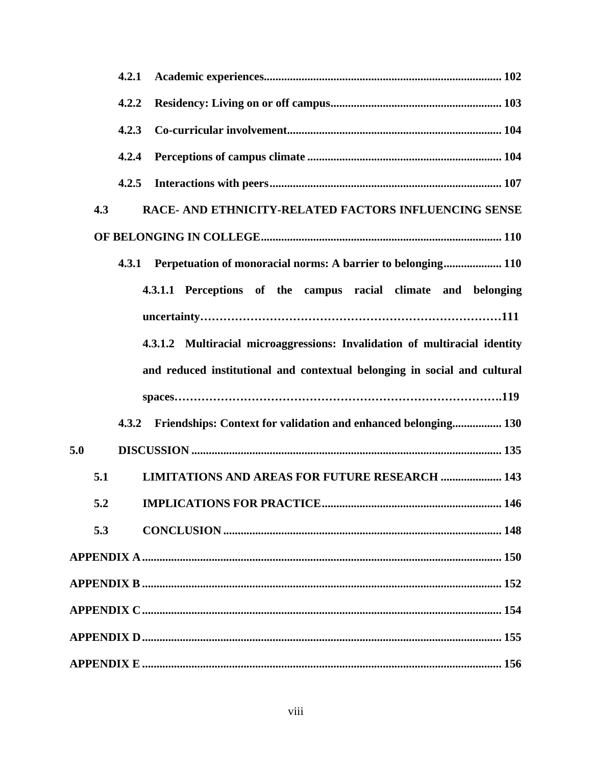**4.2.1 Academic experiences** ..... 102

**4.2.2 Residency: Living on or off campus** ..... 103

**4.2.3 Co-curricular involvement** ..... 104

**4.2.4 Perceptions of campus climate** ..... 104

**4.2.5 Interactions with peers** ..... 107

**4.3 RACE- AND ETHNICITY-RELATED FACTORS INFLUENCING SENSE OF BELONGING IN COLLEGE** ..... 110

**4.3.1 Perpetuation of monoracial norms: A barrier to belonging** ..... 110

**4.3.1.1 Perceptions of the campus racial climate and belonging uncertainty** ..... 111

**4.3.1.2 Multiracial microaggressions: Invalidation of multiracial identity and reduced institutional and contextual belonging in social and cultural spaces** ..... 119

**4.3.2 Friendships: Context for validation and enhanced belonging** ..... 130

**5.0 DISCUSSION** ..... 135

**5.1 LIMITATIONS AND AREAS FOR FUTURE RESEARCH** ..... 143

**5.2 IMPLICATIONS FOR PRACTICE** ..... 146

**5.3 CONCLUSION** ..... 148

**APPENDIX A** ..... 150

**APPENDIX B** ..... 152

**APPENDIX C** ..... 154

**APPENDIX D** ..... 155

**APPENDIX E** ..... 156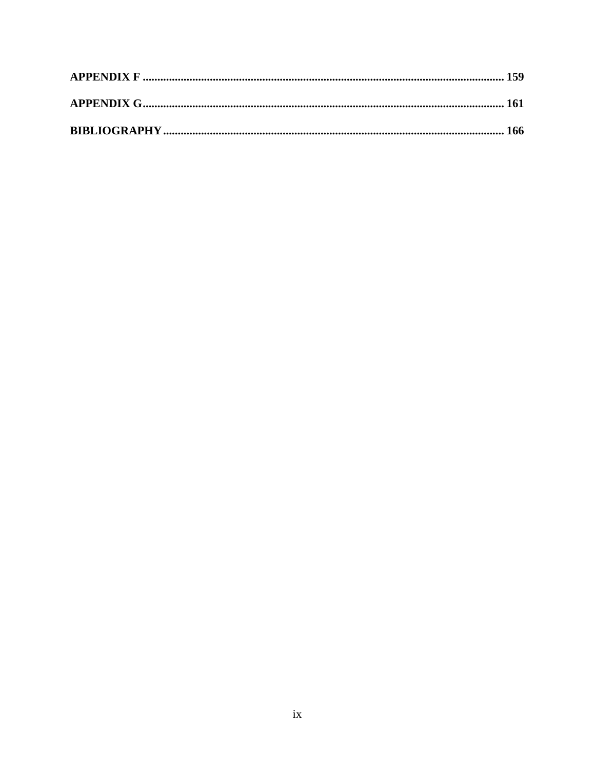**APPENDIX F** .......................................................................................................................... **159**

**APPENDIX G**.......................................................................................................................... **161**

**BIBLIOGRAPHY**.................................................................................................................... **166**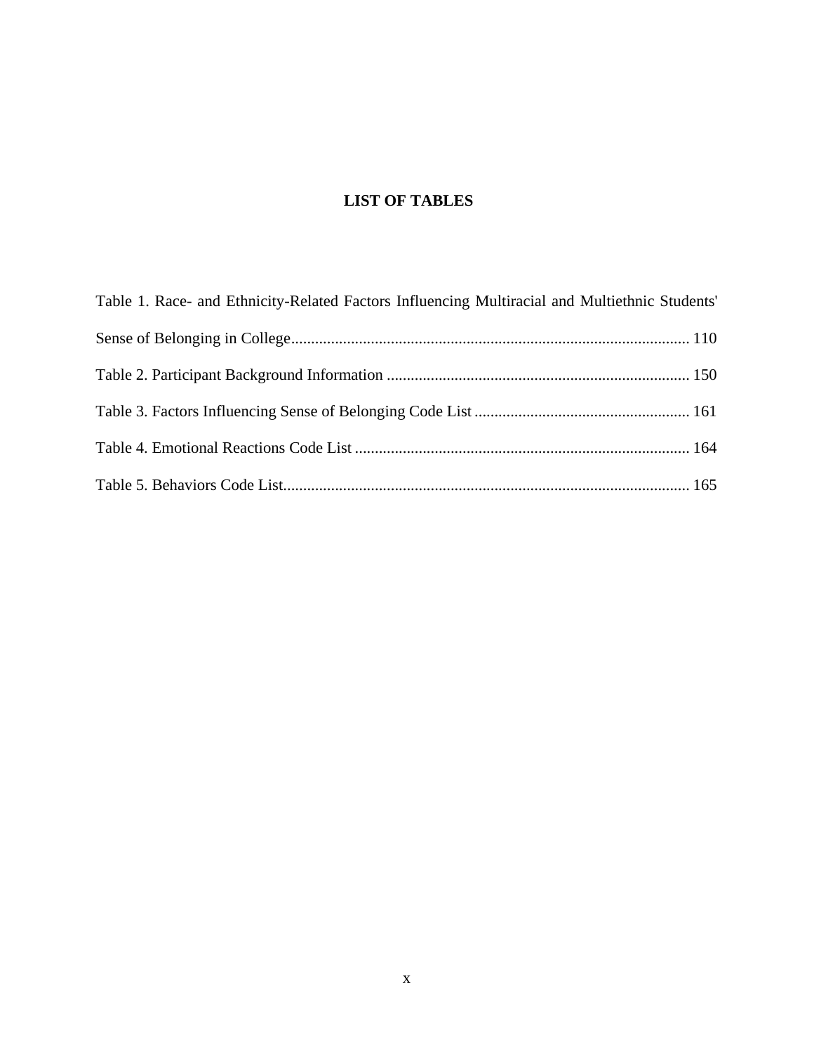# LIST OF TABLES

Table 1. Race- and Ethnicity-Related Factors Influencing Multiracial and Multiethnic Students' Sense of Belonging in College .................................................................................................. 110

Table 2. Participant Background Information .......................................................................... 150

Table 3. Factors Influencing Sense of Belonging Code List ..................................................... 161

Table 4. Emotional Reactions Code List ................................................................................... 164

Table 5. Behaviors Code List..................................................................................................... 165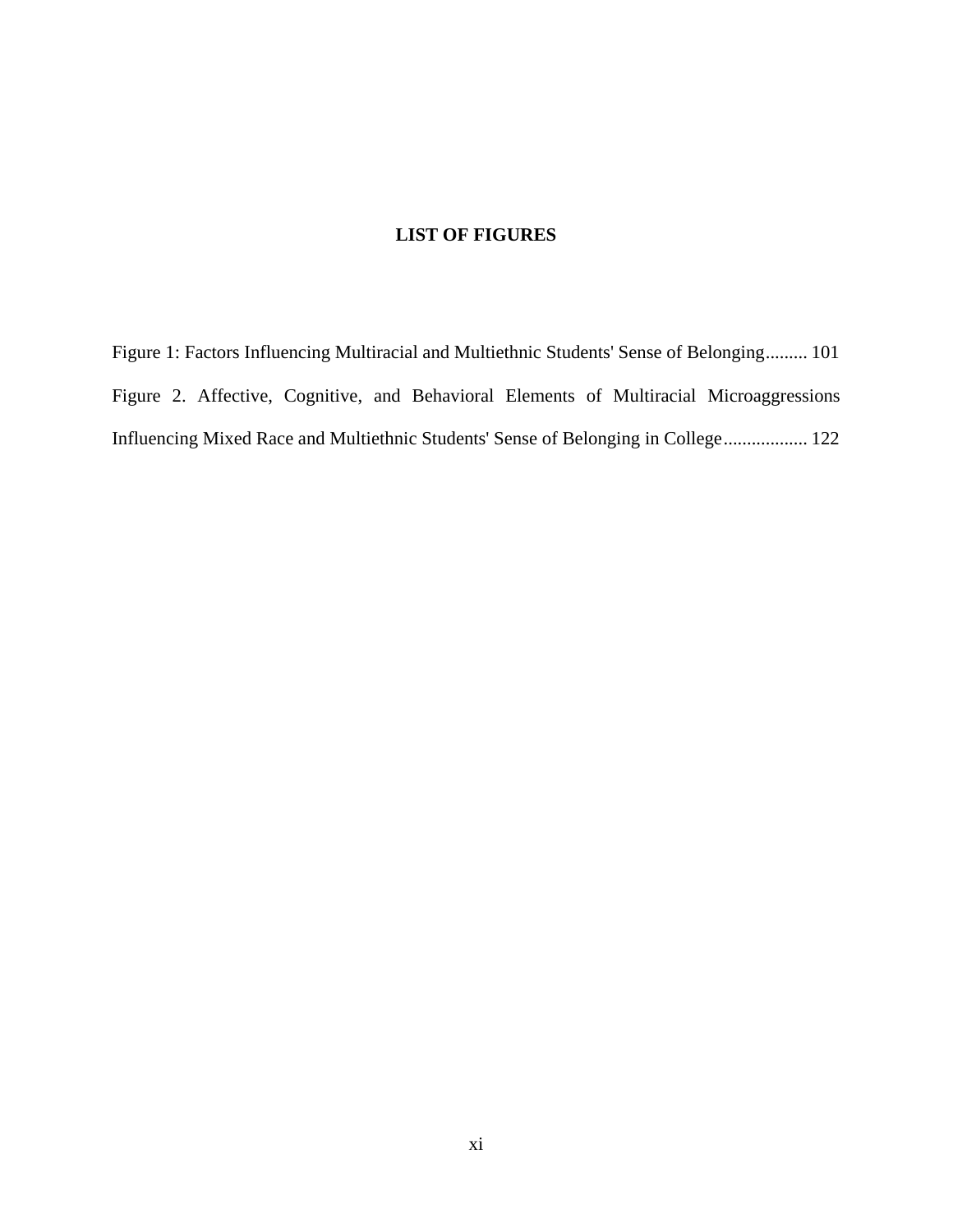# LIST OF FIGURES

Figure 1: Factors Influencing Multiracial and Multiethnic Students' Sense of Belonging......... 101

Figure 2. Affective, Cognitive, and Behavioral Elements of Multiracial Microaggressions Influencing Mixed Race and Multiethnic Students' Sense of Belonging in College.................. 122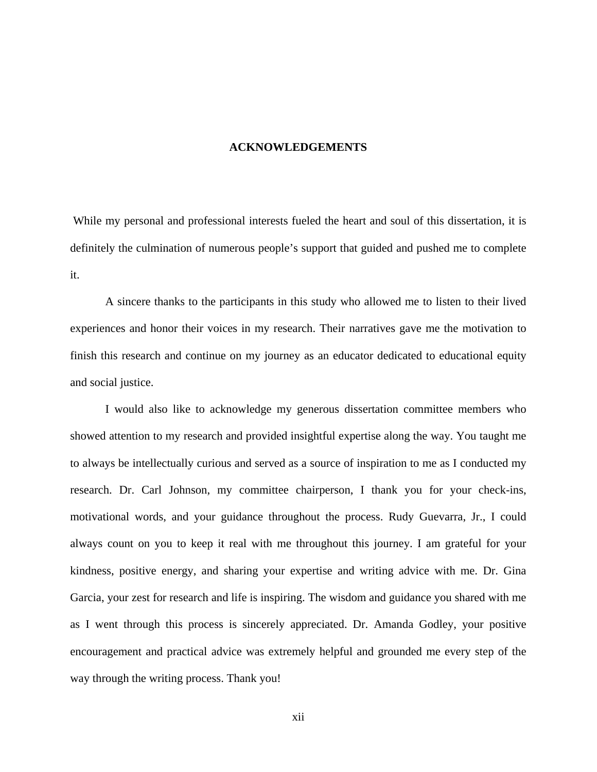# ACKNOWLEDGEMENTS

While my personal and professional interests fueled the heart and soul of this dissertation, it is definitely the culmination of numerous people's support that guided and pushed me to complete it.

A sincere thanks to the participants in this study who allowed me to listen to their lived experiences and honor their voices in my research. Their narratives gave me the motivation to finish this research and continue on my journey as an educator dedicated to educational equity and social justice.

I would also like to acknowledge my generous dissertation committee members who showed attention to my research and provided insightful expertise along the way. You taught me to always be intellectually curious and served as a source of inspiration to me as I conducted my research. Dr. Carl Johnson, my committee chairperson, I thank you for your check-ins, motivational words, and your guidance throughout the process. Rudy Guevarra, Jr., I could always count on you to keep it real with me throughout this journey. I am grateful for your kindness, positive energy, and sharing your expertise and writing advice with me. Dr. Gina Garcia, your zest for research and life is inspiring. The wisdom and guidance you shared with me as I went through this process is sincerely appreciated. Dr. Amanda Godley, your positive encouragement and practical advice was extremely helpful and grounded me every step of the way through the writing process. Thank you!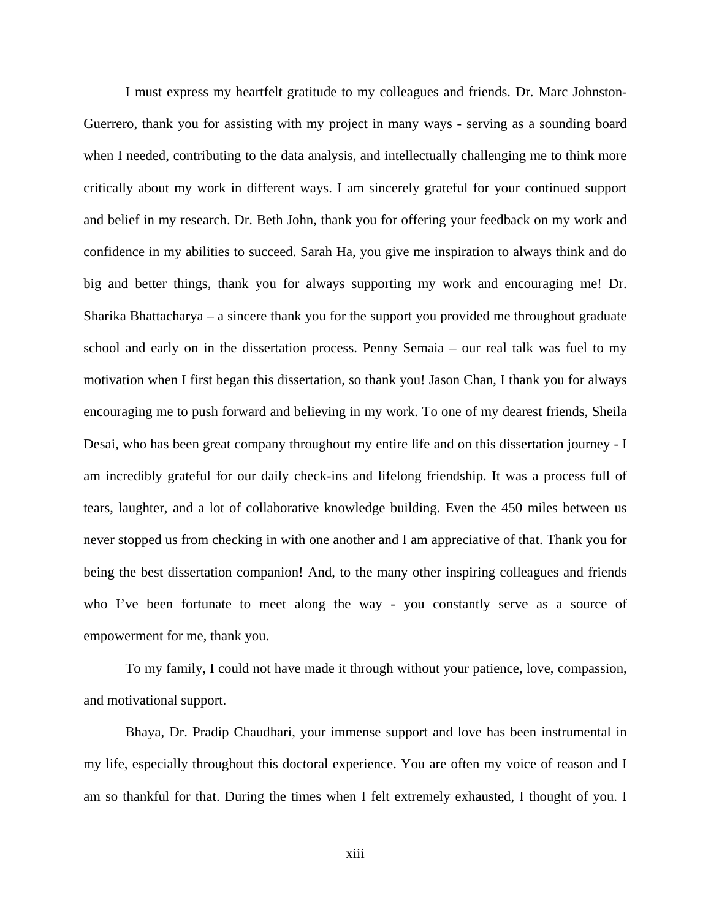I must express my heartfelt gratitude to my colleagues and friends. Dr. Marc Johnston-Guerrero, thank you for assisting with my project in many ways - serving as a sounding board when I needed, contributing to the data analysis, and intellectually challenging me to think more critically about my work in different ways. I am sincerely grateful for your continued support and belief in my research. Dr. Beth John, thank you for offering your feedback on my work and confidence in my abilities to succeed. Sarah Ha, you give me inspiration to always think and do big and better things, thank you for always supporting my work and encouraging me! Dr. Sharika Bhattacharya – a sincere thank you for the support you provided me throughout graduate school and early on in the dissertation process. Penny Semaia – our real talk was fuel to my motivation when I first began this dissertation, so thank you! Jason Chan, I thank you for always encouraging me to push forward and believing in my work. To one of my dearest friends, Sheila Desai, who has been great company throughout my entire life and on this dissertation journey - I am incredibly grateful for our daily check-ins and lifelong friendship. It was a process full of tears, laughter, and a lot of collaborative knowledge building. Even the 450 miles between us never stopped us from checking in with one another and I am appreciative of that. Thank you for being the best dissertation companion! And, to the many other inspiring colleagues and friends who I've been fortunate to meet along the way - you constantly serve as a source of empowerment for me, thank you.

To my family, I could not have made it through without your patience, love, compassion, and motivational support.

Bhaya, Dr. Pradip Chaudhari, your immense support and love has been instrumental in my life, especially throughout this doctoral experience. You are often my voice of reason and I am so thankful for that. During the times when I felt extremely exhausted, I thought of you. I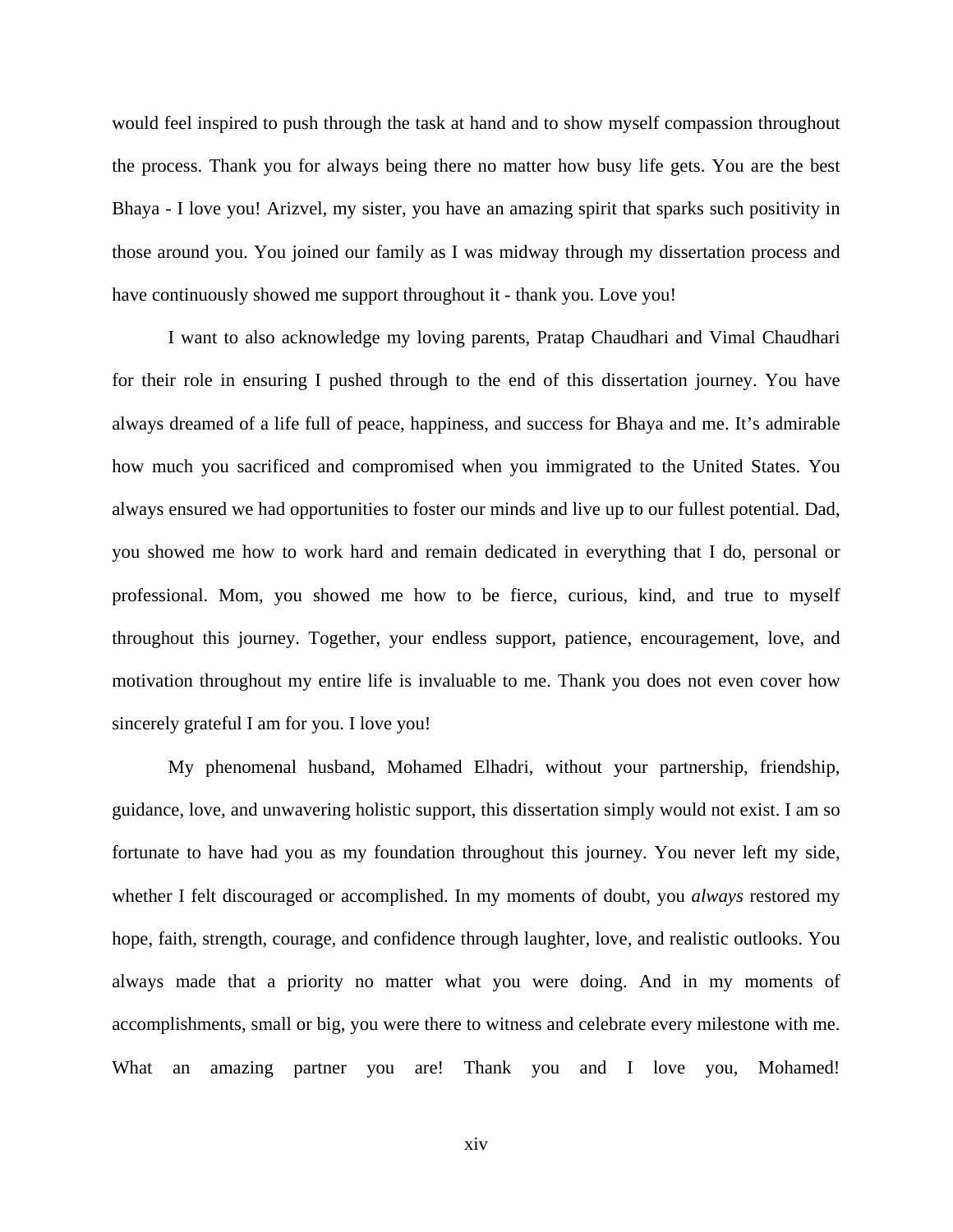would feel inspired to push through the task at hand and to show myself compassion throughout the process. Thank you for always being there no matter how busy life gets. You are the best Bhaya - I love you! Arizvel, my sister, you have an amazing spirit that sparks such positivity in those around you. You joined our family as I was midway through my dissertation process and have continuously showed me support throughout it - thank you. Love you!

I want to also acknowledge my loving parents, Pratap Chaudhari and Vimal Chaudhari for their role in ensuring I pushed through to the end of this dissertation journey. You have always dreamed of a life full of peace, happiness, and success for Bhaya and me. It's admirable how much you sacrificed and compromised when you immigrated to the United States. You always ensured we had opportunities to foster our minds and live up to our fullest potential. Dad, you showed me how to work hard and remain dedicated in everything that I do, personal or professional. Mom, you showed me how to be fierce, curious, kind, and true to myself throughout this journey. Together, your endless support, patience, encouragement, love, and motivation throughout my entire life is invaluable to me. Thank you does not even cover how sincerely grateful I am for you. I love you!

My phenomenal husband, Mohamed Elhadri, without your partnership, friendship, guidance, love, and unwavering holistic support, this dissertation simply would not exist. I am so fortunate to have had you as my foundation throughout this journey. You never left my side, whether I felt discouraged or accomplished. In my moments of doubt, you *always* restored my hope, faith, strength, courage, and confidence through laughter, love, and realistic outlooks. You always made that a priority no matter what you were doing. And in my moments of accomplishments, small or big, you were there to witness and celebrate every milestone with me. What an amazing partner you are! Thank you and I love you, Mohamed!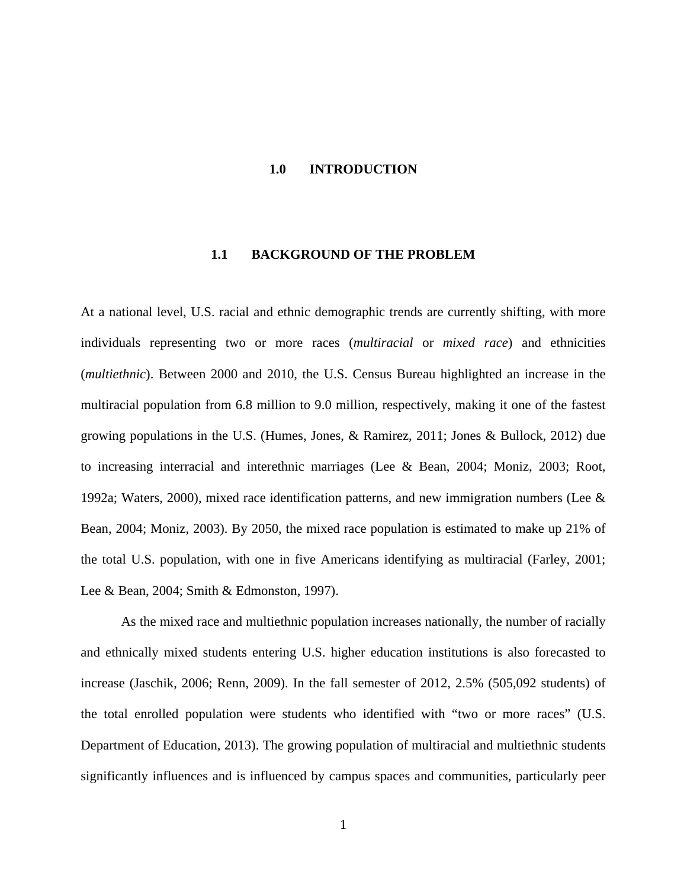# 1.0 INTRODUCTION

## 1.1 BACKGROUND OF THE PROBLEM

At a national level, U.S. racial and ethnic demographic trends are currently shifting, with more individuals representing two or more races (*multiracial* or *mixed race*) and ethnicities (*multiethnic*). Between 2000 and 2010, the U.S. Census Bureau highlighted an increase in the multiracial population from 6.8 million to 9.0 million, respectively, making it one of the fastest growing populations in the U.S. (Humes, Jones, & Ramirez, 2011; Jones & Bullock, 2012) due to increasing interracial and interethnic marriages (Lee & Bean, 2004; Moniz, 2003; Root, 1992a; Waters, 2000), mixed race identification patterns, and new immigration numbers (Lee & Bean, 2004; Moniz, 2003). By 2050, the mixed race population is estimated to make up 21% of the total U.S. population, with one in five Americans identifying as multiracial (Farley, 2001; Lee & Bean, 2004; Smith & Edmonston, 1997).

As the mixed race and multiethnic population increases nationally, the number of racially and ethnically mixed students entering U.S. higher education institutions is also forecasted to increase (Jaschik, 2006; Renn, 2009). In the fall semester of 2012, 2.5% (505,092 students) of the total enrolled population were students who identified with "two or more races" (U.S. Department of Education, 2013). The growing population of multiracial and multiethnic students significantly influences and is influenced by campus spaces and communities, particularly peer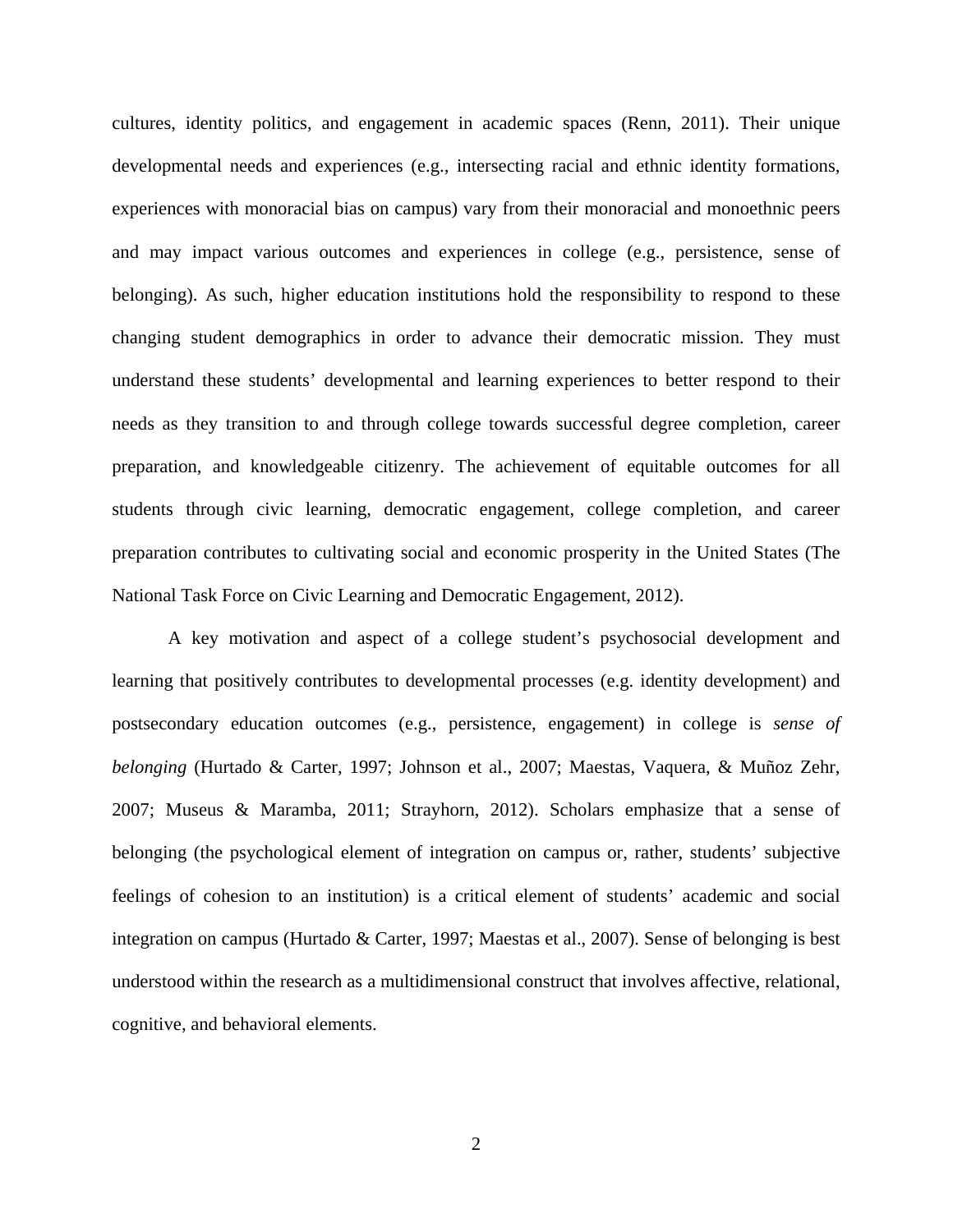cultures, identity politics, and engagement in academic spaces (Renn, 2011). Their unique developmental needs and experiences (e.g., intersecting racial and ethnic identity formations, experiences with monoracial bias on campus) vary from their monoracial and monoethnic peers and may impact various outcomes and experiences in college (e.g., persistence, sense of belonging). As such, higher education institutions hold the responsibility to respond to these changing student demographics in order to advance their democratic mission. They must understand these students' developmental and learning experiences to better respond to their needs as they transition to and through college towards successful degree completion, career preparation, and knowledgeable citizenry. The achievement of equitable outcomes for all students through civic learning, democratic engagement, college completion, and career preparation contributes to cultivating social and economic prosperity in the United States (The National Task Force on Civic Learning and Democratic Engagement, 2012).

A key motivation and aspect of a college student's psychosocial development and learning that positively contributes to developmental processes (e.g. identity development) and postsecondary education outcomes (e.g., persistence, engagement) in college is *sense of belonging* (Hurtado & Carter, 1997; Johnson et al., 2007; Maestas, Vaquera, & Muñoz Zehr, 2007; Museus & Maramba, 2011; Strayhorn, 2012). Scholars emphasize that a sense of belonging (the psychological element of integration on campus or, rather, students' subjective feelings of cohesion to an institution) is a critical element of students' academic and social integration on campus (Hurtado & Carter, 1997; Maestas et al., 2007). Sense of belonging is best understood within the research as a multidimensional construct that involves affective, relational, cognitive, and behavioral elements.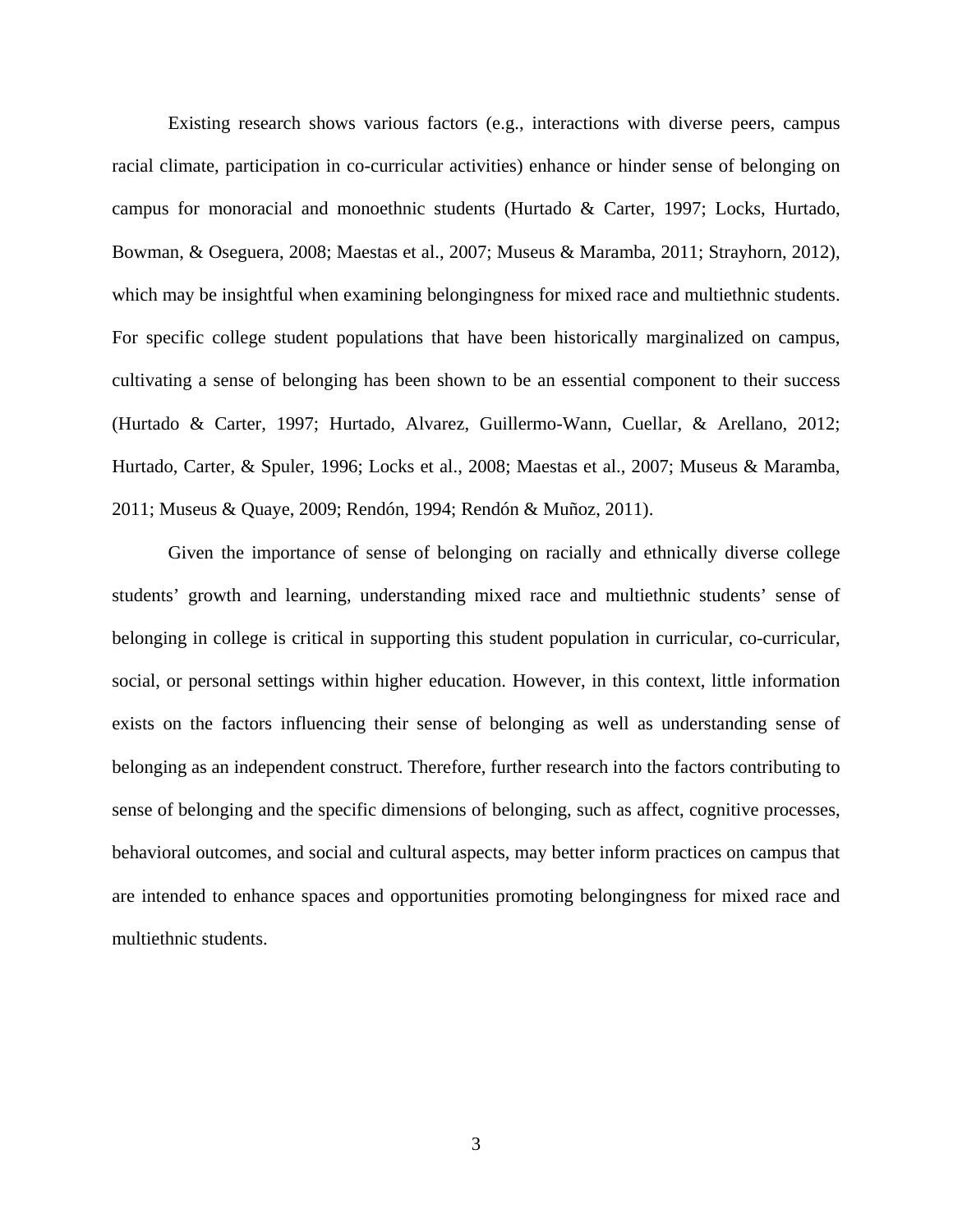Existing research shows various factors (e.g., interactions with diverse peers, campus racial climate, participation in co-curricular activities) enhance or hinder sense of belonging on campus for monoracial and monoethnic students (Hurtado & Carter, 1997; Locks, Hurtado, Bowman, & Oseguera, 2008; Maestas et al., 2007; Museus & Maramba, 2011; Strayhorn, 2012), which may be insightful when examining belongingness for mixed race and multiethnic students. For specific college student populations that have been historically marginalized on campus, cultivating a sense of belonging has been shown to be an essential component to their success (Hurtado & Carter, 1997; Hurtado, Alvarez, Guillermo-Wann, Cuellar, & Arellano, 2012; Hurtado, Carter, & Spuler, 1996; Locks et al., 2008; Maestas et al., 2007; Museus & Maramba, 2011; Museus & Quaye, 2009; Rendón, 1994; Rendón & Muñoz, 2011).

Given the importance of sense of belonging on racially and ethnically diverse college students' growth and learning, understanding mixed race and multiethnic students' sense of belonging in college is critical in supporting this student population in curricular, co-curricular, social, or personal settings within higher education. However, in this context, little information exists on the factors influencing their sense of belonging as well as understanding sense of belonging as an independent construct. Therefore, further research into the factors contributing to sense of belonging and the specific dimensions of belonging, such as affect, cognitive processes, behavioral outcomes, and social and cultural aspects, may better inform practices on campus that are intended to enhance spaces and opportunities promoting belongingness for mixed race and multiethnic students.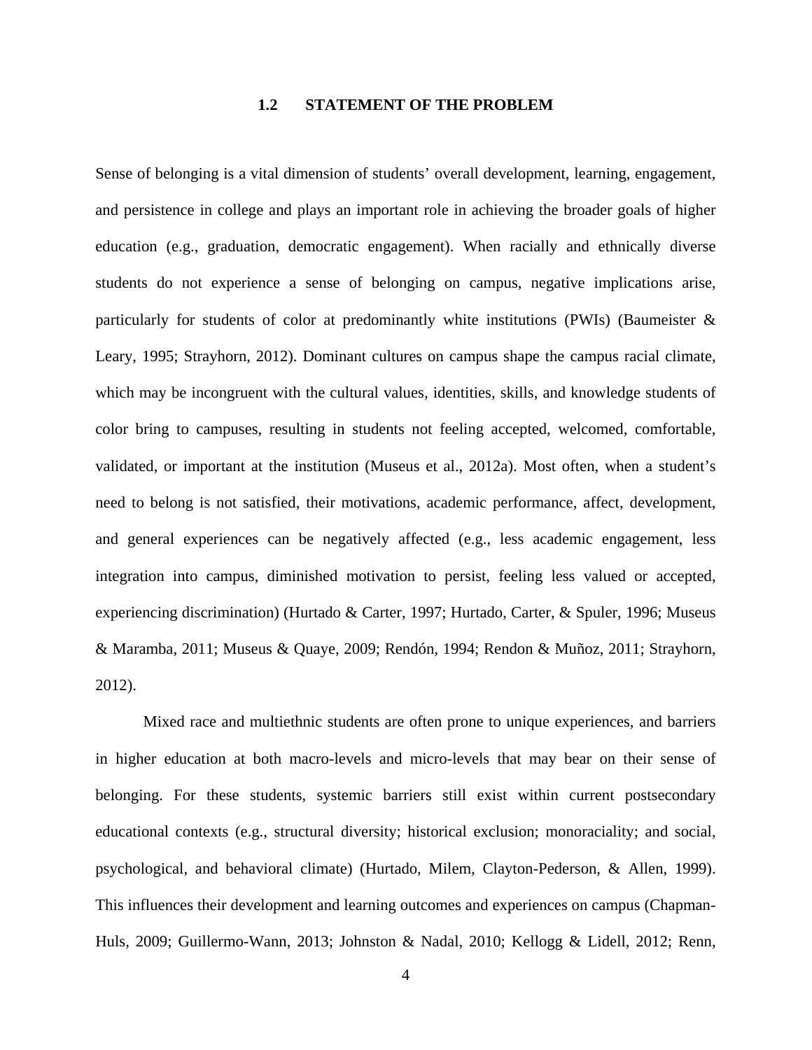## 1.2 STATEMENT OF THE PROBLEM

Sense of belonging is a vital dimension of students' overall development, learning, engagement, and persistence in college and plays an important role in achieving the broader goals of higher education (e.g., graduation, democratic engagement). When racially and ethnically diverse students do not experience a sense of belonging on campus, negative implications arise, particularly for students of color at predominantly white institutions (PWIs) (Baumeister & Leary, 1995; Strayhorn, 2012). Dominant cultures on campus shape the campus racial climate, which may be incongruent with the cultural values, identities, skills, and knowledge students of color bring to campuses, resulting in students not feeling accepted, welcomed, comfortable, validated, or important at the institution (Museus et al., 2012a). Most often, when a student's need to belong is not satisfied, their motivations, academic performance, affect, development, and general experiences can be negatively affected (e.g., less academic engagement, less integration into campus, diminished motivation to persist, feeling less valued or accepted, experiencing discrimination) (Hurtado & Carter, 1997; Hurtado, Carter, & Spuler, 1996; Museus & Maramba, 2011; Museus & Quaye, 2009; Rendón, 1994; Rendon & Muñoz, 2011; Strayhorn, 2012).

Mixed race and multiethnic students are often prone to unique experiences, and barriers in higher education at both macro-levels and micro-levels that may bear on their sense of belonging. For these students, systemic barriers still exist within current postsecondary educational contexts (e.g., structural diversity; historical exclusion; monoraciality; and social, psychological, and behavioral climate) (Hurtado, Milem, Clayton-Pederson, & Allen, 1999). This influences their development and learning outcomes and experiences on campus (Chapman-Huls, 2009; Guillermo-Wann, 2013; Johnston & Nadal, 2010; Kellogg & Lidell, 2012; Renn,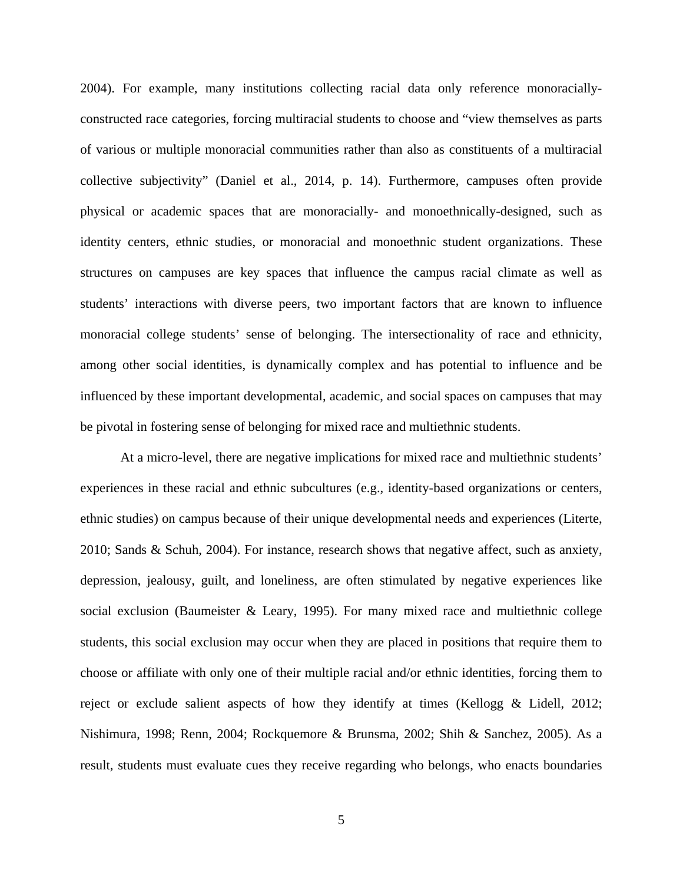2004). For example, many institutions collecting racial data only reference monoracially-constructed race categories, forcing multiracial students to choose and "view themselves as parts of various or multiple monoracial communities rather than also as constituents of a multiracial collective subjectivity" (Daniel et al., 2014, p. 14). Furthermore, campuses often provide physical or academic spaces that are monoracially- and monoethnically-designed, such as identity centers, ethnic studies, or monoracial and monoethnic student organizations. These structures on campuses are key spaces that influence the campus racial climate as well as students' interactions with diverse peers, two important factors that are known to influence monoracial college students' sense of belonging. The intersectionality of race and ethnicity, among other social identities, is dynamically complex and has potential to influence and be influenced by these important developmental, academic, and social spaces on campuses that may be pivotal in fostering sense of belonging for mixed race and multiethnic students.

At a micro-level, there are negative implications for mixed race and multiethnic students' experiences in these racial and ethnic subcultures (e.g., identity-based organizations or centers, ethnic studies) on campus because of their unique developmental needs and experiences (Literte, 2010; Sands & Schuh, 2004). For instance, research shows that negative affect, such as anxiety, depression, jealousy, guilt, and loneliness, are often stimulated by negative experiences like social exclusion (Baumeister & Leary, 1995). For many mixed race and multiethnic college students, this social exclusion may occur when they are placed in positions that require them to choose or affiliate with only one of their multiple racial and/or ethnic identities, forcing them to reject or exclude salient aspects of how they identify at times (Kellogg & Lidell, 2012; Nishimura, 1998; Renn, 2004; Rockquemore & Brunsma, 2002; Shih & Sanchez, 2005). As a result, students must evaluate cues they receive regarding who belongs, who enacts boundaries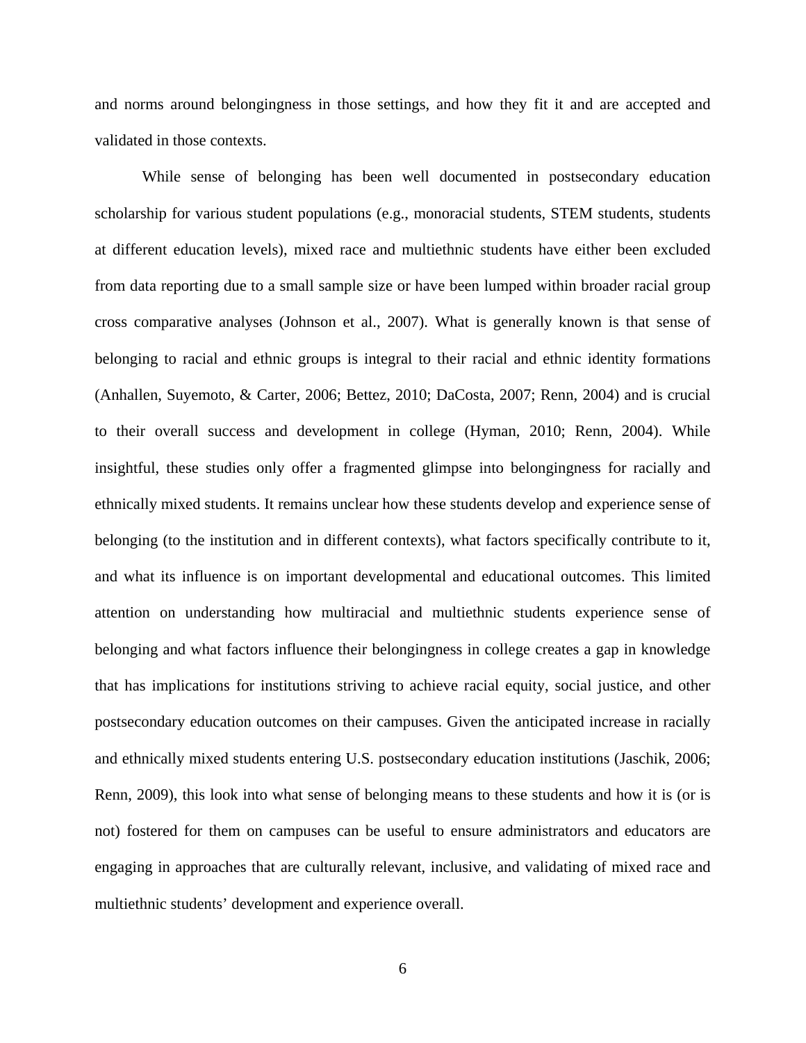and norms around belongingness in those settings, and how they fit it and are accepted and validated in those contexts.

While sense of belonging has been well documented in postsecondary education scholarship for various student populations (e.g., monoracial students, STEM students, students at different education levels), mixed race and multiethnic students have either been excluded from data reporting due to a small sample size or have been lumped within broader racial group cross comparative analyses (Johnson et al., 2007). What is generally known is that sense of belonging to racial and ethnic groups is integral to their racial and ethnic identity formations (Anhallen, Suyemoto, & Carter, 2006; Bettez, 2010; DaCosta, 2007; Renn, 2004) and is crucial to their overall success and development in college (Hyman, 2010; Renn, 2004). While insightful, these studies only offer a fragmented glimpse into belongingness for racially and ethnically mixed students. It remains unclear how these students develop and experience sense of belonging (to the institution and in different contexts), what factors specifically contribute to it, and what its influence is on important developmental and educational outcomes. This limited attention on understanding how multiracial and multiethnic students experience sense of belonging and what factors influence their belongingness in college creates a gap in knowledge that has implications for institutions striving to achieve racial equity, social justice, and other postsecondary education outcomes on their campuses. Given the anticipated increase in racially and ethnically mixed students entering U.S. postsecondary education institutions (Jaschik, 2006; Renn, 2009), this look into what sense of belonging means to these students and how it is (or is not) fostered for them on campuses can be useful to ensure administrators and educators are engaging in approaches that are culturally relevant, inclusive, and validating of mixed race and multiethnic students' development and experience overall.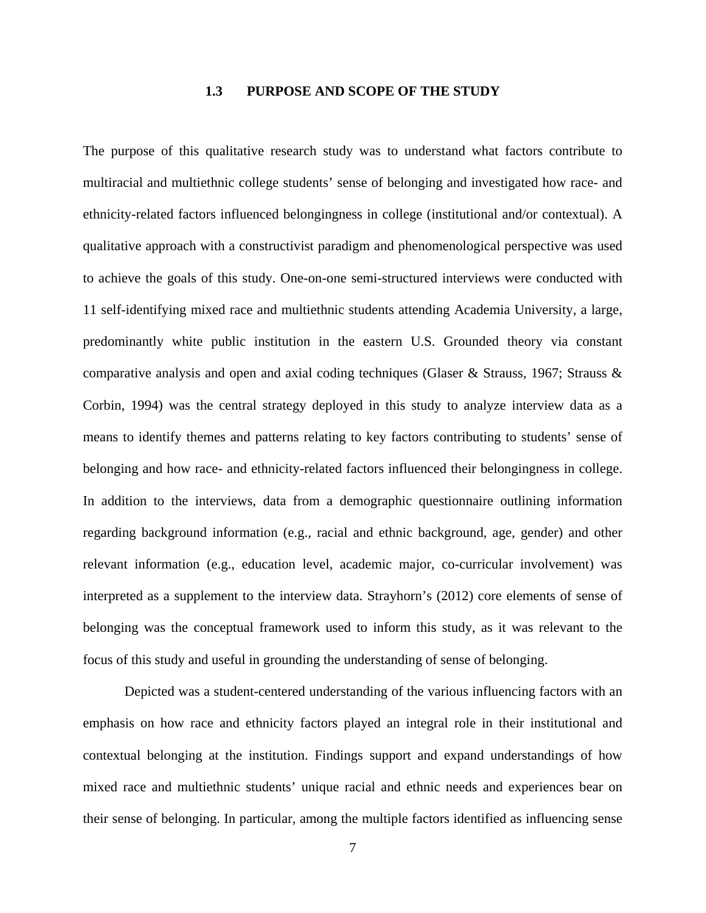## 1.3 PURPOSE AND SCOPE OF THE STUDY

The purpose of this qualitative research study was to understand what factors contribute to multiracial and multiethnic college students' sense of belonging and investigated how race- and ethnicity-related factors influenced belongingness in college (institutional and/or contextual). A qualitative approach with a constructivist paradigm and phenomenological perspective was used to achieve the goals of this study. One-on-one semi-structured interviews were conducted with 11 self-identifying mixed race and multiethnic students attending Academia University, a large, predominantly white public institution in the eastern U.S. Grounded theory via constant comparative analysis and open and axial coding techniques (Glaser & Strauss, 1967; Strauss & Corbin, 1994) was the central strategy deployed in this study to analyze interview data as a means to identify themes and patterns relating to key factors contributing to students' sense of belonging and how race- and ethnicity-related factors influenced their belongingness in college. In addition to the interviews, data from a demographic questionnaire outlining information regarding background information (e.g., racial and ethnic background, age, gender) and other relevant information (e.g., education level, academic major, co-curricular involvement) was interpreted as a supplement to the interview data. Strayhorn's (2012) core elements of sense of belonging was the conceptual framework used to inform this study, as it was relevant to the focus of this study and useful in grounding the understanding of sense of belonging.

Depicted was a student-centered understanding of the various influencing factors with an emphasis on how race and ethnicity factors played an integral role in their institutional and contextual belonging at the institution. Findings support and expand understandings of how mixed race and multiethnic students' unique racial and ethnic needs and experiences bear on their sense of belonging. In particular, among the multiple factors identified as influencing sense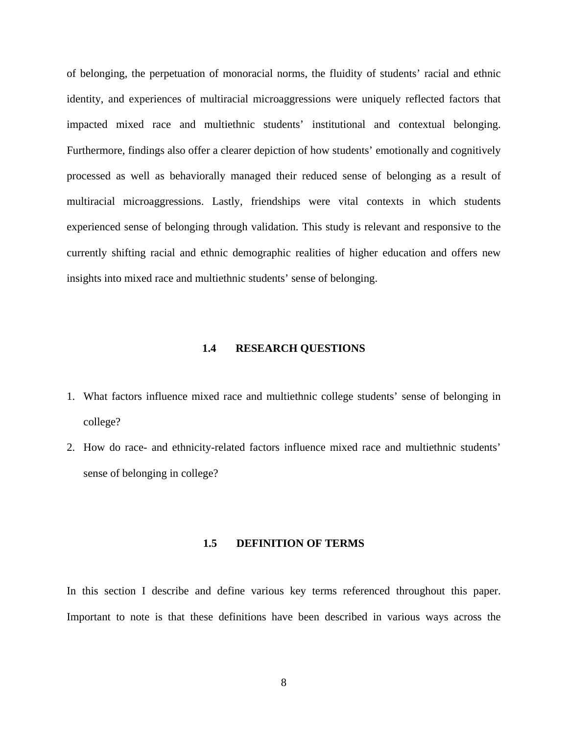of belonging, the perpetuation of monoracial norms, the fluidity of students' racial and ethnic identity, and experiences of multiracial microaggressions were uniquely reflected factors that impacted mixed race and multiethnic students' institutional and contextual belonging. Furthermore, findings also offer a clearer depiction of how students' emotionally and cognitively processed as well as behaviorally managed their reduced sense of belonging as a result of multiracial microaggressions. Lastly, friendships were vital contexts in which students experienced sense of belonging through validation. This study is relevant and responsive to the currently shifting racial and ethnic demographic realities of higher education and offers new insights into mixed race and multiethnic students' sense of belonging.

## 1.4 RESEARCH QUESTIONS

1. What factors influence mixed race and multiethnic college students' sense of belonging in college?
2. How do race- and ethnicity-related factors influence mixed race and multiethnic students' sense of belonging in college?

## 1.5 DEFINITION OF TERMS

In this section I describe and define various key terms referenced throughout this paper. Important to note is that these definitions have been described in various ways across the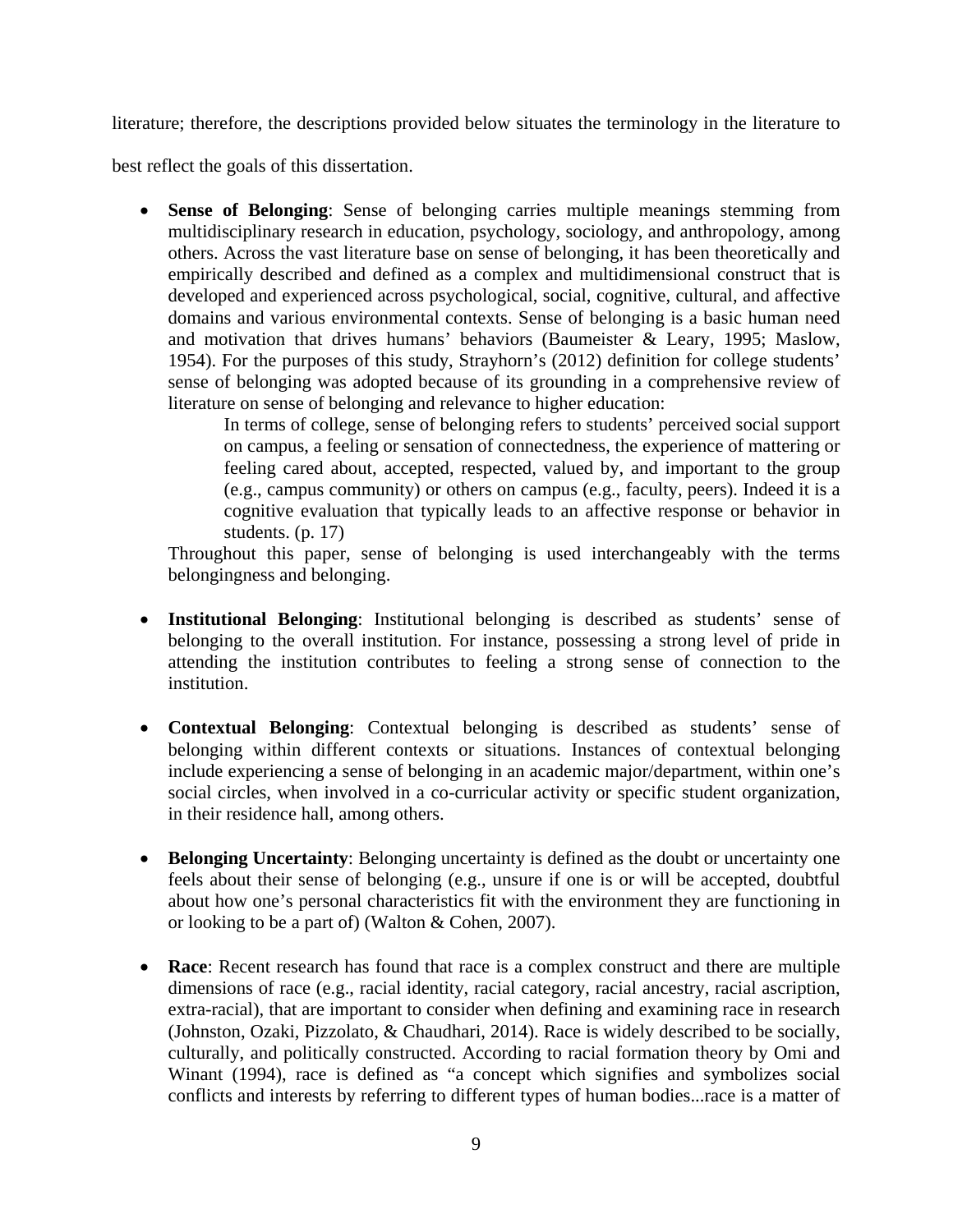literature; therefore, the descriptions provided below situates the terminology in the literature to best reflect the goals of this dissertation.

- **Sense of Belonging**: Sense of belonging carries multiple meanings stemming from multidisciplinary research in education, psychology, sociology, and anthropology, among others. Across the vast literature base on sense of belonging, it has been theoretically and empirically described and defined as a complex and multidimensional construct that is developed and experienced across psychological, social, cognitive, cultural, and affective domains and various environmental contexts. Sense of belonging is a basic human need and motivation that drives humans' behaviors (Baumeister & Leary, 1995; Maslow, 1954). For the purposes of this study, Strayhorn's (2012) definition for college students' sense of belonging was adopted because of its grounding in a comprehensive review of literature on sense of belonging and relevance to higher education:

  > In terms of college, sense of belonging refers to students' perceived social support on campus, a feeling or sensation of connectedness, the experience of mattering or feeling cared about, accepted, respected, valued by, and important to the group (e.g., campus community) or others on campus (e.g., faculty, peers). Indeed it is a cognitive evaluation that typically leads to an affective response or behavior in students. (p. 17)

  Throughout this paper, sense of belonging is used interchangeably with the terms belongingness and belonging.

- **Institutional Belonging**: Institutional belonging is described as students' sense of belonging to the overall institution. For instance, possessing a strong level of pride in attending the institution contributes to feeling a strong sense of connection to the institution.

- **Contextual Belonging**: Contextual belonging is described as students' sense of belonging within different contexts or situations. Instances of contextual belonging include experiencing a sense of belonging in an academic major/department, within one's social circles, when involved in a co-curricular activity or specific student organization, in their residence hall, among others.

- **Belonging Uncertainty**: Belonging uncertainty is defined as the doubt or uncertainty one feels about their sense of belonging (e.g., unsure if one is or will be accepted, doubtful about how one's personal characteristics fit with the environment they are functioning in or looking to be a part of) (Walton & Cohen, 2007).

- **Race**: Recent research has found that race is a complex construct and there are multiple dimensions of race (e.g., racial identity, racial category, racial ancestry, racial ascription, extra-racial), that are important to consider when defining and examining race in research (Johnston, Ozaki, Pizzolato, & Chaudhari, 2014). Race is widely described to be socially, culturally, and politically constructed. According to racial formation theory by Omi and Winant (1994), race is defined as "a concept which signifies and symbolizes social conflicts and interests by referring to different types of human bodies...race is a matter of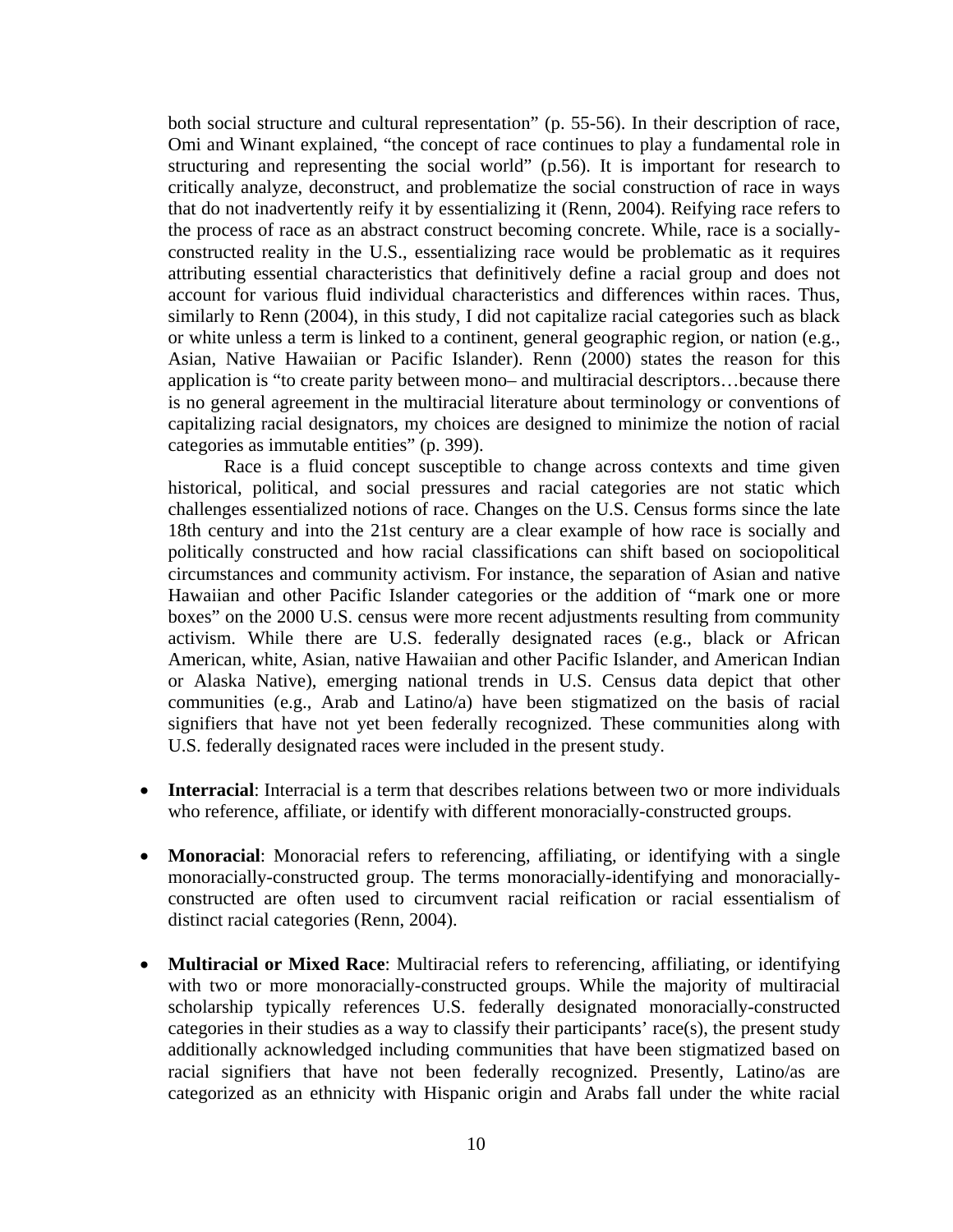both social structure and cultural representation" (p. 55-56). In their description of race, Omi and Winant explained, "the concept of race continues to play a fundamental role in structuring and representing the social world" (p.56). It is important for research to critically analyze, deconstruct, and problematize the social construction of race in ways that do not inadvertently reify it by essentializing it (Renn, 2004). Reifying race refers to the process of race as an abstract construct becoming concrete. While, race is a socially-constructed reality in the U.S., essentializing race would be problematic as it requires attributing essential characteristics that definitively define a racial group and does not account for various fluid individual characteristics and differences within races. Thus, similarly to Renn (2004), in this study, I did not capitalize racial categories such as black or white unless a term is linked to a continent, general geographic region, or nation (e.g., Asian, Native Hawaiian or Pacific Islander). Renn (2000) states the reason for this application is "to create parity between mono– and multiracial descriptors…because there is no general agreement in the multiracial literature about terminology or conventions of capitalizing racial designators, my choices are designed to minimize the notion of racial categories as immutable entities" (p. 399).

Race is a fluid concept susceptible to change across contexts and time given historical, political, and social pressures and racial categories are not static which challenges essentialized notions of race. Changes on the U.S. Census forms since the late 18th century and into the 21st century are a clear example of how race is socially and politically constructed and how racial classifications can shift based on sociopolitical circumstances and community activism. For instance, the separation of Asian and native Hawaiian and other Pacific Islander categories or the addition of "mark one or more boxes" on the 2000 U.S. census were more recent adjustments resulting from community activism. While there are U.S. federally designated races (e.g., black or African American, white, Asian, native Hawaiian and other Pacific Islander, and American Indian or Alaska Native), emerging national trends in U.S. Census data depict that other communities (e.g., Arab and Latino/a) have been stigmatized on the basis of racial signifiers that have not yet been federally recognized. These communities along with U.S. federally designated races were included in the present study.

- **Interracial**: Interracial is a term that describes relations between two or more individuals who reference, affiliate, or identify with different monoracially-constructed groups.

- **Monoracial**: Monoracial refers to referencing, affiliating, or identifying with a single monoracially-constructed group. The terms monoracially-identifying and monoracially-constructed are often used to circumvent racial reification or racial essentialism of distinct racial categories (Renn, 2004).

- **Multiracial or Mixed Race**: Multiracial refers to referencing, affiliating, or identifying with two or more monoracially-constructed groups. While the majority of multiracial scholarship typically references U.S. federally designated monoracially-constructed categories in their studies as a way to classify their participants' race(s), the present study additionally acknowledged including communities that have been stigmatized based on racial signifiers that have not been federally recognized. Presently, Latino/as are categorized as an ethnicity with Hispanic origin and Arabs fall under the white racial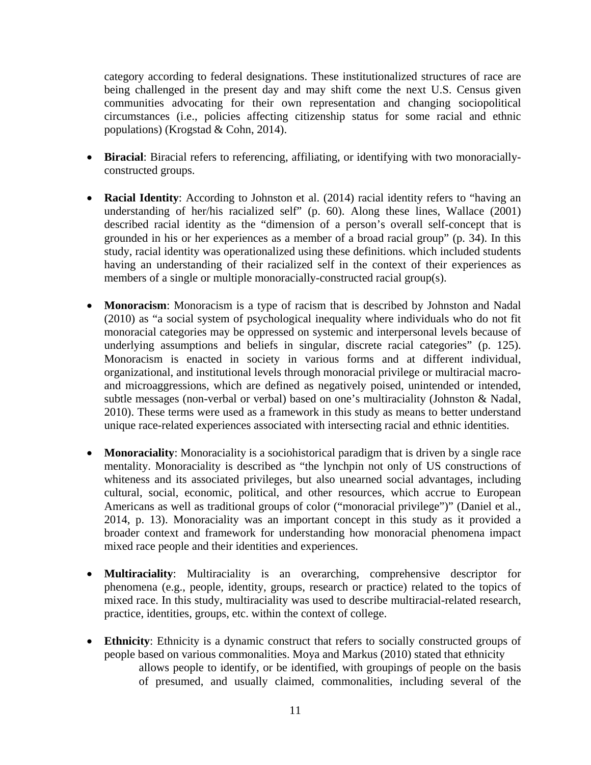category according to federal designations. These institutionalized structures of race are being challenged in the present day and may shift come the next U.S. Census given communities advocating for their own representation and changing sociopolitical circumstances (i.e., policies affecting citizenship status for some racial and ethnic populations) (Krogstad & Cohn, 2014).

- **Biracial**: Biracial refers to referencing, affiliating, or identifying with two monoracially-constructed groups.

- **Racial Identity**: According to Johnston et al. (2014) racial identity refers to "having an understanding of her/his racialized self" (p. 60). Along these lines, Wallace (2001) described racial identity as the "dimension of a person's overall self-concept that is grounded in his or her experiences as a member of a broad racial group" (p. 34). In this study, racial identity was operationalized using these definitions. which included students having an understanding of their racialized self in the context of their experiences as members of a single or multiple monoracially-constructed racial group(s).

- **Monoracism**: Monoracism is a type of racism that is described by Johnston and Nadal (2010) as "a social system of psychological inequality where individuals who do not fit monoracial categories may be oppressed on systemic and interpersonal levels because of underlying assumptions and beliefs in singular, discrete racial categories" (p. 125). Monoracism is enacted in society in various forms and at different individual, organizational, and institutional levels through monoracial privilege or multiracial macro- and microaggressions, which are defined as negatively poised, unintended or intended, subtle messages (non-verbal or verbal) based on one's multiraciality (Johnston & Nadal, 2010). These terms were used as a framework in this study as means to better understand unique race-related experiences associated with intersecting racial and ethnic identities.

- **Monoraciality**: Monoraciality is a sociohistorical paradigm that is driven by a single race mentality. Monoraciality is described as "the lynchpin not only of US constructions of whiteness and its associated privileges, but also unearned social advantages, including cultural, social, economic, political, and other resources, which accrue to European Americans as well as traditional groups of color ("monoracial privilege")" (Daniel et al., 2014, p. 13). Monoraciality was an important concept in this study as it provided a broader context and framework for understanding how monoracial phenomena impact mixed race people and their identities and experiences.

- **Multiraciality**: Multiraciality is an overarching, comprehensive descriptor for phenomena (e.g., people, identity, groups, research or practice) related to the topics of mixed race. In this study, multiraciality was used to describe multiracial-related research, practice, identities, groups, etc. within the context of college.

- **Ethnicity**: Ethnicity is a dynamic construct that refers to socially constructed groups of people based on various commonalities. Moya and Markus (2010) stated that ethnicity

  > allows people to identify, or be identified, with groupings of people on the basis of presumed, and usually claimed, commonalities, including several of the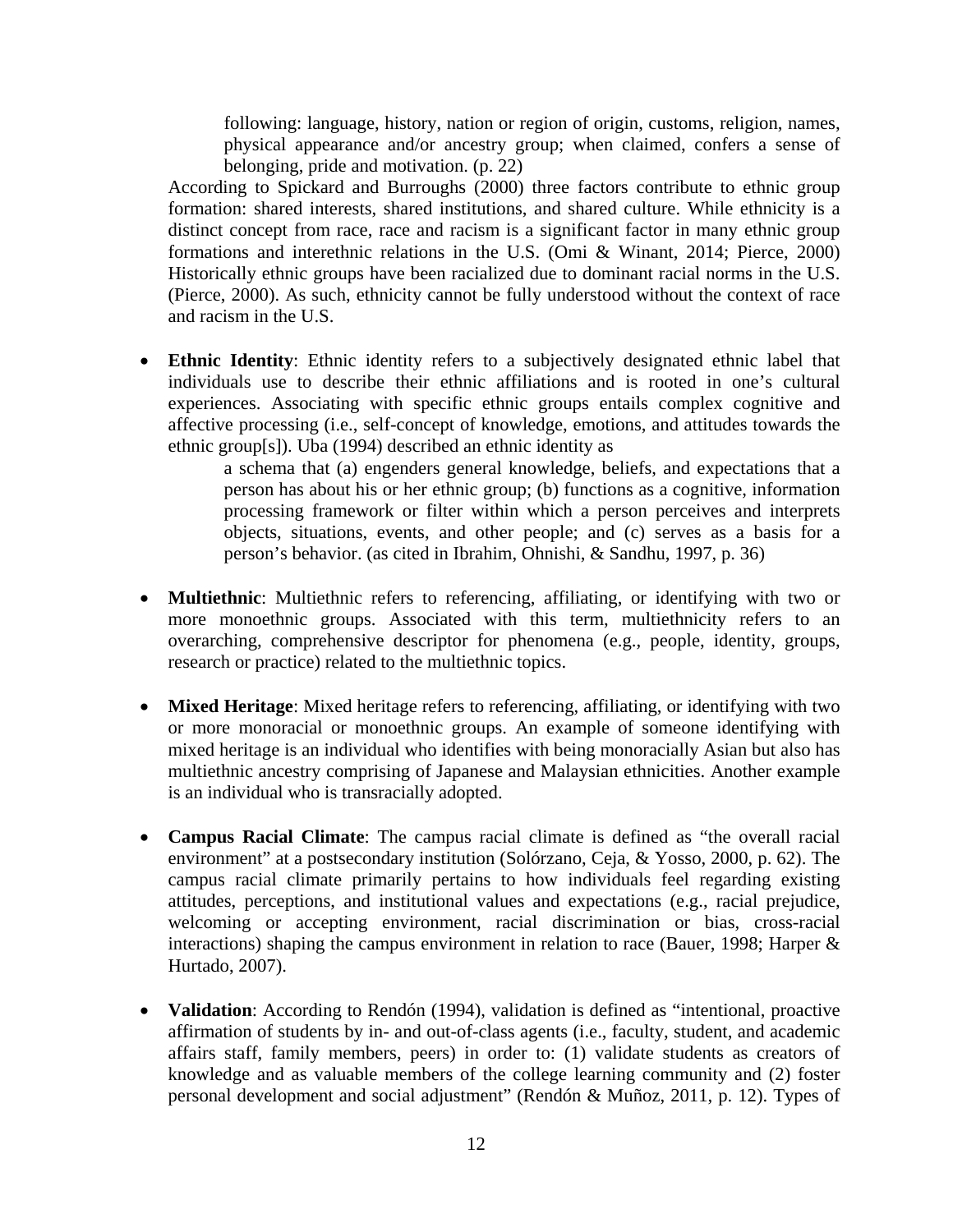> following: language, history, nation or region of origin, customs, religion, names, physical appearance and/or ancestry group; when claimed, confers a sense of belonging, pride and motivation. (p. 22)

According to Spickard and Burroughs (2000) three factors contribute to ethnic group formation: shared interests, shared institutions, and shared culture. While ethnicity is a distinct concept from race, race and racism is a significant factor in many ethnic group formations and interethnic relations in the U.S. (Omi & Winant, 2014; Pierce, 2000) Historically ethnic groups have been racialized due to dominant racial norms in the U.S. (Pierce, 2000). As such, ethnicity cannot be fully understood without the context of race and racism in the U.S.

- **Ethnic Identity**: Ethnic identity refers to a subjectively designated ethnic label that individuals use to describe their ethnic affiliations and is rooted in one's cultural experiences. Associating with specific ethnic groups entails complex cognitive and affective processing (i.e., self-concept of knowledge, emotions, and attitudes towards the ethnic group[s]). Uba (1994) described an ethnic identity as

  > a schema that (a) engenders general knowledge, beliefs, and expectations that a person has about his or her ethnic group; (b) functions as a cognitive, information processing framework or filter within which a person perceives and interprets objects, situations, events, and other people; and (c) serves as a basis for a person's behavior. (as cited in Ibrahim, Ohnishi, & Sandhu, 1997, p. 36)

- **Multiethnic**: Multiethnic refers to referencing, affiliating, or identifying with two or more monoethnic groups. Associated with this term, multiethnicity refers to an overarching, comprehensive descriptor for phenomena (e.g., people, identity, groups, research or practice) related to the multiethnic topics.

- **Mixed Heritage**: Mixed heritage refers to referencing, affiliating, or identifying with two or more monoracial or monoethnic groups. An example of someone identifying with mixed heritage is an individual who identifies with being monoracially Asian but also has multiethnic ancestry comprising of Japanese and Malaysian ethnicities. Another example is an individual who is transracially adopted.

- **Campus Racial Climate**: The campus racial climate is defined as "the overall racial environment" at a postsecondary institution (Solórzano, Ceja, & Yosso, 2000, p. 62). The campus racial climate primarily pertains to how individuals feel regarding existing attitudes, perceptions, and institutional values and expectations (e.g., racial prejudice, welcoming or accepting environment, racial discrimination or bias, cross-racial interactions) shaping the campus environment in relation to race (Bauer, 1998; Harper & Hurtado, 2007).

- **Validation**: According to Rendón (1994), validation is defined as "intentional, proactive affirmation of students by in- and out-of-class agents (i.e., faculty, student, and academic affairs staff, family members, peers) in order to: (1) validate students as creators of knowledge and as valuable members of the college learning community and (2) foster personal development and social adjustment" (Rendón & Muñoz, 2011, p. 12). Types of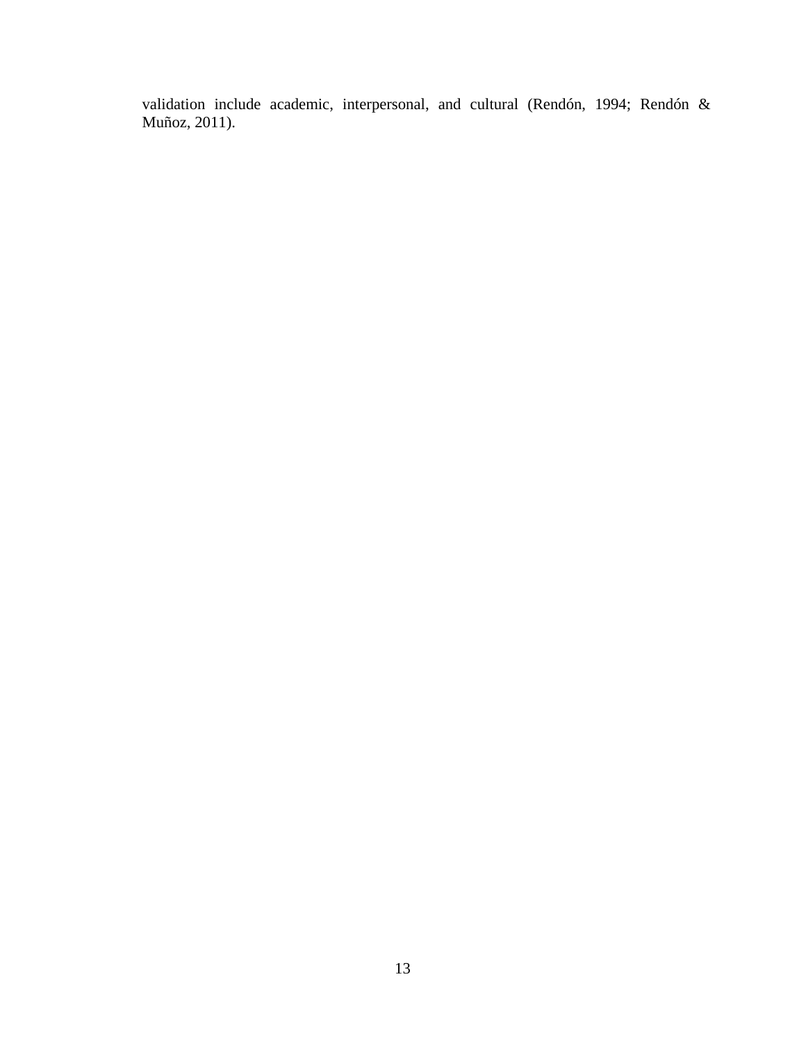validation include academic, interpersonal, and cultural (Rendón, 1994; Rendón & Muñoz, 2011).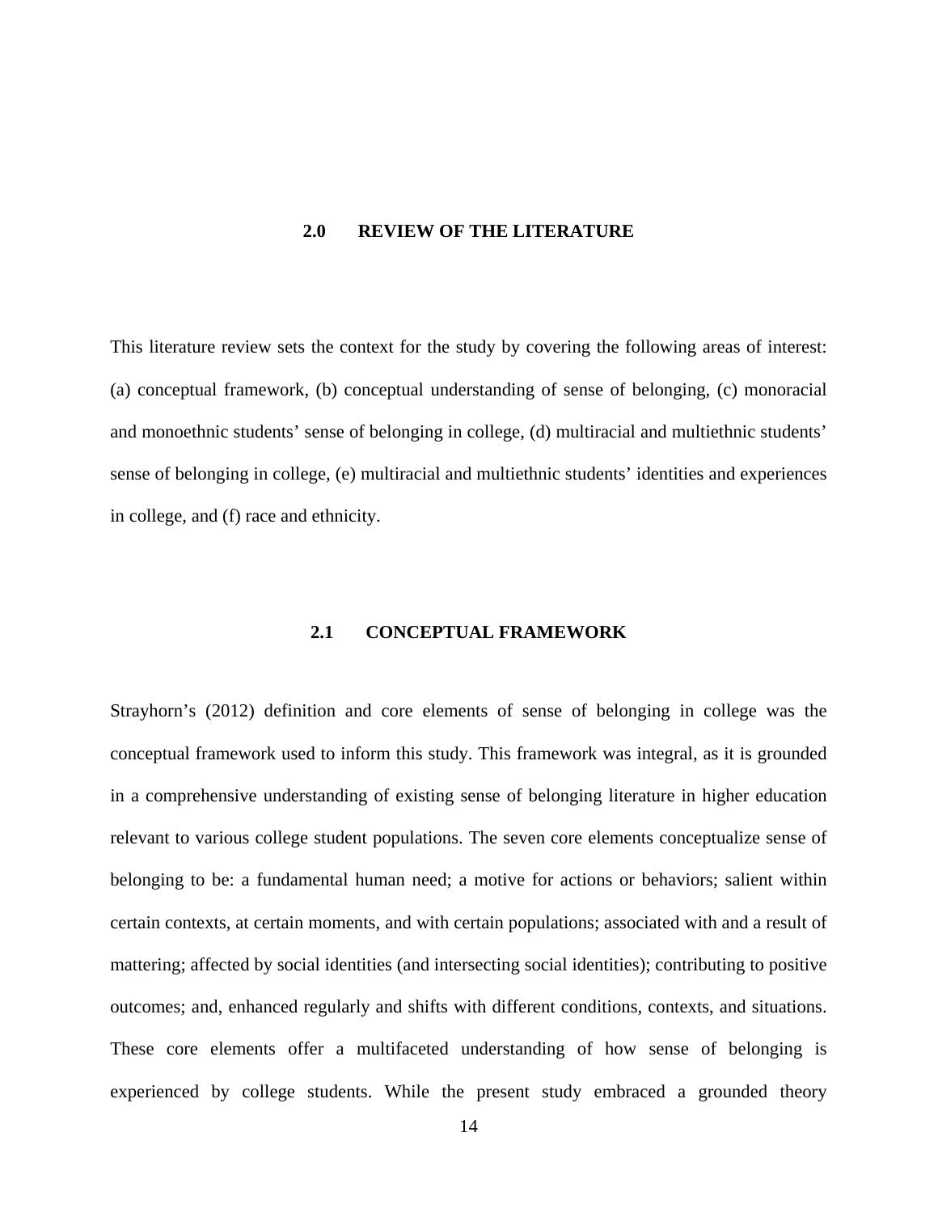# 2.0 REVIEW OF THE LITERATURE

This literature review sets the context for the study by covering the following areas of interest: (a) conceptual framework, (b) conceptual understanding of sense of belonging, (c) monoracial and monoethnic students' sense of belonging in college, (d) multiracial and multiethnic students' sense of belonging in college, (e) multiracial and multiethnic students' identities and experiences in college, and (f) race and ethnicity.

## 2.1 CONCEPTUAL FRAMEWORK

Strayhorn's (2012) definition and core elements of sense of belonging in college was the conceptual framework used to inform this study. This framework was integral, as it is grounded in a comprehensive understanding of existing sense of belonging literature in higher education relevant to various college student populations. The seven core elements conceptualize sense of belonging to be: a fundamental human need; a motive for actions or behaviors; salient within certain contexts, at certain moments, and with certain populations; associated with and a result of mattering; affected by social identities (and intersecting social identities); contributing to positive outcomes; and, enhanced regularly and shifts with different conditions, contexts, and situations. These core elements offer a multifaceted understanding of how sense of belonging is experienced by college students. While the present study embraced a grounded theory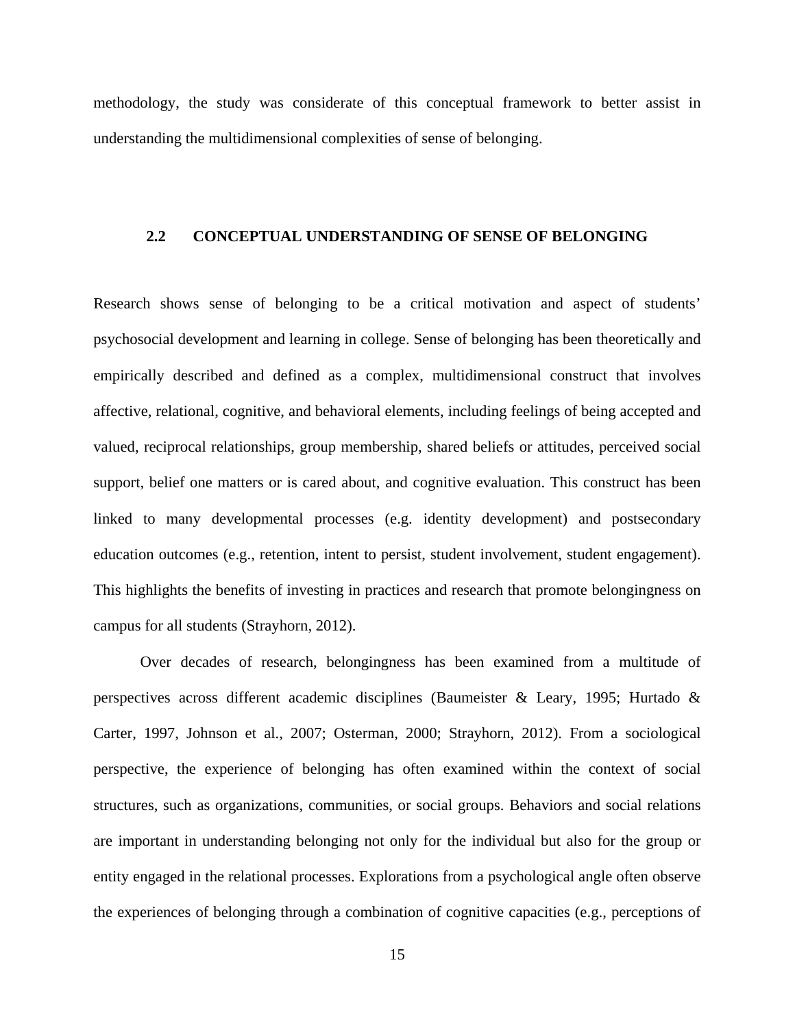methodology, the study was considerate of this conceptual framework to better assist in understanding the multidimensional complexities of sense of belonging.

## 2.2 CONCEPTUAL UNDERSTANDING OF SENSE OF BELONGING

Research shows sense of belonging to be a critical motivation and aspect of students' psychosocial development and learning in college. Sense of belonging has been theoretically and empirically described and defined as a complex, multidimensional construct that involves affective, relational, cognitive, and behavioral elements, including feelings of being accepted and valued, reciprocal relationships, group membership, shared beliefs or attitudes, perceived social support, belief one matters or is cared about, and cognitive evaluation. This construct has been linked to many developmental processes (e.g. identity development) and postsecondary education outcomes (e.g., retention, intent to persist, student involvement, student engagement). This highlights the benefits of investing in practices and research that promote belongingness on campus for all students (Strayhorn, 2012).

Over decades of research, belongingness has been examined from a multitude of perspectives across different academic disciplines (Baumeister & Leary, 1995; Hurtado & Carter, 1997, Johnson et al., 2007; Osterman, 2000; Strayhorn, 2012). From a sociological perspective, the experience of belonging has often examined within the context of social structures, such as organizations, communities, or social groups. Behaviors and social relations are important in understanding belonging not only for the individual but also for the group or entity engaged in the relational processes. Explorations from a psychological angle often observe the experiences of belonging through a combination of cognitive capacities (e.g., perceptions of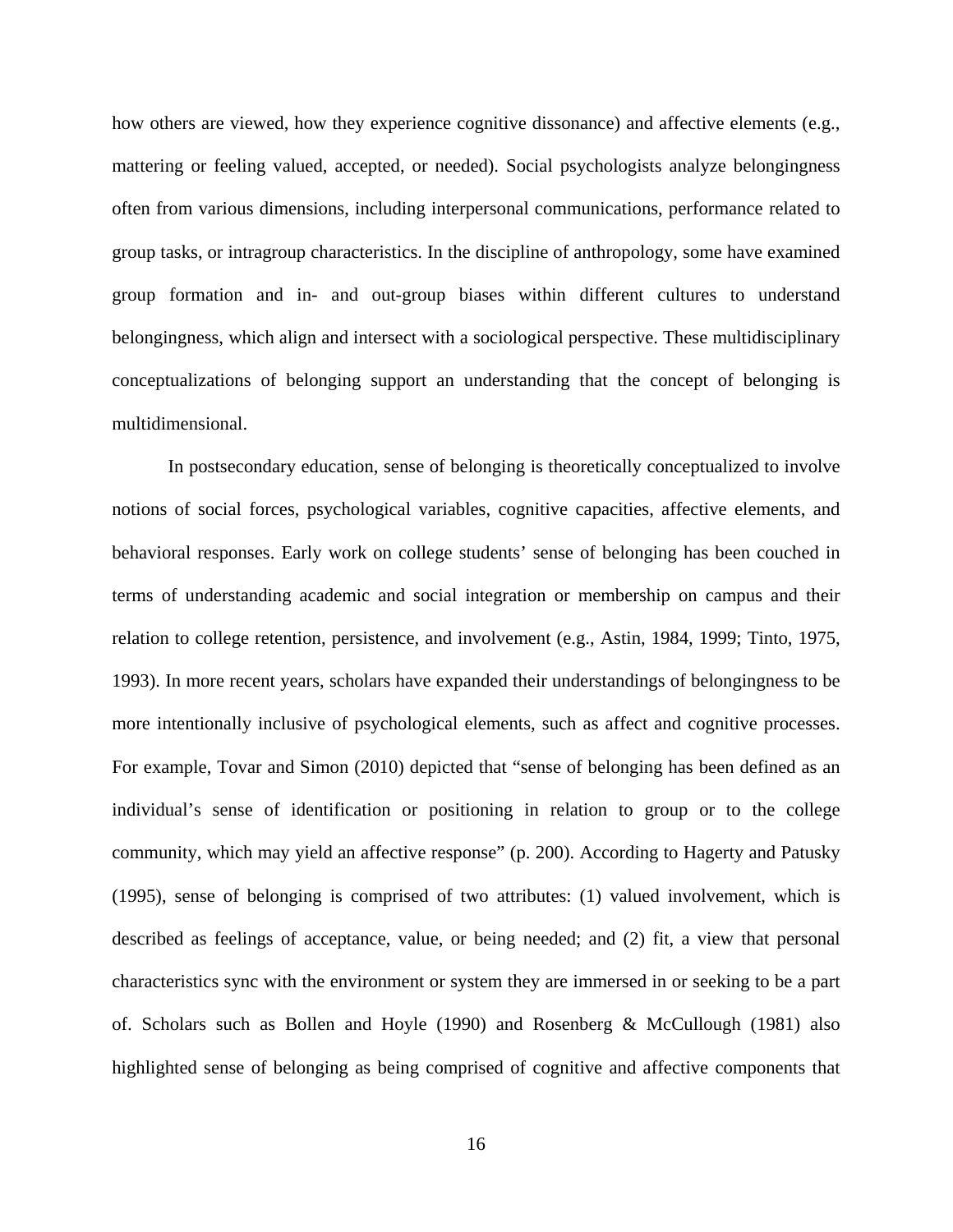how others are viewed, how they experience cognitive dissonance) and affective elements (e.g., mattering or feeling valued, accepted, or needed). Social psychologists analyze belongingness often from various dimensions, including interpersonal communications, performance related to group tasks, or intragroup characteristics. In the discipline of anthropology, some have examined group formation and in- and out-group biases within different cultures to understand belongingness, which align and intersect with a sociological perspective. These multidisciplinary conceptualizations of belonging support an understanding that the concept of belonging is multidimensional.

In postsecondary education, sense of belonging is theoretically conceptualized to involve notions of social forces, psychological variables, cognitive capacities, affective elements, and behavioral responses. Early work on college students' sense of belonging has been couched in terms of understanding academic and social integration or membership on campus and their relation to college retention, persistence, and involvement (e.g., Astin, 1984, 1999; Tinto, 1975, 1993). In more recent years, scholars have expanded their understandings of belongingness to be more intentionally inclusive of psychological elements, such as affect and cognitive processes. For example, Tovar and Simon (2010) depicted that "sense of belonging has been defined as an individual's sense of identification or positioning in relation to group or to the college community, which may yield an affective response" (p. 200). According to Hagerty and Patusky (1995), sense of belonging is comprised of two attributes: (1) valued involvement, which is described as feelings of acceptance, value, or being needed; and (2) fit, a view that personal characteristics sync with the environment or system they are immersed in or seeking to be a part of. Scholars such as Bollen and Hoyle (1990) and Rosenberg & McCullough (1981) also highlighted sense of belonging as being comprised of cognitive and affective components that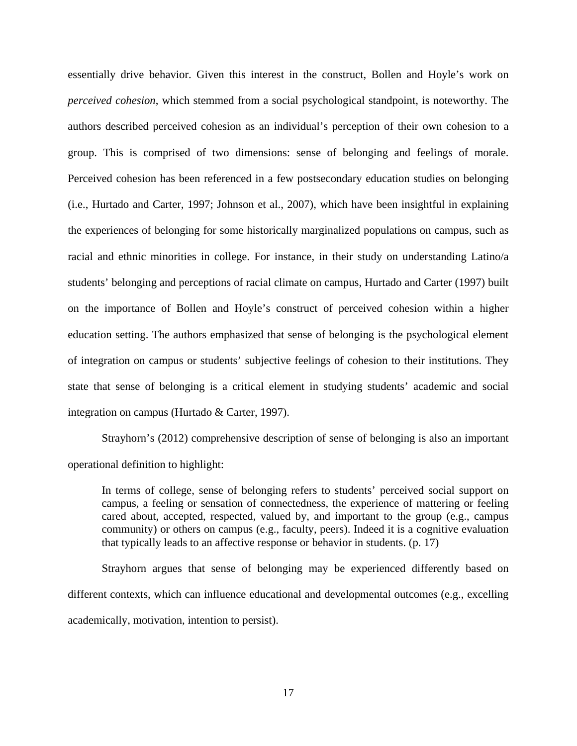essentially drive behavior. Given this interest in the construct, Bollen and Hoyle's work on *perceived cohesion*, which stemmed from a social psychological standpoint, is noteworthy. The authors described perceived cohesion as an individual's perception of their own cohesion to a group. This is comprised of two dimensions: sense of belonging and feelings of morale. Perceived cohesion has been referenced in a few postsecondary education studies on belonging (i.e., Hurtado and Carter, 1997; Johnson et al., 2007), which have been insightful in explaining the experiences of belonging for some historically marginalized populations on campus, such as racial and ethnic minorities in college. For instance, in their study on understanding Latino/a students' belonging and perceptions of racial climate on campus, Hurtado and Carter (1997) built on the importance of Bollen and Hoyle's construct of perceived cohesion within a higher education setting. The authors emphasized that sense of belonging is the psychological element of integration on campus or students' subjective feelings of cohesion to their institutions. They state that sense of belonging is a critical element in studying students' academic and social integration on campus (Hurtado & Carter, 1997).

Strayhorn's (2012) comprehensive description of sense of belonging is also an important operational definition to highlight:

> In terms of college, sense of belonging refers to students' perceived social support on campus, a feeling or sensation of connectedness, the experience of mattering or feeling cared about, accepted, respected, valued by, and important to the group (e.g., campus community) or others on campus (e.g., faculty, peers). Indeed it is a cognitive evaluation that typically leads to an affective response or behavior in students. (p. 17)

Strayhorn argues that sense of belonging may be experienced differently based on different contexts, which can influence educational and developmental outcomes (e.g., excelling academically, motivation, intention to persist).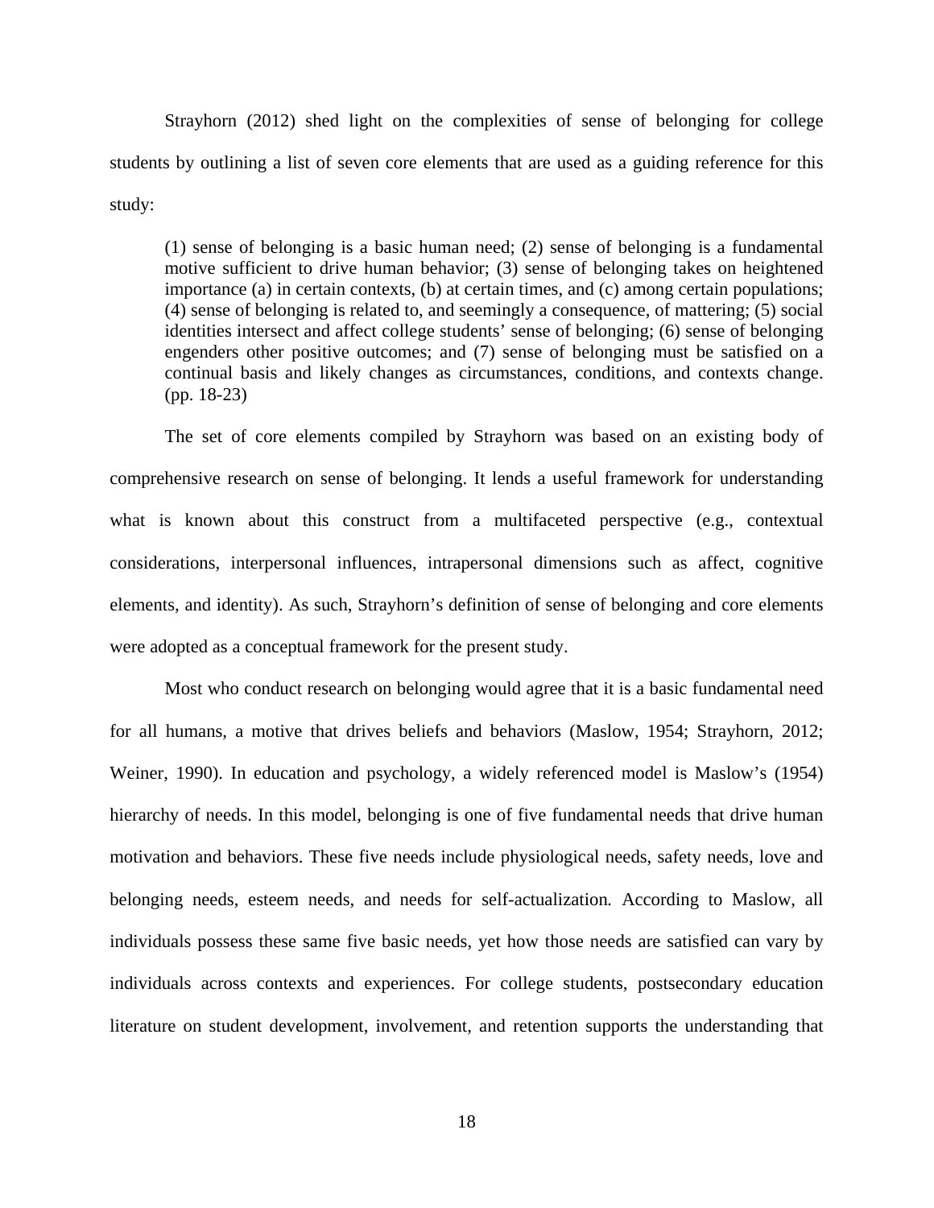Strayhorn (2012) shed light on the complexities of sense of belonging for college students by outlining a list of seven core elements that are used as a guiding reference for this study:

> (1) sense of belonging is a basic human need; (2) sense of belonging is a fundamental motive sufficient to drive human behavior; (3) sense of belonging takes on heightened importance (a) in certain contexts, (b) at certain times, and (c) among certain populations; (4) sense of belonging is related to, and seemingly a consequence, of mattering; (5) social identities intersect and affect college students' sense of belonging; (6) sense of belonging engenders other positive outcomes; and (7) sense of belonging must be satisfied on a continual basis and likely changes as circumstances, conditions, and contexts change. (pp. 18-23)

The set of core elements compiled by Strayhorn was based on an existing body of comprehensive research on sense of belonging. It lends a useful framework for understanding what is known about this construct from a multifaceted perspective (e.g., contextual considerations, interpersonal influences, intrapersonal dimensions such as affect, cognitive elements, and identity). As such, Strayhorn's definition of sense of belonging and core elements were adopted as a conceptual framework for the present study.

Most who conduct research on belonging would agree that it is a basic fundamental need for all humans, a motive that drives beliefs and behaviors (Maslow, 1954; Strayhorn, 2012; Weiner, 1990). In education and psychology, a widely referenced model is Maslow's (1954) hierarchy of needs. In this model, belonging is one of five fundamental needs that drive human motivation and behaviors. These five needs include physiological needs, safety needs, love and belonging needs, esteem needs, and needs for self-actualization. According to Maslow, all individuals possess these same five basic needs, yet how those needs are satisfied can vary by individuals across contexts and experiences. For college students, postsecondary education literature on student development, involvement, and retention supports the understanding that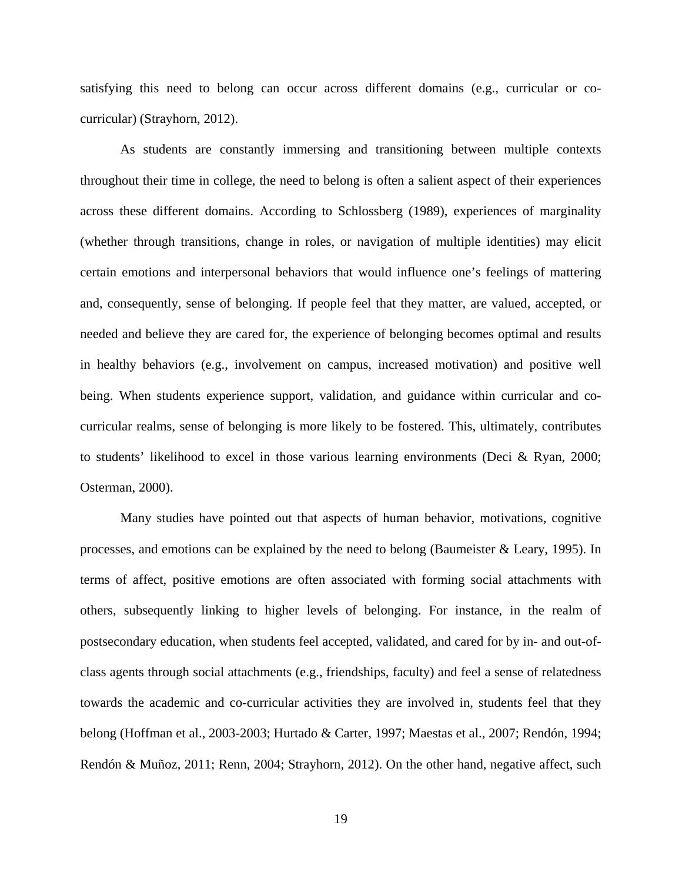satisfying this need to belong can occur across different domains (e.g., curricular or co-curricular) (Strayhorn, 2012).

As students are constantly immersing and transitioning between multiple contexts throughout their time in college, the need to belong is often a salient aspect of their experiences across these different domains. According to Schlossberg (1989), experiences of marginality (whether through transitions, change in roles, or navigation of multiple identities) may elicit certain emotions and interpersonal behaviors that would influence one's feelings of mattering and, consequently, sense of belonging. If people feel that they matter, are valued, accepted, or needed and believe they are cared for, the experience of belonging becomes optimal and results in healthy behaviors (e.g., involvement on campus, increased motivation) and positive well being. When students experience support, validation, and guidance within curricular and co-curricular realms, sense of belonging is more likely to be fostered. This, ultimately, contributes to students' likelihood to excel in those various learning environments (Deci & Ryan, 2000; Osterman, 2000).

Many studies have pointed out that aspects of human behavior, motivations, cognitive processes, and emotions can be explained by the need to belong (Baumeister & Leary, 1995). In terms of affect, positive emotions are often associated with forming social attachments with others, subsequently linking to higher levels of belonging. For instance, in the realm of postsecondary education, when students feel accepted, validated, and cared for by in- and out-of-class agents through social attachments (e.g., friendships, faculty) and feel a sense of relatedness towards the academic and co-curricular activities they are involved in, students feel that they belong (Hoffman et al., 2003-2003; Hurtado & Carter, 1997; Maestas et al., 2007; Rendón, 1994; Rendón & Muñoz, 2011; Renn, 2004; Strayhorn, 2012). On the other hand, negative affect, such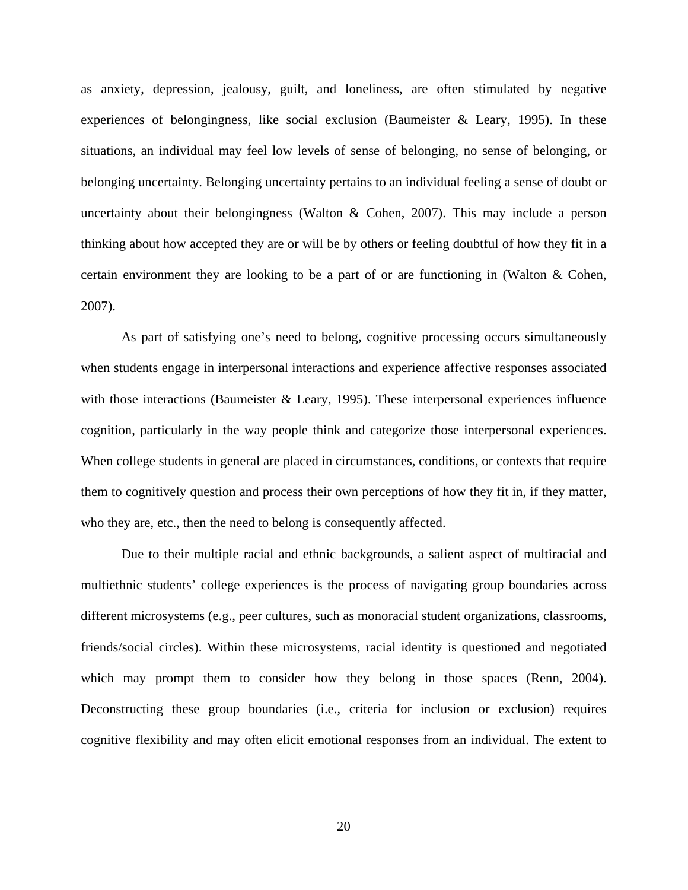as anxiety, depression, jealousy, guilt, and loneliness, are often stimulated by negative experiences of belongingness, like social exclusion (Baumeister & Leary, 1995). In these situations, an individual may feel low levels of sense of belonging, no sense of belonging, or belonging uncertainty. Belonging uncertainty pertains to an individual feeling a sense of doubt or uncertainty about their belongingness (Walton & Cohen, 2007). This may include a person thinking about how accepted they are or will be by others or feeling doubtful of how they fit in a certain environment they are looking to be a part of or are functioning in (Walton & Cohen, 2007).

As part of satisfying one's need to belong, cognitive processing occurs simultaneously when students engage in interpersonal interactions and experience affective responses associated with those interactions (Baumeister & Leary, 1995). These interpersonal experiences influence cognition, particularly in the way people think and categorize those interpersonal experiences. When college students in general are placed in circumstances, conditions, or contexts that require them to cognitively question and process their own perceptions of how they fit in, if they matter, who they are, etc., then the need to belong is consequently affected.

Due to their multiple racial and ethnic backgrounds, a salient aspect of multiracial and multiethnic students' college experiences is the process of navigating group boundaries across different microsystems (e.g., peer cultures, such as monoracial student organizations, classrooms, friends/social circles). Within these microsystems, racial identity is questioned and negotiated which may prompt them to consider how they belong in those spaces (Renn, 2004). Deconstructing these group boundaries (i.e., criteria for inclusion or exclusion) requires cognitive flexibility and may often elicit emotional responses from an individual. The extent to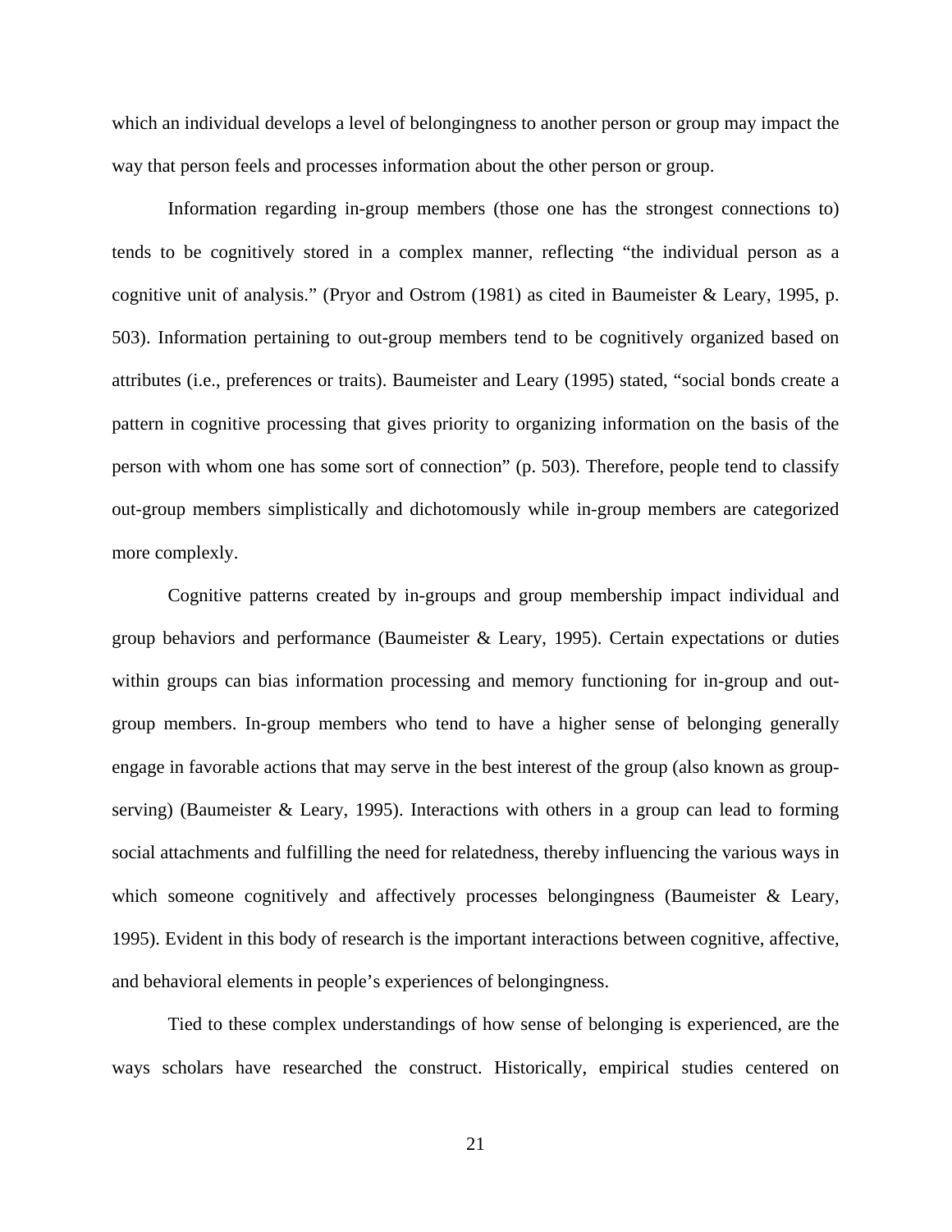which an individual develops a level of belongingness to another person or group may impact the way that person feels and processes information about the other person or group.

Information regarding in-group members (those one has the strongest connections to) tends to be cognitively stored in a complex manner, reflecting "the individual person as a cognitive unit of analysis." (Pryor and Ostrom (1981) as cited in Baumeister & Leary, 1995, p. 503). Information pertaining to out-group members tend to be cognitively organized based on attributes (i.e., preferences or traits). Baumeister and Leary (1995) stated, "social bonds create a pattern in cognitive processing that gives priority to organizing information on the basis of the person with whom one has some sort of connection" (p. 503). Therefore, people tend to classify out-group members simplistically and dichotomously while in-group members are categorized more complexly.

Cognitive patterns created by in-groups and group membership impact individual and group behaviors and performance (Baumeister & Leary, 1995). Certain expectations or duties within groups can bias information processing and memory functioning for in-group and out-group members. In-group members who tend to have a higher sense of belonging generally engage in favorable actions that may serve in the best interest of the group (also known as group-serving) (Baumeister & Leary, 1995). Interactions with others in a group can lead to forming social attachments and fulfilling the need for relatedness, thereby influencing the various ways in which someone cognitively and affectively processes belongingness (Baumeister & Leary, 1995). Evident in this body of research is the important interactions between cognitive, affective, and behavioral elements in people's experiences of belongingness.

Tied to these complex understandings of how sense of belonging is experienced, are the ways scholars have researched the construct. Historically, empirical studies centered on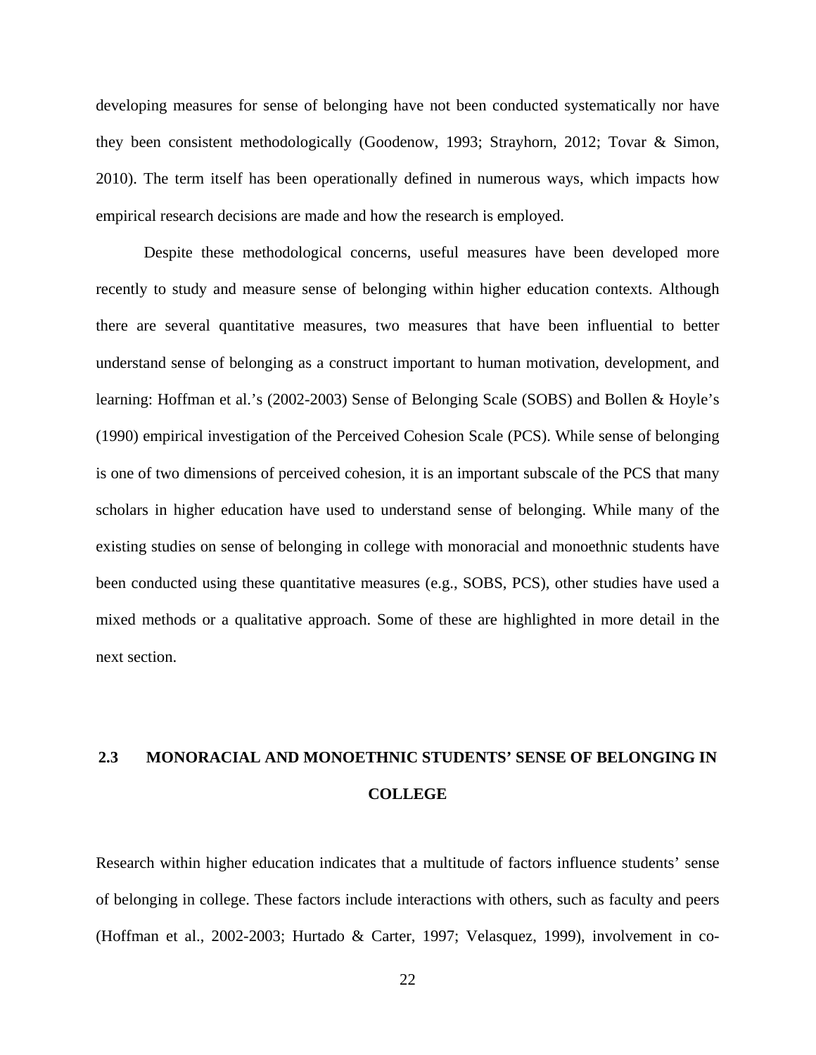developing measures for sense of belonging have not been conducted systematically nor have they been consistent methodologically (Goodenow, 1993; Strayhorn, 2012; Tovar & Simon, 2010). The term itself has been operationally defined in numerous ways, which impacts how empirical research decisions are made and how the research is employed.

Despite these methodological concerns, useful measures have been developed more recently to study and measure sense of belonging within higher education contexts. Although there are several quantitative measures, two measures that have been influential to better understand sense of belonging as a construct important to human motivation, development, and learning: Hoffman et al.'s (2002-2003) Sense of Belonging Scale (SOBS) and Bollen & Hoyle's (1990) empirical investigation of the Perceived Cohesion Scale (PCS). While sense of belonging is one of two dimensions of perceived cohesion, it is an important subscale of the PCS that many scholars in higher education have used to understand sense of belonging. While many of the existing studies on sense of belonging in college with monoracial and monoethnic students have been conducted using these quantitative measures (e.g., SOBS, PCS), other studies have used a mixed methods or a qualitative approach. Some of these are highlighted in more detail in the next section.

## 2.3 MONORACIAL AND MONOETHNIC STUDENTS' SENSE OF BELONGING IN COLLEGE

Research within higher education indicates that a multitude of factors influence students' sense of belonging in college. These factors include interactions with others, such as faculty and peers (Hoffman et al., 2002-2003; Hurtado & Carter, 1997; Velasquez, 1999), involvement in co-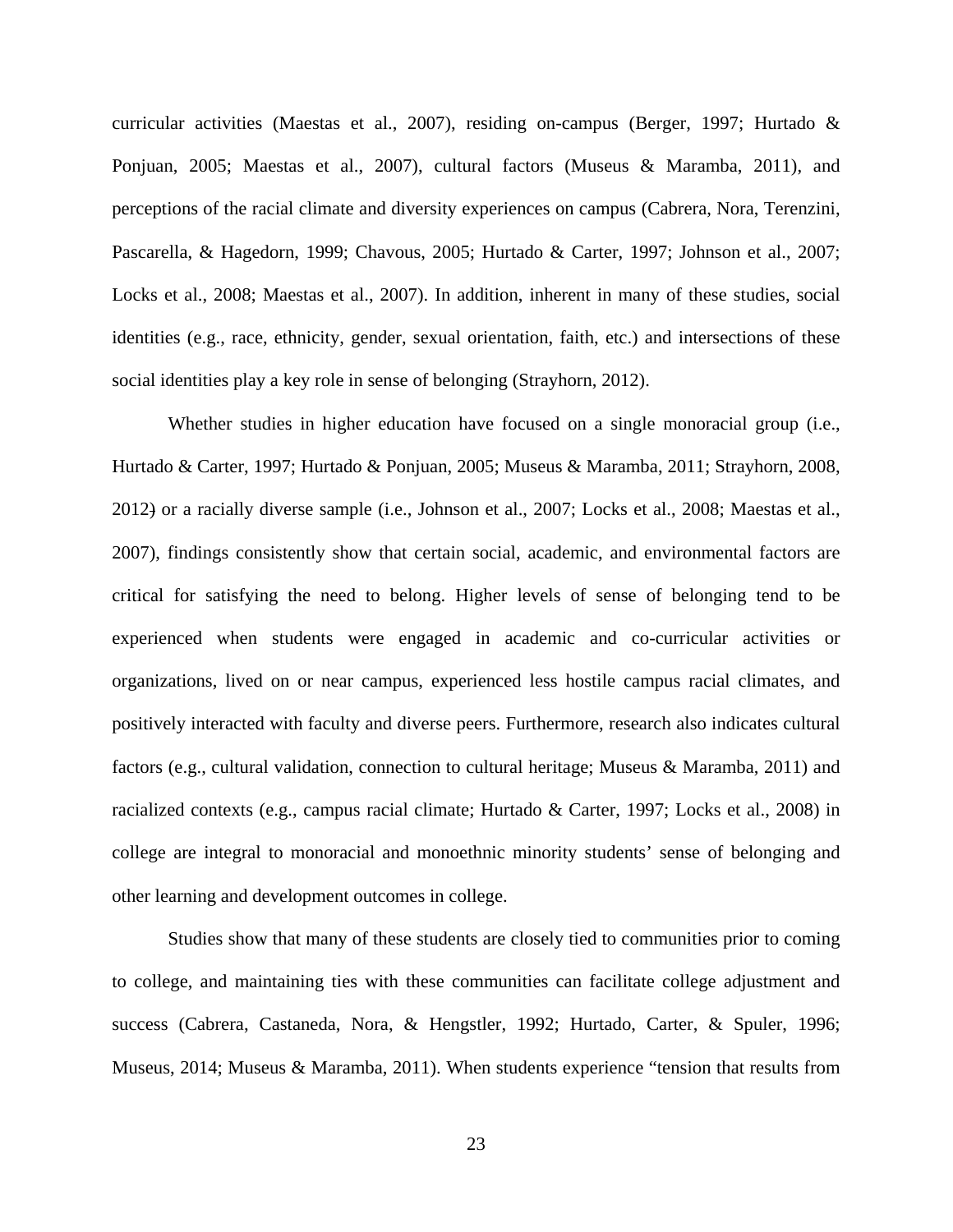curricular activities (Maestas et al., 2007), residing on-campus (Berger, 1997; Hurtado & Ponjuan, 2005; Maestas et al., 2007), cultural factors (Museus & Maramba, 2011), and perceptions of the racial climate and diversity experiences on campus (Cabrera, Nora, Terenzini, Pascarella, & Hagedorn, 1999; Chavous, 2005; Hurtado & Carter, 1997; Johnson et al., 2007; Locks et al., 2008; Maestas et al., 2007). In addition, inherent in many of these studies, social identities (e.g., race, ethnicity, gender, sexual orientation, faith, etc.) and intersections of these social identities play a key role in sense of belonging (Strayhorn, 2012).

Whether studies in higher education have focused on a single monoracial group (i.e., Hurtado & Carter, 1997; Hurtado & Ponjuan, 2005; Museus & Maramba, 2011; Strayhorn, 2008, 2012) or a racially diverse sample (i.e., Johnson et al., 2007; Locks et al., 2008; Maestas et al., 2007), findings consistently show that certain social, academic, and environmental factors are critical for satisfying the need to belong. Higher levels of sense of belonging tend to be experienced when students were engaged in academic and co-curricular activities or organizations, lived on or near campus, experienced less hostile campus racial climates, and positively interacted with faculty and diverse peers. Furthermore, research also indicates cultural factors (e.g., cultural validation, connection to cultural heritage; Museus & Maramba, 2011) and racialized contexts (e.g., campus racial climate; Hurtado & Carter, 1997; Locks et al., 2008) in college are integral to monoracial and monoethnic minority students' sense of belonging and other learning and development outcomes in college.

Studies show that many of these students are closely tied to communities prior to coming to college, and maintaining ties with these communities can facilitate college adjustment and success (Cabrera, Castaneda, Nora, & Hengstler, 1992; Hurtado, Carter, & Spuler, 1996; Museus, 2014; Museus & Maramba, 2011). When students experience "tension that results from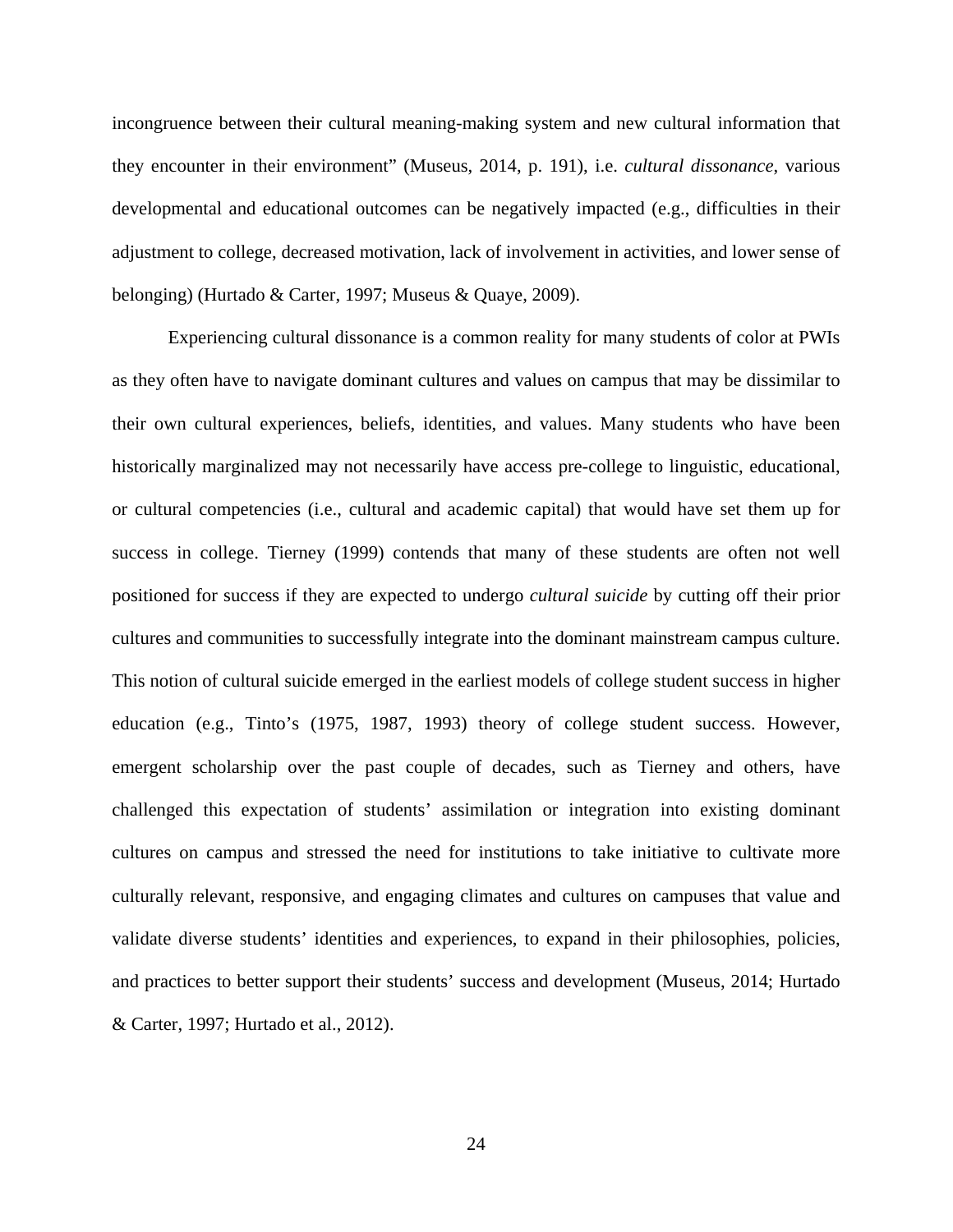incongruence between their cultural meaning-making system and new cultural information that they encounter in their environment" (Museus, 2014, p. 191), i.e. *cultural dissonance*, various developmental and educational outcomes can be negatively impacted (e.g., difficulties in their adjustment to college, decreased motivation, lack of involvement in activities, and lower sense of belonging) (Hurtado & Carter, 1997; Museus & Quaye, 2009).

Experiencing cultural dissonance is a common reality for many students of color at PWIs as they often have to navigate dominant cultures and values on campus that may be dissimilar to their own cultural experiences, beliefs, identities, and values. Many students who have been historically marginalized may not necessarily have access pre-college to linguistic, educational, or cultural competencies (i.e., cultural and academic capital) that would have set them up for success in college. Tierney (1999) contends that many of these students are often not well positioned for success if they are expected to undergo *cultural suicide* by cutting off their prior cultures and communities to successfully integrate into the dominant mainstream campus culture. This notion of cultural suicide emerged in the earliest models of college student success in higher education (e.g., Tinto's (1975, 1987, 1993) theory of college student success. However, emergent scholarship over the past couple of decades, such as Tierney and others, have challenged this expectation of students' assimilation or integration into existing dominant cultures on campus and stressed the need for institutions to take initiative to cultivate more culturally relevant, responsive, and engaging climates and cultures on campuses that value and validate diverse students' identities and experiences, to expand in their philosophies, policies, and practices to better support their students' success and development (Museus, 2014; Hurtado & Carter, 1997; Hurtado et al., 2012).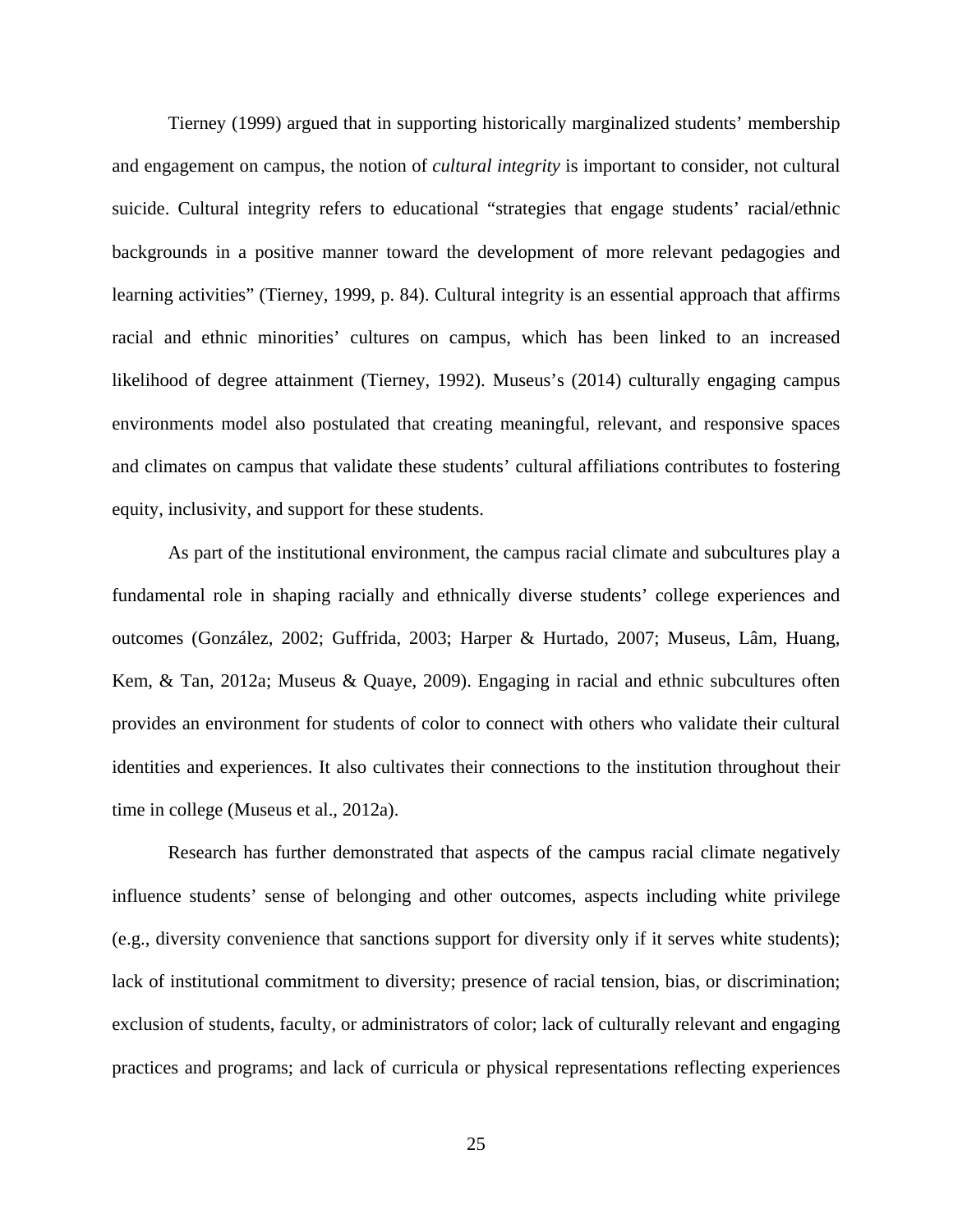Tierney (1999) argued that in supporting historically marginalized students' membership and engagement on campus, the notion of *cultural integrity* is important to consider, not cultural suicide. Cultural integrity refers to educational "strategies that engage students' racial/ethnic backgrounds in a positive manner toward the development of more relevant pedagogies and learning activities" (Tierney, 1999, p. 84). Cultural integrity is an essential approach that affirms racial and ethnic minorities' cultures on campus, which has been linked to an increased likelihood of degree attainment (Tierney, 1992). Museus's (2014) culturally engaging campus environments model also postulated that creating meaningful, relevant, and responsive spaces and climates on campus that validate these students' cultural affiliations contributes to fostering equity, inclusivity, and support for these students.

As part of the institutional environment, the campus racial climate and subcultures play a fundamental role in shaping racially and ethnically diverse students' college experiences and outcomes (González, 2002; Guffrida, 2003; Harper & Hurtado, 2007; Museus, Lâm, Huang, Kem, & Tan, 2012a; Museus & Quaye, 2009). Engaging in racial and ethnic subcultures often provides an environment for students of color to connect with others who validate their cultural identities and experiences. It also cultivates their connections to the institution throughout their time in college (Museus et al., 2012a).

Research has further demonstrated that aspects of the campus racial climate negatively influence students' sense of belonging and other outcomes, aspects including white privilege (e.g., diversity convenience that sanctions support for diversity only if it serves white students); lack of institutional commitment to diversity; presence of racial tension, bias, or discrimination; exclusion of students, faculty, or administrators of color; lack of culturally relevant and engaging practices and programs; and lack of curricula or physical representations reflecting experiences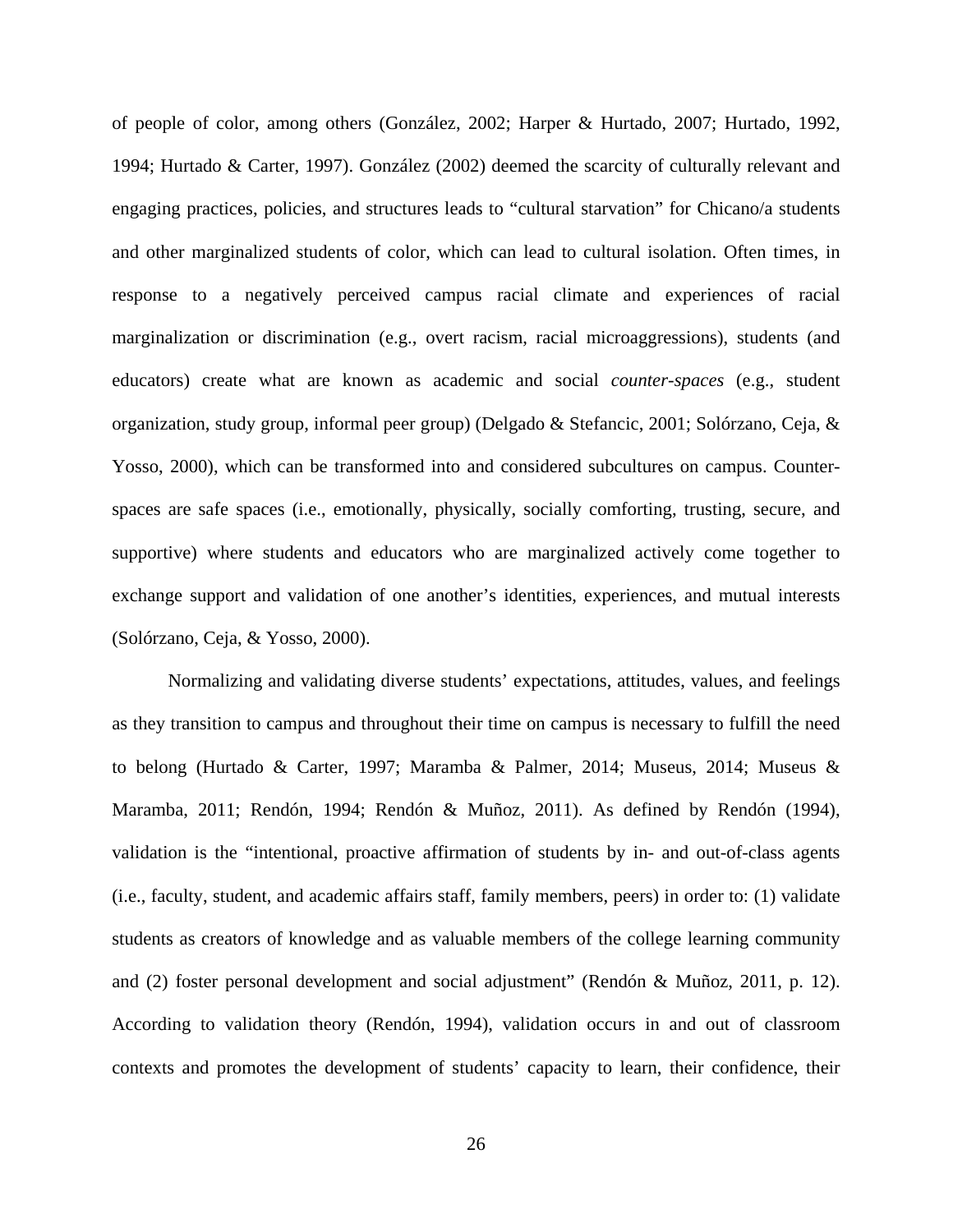of people of color, among others (González, 2002; Harper & Hurtado, 2007; Hurtado, 1992, 1994; Hurtado & Carter, 1997). González (2002) deemed the scarcity of culturally relevant and engaging practices, policies, and structures leads to "cultural starvation" for Chicano/a students and other marginalized students of color, which can lead to cultural isolation. Often times, in response to a negatively perceived campus racial climate and experiences of racial marginalization or discrimination (e.g., overt racism, racial microaggressions), students (and educators) create what are known as academic and social *counter-spaces* (e.g., student organization, study group, informal peer group) (Delgado & Stefancic, 2001; Solórzano, Ceja, & Yosso, 2000), which can be transformed into and considered subcultures on campus. Counter-spaces are safe spaces (i.e., emotionally, physically, socially comforting, trusting, secure, and supportive) where students and educators who are marginalized actively come together to exchange support and validation of one another's identities, experiences, and mutual interests (Solórzano, Ceja, & Yosso, 2000).

Normalizing and validating diverse students' expectations, attitudes, values, and feelings as they transition to campus and throughout their time on campus is necessary to fulfill the need to belong (Hurtado & Carter, 1997; Maramba & Palmer, 2014; Museus, 2014; Museus & Maramba, 2011; Rendón, 1994; Rendón & Muñoz, 2011). As defined by Rendón (1994), validation is the "intentional, proactive affirmation of students by in- and out-of-class agents (i.e., faculty, student, and academic affairs staff, family members, peers) in order to: (1) validate students as creators of knowledge and as valuable members of the college learning community and (2) foster personal development and social adjustment" (Rendón & Muñoz, 2011, p. 12). According to validation theory (Rendón, 1994), validation occurs in and out of classroom contexts and promotes the development of students' capacity to learn, their confidence, their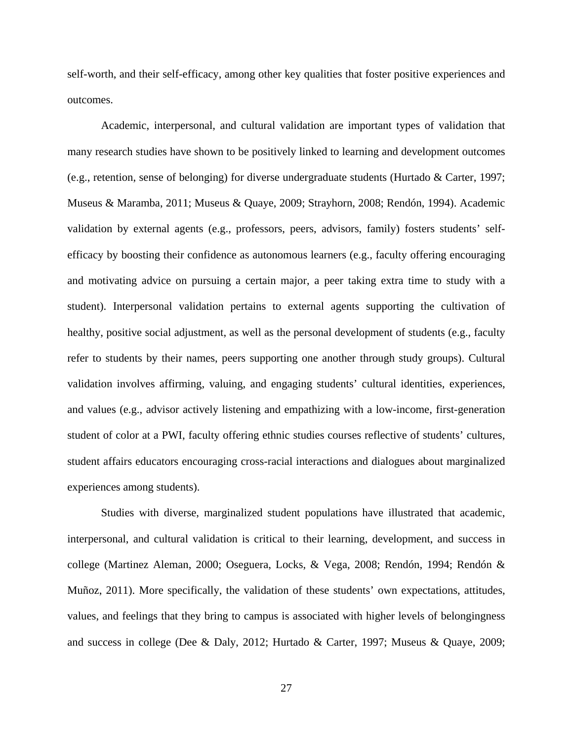self-worth, and their self-efficacy, among other key qualities that foster positive experiences and outcomes.

Academic, interpersonal, and cultural validation are important types of validation that many research studies have shown to be positively linked to learning and development outcomes (e.g., retention, sense of belonging) for diverse undergraduate students (Hurtado & Carter, 1997; Museus & Maramba, 2011; Museus & Quaye, 2009; Strayhorn, 2008; Rendón, 1994). Academic validation by external agents (e.g., professors, peers, advisors, family) fosters students' self-efficacy by boosting their confidence as autonomous learners (e.g., faculty offering encouraging and motivating advice on pursuing a certain major, a peer taking extra time to study with a student). Interpersonal validation pertains to external agents supporting the cultivation of healthy, positive social adjustment, as well as the personal development of students (e.g., faculty refer to students by their names, peers supporting one another through study groups). Cultural validation involves affirming, valuing, and engaging students' cultural identities, experiences, and values (e.g., advisor actively listening and empathizing with a low-income, first-generation student of color at a PWI, faculty offering ethnic studies courses reflective of students' cultures, student affairs educators encouraging cross-racial interactions and dialogues about marginalized experiences among students).

Studies with diverse, marginalized student populations have illustrated that academic, interpersonal, and cultural validation is critical to their learning, development, and success in college (Martinez Aleman, 2000; Oseguera, Locks, & Vega, 2008; Rendón, 1994; Rendón & Muñoz, 2011). More specifically, the validation of these students' own expectations, attitudes, values, and feelings that they bring to campus is associated with higher levels of belongingness and success in college (Dee & Daly, 2012; Hurtado & Carter, 1997; Museus & Quaye, 2009;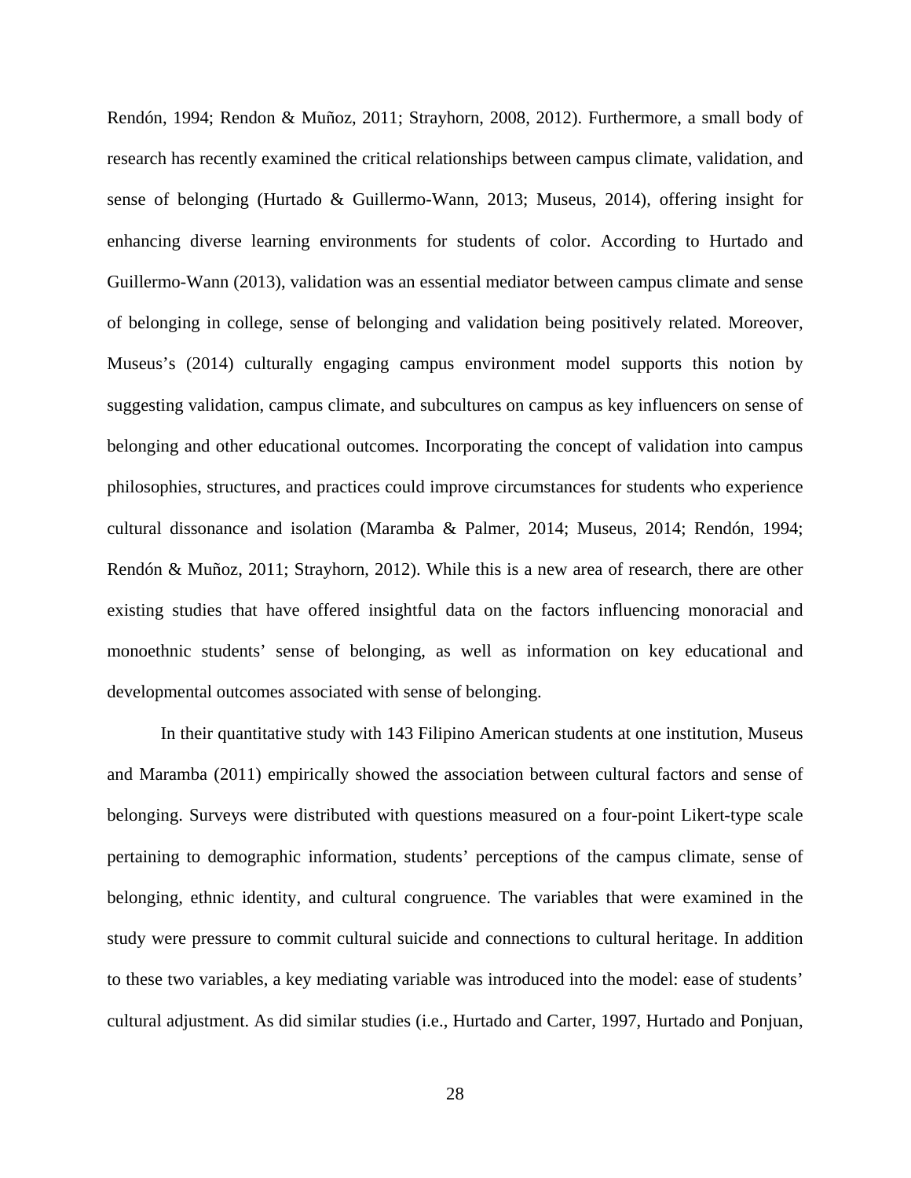Rendón, 1994; Rendon & Muñoz, 2011; Strayhorn, 2008, 2012). Furthermore, a small body of research has recently examined the critical relationships between campus climate, validation, and sense of belonging (Hurtado & Guillermo-Wann, 2013; Museus, 2014), offering insight for enhancing diverse learning environments for students of color. According to Hurtado and Guillermo-Wann (2013), validation was an essential mediator between campus climate and sense of belonging in college, sense of belonging and validation being positively related. Moreover, Museus's (2014) culturally engaging campus environment model supports this notion by suggesting validation, campus climate, and subcultures on campus as key influencers on sense of belonging and other educational outcomes. Incorporating the concept of validation into campus philosophies, structures, and practices could improve circumstances for students who experience cultural dissonance and isolation (Maramba & Palmer, 2014; Museus, 2014; Rendón, 1994; Rendón & Muñoz, 2011; Strayhorn, 2012). While this is a new area of research, there are other existing studies that have offered insightful data on the factors influencing monoracial and monoethnic students' sense of belonging, as well as information on key educational and developmental outcomes associated with sense of belonging.

In their quantitative study with 143 Filipino American students at one institution, Museus and Maramba (2011) empirically showed the association between cultural factors and sense of belonging. Surveys were distributed with questions measured on a four-point Likert-type scale pertaining to demographic information, students' perceptions of the campus climate, sense of belonging, ethnic identity, and cultural congruence. The variables that were examined in the study were pressure to commit cultural suicide and connections to cultural heritage. In addition to these two variables, a key mediating variable was introduced into the model: ease of students' cultural adjustment. As did similar studies (i.e., Hurtado and Carter, 1997, Hurtado and Ponjuan,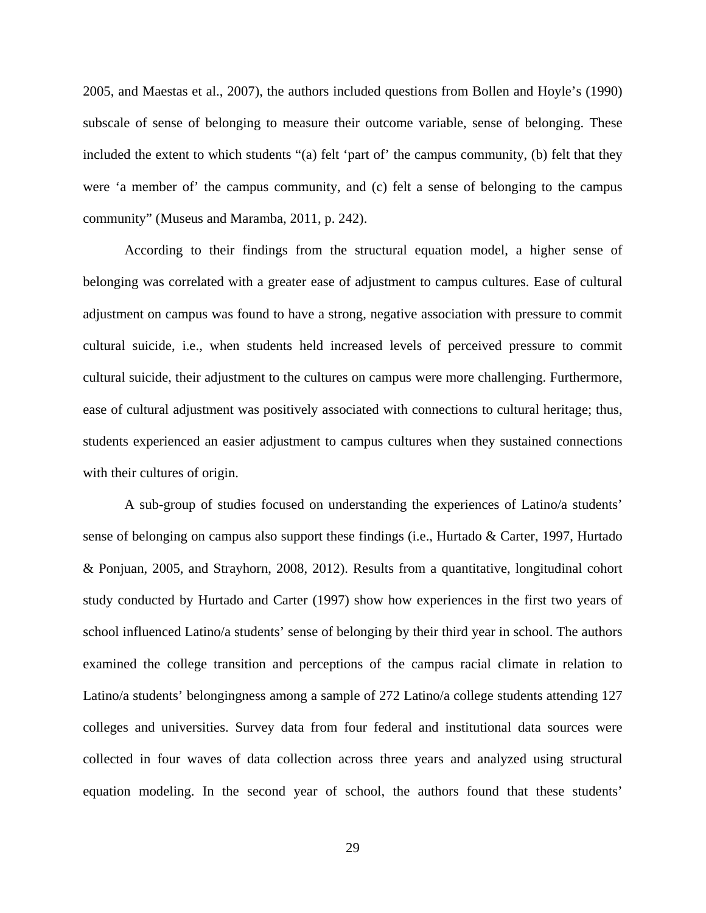2005, and Maestas et al., 2007), the authors included questions from Bollen and Hoyle's (1990) subscale of sense of belonging to measure their outcome variable, sense of belonging. These included the extent to which students "(a) felt 'part of' the campus community, (b) felt that they were 'a member of' the campus community, and (c) felt a sense of belonging to the campus community" (Museus and Maramba, 2011, p. 242).

According to their findings from the structural equation model, a higher sense of belonging was correlated with a greater ease of adjustment to campus cultures. Ease of cultural adjustment on campus was found to have a strong, negative association with pressure to commit cultural suicide, i.e., when students held increased levels of perceived pressure to commit cultural suicide, their adjustment to the cultures on campus were more challenging. Furthermore, ease of cultural adjustment was positively associated with connections to cultural heritage; thus, students experienced an easier adjustment to campus cultures when they sustained connections with their cultures of origin.

A sub-group of studies focused on understanding the experiences of Latino/a students' sense of belonging on campus also support these findings (i.e., Hurtado & Carter, 1997, Hurtado & Ponjuan, 2005, and Strayhorn, 2008, 2012). Results from a quantitative, longitudinal cohort study conducted by Hurtado and Carter (1997) show how experiences in the first two years of school influenced Latino/a students' sense of belonging by their third year in school. The authors examined the college transition and perceptions of the campus racial climate in relation to Latino/a students' belongingness among a sample of 272 Latino/a college students attending 127 colleges and universities. Survey data from four federal and institutional data sources were collected in four waves of data collection across three years and analyzed using structural equation modeling. In the second year of school, the authors found that these students'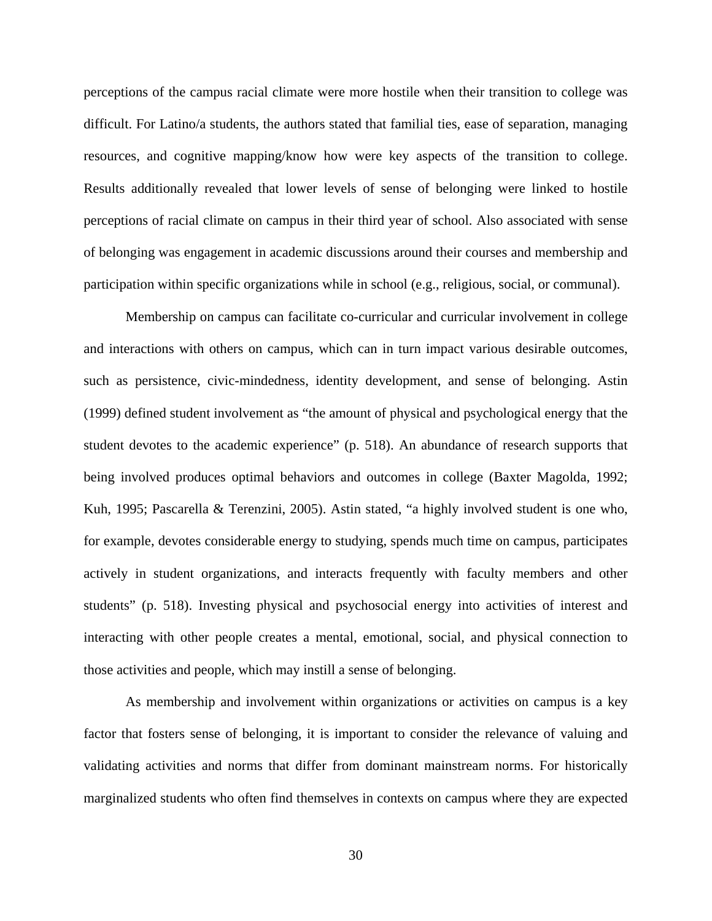perceptions of the campus racial climate were more hostile when their transition to college was difficult. For Latino/a students, the authors stated that familial ties, ease of separation, managing resources, and cognitive mapping/know how were key aspects of the transition to college. Results additionally revealed that lower levels of sense of belonging were linked to hostile perceptions of racial climate on campus in their third year of school. Also associated with sense of belonging was engagement in academic discussions around their courses and membership and participation within specific organizations while in school (e.g., religious, social, or communal).

Membership on campus can facilitate co-curricular and curricular involvement in college and interactions with others on campus, which can in turn impact various desirable outcomes, such as persistence, civic-mindedness, identity development, and sense of belonging. Astin (1999) defined student involvement as "the amount of physical and psychological energy that the student devotes to the academic experience" (p. 518). An abundance of research supports that being involved produces optimal behaviors and outcomes in college (Baxter Magolda, 1992; Kuh, 1995; Pascarella & Terenzini, 2005). Astin stated, "a highly involved student is one who, for example, devotes considerable energy to studying, spends much time on campus, participates actively in student organizations, and interacts frequently with faculty members and other students" (p. 518). Investing physical and psychosocial energy into activities of interest and interacting with other people creates a mental, emotional, social, and physical connection to those activities and people, which may instill a sense of belonging.

As membership and involvement within organizations or activities on campus is a key factor that fosters sense of belonging, it is important to consider the relevance of valuing and validating activities and norms that differ from dominant mainstream norms. For historically marginalized students who often find themselves in contexts on campus where they are expected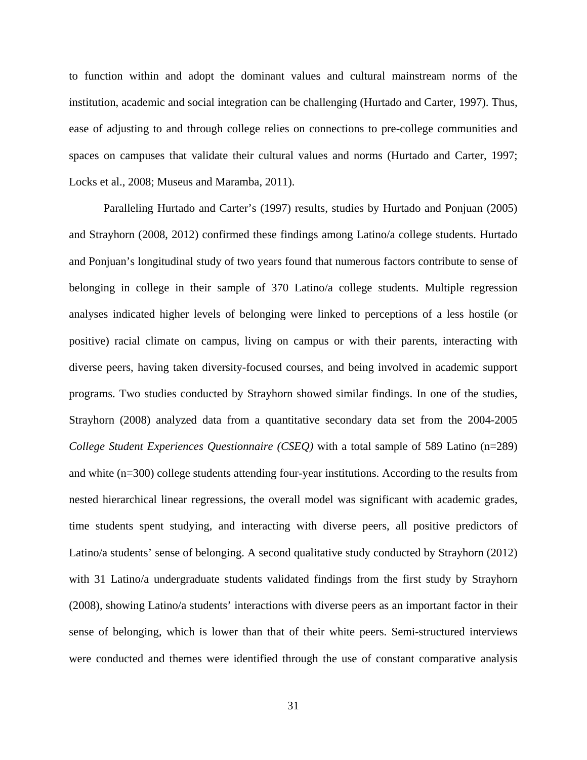to function within and adopt the dominant values and cultural mainstream norms of the institution, academic and social integration can be challenging (Hurtado and Carter, 1997). Thus, ease of adjusting to and through college relies on connections to pre-college communities and spaces on campuses that validate their cultural values and norms (Hurtado and Carter, 1997; Locks et al., 2008; Museus and Maramba, 2011).

Paralleling Hurtado and Carter's (1997) results, studies by Hurtado and Ponjuan (2005) and Strayhorn (2008, 2012) confirmed these findings among Latino/a college students. Hurtado and Ponjuan's longitudinal study of two years found that numerous factors contribute to sense of belonging in college in their sample of 370 Latino/a college students. Multiple regression analyses indicated higher levels of belonging were linked to perceptions of a less hostile (or positive) racial climate on campus, living on campus or with their parents, interacting with diverse peers, having taken diversity-focused courses, and being involved in academic support programs. Two studies conducted by Strayhorn showed similar findings. In one of the studies, Strayhorn (2008) analyzed data from a quantitative secondary data set from the 2004-2005 *College Student Experiences Questionnaire (CSEQ)* with a total sample of 589 Latino (n=289) and white (n=300) college students attending four-year institutions. According to the results from nested hierarchical linear regressions, the overall model was significant with academic grades, time students spent studying, and interacting with diverse peers, all positive predictors of Latino/a students' sense of belonging. A second qualitative study conducted by Strayhorn (2012) with 31 Latino/a undergraduate students validated findings from the first study by Strayhorn (2008), showing Latino/a students' interactions with diverse peers as an important factor in their sense of belonging, which is lower than that of their white peers. Semi-structured interviews were conducted and themes were identified through the use of constant comparative analysis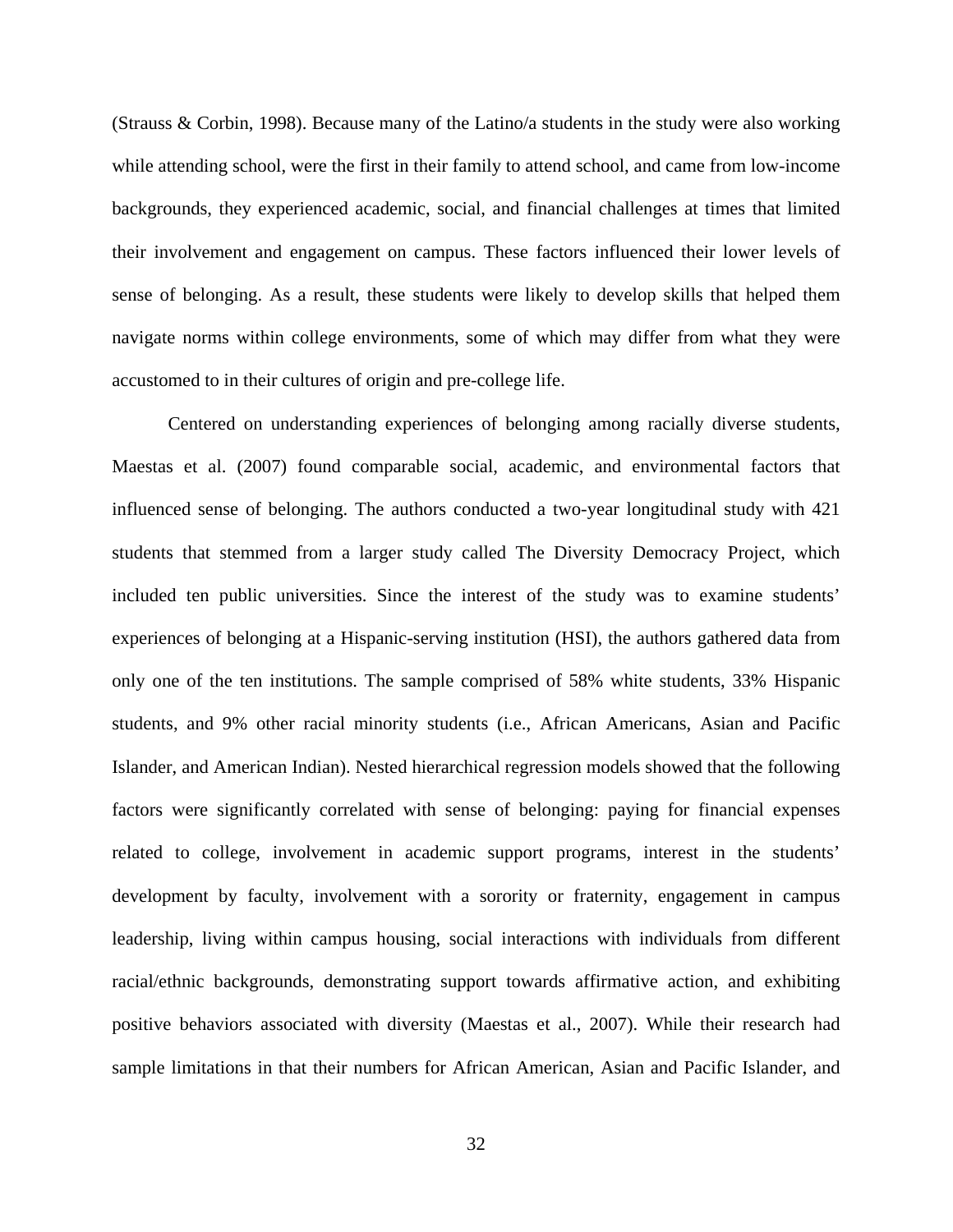(Strauss & Corbin, 1998). Because many of the Latino/a students in the study were also working while attending school, were the first in their family to attend school, and came from low-income backgrounds, they experienced academic, social, and financial challenges at times that limited their involvement and engagement on campus. These factors influenced their lower levels of sense of belonging. As a result, these students were likely to develop skills that helped them navigate norms within college environments, some of which may differ from what they were accustomed to in their cultures of origin and pre-college life.

Centered on understanding experiences of belonging among racially diverse students, Maestas et al. (2007) found comparable social, academic, and environmental factors that influenced sense of belonging. The authors conducted a two-year longitudinal study with 421 students that stemmed from a larger study called The Diversity Democracy Project, which included ten public universities. Since the interest of the study was to examine students' experiences of belonging at a Hispanic-serving institution (HSI), the authors gathered data from only one of the ten institutions. The sample comprised of 58% white students, 33% Hispanic students, and 9% other racial minority students (i.e., African Americans, Asian and Pacific Islander, and American Indian). Nested hierarchical regression models showed that the following factors were significantly correlated with sense of belonging: paying for financial expenses related to college, involvement in academic support programs, interest in the students' development by faculty, involvement with a sorority or fraternity, engagement in campus leadership, living within campus housing, social interactions with individuals from different racial/ethnic backgrounds, demonstrating support towards affirmative action, and exhibiting positive behaviors associated with diversity (Maestas et al., 2007). While their research had sample limitations in that their numbers for African American, Asian and Pacific Islander, and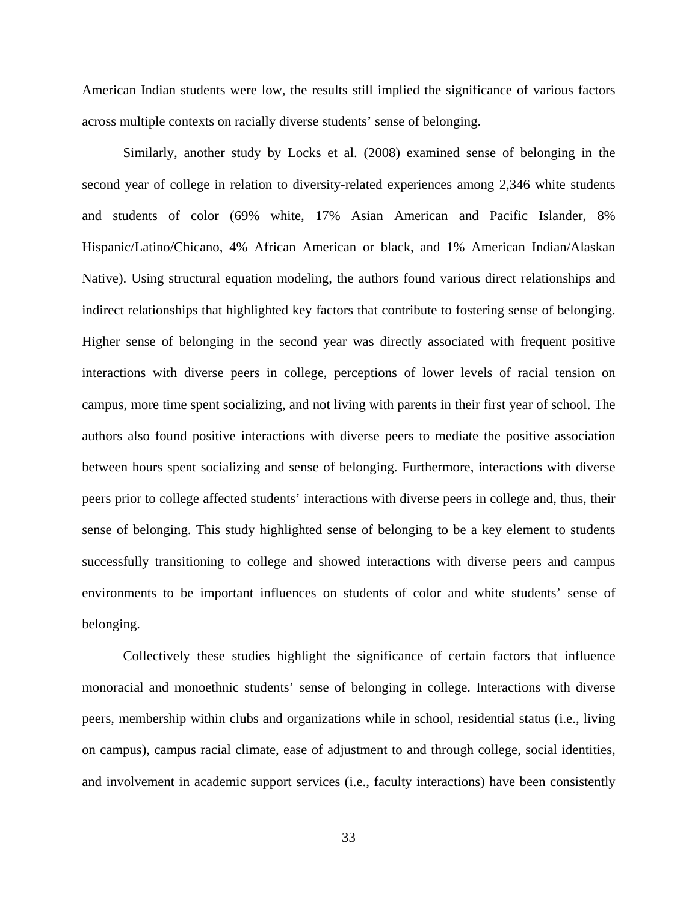American Indian students were low, the results still implied the significance of various factors across multiple contexts on racially diverse students' sense of belonging.

Similarly, another study by Locks et al. (2008) examined sense of belonging in the second year of college in relation to diversity-related experiences among 2,346 white students and students of color (69% white, 17% Asian American and Pacific Islander, 8% Hispanic/Latino/Chicano, 4% African American or black, and 1% American Indian/Alaskan Native). Using structural equation modeling, the authors found various direct relationships and indirect relationships that highlighted key factors that contribute to fostering sense of belonging. Higher sense of belonging in the second year was directly associated with frequent positive interactions with diverse peers in college, perceptions of lower levels of racial tension on campus, more time spent socializing, and not living with parents in their first year of school. The authors also found positive interactions with diverse peers to mediate the positive association between hours spent socializing and sense of belonging. Furthermore, interactions with diverse peers prior to college affected students' interactions with diverse peers in college and, thus, their sense of belonging. This study highlighted sense of belonging to be a key element to students successfully transitioning to college and showed interactions with diverse peers and campus environments to be important influences on students of color and white students' sense of belonging.

Collectively these studies highlight the significance of certain factors that influence monoracial and monoethnic students' sense of belonging in college. Interactions with diverse peers, membership within clubs and organizations while in school, residential status (i.e., living on campus), campus racial climate, ease of adjustment to and through college, social identities, and involvement in academic support services (i.e., faculty interactions) have been consistently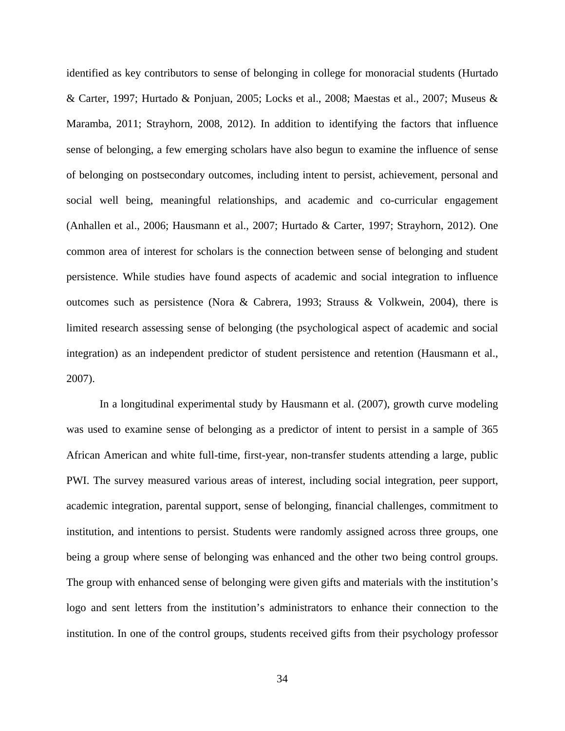identified as key contributors to sense of belonging in college for monoracial students (Hurtado & Carter, 1997; Hurtado & Ponjuan, 2005; Locks et al., 2008; Maestas et al., 2007; Museus & Maramba, 2011; Strayhorn, 2008, 2012). In addition to identifying the factors that influence sense of belonging, a few emerging scholars have also begun to examine the influence of sense of belonging on postsecondary outcomes, including intent to persist, achievement, personal and social well being, meaningful relationships, and academic and co-curricular engagement (Anhallen et al., 2006; Hausmann et al., 2007; Hurtado & Carter, 1997; Strayhorn, 2012). One common area of interest for scholars is the connection between sense of belonging and student persistence. While studies have found aspects of academic and social integration to influence outcomes such as persistence (Nora & Cabrera, 1993; Strauss & Volkwein, 2004), there is limited research assessing sense of belonging (the psychological aspect of academic and social integration) as an independent predictor of student persistence and retention (Hausmann et al., 2007).

In a longitudinal experimental study by Hausmann et al. (2007), growth curve modeling was used to examine sense of belonging as a predictor of intent to persist in a sample of 365 African American and white full-time, first-year, non-transfer students attending a large, public PWI. The survey measured various areas of interest, including social integration, peer support, academic integration, parental support, sense of belonging, financial challenges, commitment to institution, and intentions to persist. Students were randomly assigned across three groups, one being a group where sense of belonging was enhanced and the other two being control groups. The group with enhanced sense of belonging were given gifts and materials with the institution's logo and sent letters from the institution's administrators to enhance their connection to the institution. In one of the control groups, students received gifts from their psychology professor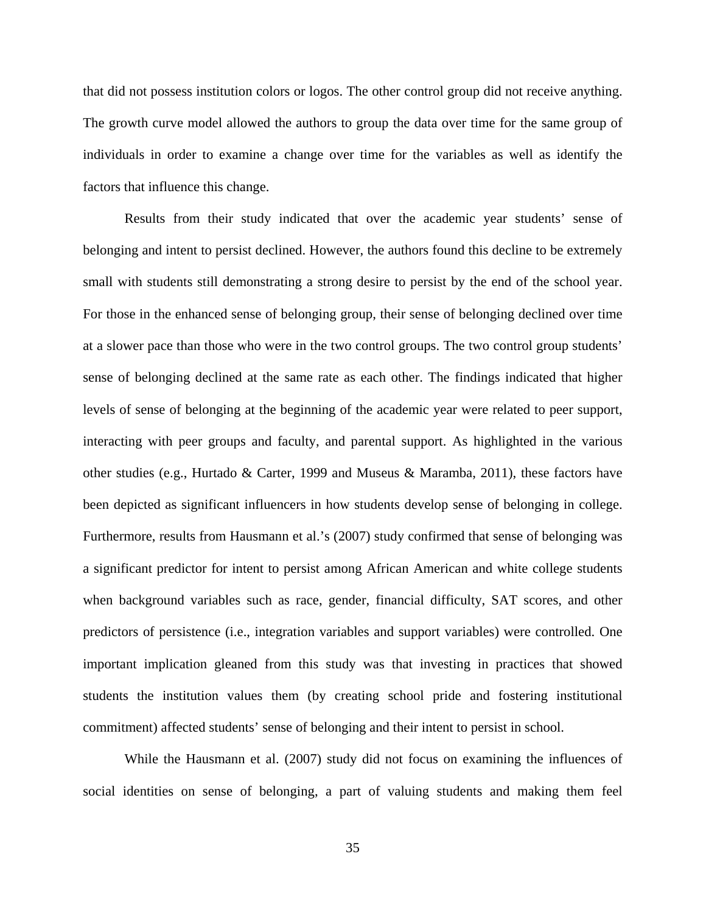that did not possess institution colors or logos. The other control group did not receive anything. The growth curve model allowed the authors to group the data over time for the same group of individuals in order to examine a change over time for the variables as well as identify the factors that influence this change.

Results from their study indicated that over the academic year students' sense of belonging and intent to persist declined. However, the authors found this decline to be extremely small with students still demonstrating a strong desire to persist by the end of the school year. For those in the enhanced sense of belonging group, their sense of belonging declined over time at a slower pace than those who were in the two control groups. The two control group students' sense of belonging declined at the same rate as each other. The findings indicated that higher levels of sense of belonging at the beginning of the academic year were related to peer support, interacting with peer groups and faculty, and parental support. As highlighted in the various other studies (e.g., Hurtado & Carter, 1999 and Museus & Maramba, 2011), these factors have been depicted as significant influencers in how students develop sense of belonging in college. Furthermore, results from Hausmann et al.'s (2007) study confirmed that sense of belonging was a significant predictor for intent to persist among African American and white college students when background variables such as race, gender, financial difficulty, SAT scores, and other predictors of persistence (i.e., integration variables and support variables) were controlled. One important implication gleaned from this study was that investing in practices that showed students the institution values them (by creating school pride and fostering institutional commitment) affected students' sense of belonging and their intent to persist in school.

While the Hausmann et al. (2007) study did not focus on examining the influences of social identities on sense of belonging, a part of valuing students and making them feel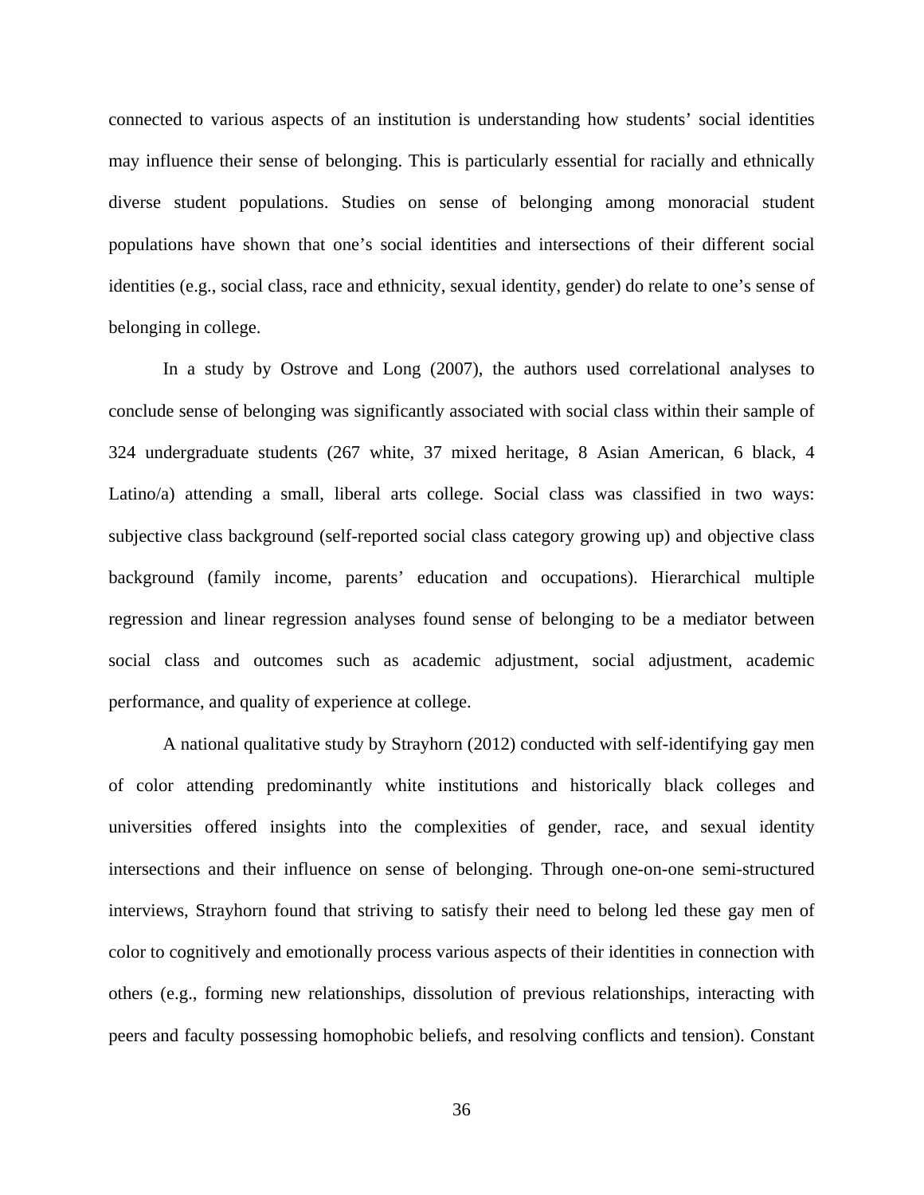connected to various aspects of an institution is understanding how students' social identities may influence their sense of belonging. This is particularly essential for racially and ethnically diverse student populations. Studies on sense of belonging among monoracial student populations have shown that one's social identities and intersections of their different social identities (e.g., social class, race and ethnicity, sexual identity, gender) do relate to one's sense of belonging in college.

In a study by Ostrove and Long (2007), the authors used correlational analyses to conclude sense of belonging was significantly associated with social class within their sample of 324 undergraduate students (267 white, 37 mixed heritage, 8 Asian American, 6 black, 4 Latino/a) attending a small, liberal arts college. Social class was classified in two ways: subjective class background (self-reported social class category growing up) and objective class background (family income, parents' education and occupations). Hierarchical multiple regression and linear regression analyses found sense of belonging to be a mediator between social class and outcomes such as academic adjustment, social adjustment, academic performance, and quality of experience at college.

A national qualitative study by Strayhorn (2012) conducted with self-identifying gay men of color attending predominantly white institutions and historically black colleges and universities offered insights into the complexities of gender, race, and sexual identity intersections and their influence on sense of belonging. Through one-on-one semi-structured interviews, Strayhorn found that striving to satisfy their need to belong led these gay men of color to cognitively and emotionally process various aspects of their identities in connection with others (e.g., forming new relationships, dissolution of previous relationships, interacting with peers and faculty possessing homophobic beliefs, and resolving conflicts and tension). Constant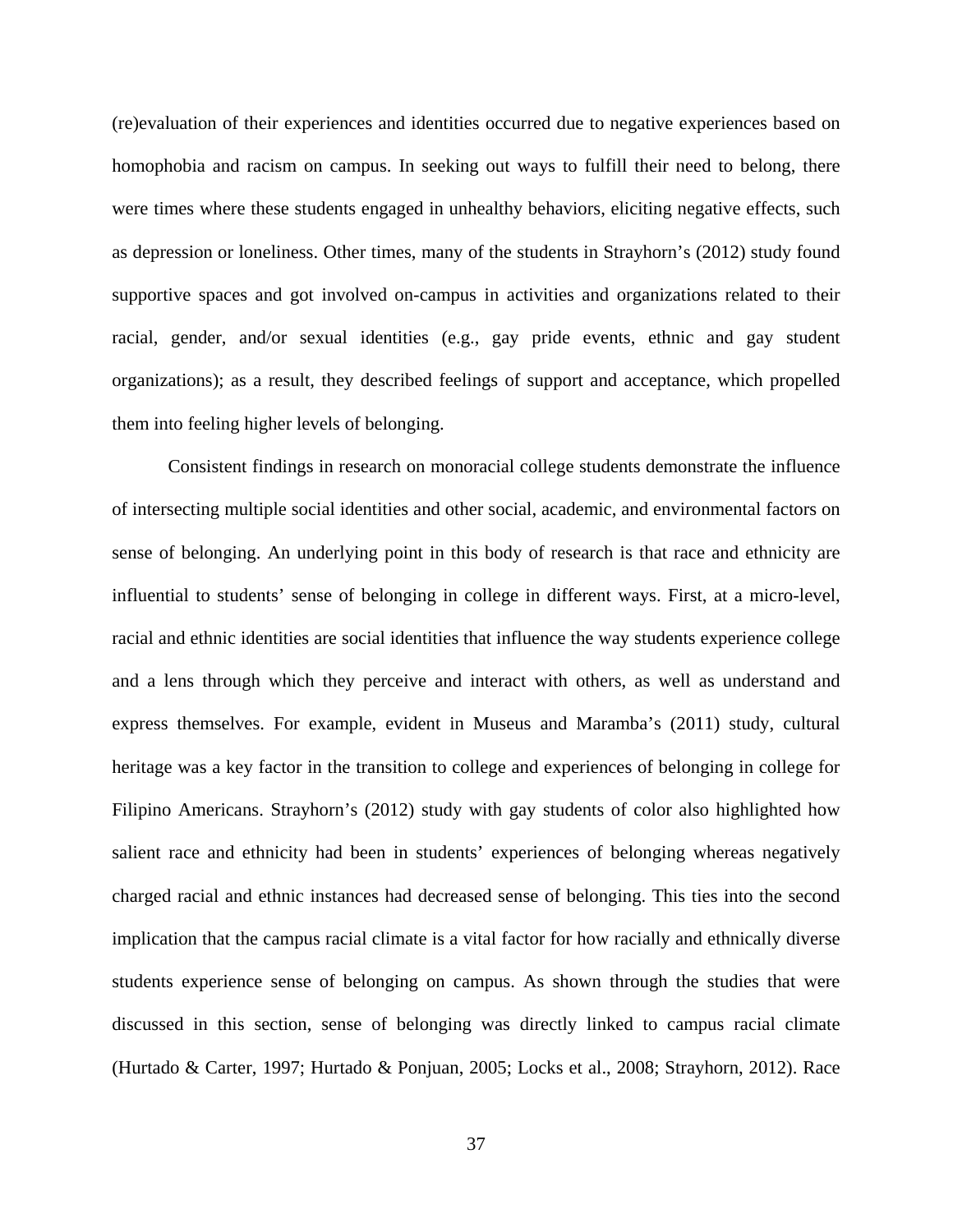(re)evaluation of their experiences and identities occurred due to negative experiences based on homophobia and racism on campus. In seeking out ways to fulfill their need to belong, there were times where these students engaged in unhealthy behaviors, eliciting negative effects, such as depression or loneliness. Other times, many of the students in Strayhorn's (2012) study found supportive spaces and got involved on-campus in activities and organizations related to their racial, gender, and/or sexual identities (e.g., gay pride events, ethnic and gay student organizations); as a result, they described feelings of support and acceptance, which propelled them into feeling higher levels of belonging.

Consistent findings in research on monoracial college students demonstrate the influence of intersecting multiple social identities and other social, academic, and environmental factors on sense of belonging. An underlying point in this body of research is that race and ethnicity are influential to students' sense of belonging in college in different ways. First, at a micro-level, racial and ethnic identities are social identities that influence the way students experience college and a lens through which they perceive and interact with others, as well as understand and express themselves. For example, evident in Museus and Maramba's (2011) study, cultural heritage was a key factor in the transition to college and experiences of belonging in college for Filipino Americans. Strayhorn's (2012) study with gay students of color also highlighted how salient race and ethnicity had been in students' experiences of belonging whereas negatively charged racial and ethnic instances had decreased sense of belonging. This ties into the second implication that the campus racial climate is a vital factor for how racially and ethnically diverse students experience sense of belonging on campus. As shown through the studies that were discussed in this section, sense of belonging was directly linked to campus racial climate (Hurtado & Carter, 1997; Hurtado & Ponjuan, 2005; Locks et al., 2008; Strayhorn, 2012). Race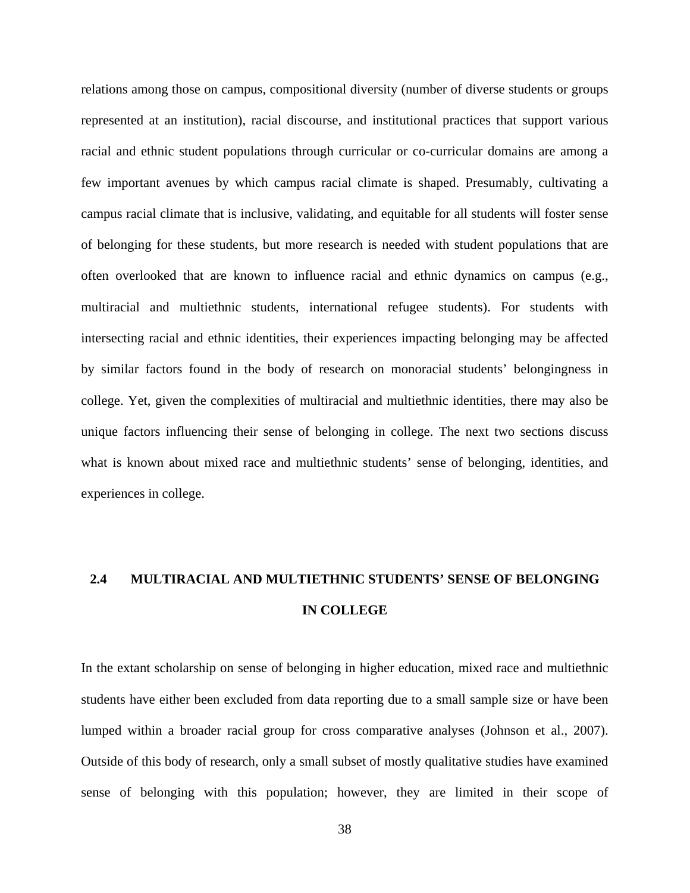relations among those on campus, compositional diversity (number of diverse students or groups represented at an institution), racial discourse, and institutional practices that support various racial and ethnic student populations through curricular or co-curricular domains are among a few important avenues by which campus racial climate is shaped. Presumably, cultivating a campus racial climate that is inclusive, validating, and equitable for all students will foster sense of belonging for these students, but more research is needed with student populations that are often overlooked that are known to influence racial and ethnic dynamics on campus (e.g., multiracial and multiethnic students, international refugee students). For students with intersecting racial and ethnic identities, their experiences impacting belonging may be affected by similar factors found in the body of research on monoracial students' belongingness in college. Yet, given the complexities of multiracial and multiethnic identities, there may also be unique factors influencing their sense of belonging in college. The next two sections discuss what is known about mixed race and multiethnic students' sense of belonging, identities, and experiences in college.

## 2.4 MULTIRACIAL AND MULTIETHNIC STUDENTS' SENSE OF BELONGING IN COLLEGE

In the extant scholarship on sense of belonging in higher education, mixed race and multiethnic students have either been excluded from data reporting due to a small sample size or have been lumped within a broader racial group for cross comparative analyses (Johnson et al., 2007). Outside of this body of research, only a small subset of mostly qualitative studies have examined sense of belonging with this population; however, they are limited in their scope of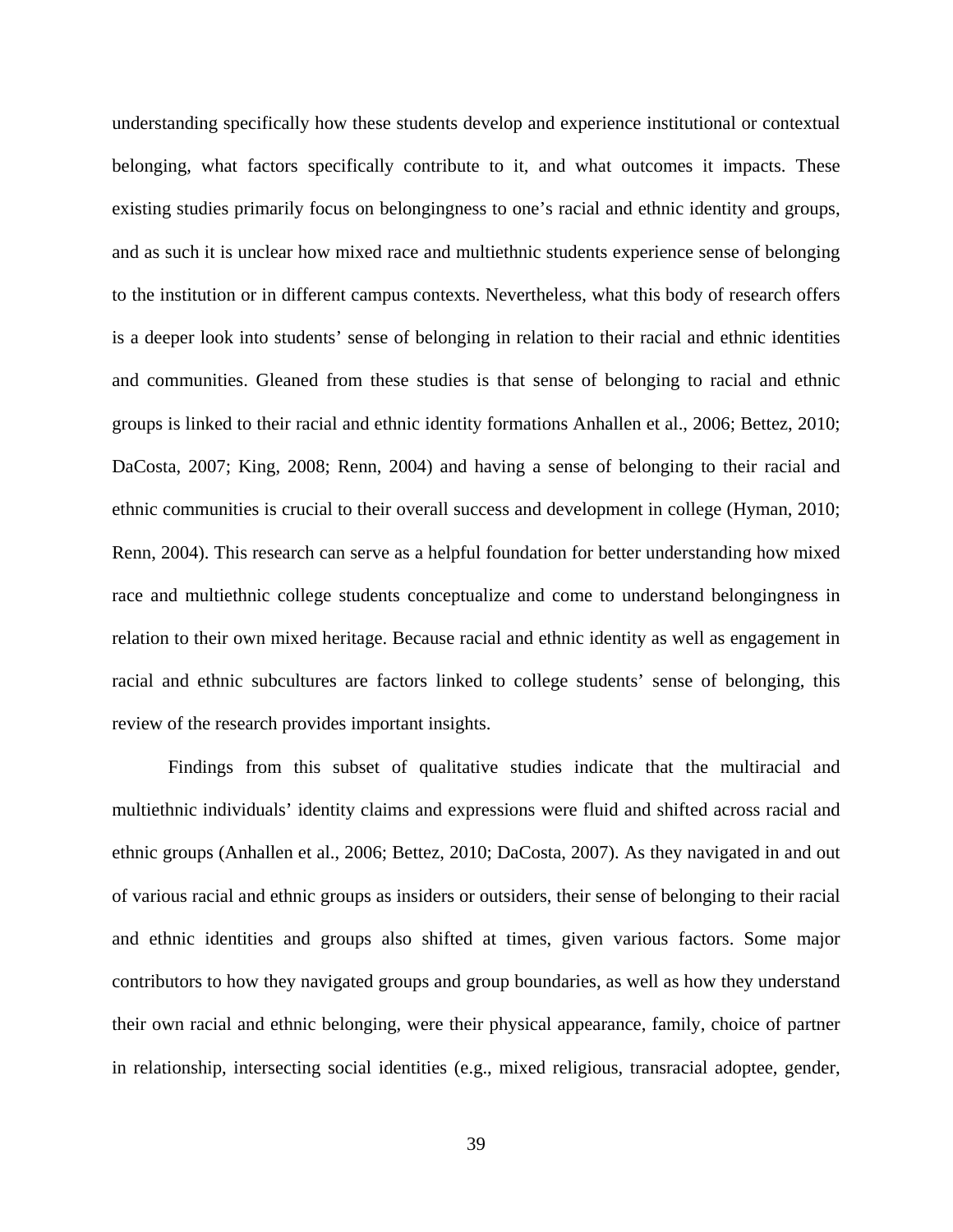understanding specifically how these students develop and experience institutional or contextual belonging, what factors specifically contribute to it, and what outcomes it impacts. These existing studies primarily focus on belongingness to one's racial and ethnic identity and groups, and as such it is unclear how mixed race and multiethnic students experience sense of belonging to the institution or in different campus contexts. Nevertheless, what this body of research offers is a deeper look into students' sense of belonging in relation to their racial and ethnic identities and communities. Gleaned from these studies is that sense of belonging to racial and ethnic groups is linked to their racial and ethnic identity formations Anhallen et al., 2006; Bettez, 2010; DaCosta, 2007; King, 2008; Renn, 2004) and having a sense of belonging to their racial and ethnic communities is crucial to their overall success and development in college (Hyman, 2010; Renn, 2004). This research can serve as a helpful foundation for better understanding how mixed race and multiethnic college students conceptualize and come to understand belongingness in relation to their own mixed heritage. Because racial and ethnic identity as well as engagement in racial and ethnic subcultures are factors linked to college students' sense of belonging, this review of the research provides important insights.

Findings from this subset of qualitative studies indicate that the multiracial and multiethnic individuals' identity claims and expressions were fluid and shifted across racial and ethnic groups (Anhallen et al., 2006; Bettez, 2010; DaCosta, 2007). As they navigated in and out of various racial and ethnic groups as insiders or outsiders, their sense of belonging to their racial and ethnic identities and groups also shifted at times, given various factors. Some major contributors to how they navigated groups and group boundaries, as well as how they understand their own racial and ethnic belonging, were their physical appearance, family, choice of partner in relationship, intersecting social identities (e.g., mixed religious, transracial adoptee, gender,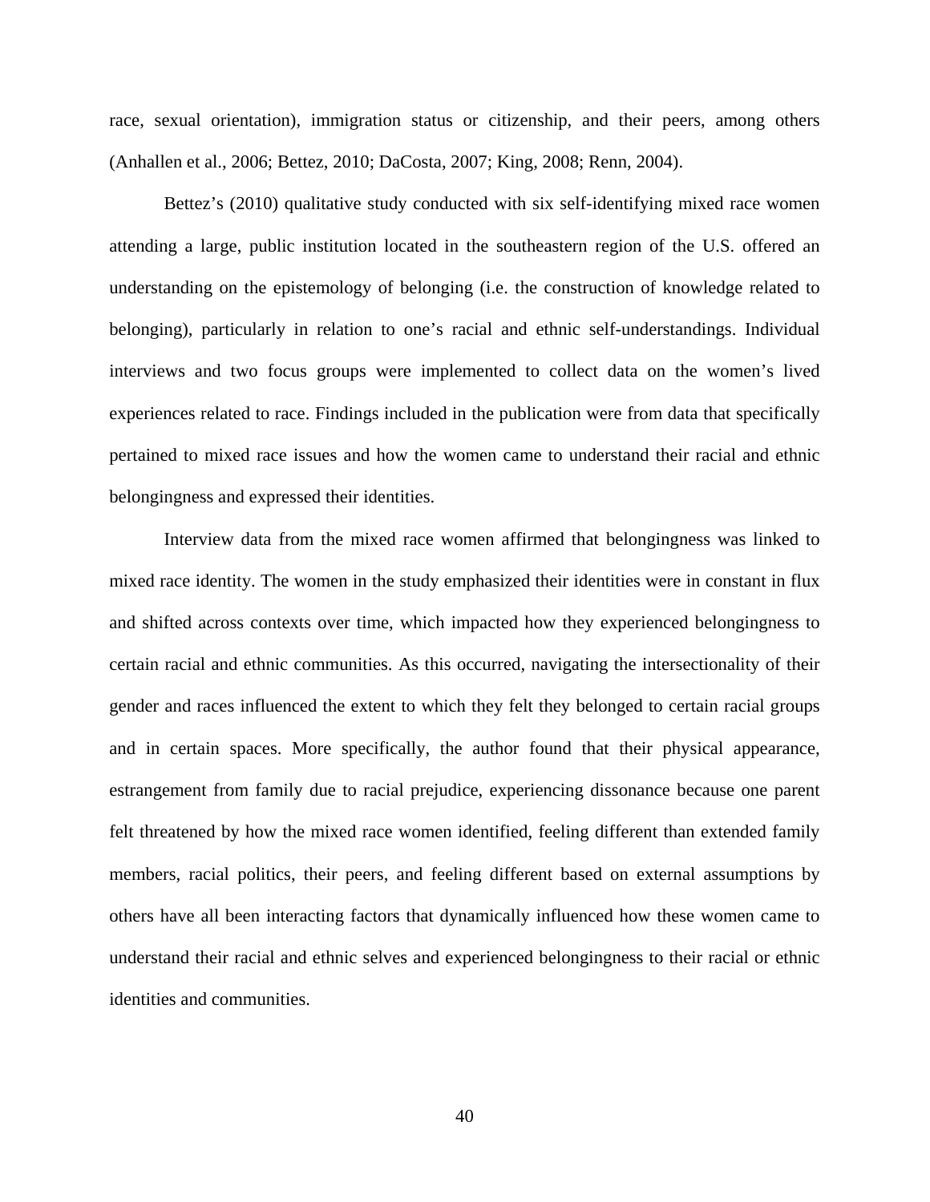race, sexual orientation), immigration status or citizenship, and their peers, among others (Anhallen et al., 2006; Bettez, 2010; DaCosta, 2007; King, 2008; Renn, 2004).

Bettez's (2010) qualitative study conducted with six self-identifying mixed race women attending a large, public institution located in the southeastern region of the U.S. offered an understanding on the epistemology of belonging (i.e. the construction of knowledge related to belonging), particularly in relation to one's racial and ethnic self-understandings. Individual interviews and two focus groups were implemented to collect data on the women's lived experiences related to race. Findings included in the publication were from data that specifically pertained to mixed race issues and how the women came to understand their racial and ethnic belongingness and expressed their identities.

Interview data from the mixed race women affirmed that belongingness was linked to mixed race identity. The women in the study emphasized their identities were in constant in flux and shifted across contexts over time, which impacted how they experienced belongingness to certain racial and ethnic communities. As this occurred, navigating the intersectionality of their gender and races influenced the extent to which they felt they belonged to certain racial groups and in certain spaces. More specifically, the author found that their physical appearance, estrangement from family due to racial prejudice, experiencing dissonance because one parent felt threatened by how the mixed race women identified, feeling different than extended family members, racial politics, their peers, and feeling different based on external assumptions by others have all been interacting factors that dynamically influenced how these women came to understand their racial and ethnic selves and experienced belongingness to their racial or ethnic identities and communities.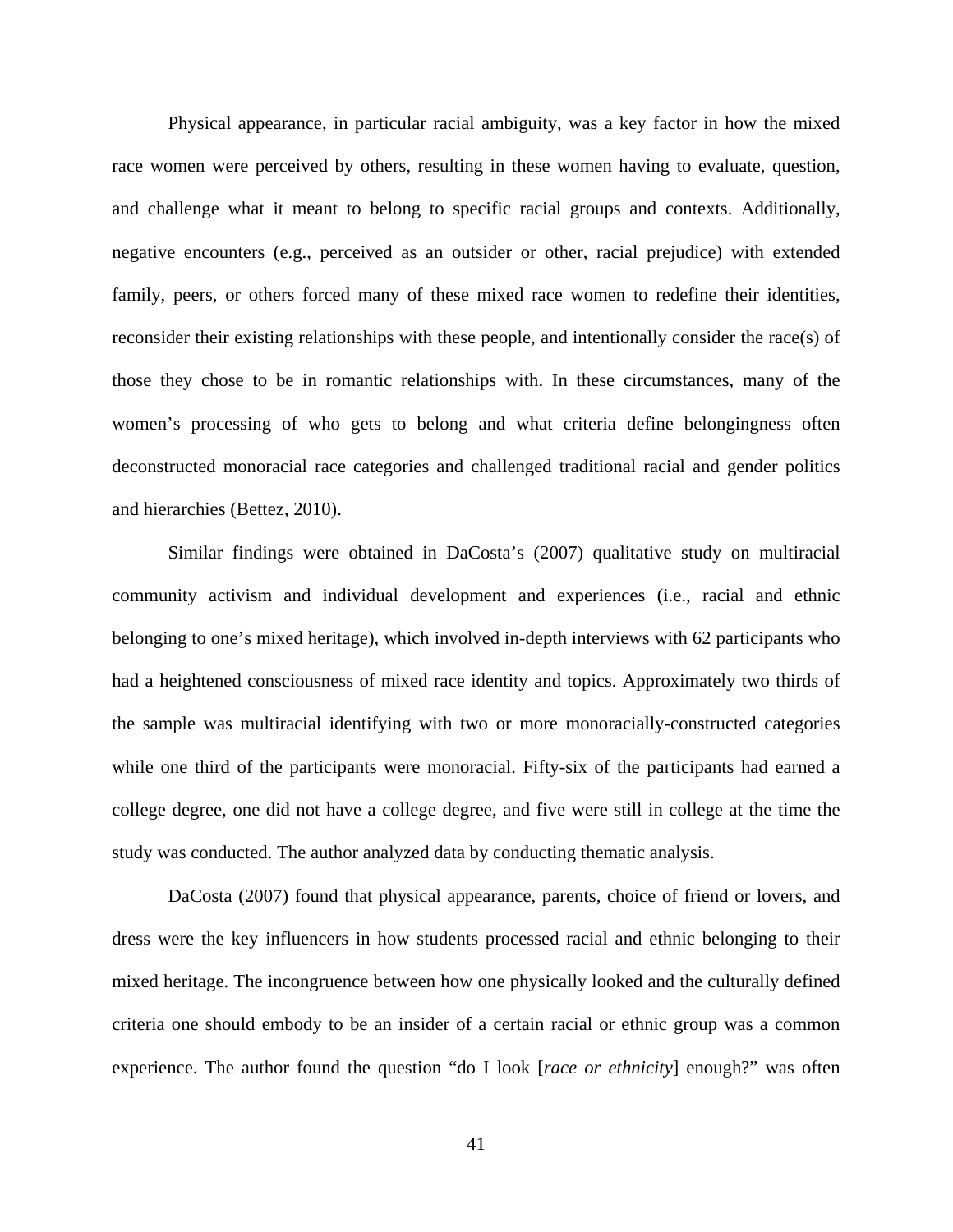Physical appearance, in particular racial ambiguity, was a key factor in how the mixed race women were perceived by others, resulting in these women having to evaluate, question, and challenge what it meant to belong to specific racial groups and contexts. Additionally, negative encounters (e.g., perceived as an outsider or other, racial prejudice) with extended family, peers, or others forced many of these mixed race women to redefine their identities, reconsider their existing relationships with these people, and intentionally consider the race(s) of those they chose to be in romantic relationships with. In these circumstances, many of the women's processing of who gets to belong and what criteria define belongingness often deconstructed monoracial race categories and challenged traditional racial and gender politics and hierarchies (Bettez, 2010).

Similar findings were obtained in DaCosta's (2007) qualitative study on multiracial community activism and individual development and experiences (i.e., racial and ethnic belonging to one's mixed heritage), which involved in-depth interviews with 62 participants who had a heightened consciousness of mixed race identity and topics. Approximately two thirds of the sample was multiracial identifying with two or more monoracially-constructed categories while one third of the participants were monoracial. Fifty-six of the participants had earned a college degree, one did not have a college degree, and five were still in college at the time the study was conducted. The author analyzed data by conducting thematic analysis.

DaCosta (2007) found that physical appearance, parents, choice of friend or lovers, and dress were the key influencers in how students processed racial and ethnic belonging to their mixed heritage. The incongruence between how one physically looked and the culturally defined criteria one should embody to be an insider of a certain racial or ethnic group was a common experience. The author found the question "do I look [*race or ethnicity*] enough?" was often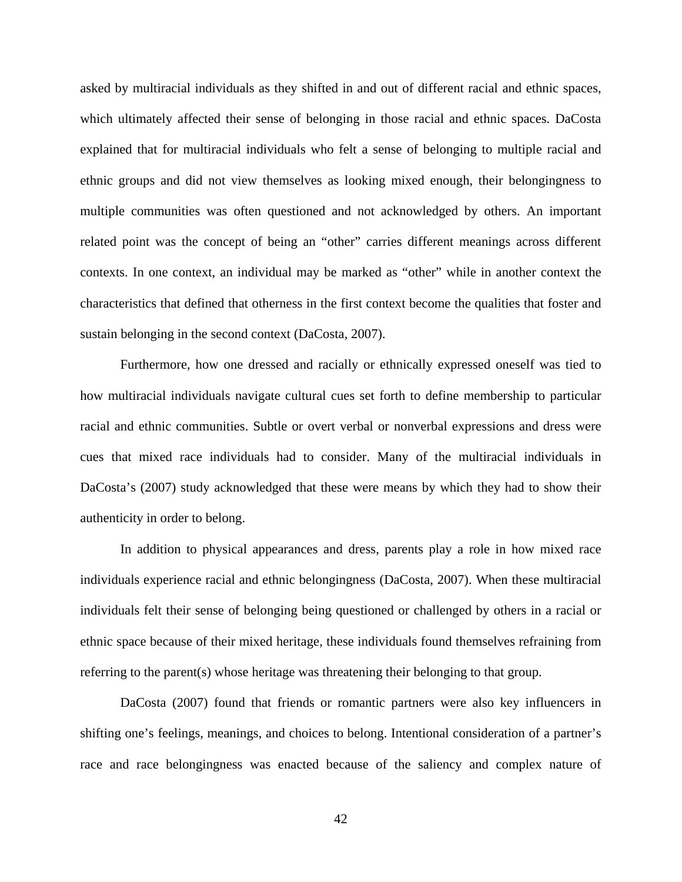asked by multiracial individuals as they shifted in and out of different racial and ethnic spaces, which ultimately affected their sense of belonging in those racial and ethnic spaces. DaCosta explained that for multiracial individuals who felt a sense of belonging to multiple racial and ethnic groups and did not view themselves as looking mixed enough, their belongingness to multiple communities was often questioned and not acknowledged by others. An important related point was the concept of being an "other" carries different meanings across different contexts. In one context, an individual may be marked as "other" while in another context the characteristics that defined that otherness in the first context become the qualities that foster and sustain belonging in the second context (DaCosta, 2007).

Furthermore, how one dressed and racially or ethnically expressed oneself was tied to how multiracial individuals navigate cultural cues set forth to define membership to particular racial and ethnic communities. Subtle or overt verbal or nonverbal expressions and dress were cues that mixed race individuals had to consider. Many of the multiracial individuals in DaCosta's (2007) study acknowledged that these were means by which they had to show their authenticity in order to belong.

In addition to physical appearances and dress, parents play a role in how mixed race individuals experience racial and ethnic belongingness (DaCosta, 2007). When these multiracial individuals felt their sense of belonging being questioned or challenged by others in a racial or ethnic space because of their mixed heritage, these individuals found themselves refraining from referring to the parent(s) whose heritage was threatening their belonging to that group.

DaCosta (2007) found that friends or romantic partners were also key influencers in shifting one's feelings, meanings, and choices to belong. Intentional consideration of a partner's race and race belongingness was enacted because of the saliency and complex nature of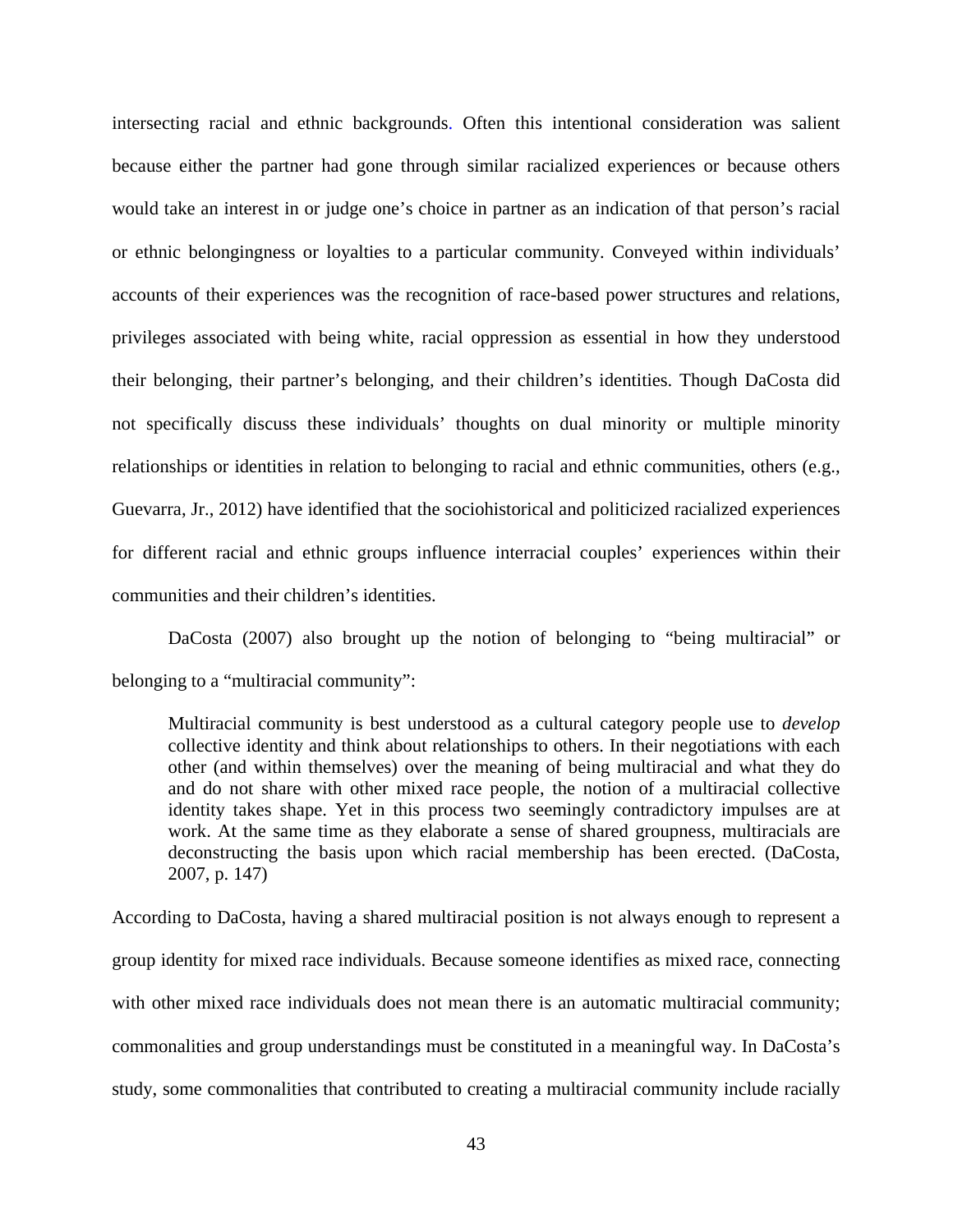intersecting racial and ethnic backgrounds. Often this intentional consideration was salient because either the partner had gone through similar racialized experiences or because others would take an interest in or judge one's choice in partner as an indication of that person's racial or ethnic belongingness or loyalties to a particular community. Conveyed within individuals' accounts of their experiences was the recognition of race-based power structures and relations, privileges associated with being white, racial oppression as essential in how they understood their belonging, their partner's belonging, and their children's identities. Though DaCosta did not specifically discuss these individuals' thoughts on dual minority or multiple minority relationships or identities in relation to belonging to racial and ethnic communities, others (e.g., Guevarra, Jr., 2012) have identified that the sociohistorical and politicized racialized experiences for different racial and ethnic groups influence interracial couples' experiences within their communities and their children's identities.

DaCosta (2007) also brought up the notion of belonging to "being multiracial" or belonging to a "multiracial community":

> Multiracial community is best understood as a cultural category people use to *develop* collective identity and think about relationships to others. In their negotiations with each other (and within themselves) over the meaning of being multiracial and what they do and do not share with other mixed race people, the notion of a multiracial collective identity takes shape. Yet in this process two seemingly contradictory impulses are at work. At the same time as they elaborate a sense of shared groupness, multiracials are deconstructing the basis upon which racial membership has been erected. (DaCosta, 2007, p. 147)

According to DaCosta, having a shared multiracial position is not always enough to represent a group identity for mixed race individuals. Because someone identifies as mixed race, connecting with other mixed race individuals does not mean there is an automatic multiracial community; commonalities and group understandings must be constituted in a meaningful way. In DaCosta's study, some commonalities that contributed to creating a multiracial community include racially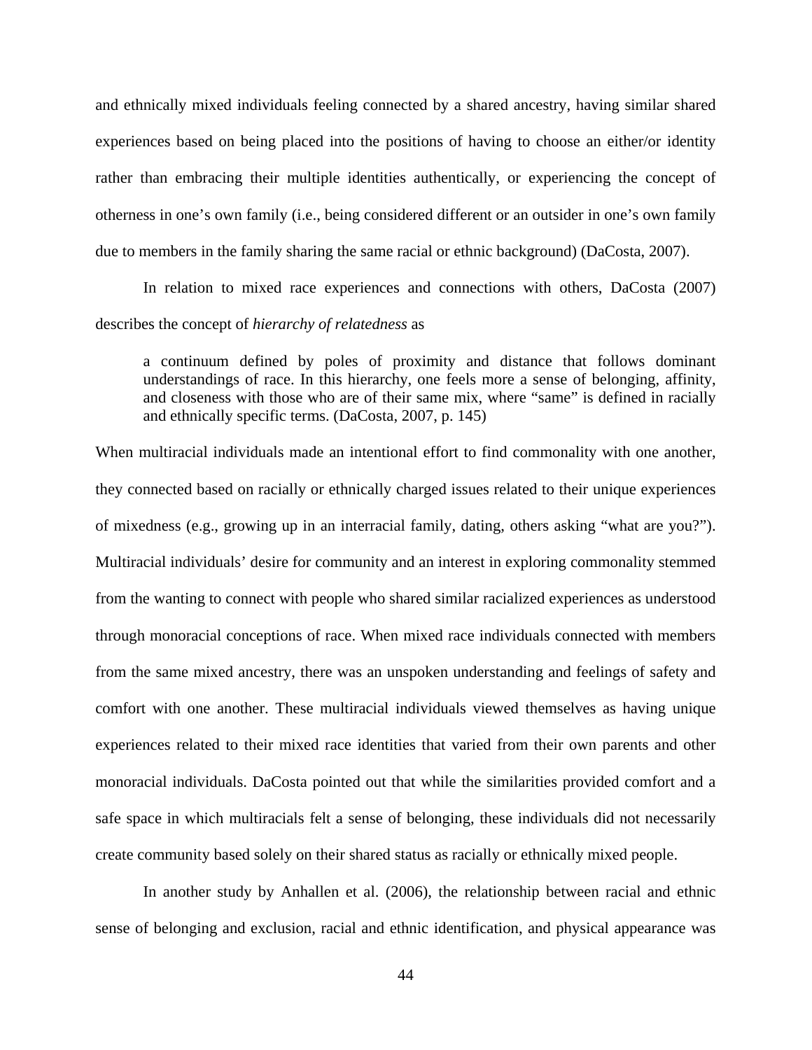and ethnically mixed individuals feeling connected by a shared ancestry, having similar shared experiences based on being placed into the positions of having to choose an either/or identity rather than embracing their multiple identities authentically, or experiencing the concept of otherness in one's own family (i.e., being considered different or an outsider in one's own family due to members in the family sharing the same racial or ethnic background) (DaCosta, 2007).

In relation to mixed race experiences and connections with others, DaCosta (2007) describes the concept of *hierarchy of relatedness* as

> a continuum defined by poles of proximity and distance that follows dominant understandings of race. In this hierarchy, one feels more a sense of belonging, affinity, and closeness with those who are of their same mix, where "same" is defined in racially and ethnically specific terms. (DaCosta, 2007, p. 145)

When multiracial individuals made an intentional effort to find commonality with one another, they connected based on racially or ethnically charged issues related to their unique experiences of mixedness (e.g., growing up in an interracial family, dating, others asking "what are you?"). Multiracial individuals' desire for community and an interest in exploring commonality stemmed from the wanting to connect with people who shared similar racialized experiences as understood through monoracial conceptions of race. When mixed race individuals connected with members from the same mixed ancestry, there was an unspoken understanding and feelings of safety and comfort with one another. These multiracial individuals viewed themselves as having unique experiences related to their mixed race identities that varied from their own parents and other monoracial individuals. DaCosta pointed out that while the similarities provided comfort and a safe space in which multiracials felt a sense of belonging, these individuals did not necessarily create community based solely on their shared status as racially or ethnically mixed people.

In another study by Anhallen et al. (2006), the relationship between racial and ethnic sense of belonging and exclusion, racial and ethnic identification, and physical appearance was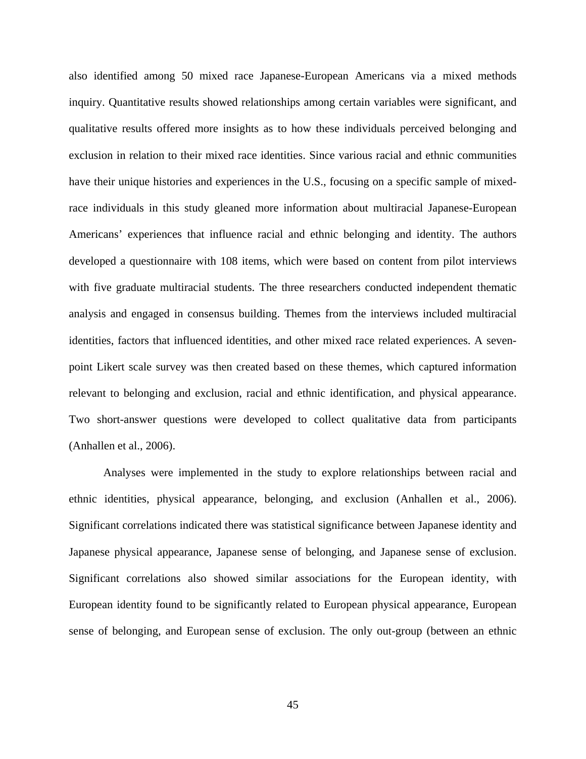also identified among 50 mixed race Japanese-European Americans via a mixed methods inquiry. Quantitative results showed relationships among certain variables were significant, and qualitative results offered more insights as to how these individuals perceived belonging and exclusion in relation to their mixed race identities. Since various racial and ethnic communities have their unique histories and experiences in the U.S., focusing on a specific sample of mixed-race individuals in this study gleaned more information about multiracial Japanese-European Americans' experiences that influence racial and ethnic belonging and identity. The authors developed a questionnaire with 108 items, which were based on content from pilot interviews with five graduate multiracial students. The three researchers conducted independent thematic analysis and engaged in consensus building. Themes from the interviews included multiracial identities, factors that influenced identities, and other mixed race related experiences. A seven-point Likert scale survey was then created based on these themes, which captured information relevant to belonging and exclusion, racial and ethnic identification, and physical appearance. Two short-answer questions were developed to collect qualitative data from participants (Anhallen et al., 2006).

Analyses were implemented in the study to explore relationships between racial and ethnic identities, physical appearance, belonging, and exclusion (Anhallen et al., 2006). Significant correlations indicated there was statistical significance between Japanese identity and Japanese physical appearance, Japanese sense of belonging, and Japanese sense of exclusion. Significant correlations also showed similar associations for the European identity, with European identity found to be significantly related to European physical appearance, European sense of belonging, and European sense of exclusion. The only out-group (between an ethnic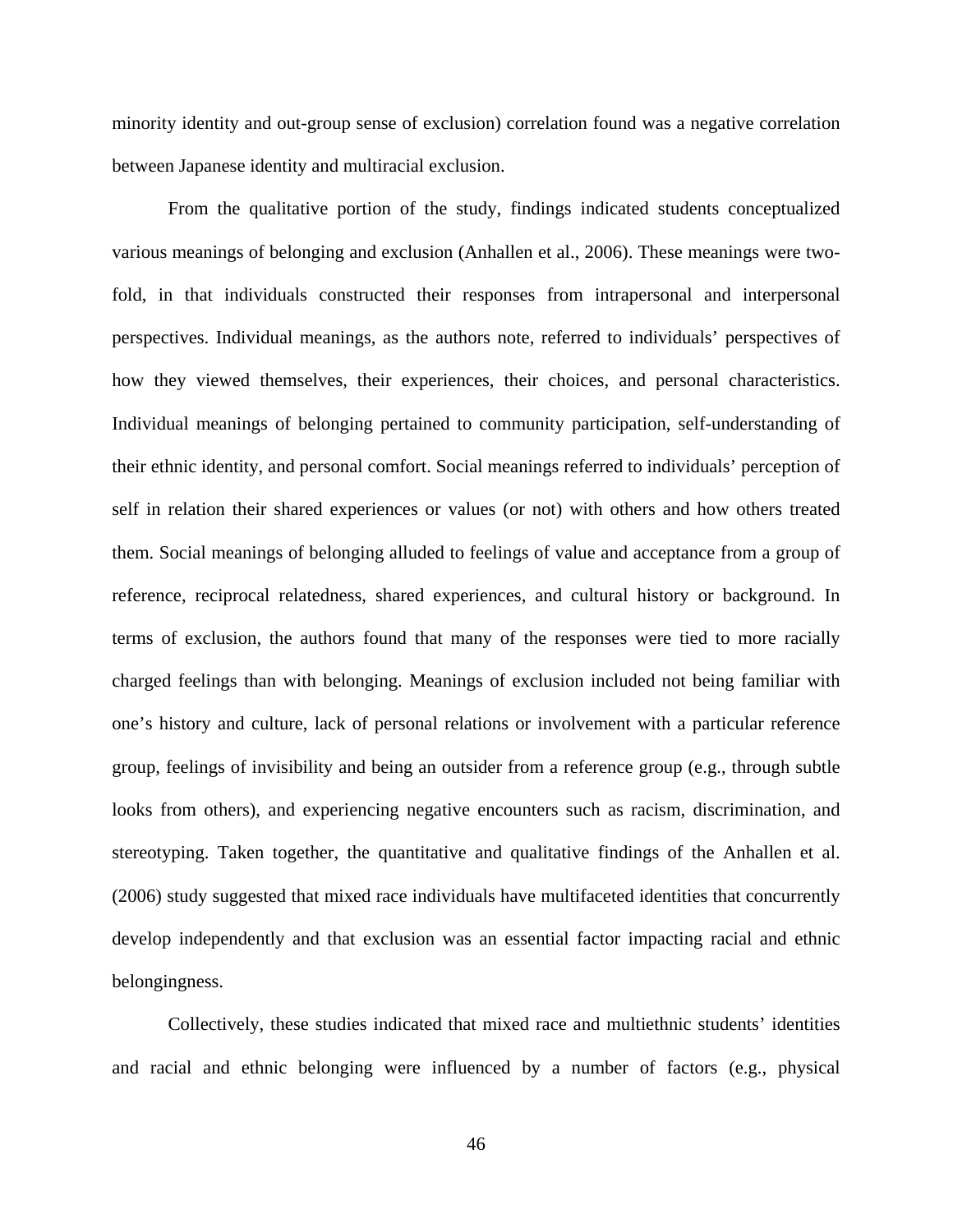minority identity and out-group sense of exclusion) correlation found was a negative correlation between Japanese identity and multiracial exclusion.

From the qualitative portion of the study, findings indicated students conceptualized various meanings of belonging and exclusion (Anhallen et al., 2006). These meanings were two-fold, in that individuals constructed their responses from intrapersonal and interpersonal perspectives. Individual meanings, as the authors note, referred to individuals' perspectives of how they viewed themselves, their experiences, their choices, and personal characteristics. Individual meanings of belonging pertained to community participation, self-understanding of their ethnic identity, and personal comfort. Social meanings referred to individuals' perception of self in relation their shared experiences or values (or not) with others and how others treated them. Social meanings of belonging alluded to feelings of value and acceptance from a group of reference, reciprocal relatedness, shared experiences, and cultural history or background. In terms of exclusion, the authors found that many of the responses were tied to more racially charged feelings than with belonging. Meanings of exclusion included not being familiar with one's history and culture, lack of personal relations or involvement with a particular reference group, feelings of invisibility and being an outsider from a reference group (e.g., through subtle looks from others), and experiencing negative encounters such as racism, discrimination, and stereotyping. Taken together, the quantitative and qualitative findings of the Anhallen et al. (2006) study suggested that mixed race individuals have multifaceted identities that concurrently develop independently and that exclusion was an essential factor impacting racial and ethnic belongingness.

Collectively, these studies indicated that mixed race and multiethnic students' identities and racial and ethnic belonging were influenced by a number of factors (e.g., physical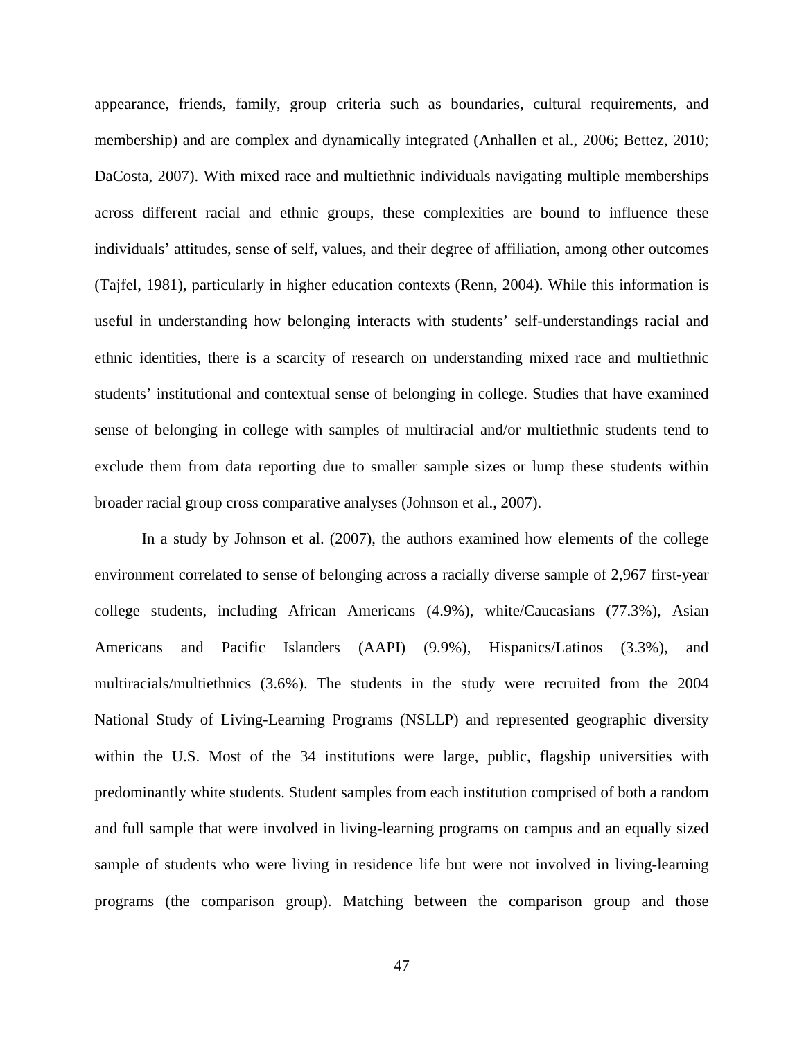appearance, friends, family, group criteria such as boundaries, cultural requirements, and membership) and are complex and dynamically integrated (Anhallen et al., 2006; Bettez, 2010; DaCosta, 2007). With mixed race and multiethnic individuals navigating multiple memberships across different racial and ethnic groups, these complexities are bound to influence these individuals' attitudes, sense of self, values, and their degree of affiliation, among other outcomes (Tajfel, 1981), particularly in higher education contexts (Renn, 2004). While this information is useful in understanding how belonging interacts with students' self-understandings racial and ethnic identities, there is a scarcity of research on understanding mixed race and multiethnic students' institutional and contextual sense of belonging in college. Studies that have examined sense of belonging in college with samples of multiracial and/or multiethnic students tend to exclude them from data reporting due to smaller sample sizes or lump these students within broader racial group cross comparative analyses (Johnson et al., 2007).

In a study by Johnson et al. (2007), the authors examined how elements of the college environment correlated to sense of belonging across a racially diverse sample of 2,967 first-year college students, including African Americans (4.9%), white/Caucasians (77.3%), Asian Americans and Pacific Islanders (AAPI) (9.9%), Hispanics/Latinos (3.3%), and multiracials/multiethnics (3.6%). The students in the study were recruited from the 2004 National Study of Living-Learning Programs (NSLLP) and represented geographic diversity within the U.S. Most of the 34 institutions were large, public, flagship universities with predominantly white students. Student samples from each institution comprised of both a random and full sample that were involved in living-learning programs on campus and an equally sized sample of students who were living in residence life but were not involved in living-learning programs (the comparison group). Matching between the comparison group and those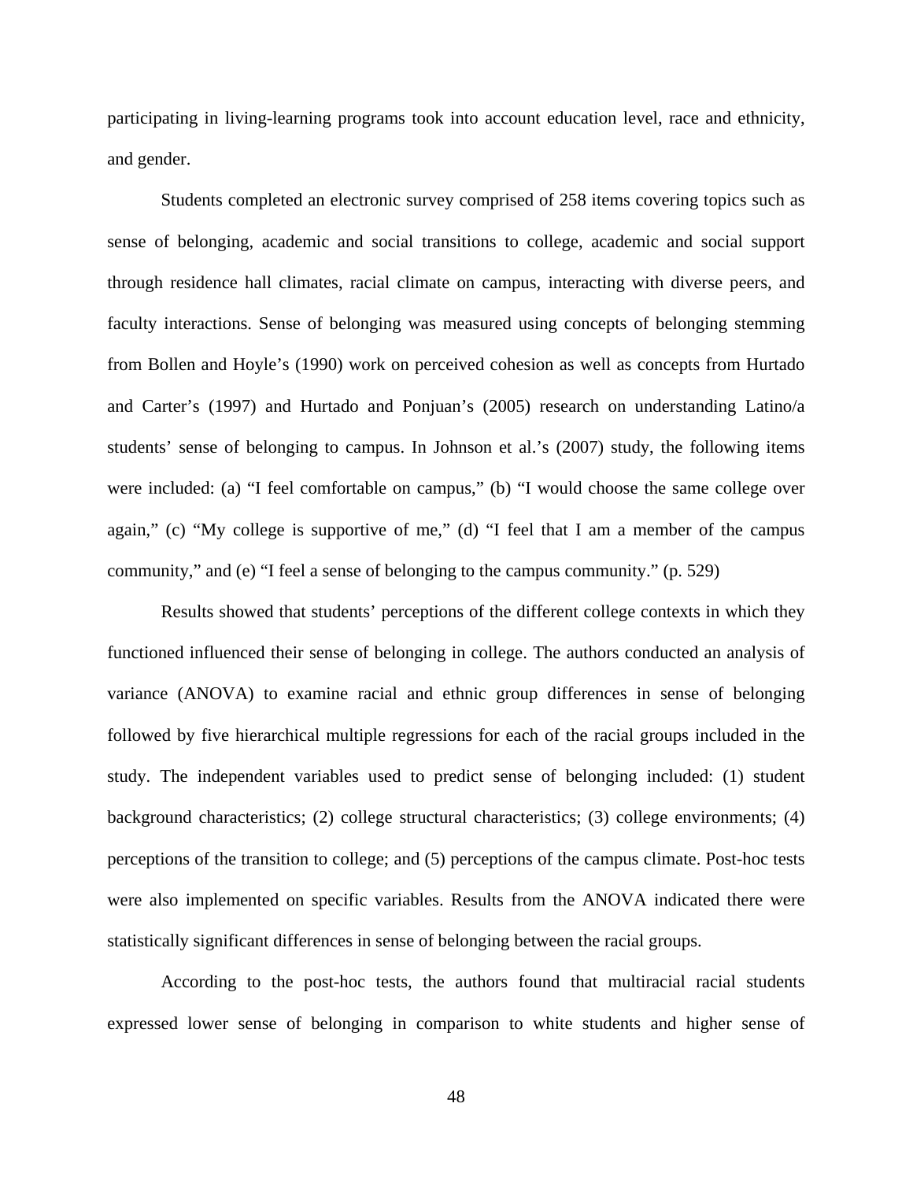participating in living-learning programs took into account education level, race and ethnicity, and gender.

Students completed an electronic survey comprised of 258 items covering topics such as sense of belonging, academic and social transitions to college, academic and social support through residence hall climates, racial climate on campus, interacting with diverse peers, and faculty interactions. Sense of belonging was measured using concepts of belonging stemming from Bollen and Hoyle's (1990) work on perceived cohesion as well as concepts from Hurtado and Carter's (1997) and Hurtado and Ponjuan's (2005) research on understanding Latino/a students' sense of belonging to campus. In Johnson et al.'s (2007) study, the following items were included: (a) "I feel comfortable on campus," (b) "I would choose the same college over again," (c) "My college is supportive of me," (d) "I feel that I am a member of the campus community," and (e) "I feel a sense of belonging to the campus community." (p. 529)

Results showed that students' perceptions of the different college contexts in which they functioned influenced their sense of belonging in college. The authors conducted an analysis of variance (ANOVA) to examine racial and ethnic group differences in sense of belonging followed by five hierarchical multiple regressions for each of the racial groups included in the study. The independent variables used to predict sense of belonging included: (1) student background characteristics; (2) college structural characteristics; (3) college environments; (4) perceptions of the transition to college; and (5) perceptions of the campus climate. Post-hoc tests were also implemented on specific variables. Results from the ANOVA indicated there were statistically significant differences in sense of belonging between the racial groups.

According to the post-hoc tests, the authors found that multiracial racial students expressed lower sense of belonging in comparison to white students and higher sense of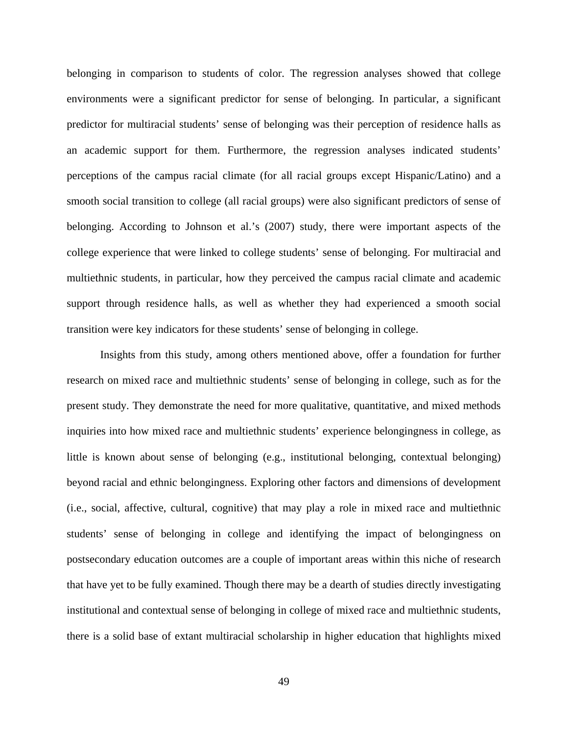belonging in comparison to students of color. The regression analyses showed that college environments were a significant predictor for sense of belonging. In particular, a significant predictor for multiracial students' sense of belonging was their perception of residence halls as an academic support for them. Furthermore, the regression analyses indicated students' perceptions of the campus racial climate (for all racial groups except Hispanic/Latino) and a smooth social transition to college (all racial groups) were also significant predictors of sense of belonging. According to Johnson et al.'s (2007) study, there were important aspects of the college experience that were linked to college students' sense of belonging. For multiracial and multiethnic students, in particular, how they perceived the campus racial climate and academic support through residence halls, as well as whether they had experienced a smooth social transition were key indicators for these students' sense of belonging in college.

Insights from this study, among others mentioned above, offer a foundation for further research on mixed race and multiethnic students' sense of belonging in college, such as for the present study. They demonstrate the need for more qualitative, quantitative, and mixed methods inquiries into how mixed race and multiethnic students' experience belongingness in college, as little is known about sense of belonging (e.g., institutional belonging, contextual belonging) beyond racial and ethnic belongingness. Exploring other factors and dimensions of development (i.e., social, affective, cultural, cognitive) that may play a role in mixed race and multiethnic students' sense of belonging in college and identifying the impact of belongingness on postsecondary education outcomes are a couple of important areas within this niche of research that have yet to be fully examined. Though there may be a dearth of studies directly investigating institutional and contextual sense of belonging in college of mixed race and multiethnic students, there is a solid base of extant multiracial scholarship in higher education that highlights mixed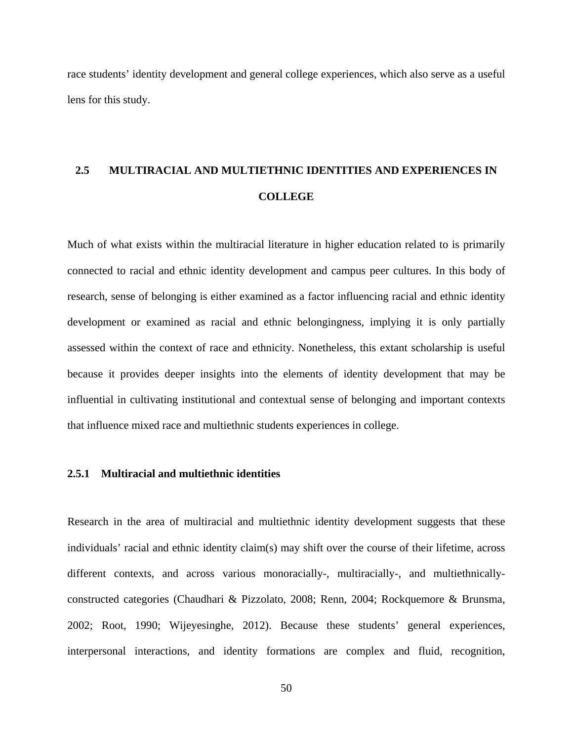race students' identity development and general college experiences, which also serve as a useful lens for this study.

## 2.5 MULTIRACIAL AND MULTIETHNIC IDENTITIES AND EXPERIENCES IN COLLEGE

Much of what exists within the multiracial literature in higher education related to is primarily connected to racial and ethnic identity development and campus peer cultures. In this body of research, sense of belonging is either examined as a factor influencing racial and ethnic identity development or examined as racial and ethnic belongingness, implying it is only partially assessed within the context of race and ethnicity. Nonetheless, this extant scholarship is useful because it provides deeper insights into the elements of identity development that may be influential in cultivating institutional and contextual sense of belonging and important contexts that influence mixed race and multiethnic students experiences in college.

### 2.5.1 Multiracial and multiethnic identities

Research in the area of multiracial and multiethnic identity development suggests that these individuals' racial and ethnic identity claim(s) may shift over the course of their lifetime, across different contexts, and across various monoracially-, multiracially-, and multiethnically-constructed categories (Chaudhari & Pizzolato, 2008; Renn, 2004; Rockquemore & Brunsma, 2002; Root, 1990; Wijeyesinghe, 2012). Because these students' general experiences, interpersonal interactions, and identity formations are complex and fluid, recognition,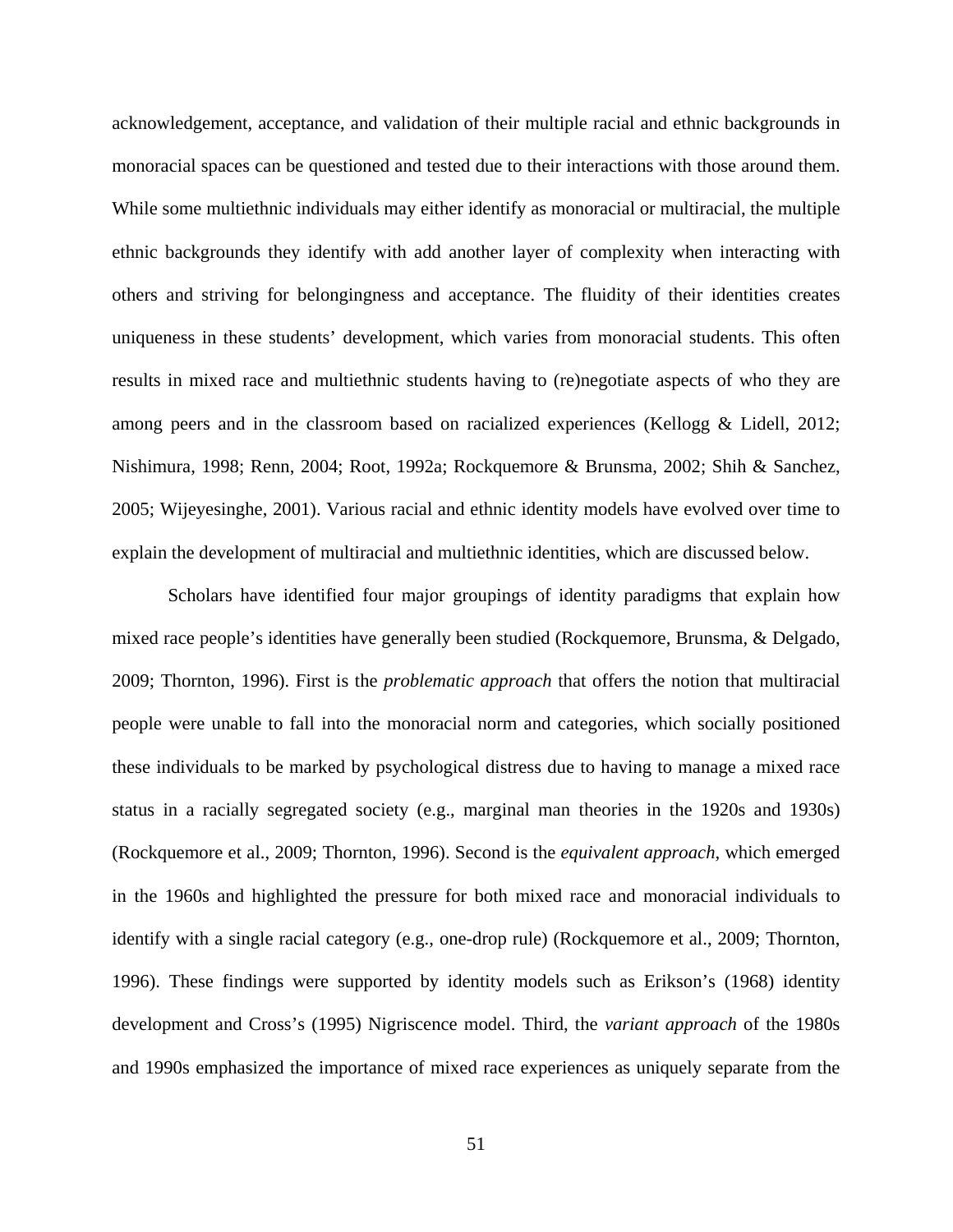acknowledgement, acceptance, and validation of their multiple racial and ethnic backgrounds in monoracial spaces can be questioned and tested due to their interactions with those around them. While some multiethnic individuals may either identify as monoracial or multiracial, the multiple ethnic backgrounds they identify with add another layer of complexity when interacting with others and striving for belongingness and acceptance. The fluidity of their identities creates uniqueness in these students' development, which varies from monoracial students. This often results in mixed race and multiethnic students having to (re)negotiate aspects of who they are among peers and in the classroom based on racialized experiences (Kellogg & Lidell, 2012; Nishimura, 1998; Renn, 2004; Root, 1992a; Rockquemore & Brunsma, 2002; Shih & Sanchez, 2005; Wijeyesinghe, 2001). Various racial and ethnic identity models have evolved over time to explain the development of multiracial and multiethnic identities, which are discussed below.

Scholars have identified four major groupings of identity paradigms that explain how mixed race people's identities have generally been studied (Rockquemore, Brunsma, & Delgado, 2009; Thornton, 1996). First is the *problematic approach* that offers the notion that multiracial people were unable to fall into the monoracial norm and categories, which socially positioned these individuals to be marked by psychological distress due to having to manage a mixed race status in a racially segregated society (e.g., marginal man theories in the 1920s and 1930s) (Rockquemore et al., 2009; Thornton, 1996). Second is the *equivalent approach*, which emerged in the 1960s and highlighted the pressure for both mixed race and monoracial individuals to identify with a single racial category (e.g., one-drop rule) (Rockquemore et al., 2009; Thornton, 1996). These findings were supported by identity models such as Erikson's (1968) identity development and Cross's (1995) Nigriscence model. Third, the *variant approach* of the 1980s and 1990s emphasized the importance of mixed race experiences as uniquely separate from the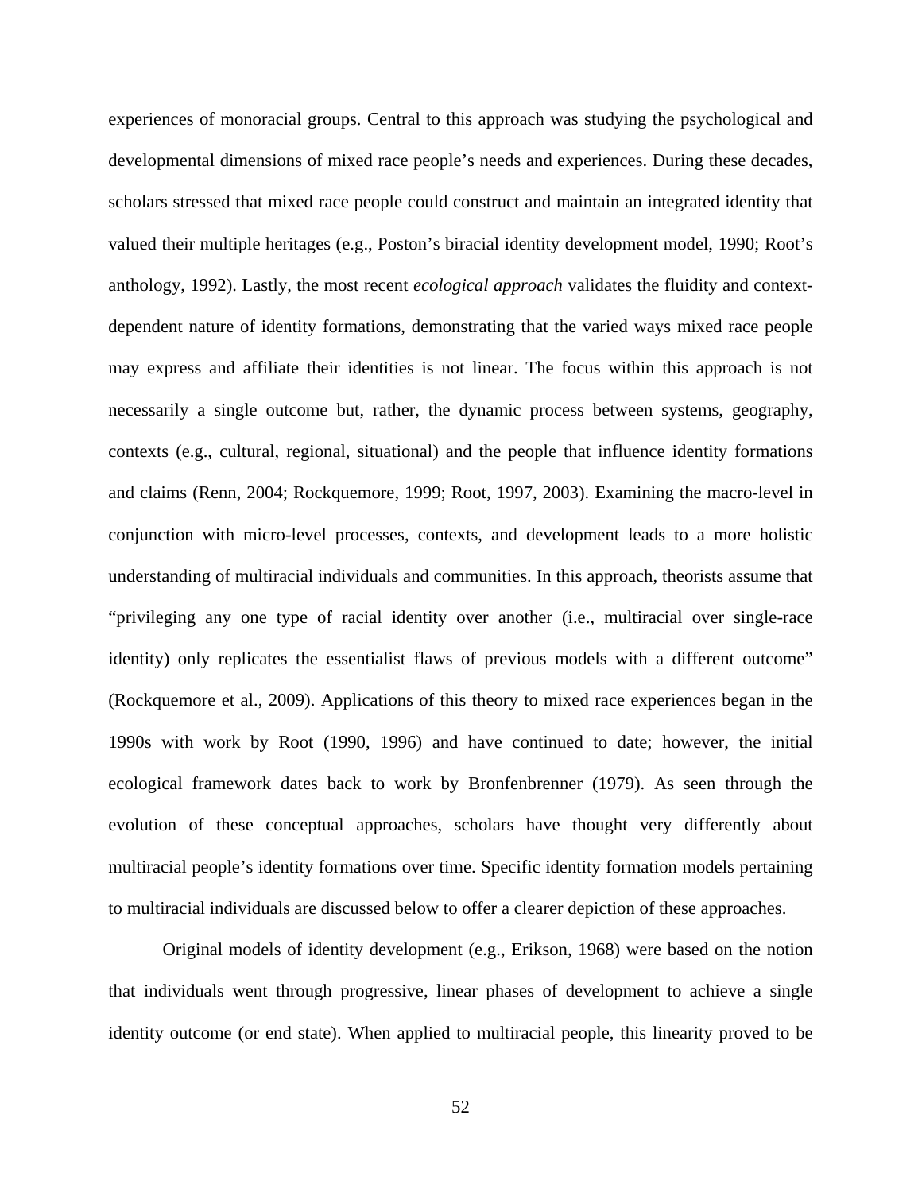experiences of monoracial groups. Central to this approach was studying the psychological and developmental dimensions of mixed race people's needs and experiences. During these decades, scholars stressed that mixed race people could construct and maintain an integrated identity that valued their multiple heritages (e.g., Poston's biracial identity development model, 1990; Root's anthology, 1992). Lastly, the most recent *ecological approach* validates the fluidity and context-dependent nature of identity formations, demonstrating that the varied ways mixed race people may express and affiliate their identities is not linear. The focus within this approach is not necessarily a single outcome but, rather, the dynamic process between systems, geography, contexts (e.g., cultural, regional, situational) and the people that influence identity formations and claims (Renn, 2004; Rockquemore, 1999; Root, 1997, 2003). Examining the macro-level in conjunction with micro-level processes, contexts, and development leads to a more holistic understanding of multiracial individuals and communities. In this approach, theorists assume that "privileging any one type of racial identity over another (i.e., multiracial over single-race identity) only replicates the essentialist flaws of previous models with a different outcome" (Rockquemore et al., 2009). Applications of this theory to mixed race experiences began in the 1990s with work by Root (1990, 1996) and have continued to date; however, the initial ecological framework dates back to work by Bronfenbrenner (1979). As seen through the evolution of these conceptual approaches, scholars have thought very differently about multiracial people's identity formations over time. Specific identity formation models pertaining to multiracial individuals are discussed below to offer a clearer depiction of these approaches.

Original models of identity development (e.g., Erikson, 1968) were based on the notion that individuals went through progressive, linear phases of development to achieve a single identity outcome (or end state). When applied to multiracial people, this linearity proved to be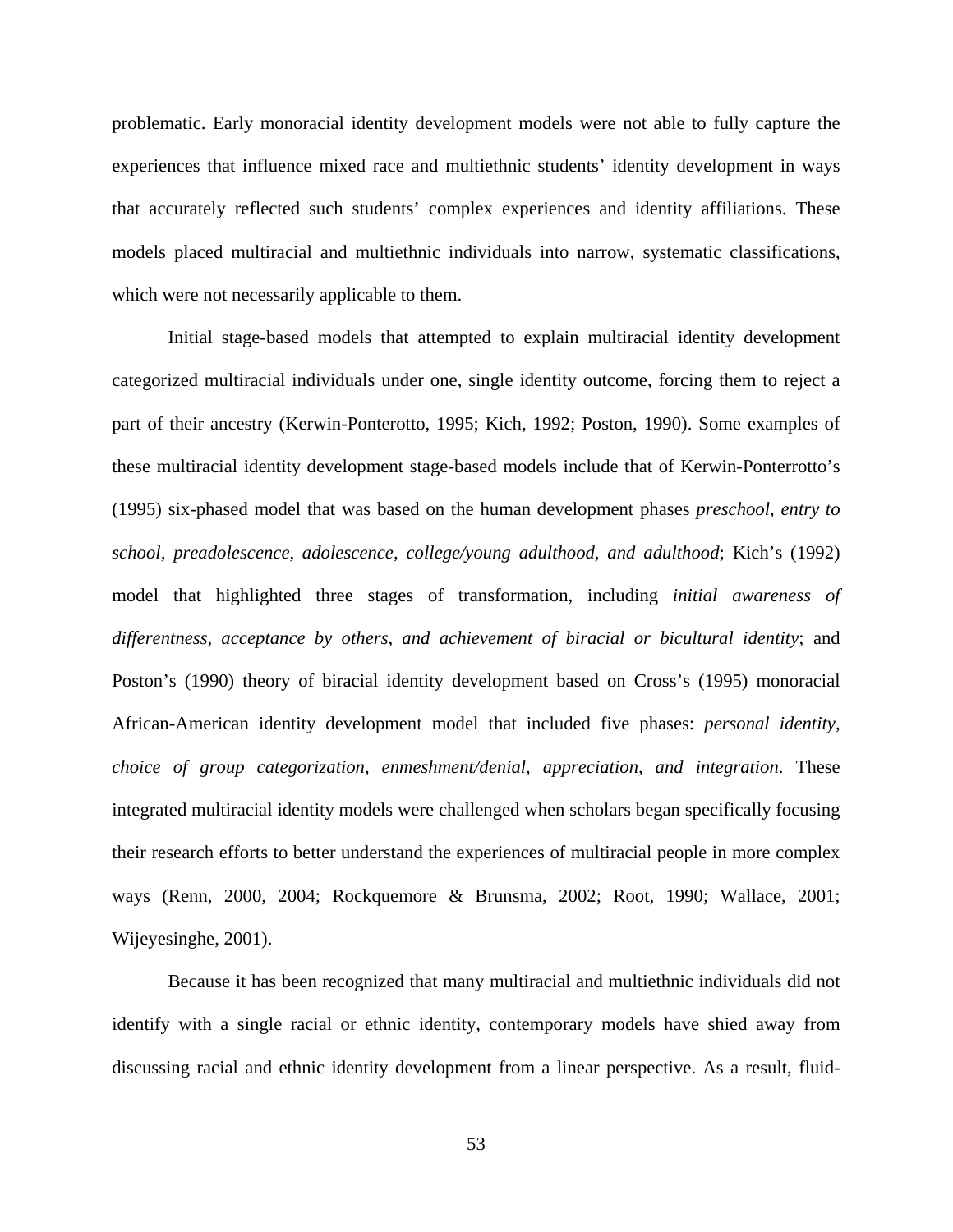problematic. Early monoracial identity development models were not able to fully capture the experiences that influence mixed race and multiethnic students' identity development in ways that accurately reflected such students' complex experiences and identity affiliations. These models placed multiracial and multiethnic individuals into narrow, systematic classifications, which were not necessarily applicable to them.

Initial stage-based models that attempted to explain multiracial identity development categorized multiracial individuals under one, single identity outcome, forcing them to reject a part of their ancestry (Kerwin-Ponterotto, 1995; Kich, 1992; Poston, 1990). Some examples of these multiracial identity development stage-based models include that of Kerwin-Ponterrotto's (1995) six-phased model that was based on the human development phases *preschool, entry to school, preadolescence, adolescence, college/young adulthood, and adulthood*; Kich's (1992) model that highlighted three stages of transformation, including *initial awareness of differentness, acceptance by others, and achievement of biracial or bicultural identity*; and Poston's (1990) theory of biracial identity development based on Cross's (1995) monoracial African-American identity development model that included five phases: *personal identity, choice of group categorization, enmeshment/denial, appreciation, and integration*. These integrated multiracial identity models were challenged when scholars began specifically focusing their research efforts to better understand the experiences of multiracial people in more complex ways (Renn, 2000, 2004; Rockquemore & Brunsma, 2002; Root, 1990; Wallace, 2001; Wijeyesinghe, 2001).

Because it has been recognized that many multiracial and multiethnic individuals did not identify with a single racial or ethnic identity, contemporary models have shied away from discussing racial and ethnic identity development from a linear perspective. As a result, fluid-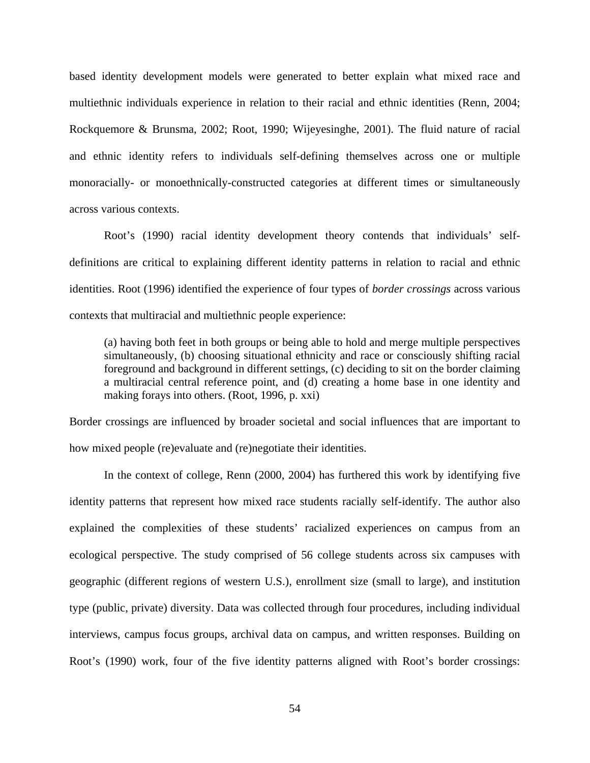based identity development models were generated to better explain what mixed race and multiethnic individuals experience in relation to their racial and ethnic identities (Renn, 2004; Rockquemore & Brunsma, 2002; Root, 1990; Wijeyesinghe, 2001). The fluid nature of racial and ethnic identity refers to individuals self-defining themselves across one or multiple monoracially- or monoethnically-constructed categories at different times or simultaneously across various contexts.

Root's (1990) racial identity development theory contends that individuals' self-definitions are critical to explaining different identity patterns in relation to racial and ethnic identities. Root (1996) identified the experience of four types of *border crossings* across various contexts that multiracial and multiethnic people experience:

> (a) having both feet in both groups or being able to hold and merge multiple perspectives simultaneously, (b) choosing situational ethnicity and race or consciously shifting racial foreground and background in different settings, (c) deciding to sit on the border claiming a multiracial central reference point, and (d) creating a home base in one identity and making forays into others. (Root, 1996, p. xxi)

Border crossings are influenced by broader societal and social influences that are important to how mixed people (re)evaluate and (re)negotiate their identities.

In the context of college, Renn (2000, 2004) has furthered this work by identifying five identity patterns that represent how mixed race students racially self-identify. The author also explained the complexities of these students' racialized experiences on campus from an ecological perspective. The study comprised of 56 college students across six campuses with geographic (different regions of western U.S.), enrollment size (small to large), and institution type (public, private) diversity. Data was collected through four procedures, including individual interviews, campus focus groups, archival data on campus, and written responses. Building on Root's (1990) work, four of the five identity patterns aligned with Root's border crossings: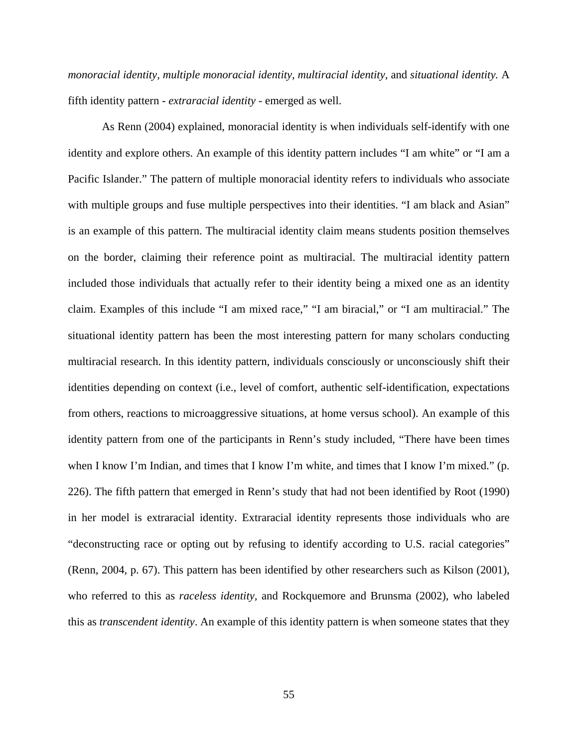*monoracial identity, multiple monoracial identity, multiracial identity,* and *situational identity.* A fifth identity pattern - *extraracial identity* - emerged as well.

As Renn (2004) explained, monoracial identity is when individuals self-identify with one identity and explore others. An example of this identity pattern includes "I am white" or "I am a Pacific Islander." The pattern of multiple monoracial identity refers to individuals who associate with multiple groups and fuse multiple perspectives into their identities. "I am black and Asian" is an example of this pattern. The multiracial identity claim means students position themselves on the border, claiming their reference point as multiracial. The multiracial identity pattern included those individuals that actually refer to their identity being a mixed one as an identity claim. Examples of this include "I am mixed race," "I am biracial," or "I am multiracial." The situational identity pattern has been the most interesting pattern for many scholars conducting multiracial research. In this identity pattern, individuals consciously or unconsciously shift their identities depending on context (i.e., level of comfort, authentic self-identification, expectations from others, reactions to microaggressive situations, at home versus school). An example of this identity pattern from one of the participants in Renn's study included, "There have been times when I know I'm Indian, and times that I know I'm white, and times that I know I'm mixed." (p. 226). The fifth pattern that emerged in Renn's study that had not been identified by Root (1990) in her model is extraracial identity. Extraracial identity represents those individuals who are "deconstructing race or opting out by refusing to identify according to U.S. racial categories" (Renn, 2004, p. 67). This pattern has been identified by other researchers such as Kilson (2001), who referred to this as *raceless identity*, and Rockquemore and Brunsma (2002), who labeled this as *transcendent identity*. An example of this identity pattern is when someone states that they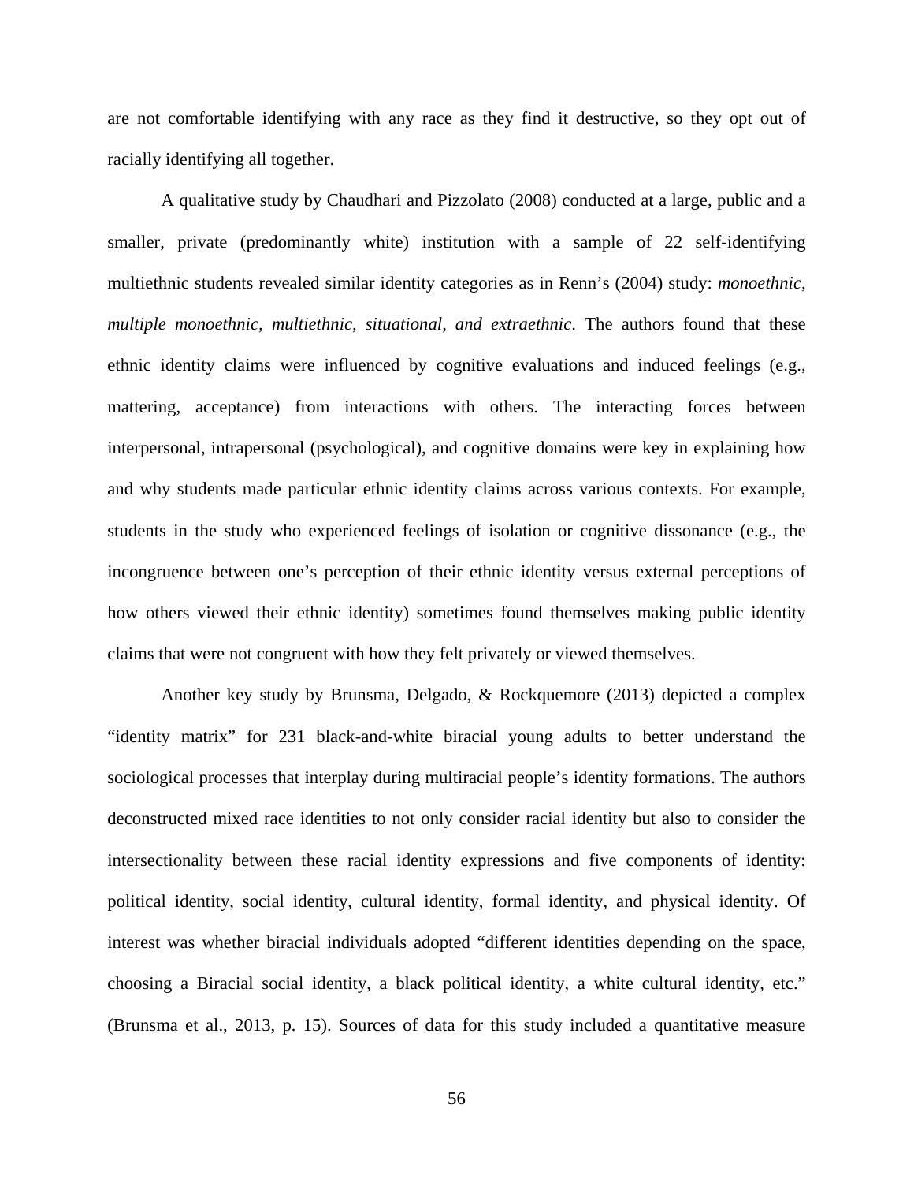are not comfortable identifying with any race as they find it destructive, so they opt out of racially identifying all together.

A qualitative study by Chaudhari and Pizzolato (2008) conducted at a large, public and a smaller, private (predominantly white) institution with a sample of 22 self-identifying multiethnic students revealed similar identity categories as in Renn's (2004) study: *monoethnic, multiple monoethnic, multiethnic, situational, and extraethnic*. The authors found that these ethnic identity claims were influenced by cognitive evaluations and induced feelings (e.g., mattering, acceptance) from interactions with others. The interacting forces between interpersonal, intrapersonal (psychological), and cognitive domains were key in explaining how and why students made particular ethnic identity claims across various contexts. For example, students in the study who experienced feelings of isolation or cognitive dissonance (e.g., the incongruence between one's perception of their ethnic identity versus external perceptions of how others viewed their ethnic identity) sometimes found themselves making public identity claims that were not congruent with how they felt privately or viewed themselves.

Another key study by Brunsma, Delgado, & Rockquemore (2013) depicted a complex "identity matrix" for 231 black-and-white biracial young adults to better understand the sociological processes that interplay during multiracial people's identity formations. The authors deconstructed mixed race identities to not only consider racial identity but also to consider the intersectionality between these racial identity expressions and five components of identity: political identity, social identity, cultural identity, formal identity, and physical identity. Of interest was whether biracial individuals adopted "different identities depending on the space, choosing a Biracial social identity, a black political identity, a white cultural identity, etc." (Brunsma et al., 2013, p. 15). Sources of data for this study included a quantitative measure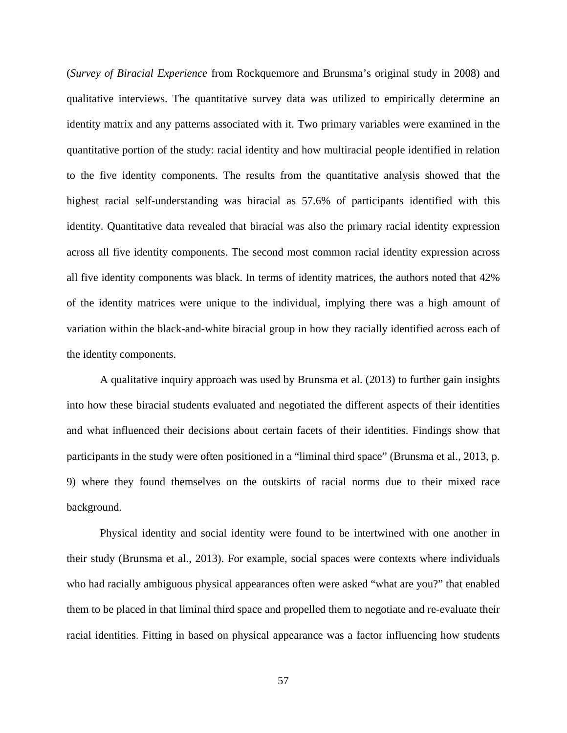(*Survey of Biracial Experience* from Rockquemore and Brunsma's original study in 2008) and qualitative interviews. The quantitative survey data was utilized to empirically determine an identity matrix and any patterns associated with it. Two primary variables were examined in the quantitative portion of the study: racial identity and how multiracial people identified in relation to the five identity components. The results from the quantitative analysis showed that the highest racial self-understanding was biracial as 57.6% of participants identified with this identity. Quantitative data revealed that biracial was also the primary racial identity expression across all five identity components. The second most common racial identity expression across all five identity components was black. In terms of identity matrices, the authors noted that 42% of the identity matrices were unique to the individual, implying there was a high amount of variation within the black-and-white biracial group in how they racially identified across each of the identity components.

A qualitative inquiry approach was used by Brunsma et al. (2013) to further gain insights into how these biracial students evaluated and negotiated the different aspects of their identities and what influenced their decisions about certain facets of their identities. Findings show that participants in the study were often positioned in a "liminal third space" (Brunsma et al., 2013, p. 9) where they found themselves on the outskirts of racial norms due to their mixed race background.

Physical identity and social identity were found to be intertwined with one another in their study (Brunsma et al., 2013). For example, social spaces were contexts where individuals who had racially ambiguous physical appearances often were asked "what are you?" that enabled them to be placed in that liminal third space and propelled them to negotiate and re-evaluate their racial identities. Fitting in based on physical appearance was a factor influencing how students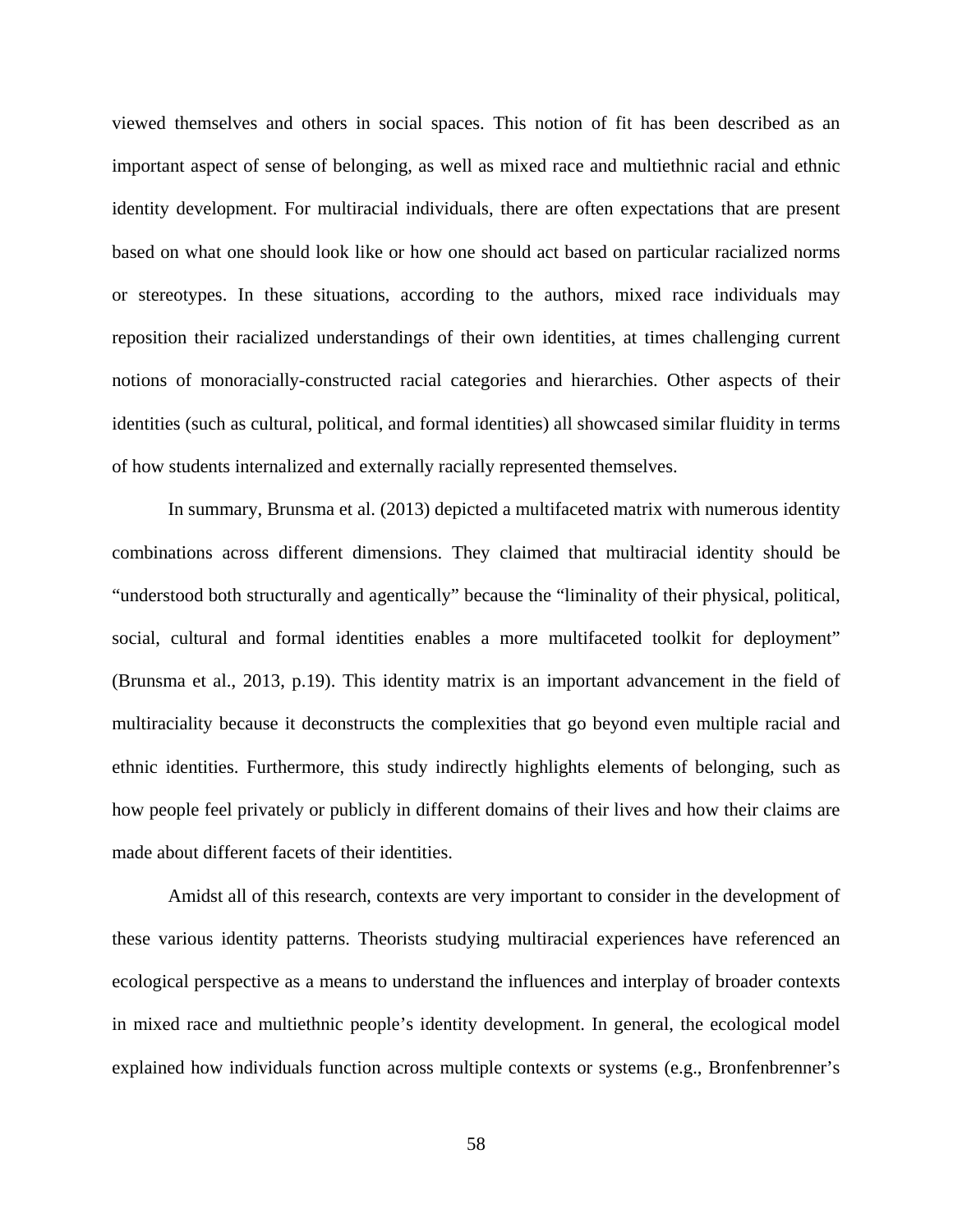viewed themselves and others in social spaces. This notion of fit has been described as an important aspect of sense of belonging, as well as mixed race and multiethnic racial and ethnic identity development. For multiracial individuals, there are often expectations that are present based on what one should look like or how one should act based on particular racialized norms or stereotypes. In these situations, according to the authors, mixed race individuals may reposition their racialized understandings of their own identities, at times challenging current notions of monoracially-constructed racial categories and hierarchies. Other aspects of their identities (such as cultural, political, and formal identities) all showcased similar fluidity in terms of how students internalized and externally racially represented themselves.

In summary, Brunsma et al. (2013) depicted a multifaceted matrix with numerous identity combinations across different dimensions. They claimed that multiracial identity should be "understood both structurally and agentically" because the "liminality of their physical, political, social, cultural and formal identities enables a more multifaceted toolkit for deployment" (Brunsma et al., 2013, p.19). This identity matrix is an important advancement in the field of multiraciality because it deconstructs the complexities that go beyond even multiple racial and ethnic identities. Furthermore, this study indirectly highlights elements of belonging, such as how people feel privately or publicly in different domains of their lives and how their claims are made about different facets of their identities.

Amidst all of this research, contexts are very important to consider in the development of these various identity patterns. Theorists studying multiracial experiences have referenced an ecological perspective as a means to understand the influences and interplay of broader contexts in mixed race and multiethnic people's identity development. In general, the ecological model explained how individuals function across multiple contexts or systems (e.g., Bronfenbrenner's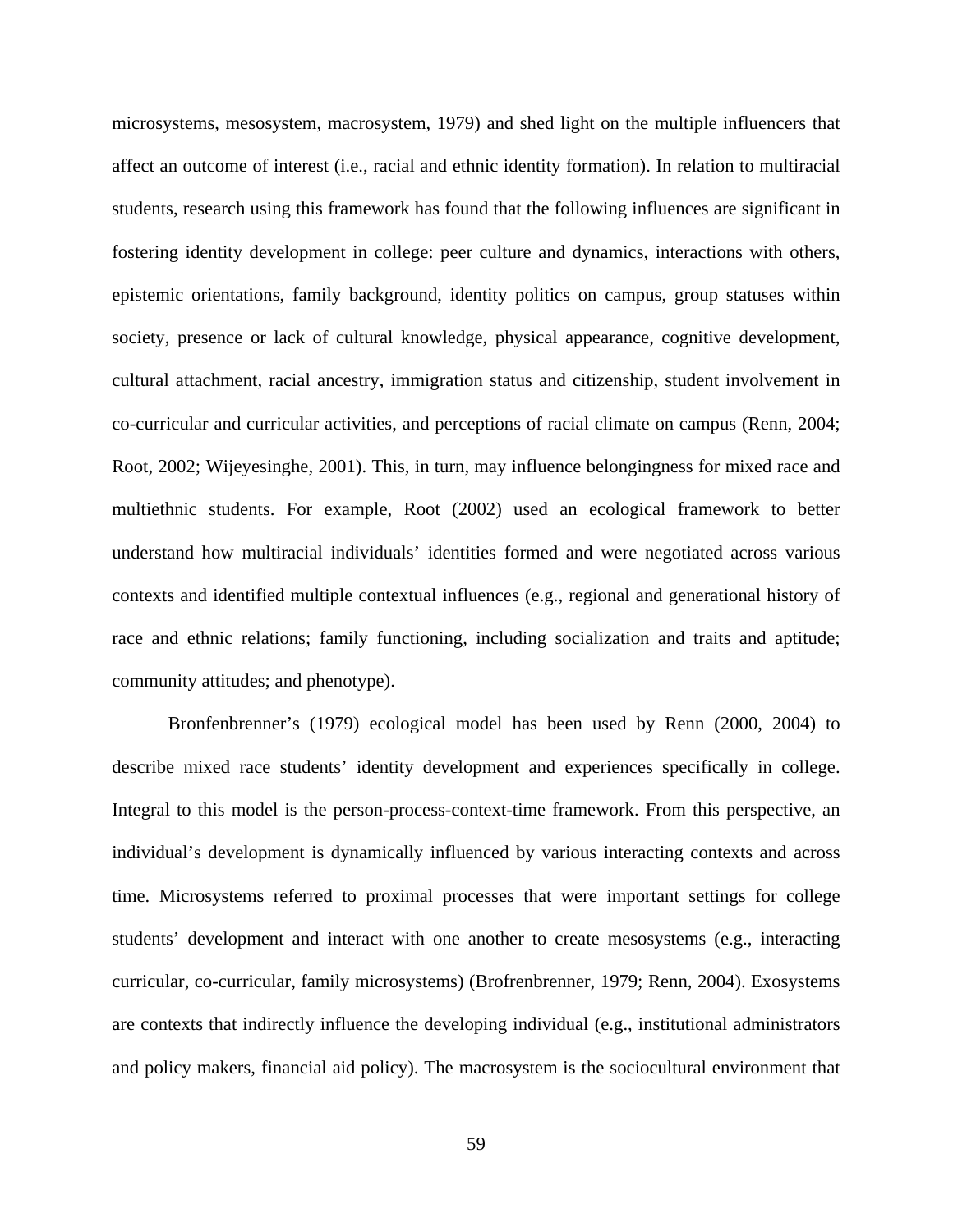microsystems, mesosystem, macrosystem, 1979) and shed light on the multiple influencers that affect an outcome of interest (i.e., racial and ethnic identity formation). In relation to multiracial students, research using this framework has found that the following influences are significant in fostering identity development in college: peer culture and dynamics, interactions with others, epistemic orientations, family background, identity politics on campus, group statuses within society, presence or lack of cultural knowledge, physical appearance, cognitive development, cultural attachment, racial ancestry, immigration status and citizenship, student involvement in co-curricular and curricular activities, and perceptions of racial climate on campus (Renn, 2004; Root, 2002; Wijeyesinghe, 2001). This, in turn, may influence belongingness for mixed race and multiethnic students. For example, Root (2002) used an ecological framework to better understand how multiracial individuals' identities formed and were negotiated across various contexts and identified multiple contextual influences (e.g., regional and generational history of race and ethnic relations; family functioning, including socialization and traits and aptitude; community attitudes; and phenotype).

Bronfenbrenner's (1979) ecological model has been used by Renn (2000, 2004) to describe mixed race students' identity development and experiences specifically in college. Integral to this model is the person-process-context-time framework. From this perspective, an individual's development is dynamically influenced by various interacting contexts and across time. Microsystems referred to proximal processes that were important settings for college students' development and interact with one another to create mesosystems (e.g., interacting curricular, co-curricular, family microsystems) (Brofrenbrenner, 1979; Renn, 2004). Exosystems are contexts that indirectly influence the developing individual (e.g., institutional administrators and policy makers, financial aid policy). The macrosystem is the sociocultural environment that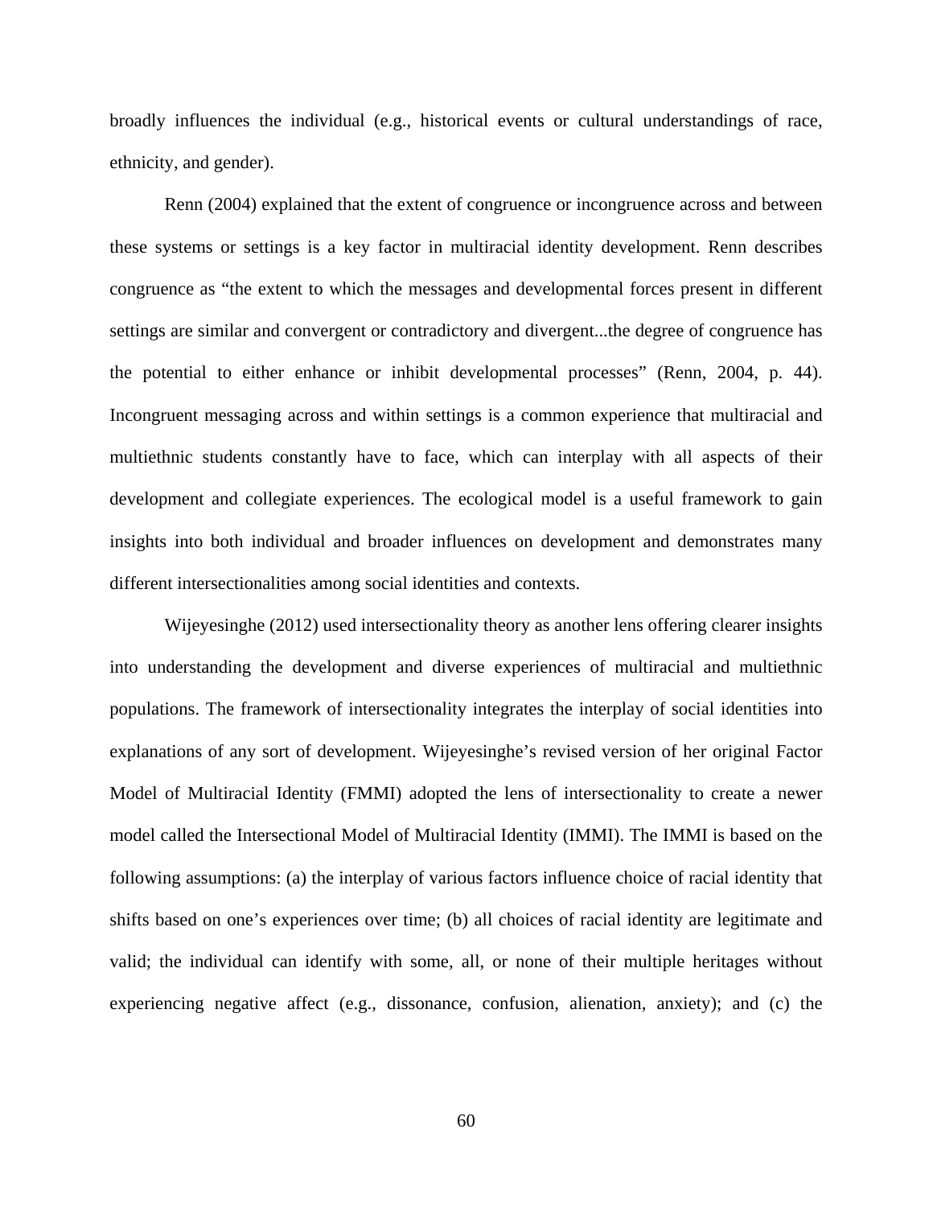broadly influences the individual (e.g., historical events or cultural understandings of race, ethnicity, and gender).

Renn (2004) explained that the extent of congruence or incongruence across and between these systems or settings is a key factor in multiracial identity development. Renn describes congruence as "the extent to which the messages and developmental forces present in different settings are similar and convergent or contradictory and divergent...the degree of congruence has the potential to either enhance or inhibit developmental processes" (Renn, 2004, p. 44). Incongruent messaging across and within settings is a common experience that multiracial and multiethnic students constantly have to face, which can interplay with all aspects of their development and collegiate experiences. The ecological model is a useful framework to gain insights into both individual and broader influences on development and demonstrates many different intersectionalities among social identities and contexts.

Wijeyesinghe (2012) used intersectionality theory as another lens offering clearer insights into understanding the development and diverse experiences of multiracial and multiethnic populations. The framework of intersectionality integrates the interplay of social identities into explanations of any sort of development. Wijeyesinghe's revised version of her original Factor Model of Multiracial Identity (FMMI) adopted the lens of intersectionality to create a newer model called the Intersectional Model of Multiracial Identity (IMMI). The IMMI is based on the following assumptions: (a) the interplay of various factors influence choice of racial identity that shifts based on one's experiences over time; (b) all choices of racial identity are legitimate and valid; the individual can identify with some, all, or none of their multiple heritages without experiencing negative affect (e.g., dissonance, confusion, alienation, anxiety); and (c) the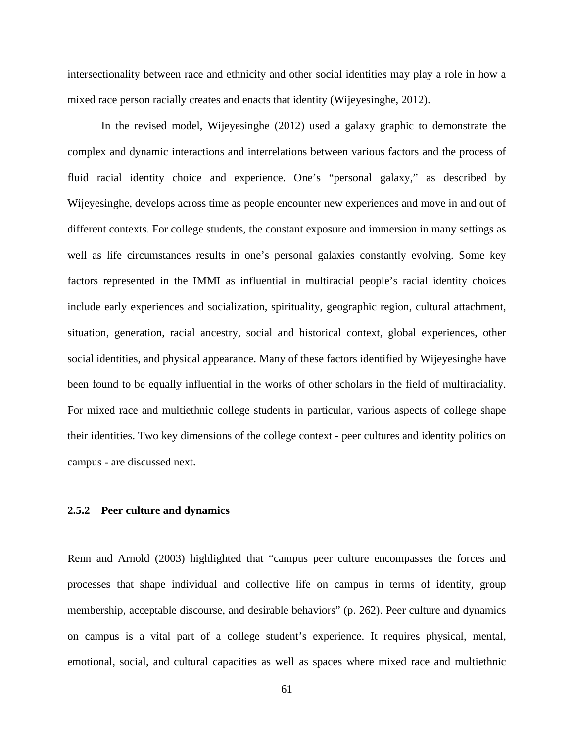intersectionality between race and ethnicity and other social identities may play a role in how a mixed race person racially creates and enacts that identity (Wijeyesinghe, 2012).

In the revised model, Wijeyesinghe (2012) used a galaxy graphic to demonstrate the complex and dynamic interactions and interrelations between various factors and the process of fluid racial identity choice and experience. One's "personal galaxy," as described by Wijeyesinghe, develops across time as people encounter new experiences and move in and out of different contexts. For college students, the constant exposure and immersion in many settings as well as life circumstances results in one's personal galaxies constantly evolving. Some key factors represented in the IMMI as influential in multiracial people's racial identity choices include early experiences and socialization, spirituality, geographic region, cultural attachment, situation, generation, racial ancestry, social and historical context, global experiences, other social identities, and physical appearance. Many of these factors identified by Wijeyesinghe have been found to be equally influential in the works of other scholars in the field of multiraciality. For mixed race and multiethnic college students in particular, various aspects of college shape their identities. Two key dimensions of the college context - peer cultures and identity politics on campus - are discussed next.

### 2.5.2 Peer culture and dynamics

Renn and Arnold (2003) highlighted that "campus peer culture encompasses the forces and processes that shape individual and collective life on campus in terms of identity, group membership, acceptable discourse, and desirable behaviors" (p. 262). Peer culture and dynamics on campus is a vital part of a college student's experience. It requires physical, mental, emotional, social, and cultural capacities as well as spaces where mixed race and multiethnic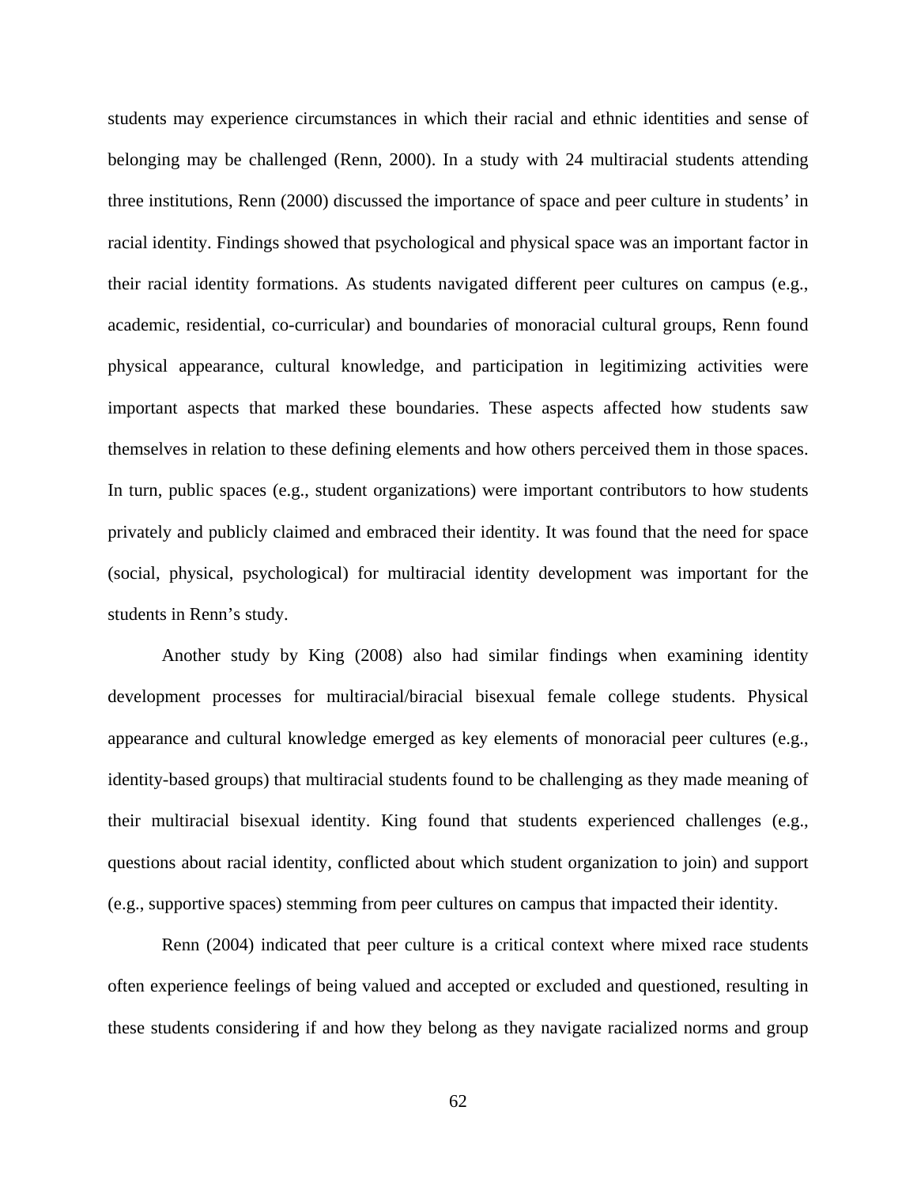students may experience circumstances in which their racial and ethnic identities and sense of belonging may be challenged (Renn, 2000). In a study with 24 multiracial students attending three institutions, Renn (2000) discussed the importance of space and peer culture in students' in racial identity. Findings showed that psychological and physical space was an important factor in their racial identity formations. As students navigated different peer cultures on campus (e.g., academic, residential, co-curricular) and boundaries of monoracial cultural groups, Renn found physical appearance, cultural knowledge, and participation in legitimizing activities were important aspects that marked these boundaries. These aspects affected how students saw themselves in relation to these defining elements and how others perceived them in those spaces. In turn, public spaces (e.g., student organizations) were important contributors to how students privately and publicly claimed and embraced their identity. It was found that the need for space (social, physical, psychological) for multiracial identity development was important for the students in Renn's study.

Another study by King (2008) also had similar findings when examining identity development processes for multiracial/biracial bisexual female college students. Physical appearance and cultural knowledge emerged as key elements of monoracial peer cultures (e.g., identity-based groups) that multiracial students found to be challenging as they made meaning of their multiracial bisexual identity. King found that students experienced challenges (e.g., questions about racial identity, conflicted about which student organization to join) and support (e.g., supportive spaces) stemming from peer cultures on campus that impacted their identity.

Renn (2004) indicated that peer culture is a critical context where mixed race students often experience feelings of being valued and accepted or excluded and questioned, resulting in these students considering if and how they belong as they navigate racialized norms and group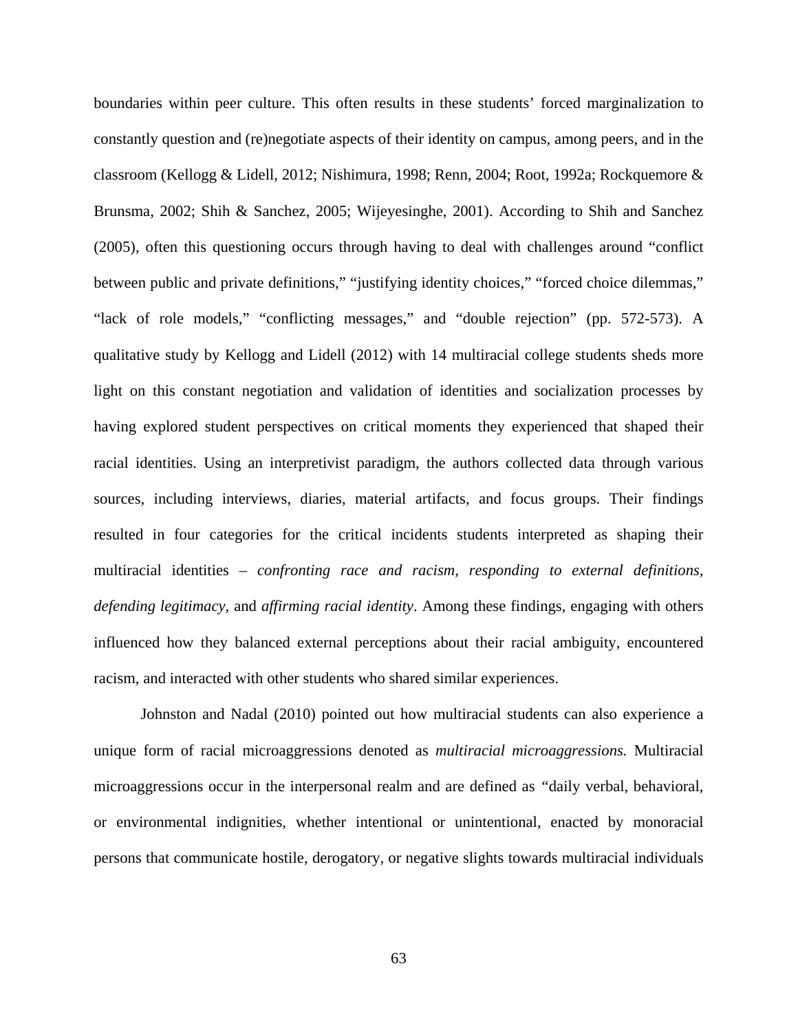boundaries within peer culture. This often results in these students' forced marginalization to constantly question and (re)negotiate aspects of their identity on campus, among peers, and in the classroom (Kellogg & Lidell, 2012; Nishimura, 1998; Renn, 2004; Root, 1992a; Rockquemore & Brunsma, 2002; Shih & Sanchez, 2005; Wijeyesinghe, 2001). According to Shih and Sanchez (2005), often this questioning occurs through having to deal with challenges around "conflict between public and private definitions," "justifying identity choices," "forced choice dilemmas," "lack of role models," "conflicting messages," and "double rejection" (pp. 572-573). A qualitative study by Kellogg and Lidell (2012) with 14 multiracial college students sheds more light on this constant negotiation and validation of identities and socialization processes by having explored student perspectives on critical moments they experienced that shaped their racial identities. Using an interpretivist paradigm, the authors collected data through various sources, including interviews, diaries, material artifacts, and focus groups. Their findings resulted in four categories for the critical incidents students interpreted as shaping their multiracial identities – *confronting race and racism, responding to external definitions, defending legitimacy*, and *affirming racial identity*. Among these findings, engaging with others influenced how they balanced external perceptions about their racial ambiguity, encountered racism, and interacted with other students who shared similar experiences.

Johnston and Nadal (2010) pointed out how multiracial students can also experience a unique form of racial microaggressions denoted as *multiracial microaggressions.* Multiracial microaggressions occur in the interpersonal realm and are defined as "daily verbal, behavioral, or environmental indignities, whether intentional or unintentional, enacted by monoracial persons that communicate hostile, derogatory, or negative slights towards multiracial individuals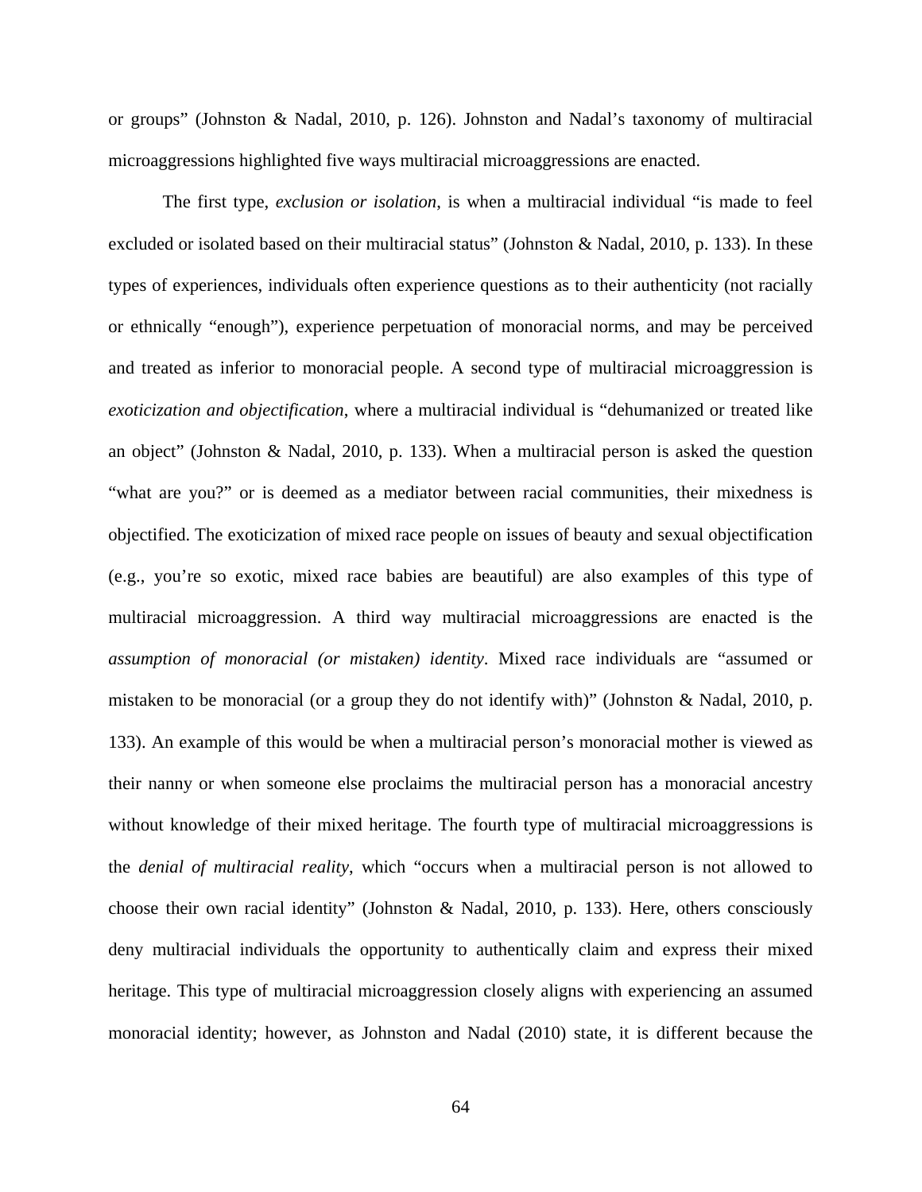or groups" (Johnston & Nadal, 2010, p. 126). Johnston and Nadal's taxonomy of multiracial microaggressions highlighted five ways multiracial microaggressions are enacted.

The first type, *exclusion or isolation*, is when a multiracial individual "is made to feel excluded or isolated based on their multiracial status" (Johnston & Nadal, 2010, p. 133). In these types of experiences, individuals often experience questions as to their authenticity (not racially or ethnically "enough"), experience perpetuation of monoracial norms, and may be perceived and treated as inferior to monoracial people. A second type of multiracial microaggression is *exoticization and objectification*, where a multiracial individual is "dehumanized or treated like an object" (Johnston & Nadal, 2010, p. 133). When a multiracial person is asked the question "what are you?" or is deemed as a mediator between racial communities, their mixedness is objectified. The exoticization of mixed race people on issues of beauty and sexual objectification (e.g., you're so exotic, mixed race babies are beautiful) are also examples of this type of multiracial microaggression. A third way multiracial microaggressions are enacted is the *assumption of monoracial (or mistaken) identity*. Mixed race individuals are "assumed or mistaken to be monoracial (or a group they do not identify with)" (Johnston & Nadal, 2010, p. 133). An example of this would be when a multiracial person's monoracial mother is viewed as their nanny or when someone else proclaims the multiracial person has a monoracial ancestry without knowledge of their mixed heritage. The fourth type of multiracial microaggressions is the *denial of multiracial reality*, which "occurs when a multiracial person is not allowed to choose their own racial identity" (Johnston & Nadal, 2010, p. 133). Here, others consciously deny multiracial individuals the opportunity to authentically claim and express their mixed heritage. This type of multiracial microaggression closely aligns with experiencing an assumed monoracial identity; however, as Johnston and Nadal (2010) state, it is different because the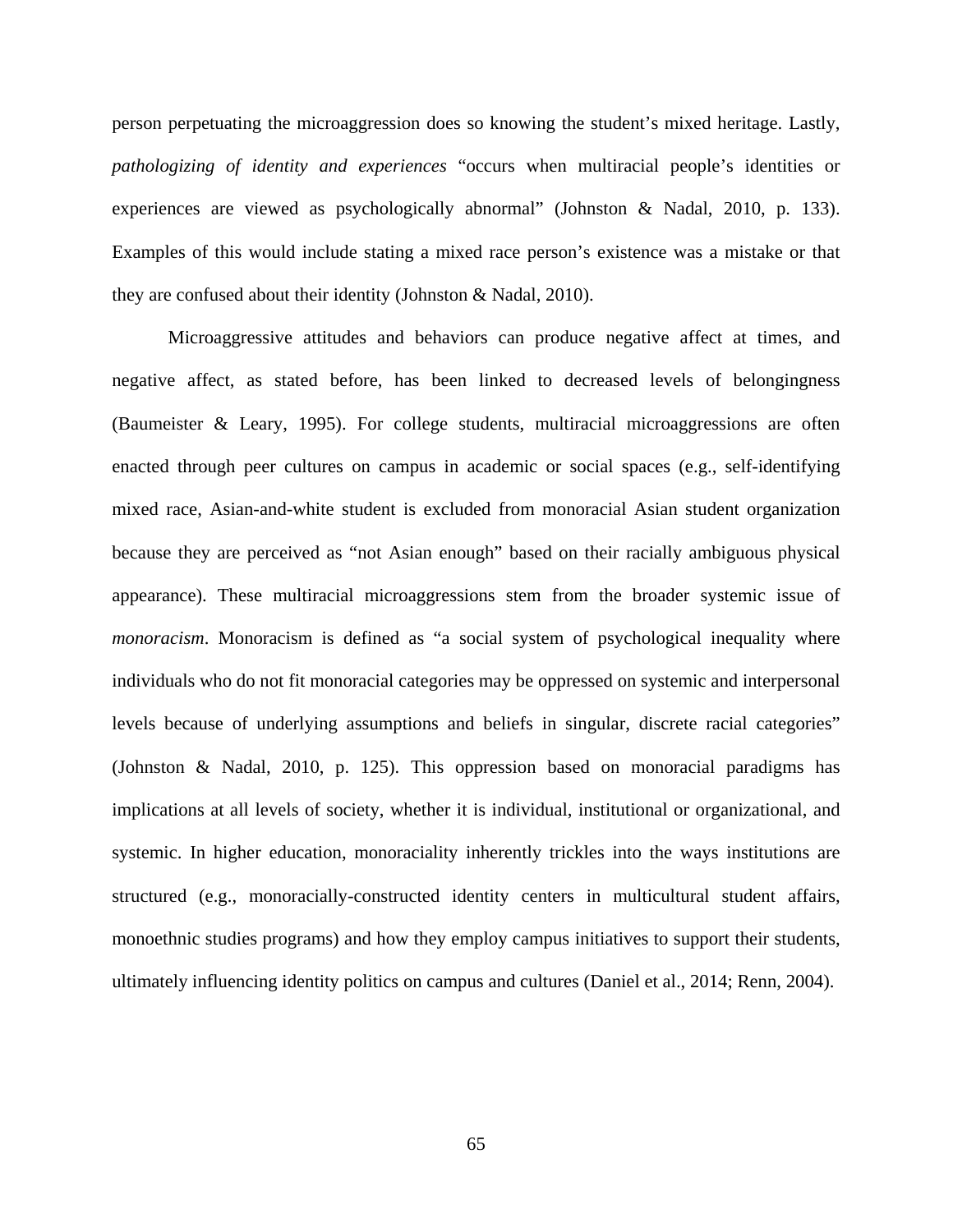person perpetuating the microaggression does so knowing the student's mixed heritage. Lastly, *pathologizing of identity and experiences* "occurs when multiracial people's identities or experiences are viewed as psychologically abnormal" (Johnston & Nadal, 2010, p. 133). Examples of this would include stating a mixed race person's existence was a mistake or that they are confused about their identity (Johnston & Nadal, 2010).

Microaggressive attitudes and behaviors can produce negative affect at times, and negative affect, as stated before, has been linked to decreased levels of belongingness (Baumeister & Leary, 1995). For college students, multiracial microaggressions are often enacted through peer cultures on campus in academic or social spaces (e.g., self-identifying mixed race, Asian-and-white student is excluded from monoracial Asian student organization because they are perceived as "not Asian enough" based on their racially ambiguous physical appearance). These multiracial microaggressions stem from the broader systemic issue of *monoracism*. Monoracism is defined as "a social system of psychological inequality where individuals who do not fit monoracial categories may be oppressed on systemic and interpersonal levels because of underlying assumptions and beliefs in singular, discrete racial categories" (Johnston & Nadal, 2010, p. 125). This oppression based on monoracial paradigms has implications at all levels of society, whether it is individual, institutional or organizational, and systemic. In higher education, monoraciality inherently trickles into the ways institutions are structured (e.g., monoracially-constructed identity centers in multicultural student affairs, monoethnic studies programs) and how they employ campus initiatives to support their students, ultimately influencing identity politics on campus and cultures (Daniel et al., 2014; Renn, 2004).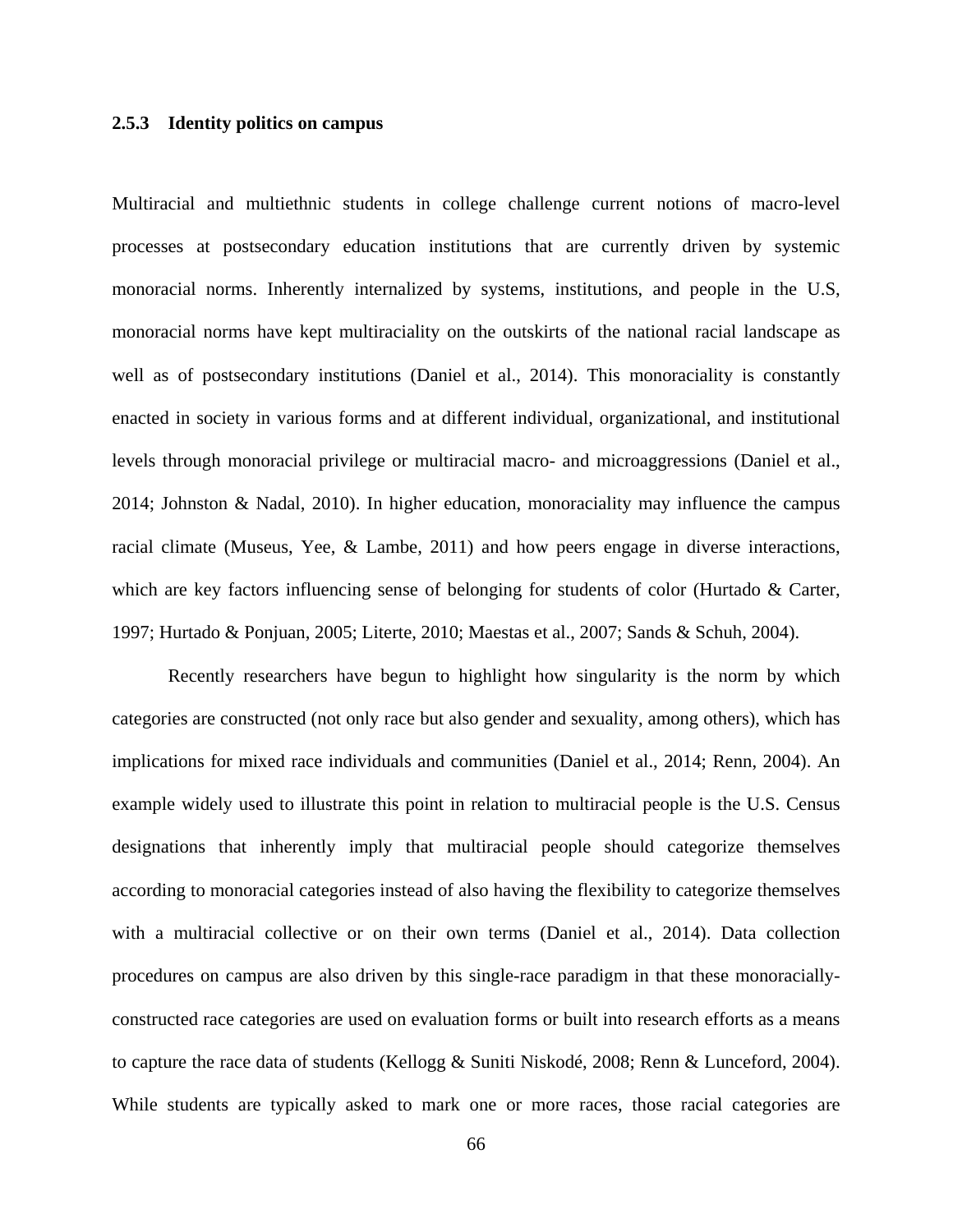### 2.5.3 Identity politics on campus

Multiracial and multiethnic students in college challenge current notions of macro-level processes at postsecondary education institutions that are currently driven by systemic monoracial norms. Inherently internalized by systems, institutions, and people in the U.S, monoracial norms have kept multiraciality on the outskirts of the national racial landscape as well as of postsecondary institutions (Daniel et al., 2014). This monoraciality is constantly enacted in society in various forms and at different individual, organizational, and institutional levels through monoracial privilege or multiracial macro- and microaggressions (Daniel et al., 2014; Johnston & Nadal, 2010). In higher education, monoraciality may influence the campus racial climate (Museus, Yee, & Lambe, 2011) and how peers engage in diverse interactions, which are key factors influencing sense of belonging for students of color (Hurtado & Carter, 1997; Hurtado & Ponjuan, 2005; Literte, 2010; Maestas et al., 2007; Sands & Schuh, 2004).

Recently researchers have begun to highlight how singularity is the norm by which categories are constructed (not only race but also gender and sexuality, among others), which has implications for mixed race individuals and communities (Daniel et al., 2014; Renn, 2004). An example widely used to illustrate this point in relation to multiracial people is the U.S. Census designations that inherently imply that multiracial people should categorize themselves according to monoracial categories instead of also having the flexibility to categorize themselves with a multiracial collective or on their own terms (Daniel et al., 2014). Data collection procedures on campus are also driven by this single-race paradigm in that these monoracially-constructed race categories are used on evaluation forms or built into research efforts as a means to capture the race data of students (Kellogg & Suniti Niskodé, 2008; Renn & Lunceford, 2004). While students are typically asked to mark one or more races, those racial categories are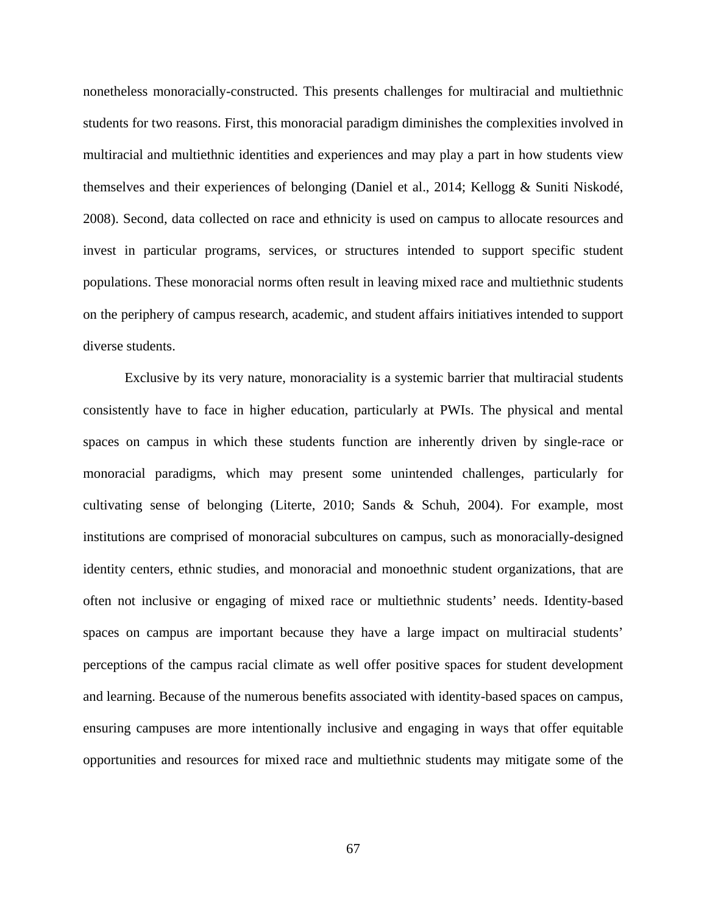nonetheless monoracially-constructed. This presents challenges for multiracial and multiethnic students for two reasons. First, this monoracial paradigm diminishes the complexities involved in multiracial and multiethnic identities and experiences and may play a part in how students view themselves and their experiences of belonging (Daniel et al., 2014; Kellogg & Suniti Niskodé, 2008). Second, data collected on race and ethnicity is used on campus to allocate resources and invest in particular programs, services, or structures intended to support specific student populations. These monoracial norms often result in leaving mixed race and multiethnic students on the periphery of campus research, academic, and student affairs initiatives intended to support diverse students.

Exclusive by its very nature, monoraciality is a systemic barrier that multiracial students consistently have to face in higher education, particularly at PWIs. The physical and mental spaces on campus in which these students function are inherently driven by single-race or monoracial paradigms, which may present some unintended challenges, particularly for cultivating sense of belonging (Literte, 2010; Sands & Schuh, 2004). For example, most institutions are comprised of monoracial subcultures on campus, such as monoracially-designed identity centers, ethnic studies, and monoracial and monoethnic student organizations, that are often not inclusive or engaging of mixed race or multiethnic students' needs. Identity-based spaces on campus are important because they have a large impact on multiracial students' perceptions of the campus racial climate as well offer positive spaces for student development and learning. Because of the numerous benefits associated with identity-based spaces on campus, ensuring campuses are more intentionally inclusive and engaging in ways that offer equitable opportunities and resources for mixed race and multiethnic students may mitigate some of the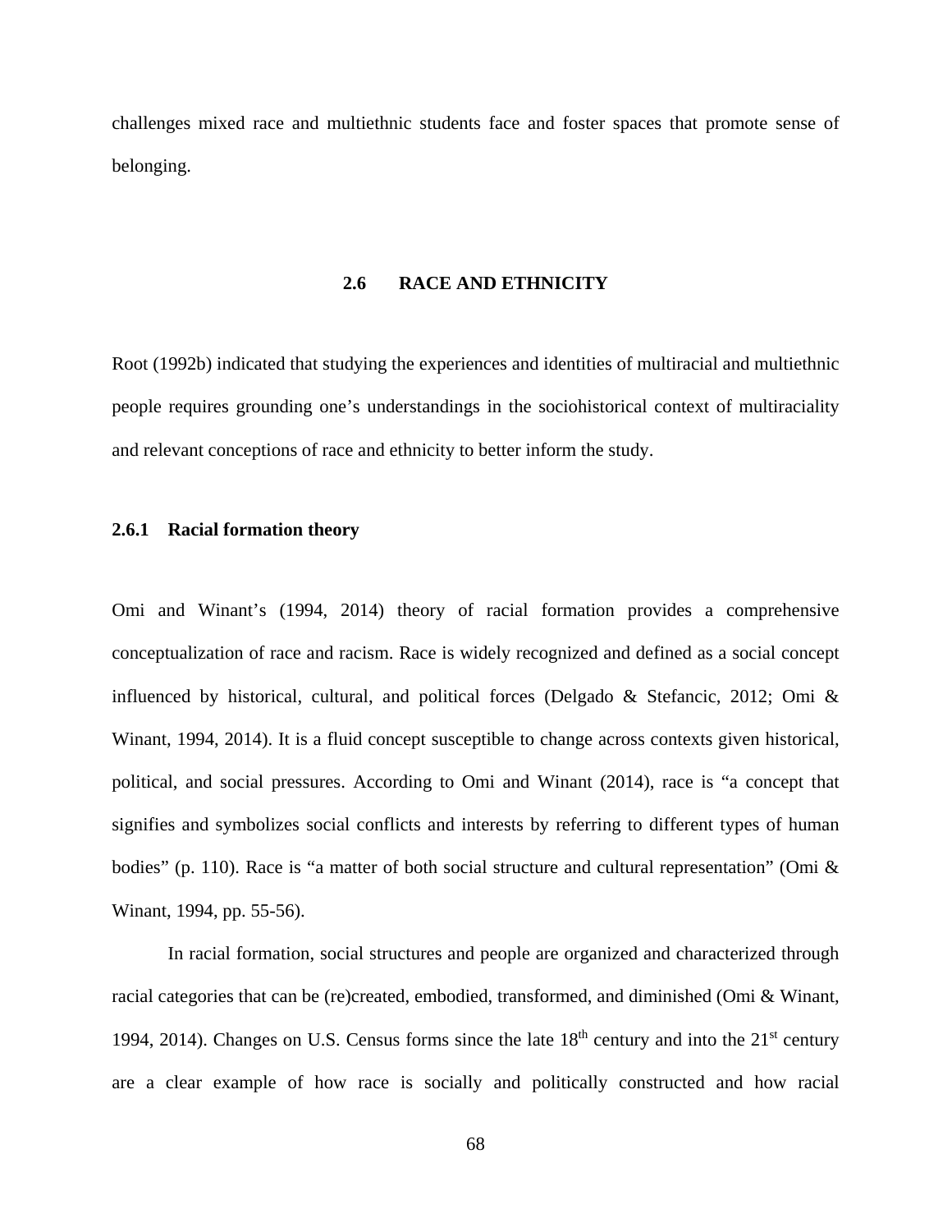challenges mixed race and multiethnic students face and foster spaces that promote sense of belonging.

## 2.6 RACE AND ETHNICITY

Root (1992b) indicated that studying the experiences and identities of multiracial and multiethnic people requires grounding one's understandings in the sociohistorical context of multiraciality and relevant conceptions of race and ethnicity to better inform the study.

### 2.6.1 Racial formation theory

Omi and Winant's (1994, 2014) theory of racial formation provides a comprehensive conceptualization of race and racism. Race is widely recognized and defined as a social concept influenced by historical, cultural, and political forces (Delgado & Stefancic, 2012; Omi & Winant, 1994, 2014). It is a fluid concept susceptible to change across contexts given historical, political, and social pressures. According to Omi and Winant (2014), race is "a concept that signifies and symbolizes social conflicts and interests by referring to different types of human bodies" (p. 110). Race is "a matter of both social structure and cultural representation" (Omi & Winant, 1994, pp. 55-56).

In racial formation, social structures and people are organized and characterized through racial categories that can be (re)created, embodied, transformed, and diminished (Omi & Winant, 1994, 2014). Changes on U.S. Census forms since the late 18th century and into the 21st century are a clear example of how race is socially and politically constructed and how racial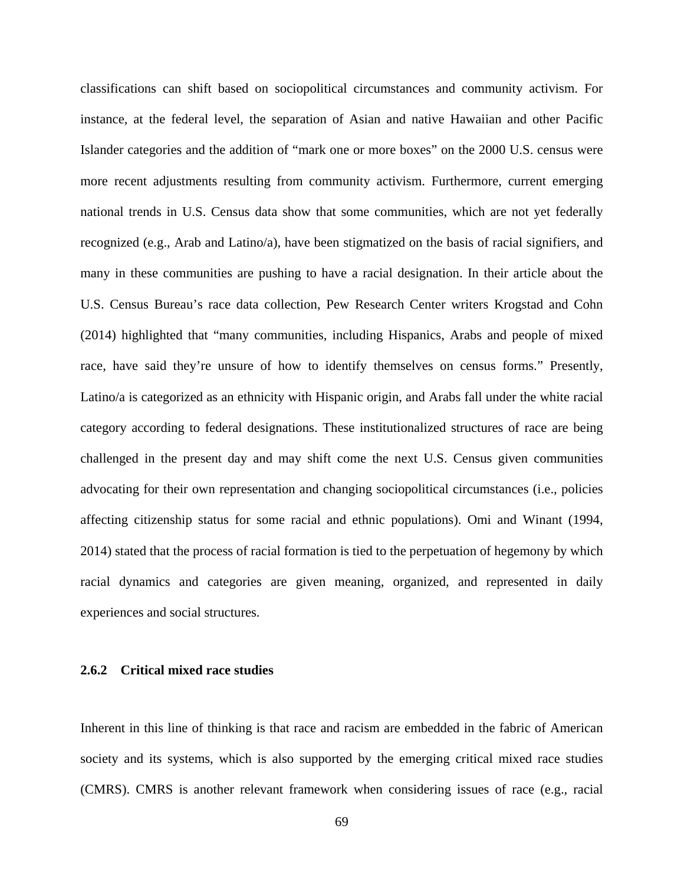classifications can shift based on sociopolitical circumstances and community activism. For instance, at the federal level, the separation of Asian and native Hawaiian and other Pacific Islander categories and the addition of "mark one or more boxes" on the 2000 U.S. census were more recent adjustments resulting from community activism. Furthermore, current emerging national trends in U.S. Census data show that some communities, which are not yet federally recognized (e.g., Arab and Latino/a), have been stigmatized on the basis of racial signifiers, and many in these communities are pushing to have a racial designation. In their article about the U.S. Census Bureau's race data collection, Pew Research Center writers Krogstad and Cohn (2014) highlighted that "many communities, including Hispanics, Arabs and people of mixed race, have said they're unsure of how to identify themselves on census forms." Presently, Latino/a is categorized as an ethnicity with Hispanic origin, and Arabs fall under the white racial category according to federal designations. These institutionalized structures of race are being challenged in the present day and may shift come the next U.S. Census given communities advocating for their own representation and changing sociopolitical circumstances (i.e., policies affecting citizenship status for some racial and ethnic populations). Omi and Winant (1994, 2014) stated that the process of racial formation is tied to the perpetuation of hegemony by which racial dynamics and categories are given meaning, organized, and represented in daily experiences and social structures.

### 2.6.2 Critical mixed race studies

Inherent in this line of thinking is that race and racism are embedded in the fabric of American society and its systems, which is also supported by the emerging critical mixed race studies (CMRS). CMRS is another relevant framework when considering issues of race (e.g., racial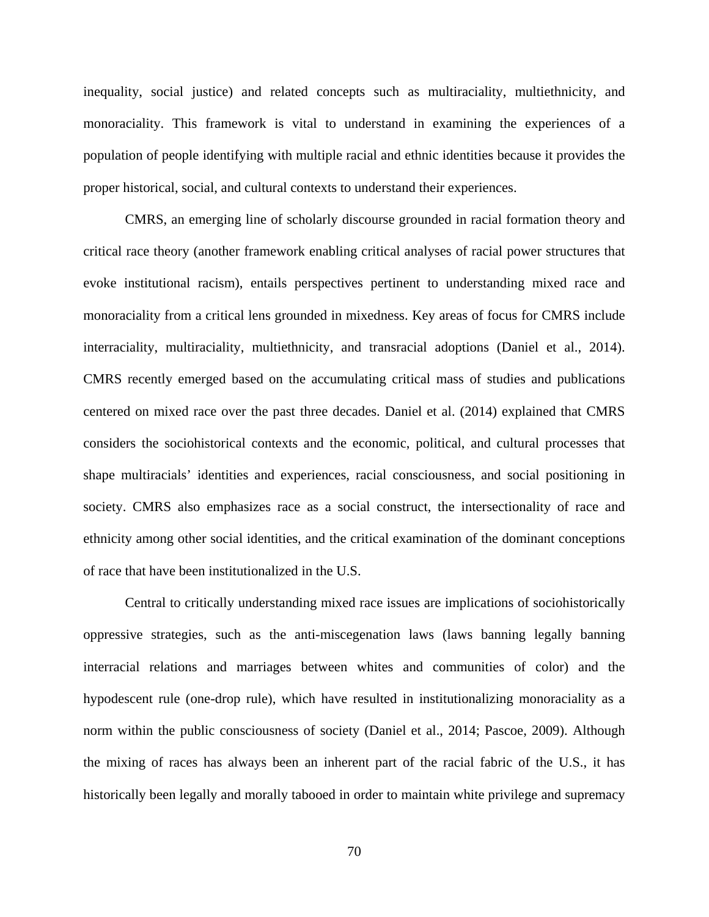inequality, social justice) and related concepts such as multiraciality, multiethnicity, and monoraciality. This framework is vital to understand in examining the experiences of a population of people identifying with multiple racial and ethnic identities because it provides the proper historical, social, and cultural contexts to understand their experiences.

CMRS, an emerging line of scholarly discourse grounded in racial formation theory and critical race theory (another framework enabling critical analyses of racial power structures that evoke institutional racism), entails perspectives pertinent to understanding mixed race and monoraciality from a critical lens grounded in mixedness. Key areas of focus for CMRS include interraciality, multiraciality, multiethnicity, and transracial adoptions (Daniel et al., 2014). CMRS recently emerged based on the accumulating critical mass of studies and publications centered on mixed race over the past three decades. Daniel et al. (2014) explained that CMRS considers the sociohistorical contexts and the economic, political, and cultural processes that shape multiracials' identities and experiences, racial consciousness, and social positioning in society. CMRS also emphasizes race as a social construct, the intersectionality of race and ethnicity among other social identities, and the critical examination of the dominant conceptions of race that have been institutionalized in the U.S.

Central to critically understanding mixed race issues are implications of sociohistorically oppressive strategies, such as the anti-miscegenation laws (laws banning legally banning interracial relations and marriages between whites and communities of color) and the hypodescent rule (one-drop rule), which have resulted in institutionalizing monoraciality as a norm within the public consciousness of society (Daniel et al., 2014; Pascoe, 2009). Although the mixing of races has always been an inherent part of the racial fabric of the U.S., it has historically been legally and morally tabooed in order to maintain white privilege and supremacy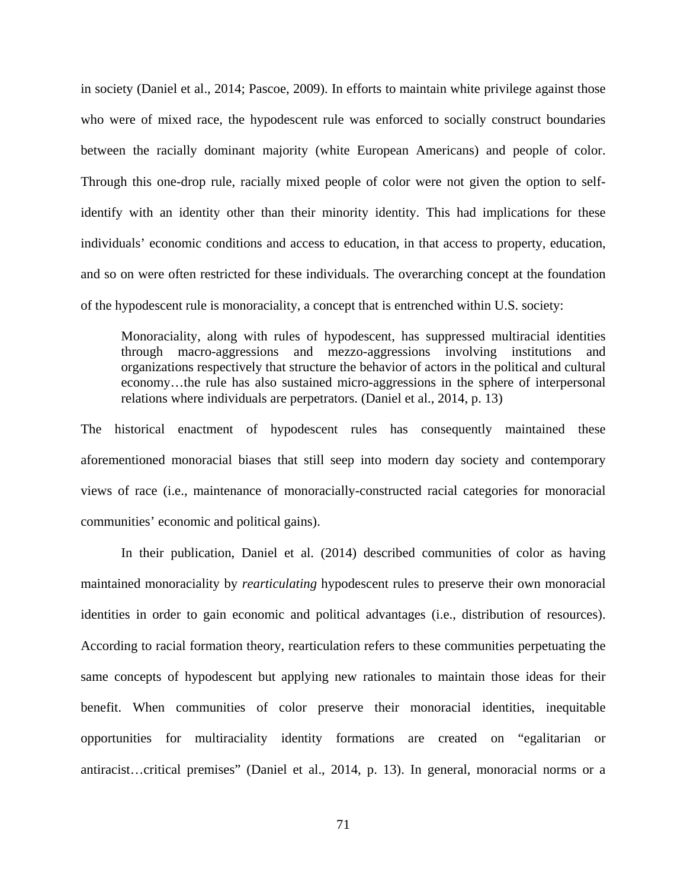in society (Daniel et al., 2014; Pascoe, 2009). In efforts to maintain white privilege against those who were of mixed race, the hypodescent rule was enforced to socially construct boundaries between the racially dominant majority (white European Americans) and people of color. Through this one-drop rule, racially mixed people of color were not given the option to self-identify with an identity other than their minority identity. This had implications for these individuals' economic conditions and access to education, in that access to property, education, and so on were often restricted for these individuals. The overarching concept at the foundation of the hypodescent rule is monoraciality, a concept that is entrenched within U.S. society:

> Monoraciality, along with rules of hypodescent, has suppressed multiracial identities through macro-aggressions and mezzo-aggressions involving institutions and organizations respectively that structure the behavior of actors in the political and cultural economy…the rule has also sustained micro-aggressions in the sphere of interpersonal relations where individuals are perpetrators. (Daniel et al., 2014, p. 13)

The historical enactment of hypodescent rules has consequently maintained these aforementioned monoracial biases that still seep into modern day society and contemporary views of race (i.e., maintenance of monoracially-constructed racial categories for monoracial communities' economic and political gains).

In their publication, Daniel et al. (2014) described communities of color as having maintained monoraciality by *rearticulating* hypodescent rules to preserve their own monoracial identities in order to gain economic and political advantages (i.e., distribution of resources). According to racial formation theory, rearticulation refers to these communities perpetuating the same concepts of hypodescent but applying new rationales to maintain those ideas for their benefit. When communities of color preserve their monoracial identities, inequitable opportunities for multiraciality identity formations are created on "egalitarian or antiracist…critical premises" (Daniel et al., 2014, p. 13). In general, monoracial norms or a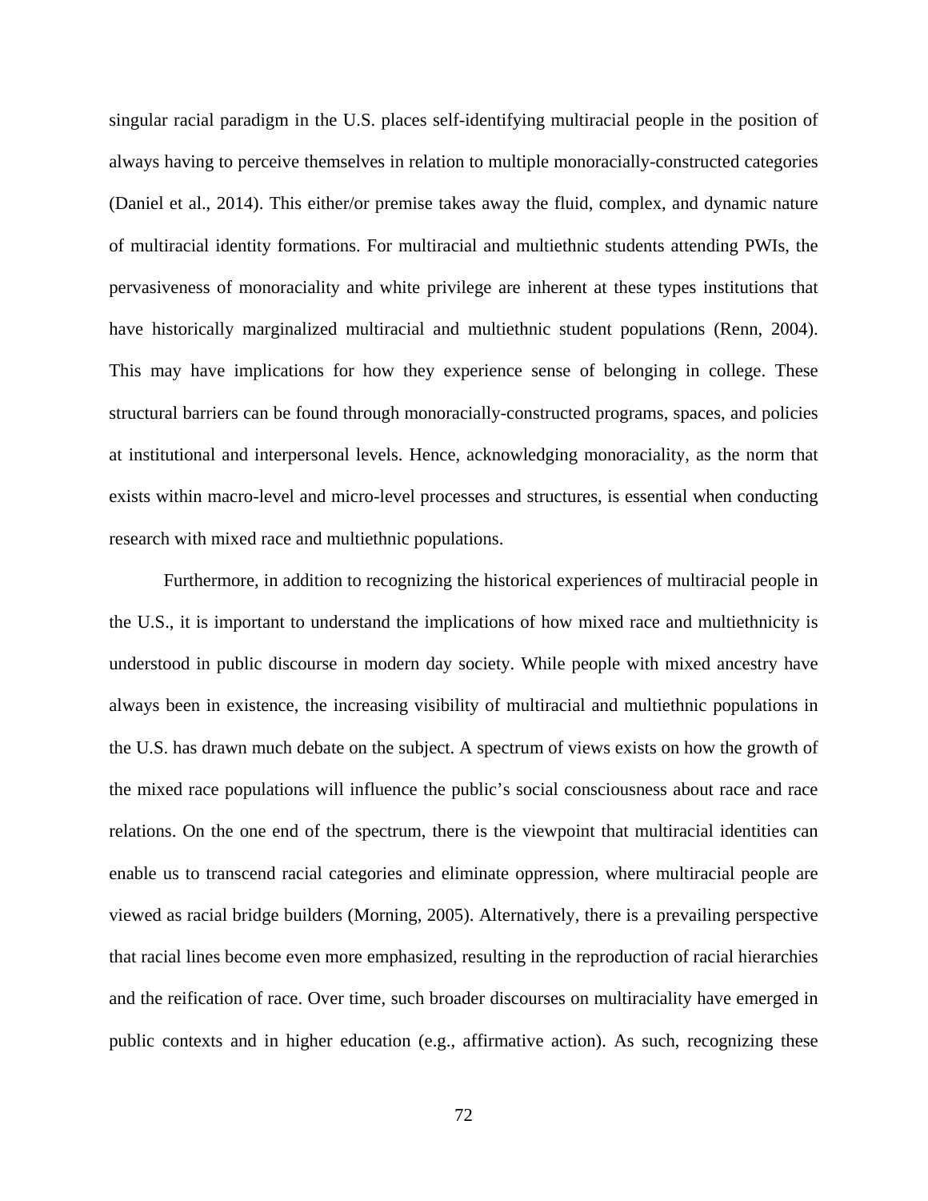singular racial paradigm in the U.S. places self-identifying multiracial people in the position of always having to perceive themselves in relation to multiple monoracially-constructed categories (Daniel et al., 2014). This either/or premise takes away the fluid, complex, and dynamic nature of multiracial identity formations. For multiracial and multiethnic students attending PWIs, the pervasiveness of monoraciality and white privilege are inherent at these types institutions that have historically marginalized multiracial and multiethnic student populations (Renn, 2004). This may have implications for how they experience sense of belonging in college. These structural barriers can be found through monoracially-constructed programs, spaces, and policies at institutional and interpersonal levels. Hence, acknowledging monoraciality, as the norm that exists within macro-level and micro-level processes and structures, is essential when conducting research with mixed race and multiethnic populations.

Furthermore, in addition to recognizing the historical experiences of multiracial people in the U.S., it is important to understand the implications of how mixed race and multiethnicity is understood in public discourse in modern day society. While people with mixed ancestry have always been in existence, the increasing visibility of multiracial and multiethnic populations in the U.S. has drawn much debate on the subject. A spectrum of views exists on how the growth of the mixed race populations will influence the public's social consciousness about race and race relations. On the one end of the spectrum, there is the viewpoint that multiracial identities can enable us to transcend racial categories and eliminate oppression, where multiracial people are viewed as racial bridge builders (Morning, 2005). Alternatively, there is a prevailing perspective that racial lines become even more emphasized, resulting in the reproduction of racial hierarchies and the reification of race. Over time, such broader discourses on multiraciality have emerged in public contexts and in higher education (e.g., affirmative action). As such, recognizing these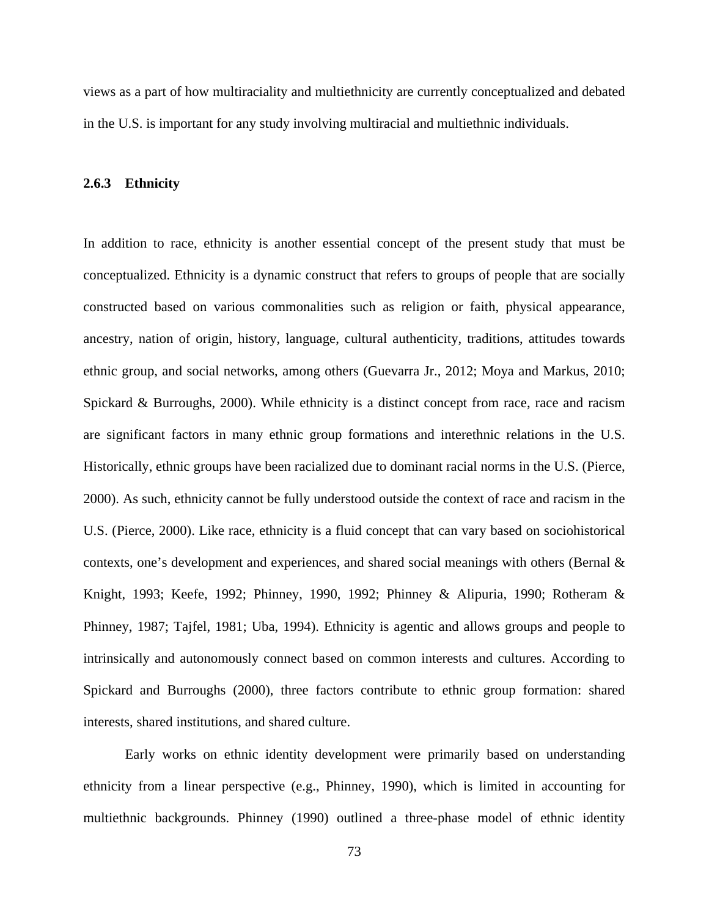views as a part of how multiraciality and multiethnicity are currently conceptualized and debated in the U.S. is important for any study involving multiracial and multiethnic individuals.

### 2.6.3 Ethnicity

In addition to race, ethnicity is another essential concept of the present study that must be conceptualized. Ethnicity is a dynamic construct that refers to groups of people that are socially constructed based on various commonalities such as religion or faith, physical appearance, ancestry, nation of origin, history, language, cultural authenticity, traditions, attitudes towards ethnic group, and social networks, among others (Guevarra Jr., 2012; Moya and Markus, 2010; Spickard & Burroughs, 2000). While ethnicity is a distinct concept from race, race and racism are significant factors in many ethnic group formations and interethnic relations in the U.S. Historically, ethnic groups have been racialized due to dominant racial norms in the U.S. (Pierce, 2000). As such, ethnicity cannot be fully understood outside the context of race and racism in the U.S. (Pierce, 2000). Like race, ethnicity is a fluid concept that can vary based on sociohistorical contexts, one's development and experiences, and shared social meanings with others (Bernal & Knight, 1993; Keefe, 1992; Phinney, 1990, 1992; Phinney & Alipuria, 1990; Rotheram & Phinney, 1987; Tajfel, 1981; Uba, 1994). Ethnicity is agentic and allows groups and people to intrinsically and autonomously connect based on common interests and cultures. According to Spickard and Burroughs (2000), three factors contribute to ethnic group formation: shared interests, shared institutions, and shared culture.

Early works on ethnic identity development were primarily based on understanding ethnicity from a linear perspective (e.g., Phinney, 1990), which is limited in accounting for multiethnic backgrounds. Phinney (1990) outlined a three-phase model of ethnic identity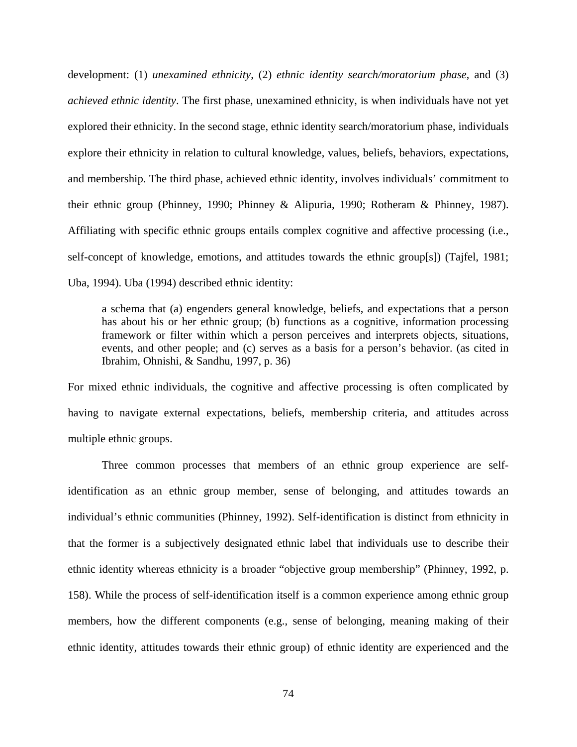development: (1) *unexamined ethnicity*, (2) *ethnic identity search/moratorium phase*, and (3) *achieved ethnic identity*. The first phase, unexamined ethnicity, is when individuals have not yet explored their ethnicity. In the second stage, ethnic identity search/moratorium phase, individuals explore their ethnicity in relation to cultural knowledge, values, beliefs, behaviors, expectations, and membership. The third phase, achieved ethnic identity, involves individuals' commitment to their ethnic group (Phinney, 1990; Phinney & Alipuria, 1990; Rotheram & Phinney, 1987). Affiliating with specific ethnic groups entails complex cognitive and affective processing (i.e., self-concept of knowledge, emotions, and attitudes towards the ethnic group[s]) (Tajfel, 1981; Uba, 1994). Uba (1994) described ethnic identity:

> a schema that (a) engenders general knowledge, beliefs, and expectations that a person has about his or her ethnic group; (b) functions as a cognitive, information processing framework or filter within which a person perceives and interprets objects, situations, events, and other people; and (c) serves as a basis for a person's behavior. (as cited in Ibrahim, Ohnishi, & Sandhu, 1997, p. 36)

For mixed ethnic individuals, the cognitive and affective processing is often complicated by having to navigate external expectations, beliefs, membership criteria, and attitudes across multiple ethnic groups.

Three common processes that members of an ethnic group experience are self-identification as an ethnic group member, sense of belonging, and attitudes towards an individual's ethnic communities (Phinney, 1992). Self-identification is distinct from ethnicity in that the former is a subjectively designated ethnic label that individuals use to describe their ethnic identity whereas ethnicity is a broader "objective group membership" (Phinney, 1992, p. 158). While the process of self-identification itself is a common experience among ethnic group members, how the different components (e.g., sense of belonging, meaning making of their ethnic identity, attitudes towards their ethnic group) of ethnic identity are experienced and the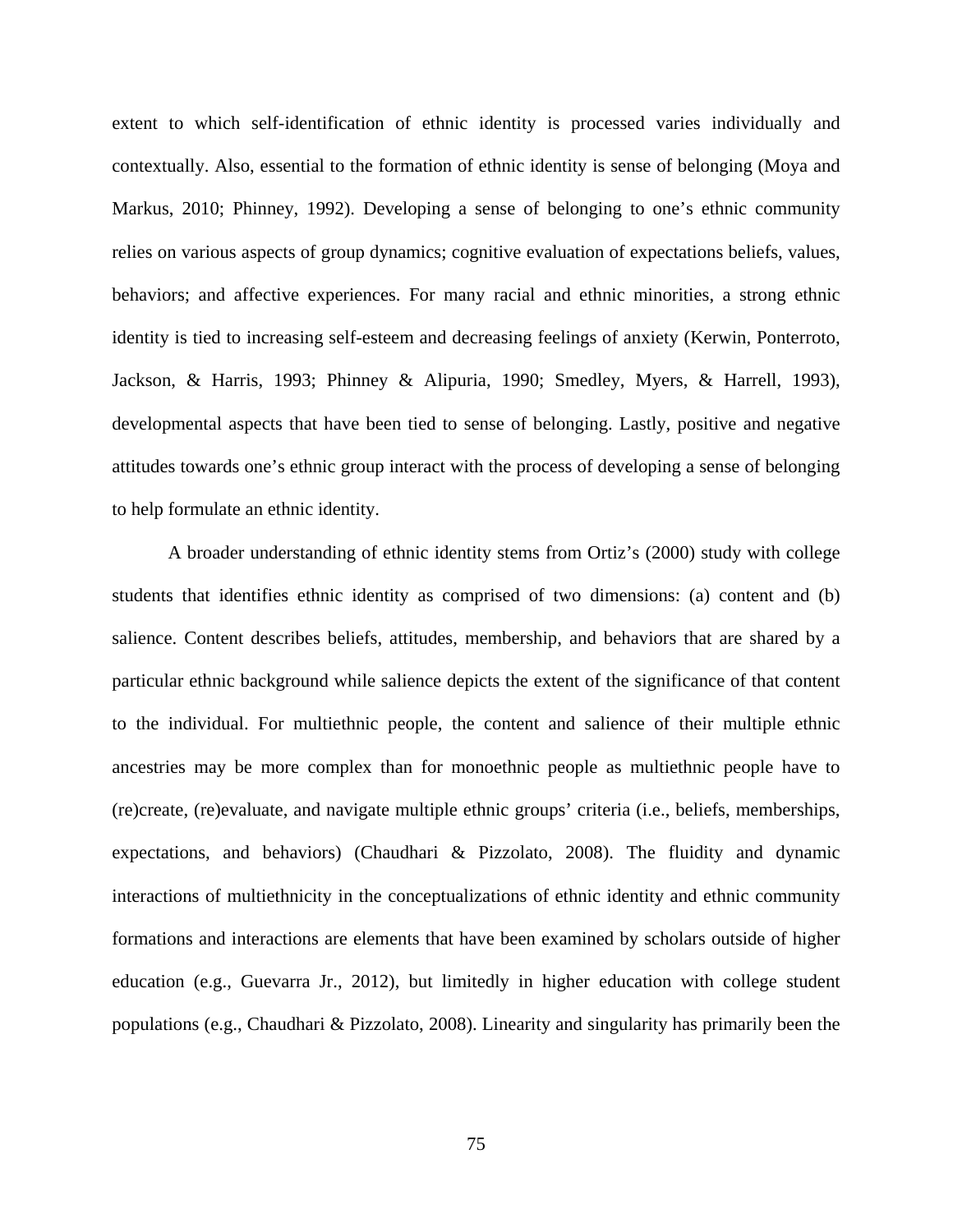extent to which self-identification of ethnic identity is processed varies individually and contextually. Also, essential to the formation of ethnic identity is sense of belonging (Moya and Markus, 2010; Phinney, 1992). Developing a sense of belonging to one's ethnic community relies on various aspects of group dynamics; cognitive evaluation of expectations beliefs, values, behaviors; and affective experiences. For many racial and ethnic minorities, a strong ethnic identity is tied to increasing self-esteem and decreasing feelings of anxiety (Kerwin, Ponterroto, Jackson, & Harris, 1993; Phinney & Alipuria, 1990; Smedley, Myers, & Harrell, 1993), developmental aspects that have been tied to sense of belonging. Lastly, positive and negative attitudes towards one's ethnic group interact with the process of developing a sense of belonging to help formulate an ethnic identity.

A broader understanding of ethnic identity stems from Ortiz's (2000) study with college students that identifies ethnic identity as comprised of two dimensions: (a) content and (b) salience. Content describes beliefs, attitudes, membership, and behaviors that are shared by a particular ethnic background while salience depicts the extent of the significance of that content to the individual. For multiethnic people, the content and salience of their multiple ethnic ancestries may be more complex than for monoethnic people as multiethnic people have to (re)create, (re)evaluate, and navigate multiple ethnic groups' criteria (i.e., beliefs, memberships, expectations, and behaviors) (Chaudhari & Pizzolato, 2008). The fluidity and dynamic interactions of multiethnicity in the conceptualizations of ethnic identity and ethnic community formations and interactions are elements that have been examined by scholars outside of higher education (e.g., Guevarra Jr., 2012), but limitedly in higher education with college student populations (e.g., Chaudhari & Pizzolato, 2008). Linearity and singularity has primarily been the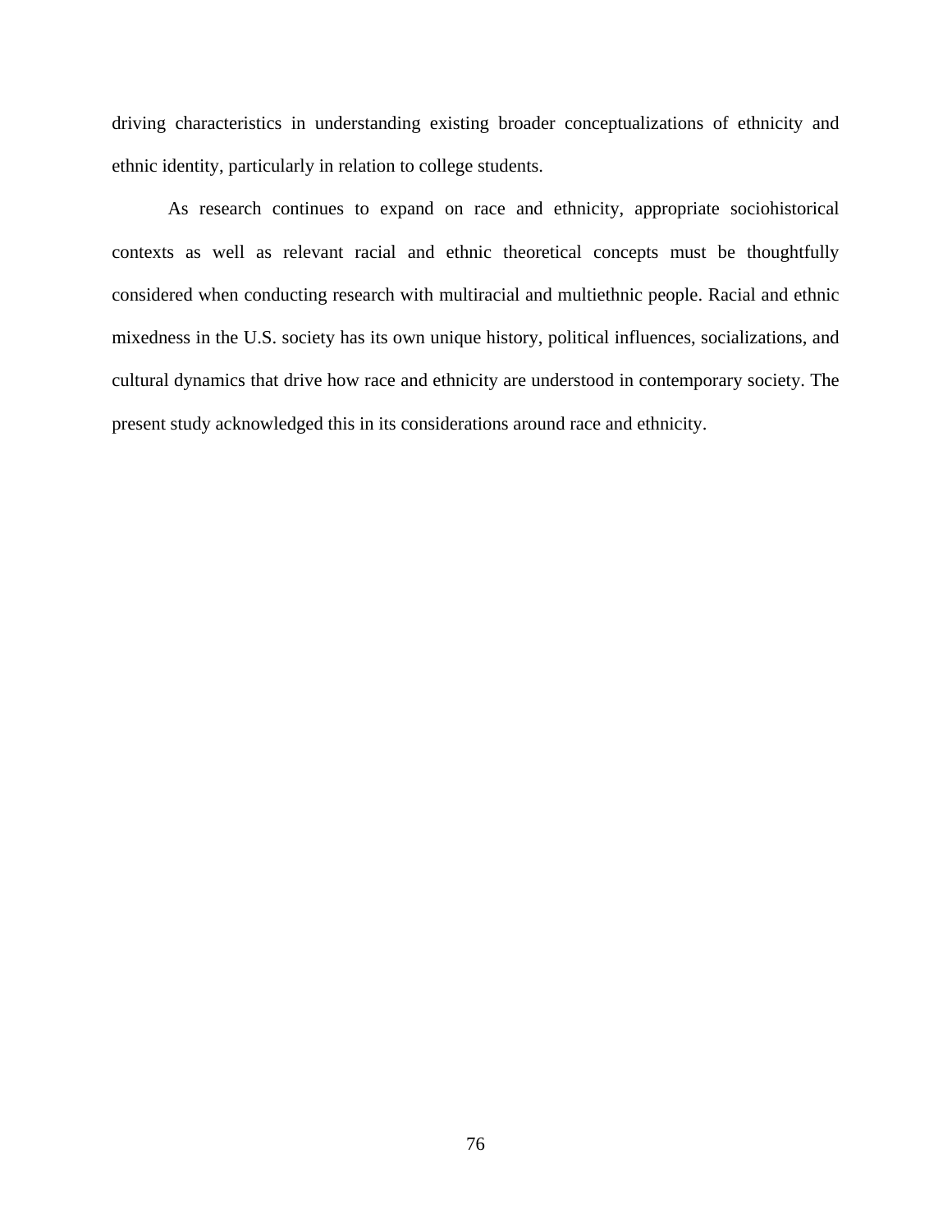driving characteristics in understanding existing broader conceptualizations of ethnicity and ethnic identity, particularly in relation to college students.

As research continues to expand on race and ethnicity, appropriate sociohistorical contexts as well as relevant racial and ethnic theoretical concepts must be thoughtfully considered when conducting research with multiracial and multiethnic people. Racial and ethnic mixedness in the U.S. society has its own unique history, political influences, socializations, and cultural dynamics that drive how race and ethnicity are understood in contemporary society. The present study acknowledged this in its considerations around race and ethnicity.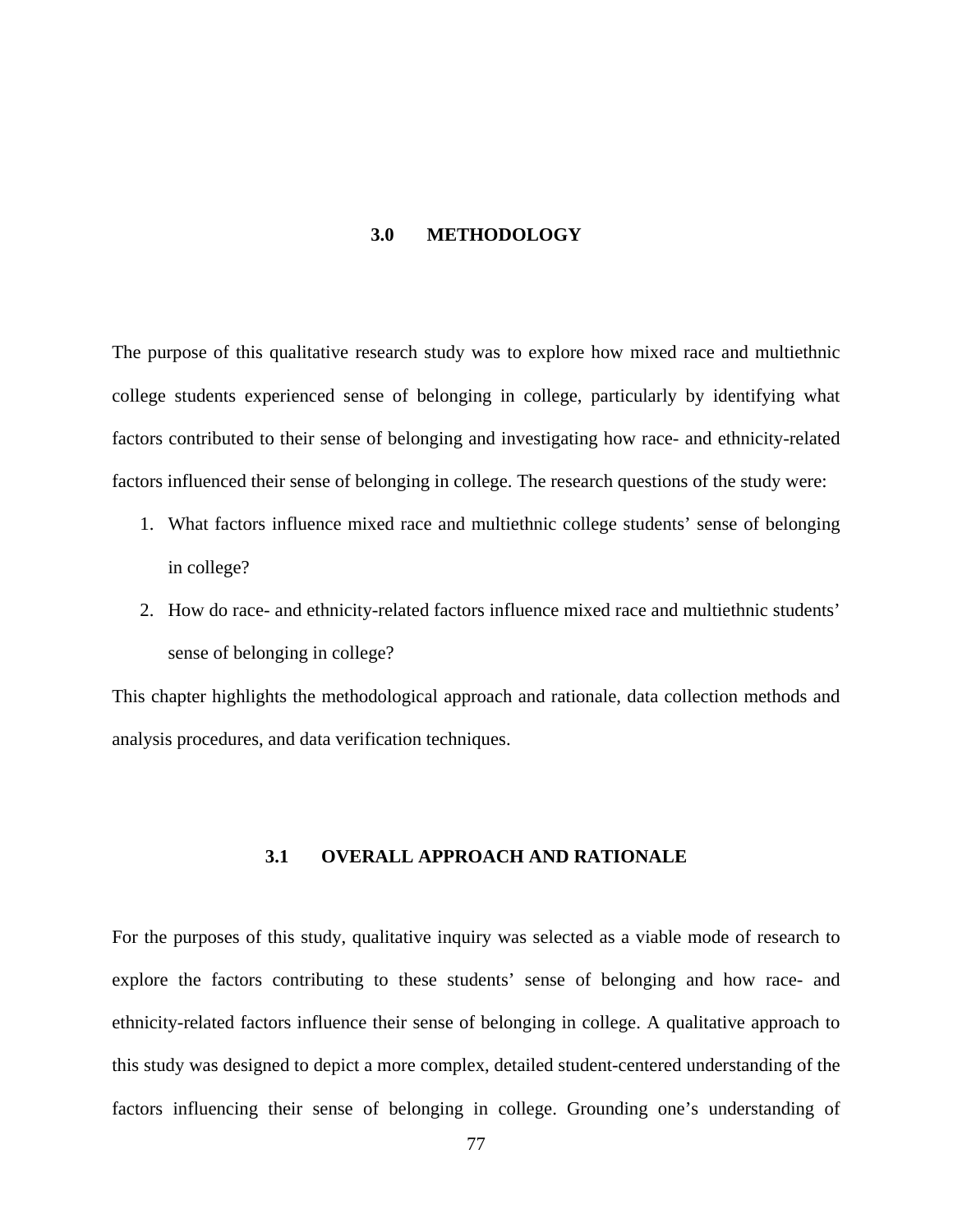# 3.0 METHODOLOGY

The purpose of this qualitative research study was to explore how mixed race and multiethnic college students experienced sense of belonging in college, particularly by identifying what factors contributed to their sense of belonging and investigating how race- and ethnicity-related factors influenced their sense of belonging in college. The research questions of the study were:

1. What factors influence mixed race and multiethnic college students' sense of belonging in college?
2. How do race- and ethnicity-related factors influence mixed race and multiethnic students' sense of belonging in college?

This chapter highlights the methodological approach and rationale, data collection methods and analysis procedures, and data verification techniques.

## 3.1 OVERALL APPROACH AND RATIONALE

For the purposes of this study, qualitative inquiry was selected as a viable mode of research to explore the factors contributing to these students' sense of belonging and how race- and ethnicity-related factors influence their sense of belonging in college. A qualitative approach to this study was designed to depict a more complex, detailed student-centered understanding of the factors influencing their sense of belonging in college. Grounding one's understanding of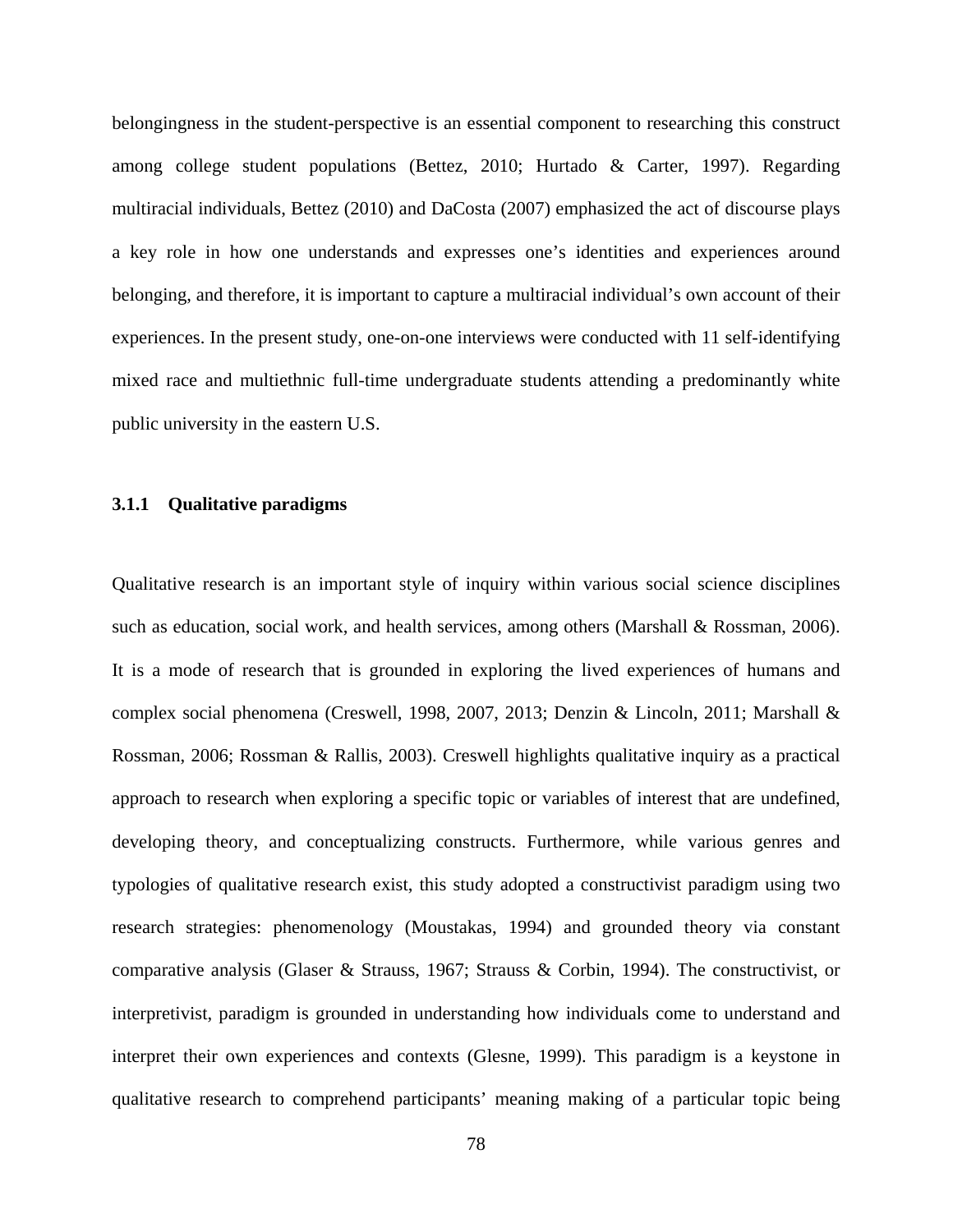belongingness in the student-perspective is an essential component to researching this construct among college student populations (Bettez, 2010; Hurtado & Carter, 1997). Regarding multiracial individuals, Bettez (2010) and DaCosta (2007) emphasized the act of discourse plays a key role in how one understands and expresses one's identities and experiences around belonging, and therefore, it is important to capture a multiracial individual's own account of their experiences. In the present study, one-on-one interviews were conducted with 11 self-identifying mixed race and multiethnic full-time undergraduate students attending a predominantly white public university in the eastern U.S.

### 3.1.1 Qualitative paradigms

Qualitative research is an important style of inquiry within various social science disciplines such as education, social work, and health services, among others (Marshall & Rossman, 2006). It is a mode of research that is grounded in exploring the lived experiences of humans and complex social phenomena (Creswell, 1998, 2007, 2013; Denzin & Lincoln, 2011; Marshall & Rossman, 2006; Rossman & Rallis, 2003). Creswell highlights qualitative inquiry as a practical approach to research when exploring a specific topic or variables of interest that are undefined, developing theory, and conceptualizing constructs. Furthermore, while various genres and typologies of qualitative research exist, this study adopted a constructivist paradigm using two research strategies: phenomenology (Moustakas, 1994) and grounded theory via constant comparative analysis (Glaser & Strauss, 1967; Strauss & Corbin, 1994). The constructivist, or interpretivist, paradigm is grounded in understanding how individuals come to understand and interpret their own experiences and contexts (Glesne, 1999). This paradigm is a keystone in qualitative research to comprehend participants' meaning making of a particular topic being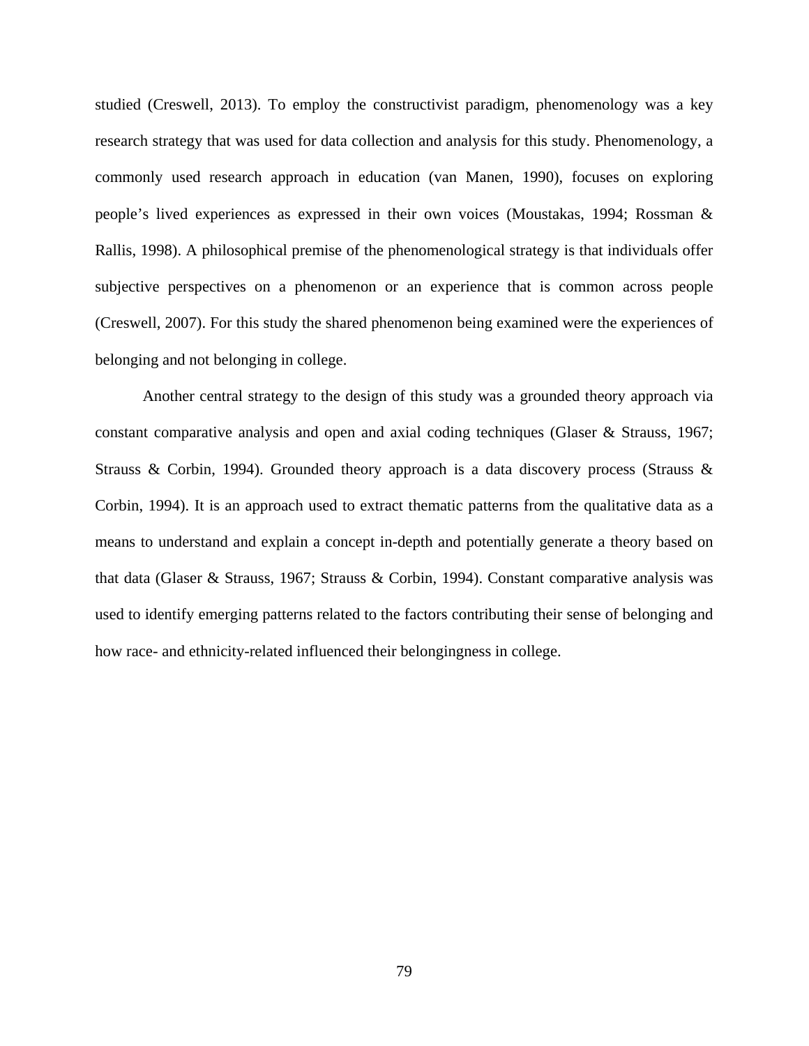studied (Creswell, 2013). To employ the constructivist paradigm, phenomenology was a key research strategy that was used for data collection and analysis for this study. Phenomenology, a commonly used research approach in education (van Manen, 1990), focuses on exploring people's lived experiences as expressed in their own voices (Moustakas, 1994; Rossman & Rallis, 1998). A philosophical premise of the phenomenological strategy is that individuals offer subjective perspectives on a phenomenon or an experience that is common across people (Creswell, 2007). For this study the shared phenomenon being examined were the experiences of belonging and not belonging in college.

Another central strategy to the design of this study was a grounded theory approach via constant comparative analysis and open and axial coding techniques (Glaser & Strauss, 1967; Strauss & Corbin, 1994). Grounded theory approach is a data discovery process (Strauss & Corbin, 1994). It is an approach used to extract thematic patterns from the qualitative data as a means to understand and explain a concept in-depth and potentially generate a theory based on that data (Glaser & Strauss, 1967; Strauss & Corbin, 1994). Constant comparative analysis was used to identify emerging patterns related to the factors contributing their sense of belonging and how race- and ethnicity-related influenced their belongingness in college.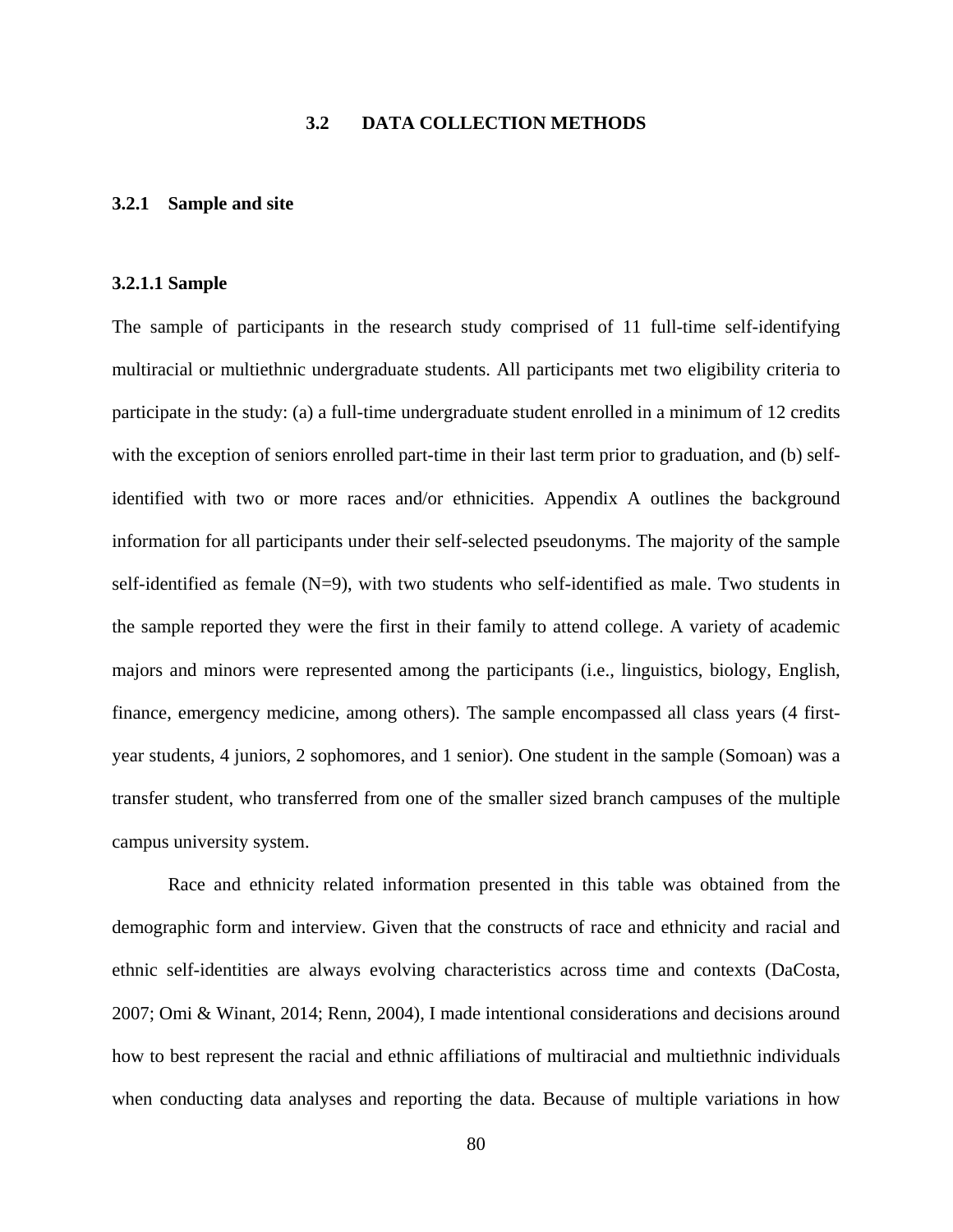## 3.2 DATA COLLECTION METHODS

### 3.2.1 Sample and site

#### 3.2.1.1 Sample

The sample of participants in the research study comprised of 11 full-time self-identifying multiracial or multiethnic undergraduate students. All participants met two eligibility criteria to participate in the study: (a) a full-time undergraduate student enrolled in a minimum of 12 credits with the exception of seniors enrolled part-time in their last term prior to graduation, and (b) self-identified with two or more races and/or ethnicities. Appendix A outlines the background information for all participants under their self-selected pseudonyms. The majority of the sample self-identified as female (N=9), with two students who self-identified as male. Two students in the sample reported they were the first in their family to attend college. A variety of academic majors and minors were represented among the participants (i.e., linguistics, biology, English, finance, emergency medicine, among others). The sample encompassed all class years (4 first-year students, 4 juniors, 2 sophomores, and 1 senior). One student in the sample (Somoan) was a transfer student, who transferred from one of the smaller sized branch campuses of the multiple campus university system.

Race and ethnicity related information presented in this table was obtained from the demographic form and interview. Given that the constructs of race and ethnicity and racial and ethnic self-identities are always evolving characteristics across time and contexts (DaCosta, 2007; Omi & Winant, 2014; Renn, 2004), I made intentional considerations and decisions around how to best represent the racial and ethnic affiliations of multiracial and multiethnic individuals when conducting data analyses and reporting the data. Because of multiple variations in how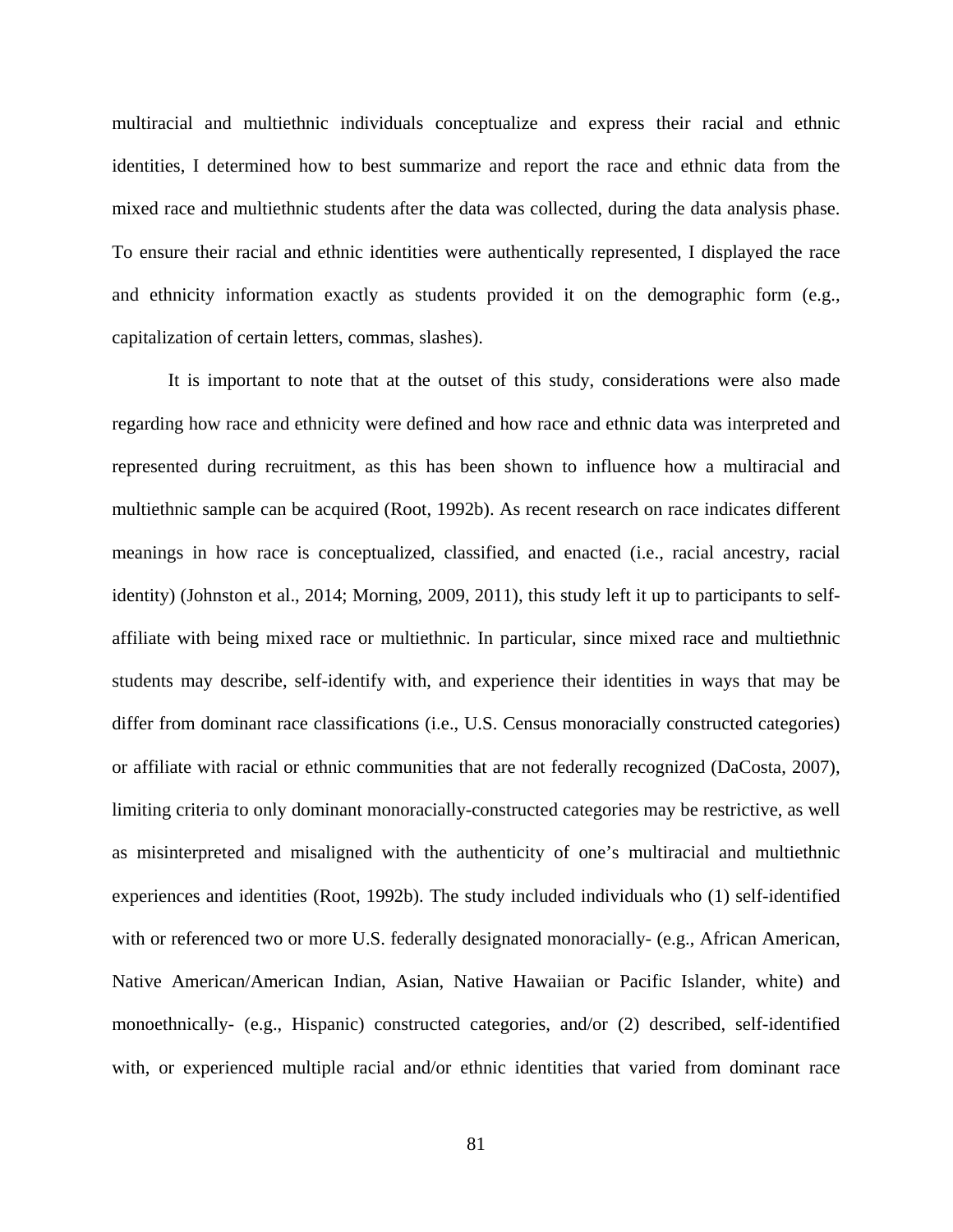multiracial and multiethnic individuals conceptualize and express their racial and ethnic identities, I determined how to best summarize and report the race and ethnic data from the mixed race and multiethnic students after the data was collected, during the data analysis phase. To ensure their racial and ethnic identities were authentically represented, I displayed the race and ethnicity information exactly as students provided it on the demographic form (e.g., capitalization of certain letters, commas, slashes).

It is important to note that at the outset of this study, considerations were also made regarding how race and ethnicity were defined and how race and ethnic data was interpreted and represented during recruitment, as this has been shown to influence how a multiracial and multiethnic sample can be acquired (Root, 1992b). As recent research on race indicates different meanings in how race is conceptualized, classified, and enacted (i.e., racial ancestry, racial identity) (Johnston et al., 2014; Morning, 2009, 2011), this study left it up to participants to self-affiliate with being mixed race or multiethnic. In particular, since mixed race and multiethnic students may describe, self-identify with, and experience their identities in ways that may be differ from dominant race classifications (i.e., U.S. Census monoracially constructed categories) or affiliate with racial or ethnic communities that are not federally recognized (DaCosta, 2007), limiting criteria to only dominant monoracially-constructed categories may be restrictive, as well as misinterpreted and misaligned with the authenticity of one's multiracial and multiethnic experiences and identities (Root, 1992b). The study included individuals who (1) self-identified with or referenced two or more U.S. federally designated monoracially- (e.g., African American, Native American/American Indian, Asian, Native Hawaiian or Pacific Islander, white) and monoethnically- (e.g., Hispanic) constructed categories, and/or (2) described, self-identified with, or experienced multiple racial and/or ethnic identities that varied from dominant race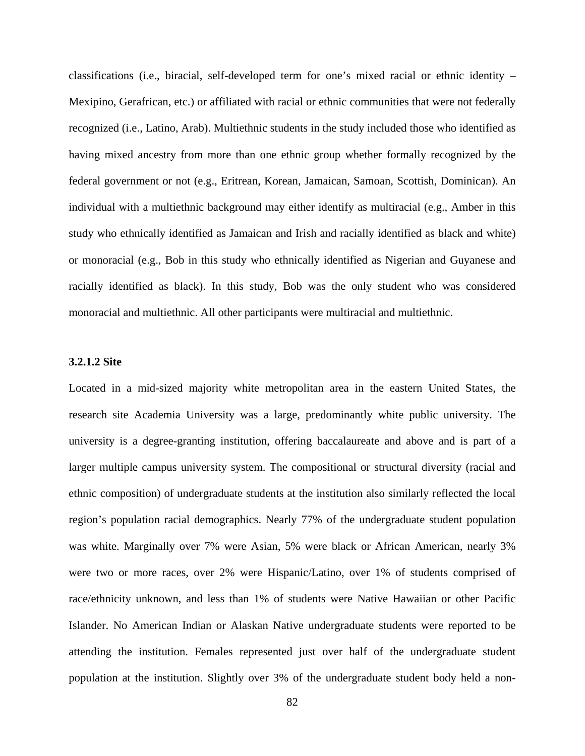classifications (i.e., biracial, self-developed term for one's mixed racial or ethnic identity – Mexipino, Gerafrican, etc.) or affiliated with racial or ethnic communities that were not federally recognized (i.e., Latino, Arab). Multiethnic students in the study included those who identified as having mixed ancestry from more than one ethnic group whether formally recognized by the federal government or not (e.g., Eritrean, Korean, Jamaican, Samoan, Scottish, Dominican). An individual with a multiethnic background may either identify as multiracial (e.g., Amber in this study who ethnically identified as Jamaican and Irish and racially identified as black and white) or monoracial (e.g., Bob in this study who ethnically identified as Nigerian and Guyanese and racially identified as black). In this study, Bob was the only student who was considered monoracial and multiethnic. All other participants were multiracial and multiethnic.

#### 3.2.1.2 Site

Located in a mid-sized majority white metropolitan area in the eastern United States, the research site Academia University was a large, predominantly white public university. The university is a degree-granting institution, offering baccalaureate and above and is part of a larger multiple campus university system. The compositional or structural diversity (racial and ethnic composition) of undergraduate students at the institution also similarly reflected the local region's population racial demographics. Nearly 77% of the undergraduate student population was white. Marginally over 7% were Asian, 5% were black or African American, nearly 3% were two or more races, over 2% were Hispanic/Latino, over 1% of students comprised of race/ethnicity unknown, and less than 1% of students were Native Hawaiian or other Pacific Islander. No American Indian or Alaskan Native undergraduate students were reported to be attending the institution. Females represented just over half of the undergraduate student population at the institution. Slightly over 3% of the undergraduate student body held a non-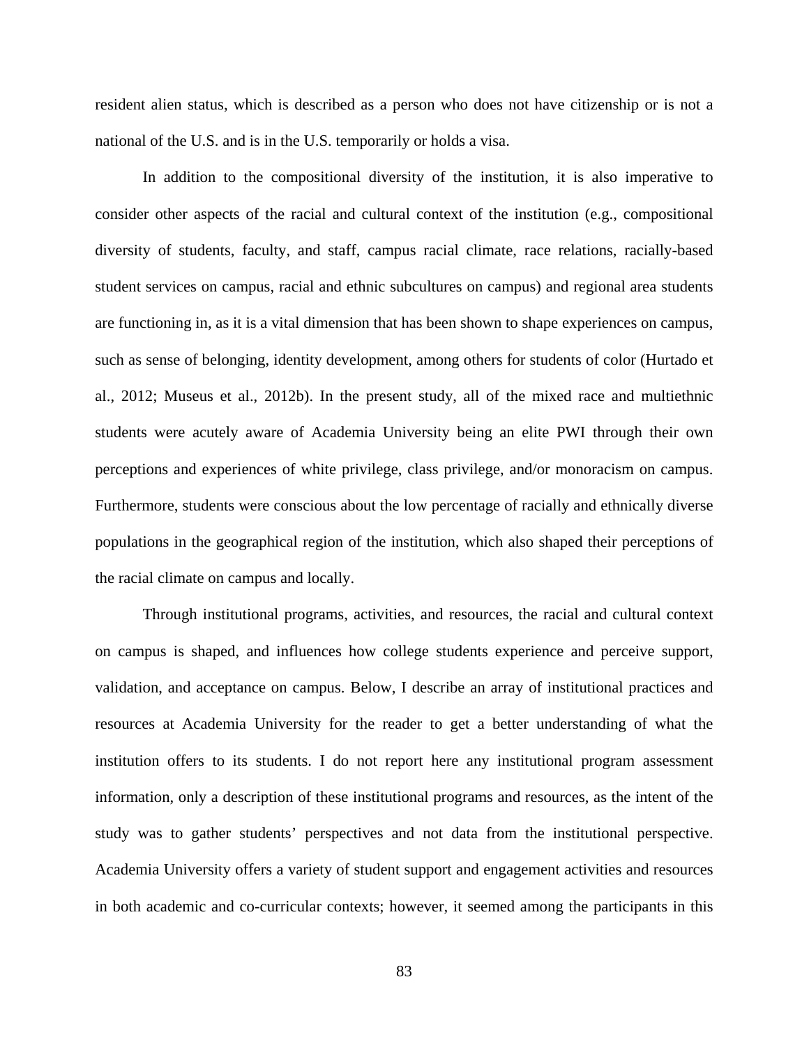resident alien status, which is described as a person who does not have citizenship or is not a national of the U.S. and is in the U.S. temporarily or holds a visa.

In addition to the compositional diversity of the institution, it is also imperative to consider other aspects of the racial and cultural context of the institution (e.g., compositional diversity of students, faculty, and staff, campus racial climate, race relations, racially-based student services on campus, racial and ethnic subcultures on campus) and regional area students are functioning in, as it is a vital dimension that has been shown to shape experiences on campus, such as sense of belonging, identity development, among others for students of color (Hurtado et al., 2012; Museus et al., 2012b). In the present study, all of the mixed race and multiethnic students were acutely aware of Academia University being an elite PWI through their own perceptions and experiences of white privilege, class privilege, and/or monoracism on campus. Furthermore, students were conscious about the low percentage of racially and ethnically diverse populations in the geographical region of the institution, which also shaped their perceptions of the racial climate on campus and locally.

Through institutional programs, activities, and resources, the racial and cultural context on campus is shaped, and influences how college students experience and perceive support, validation, and acceptance on campus. Below, I describe an array of institutional practices and resources at Academia University for the reader to get a better understanding of what the institution offers to its students. I do not report here any institutional program assessment information, only a description of these institutional programs and resources, as the intent of the study was to gather students' perspectives and not data from the institutional perspective. Academia University offers a variety of student support and engagement activities and resources in both academic and co-curricular contexts; however, it seemed among the participants in this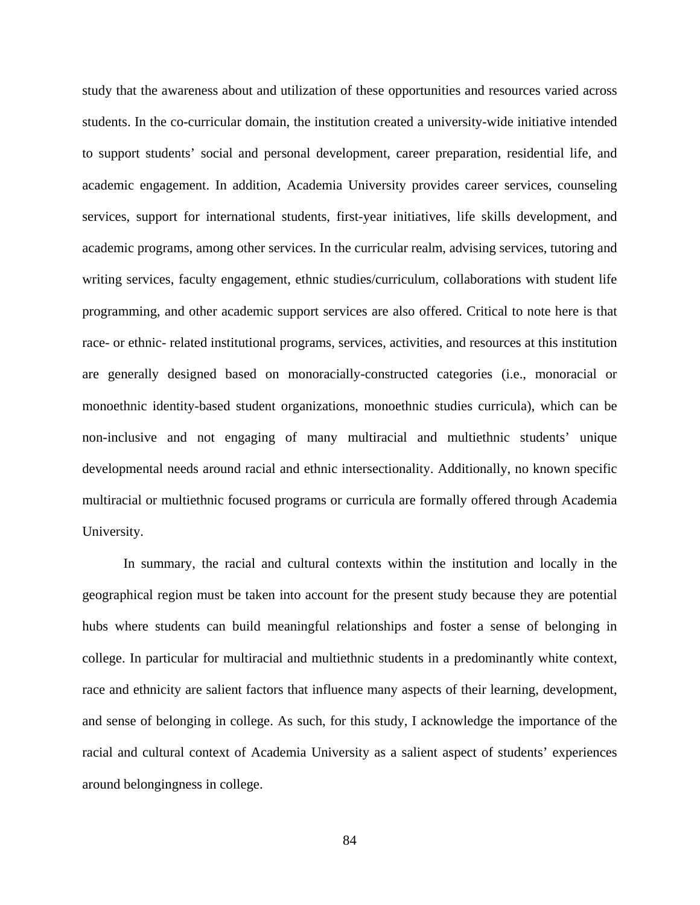study that the awareness about and utilization of these opportunities and resources varied across students. In the co-curricular domain, the institution created a university-wide initiative intended to support students' social and personal development, career preparation, residential life, and academic engagement. In addition, Academia University provides career services, counseling services, support for international students, first-year initiatives, life skills development, and academic programs, among other services. In the curricular realm, advising services, tutoring and writing services, faculty engagement, ethnic studies/curriculum, collaborations with student life programming, and other academic support services are also offered. Critical to note here is that race- or ethnic- related institutional programs, services, activities, and resources at this institution are generally designed based on monoracially-constructed categories (i.e., monoracial or monoethnic identity-based student organizations, monoethnic studies curricula), which can be non-inclusive and not engaging of many multiracial and multiethnic students' unique developmental needs around racial and ethnic intersectionality. Additionally, no known specific multiracial or multiethnic focused programs or curricula are formally offered through Academia University.

In summary, the racial and cultural contexts within the institution and locally in the geographical region must be taken into account for the present study because they are potential hubs where students can build meaningful relationships and foster a sense of belonging in college. In particular for multiracial and multiethnic students in a predominantly white context, race and ethnicity are salient factors that influence many aspects of their learning, development, and sense of belonging in college. As such, for this study, I acknowledge the importance of the racial and cultural context of Academia University as a salient aspect of students' experiences around belongingness in college.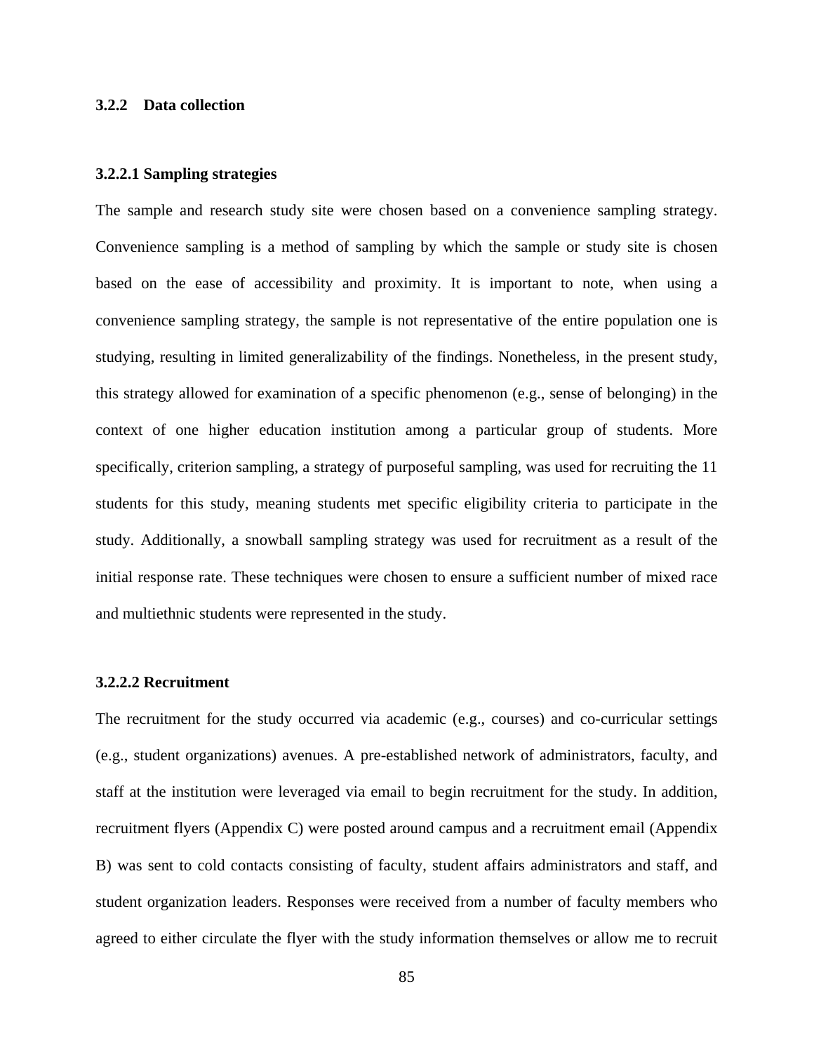### 3.2.2 Data collection

#### 3.2.2.1 Sampling strategies

The sample and research study site were chosen based on a convenience sampling strategy. Convenience sampling is a method of sampling by which the sample or study site is chosen based on the ease of accessibility and proximity. It is important to note, when using a convenience sampling strategy, the sample is not representative of the entire population one is studying, resulting in limited generalizability of the findings. Nonetheless, in the present study, this strategy allowed for examination of a specific phenomenon (e.g., sense of belonging) in the context of one higher education institution among a particular group of students. More specifically, criterion sampling, a strategy of purposeful sampling, was used for recruiting the 11 students for this study, meaning students met specific eligibility criteria to participate in the study. Additionally, a snowball sampling strategy was used for recruitment as a result of the initial response rate. These techniques were chosen to ensure a sufficient number of mixed race and multiethnic students were represented in the study.

#### 3.2.2.2 Recruitment

The recruitment for the study occurred via academic (e.g., courses) and co-curricular settings (e.g., student organizations) avenues. A pre-established network of administrators, faculty, and staff at the institution were leveraged via email to begin recruitment for the study. In addition, recruitment flyers (Appendix C) were posted around campus and a recruitment email (Appendix B) was sent to cold contacts consisting of faculty, student affairs administrators and staff, and student organization leaders. Responses were received from a number of faculty members who agreed to either circulate the flyer with the study information themselves or allow me to recruit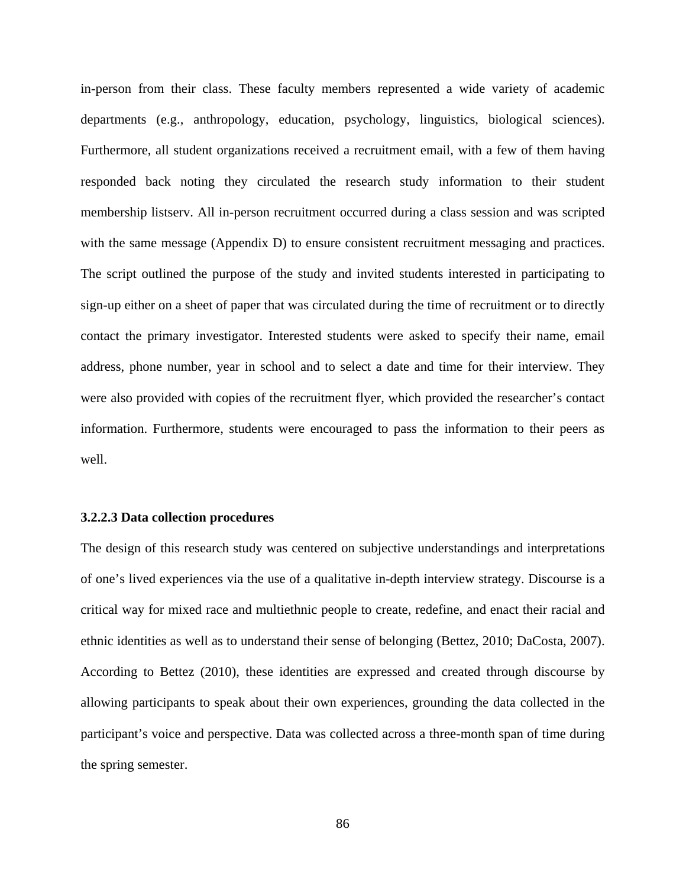in-person from their class. These faculty members represented a wide variety of academic departments (e.g., anthropology, education, psychology, linguistics, biological sciences). Furthermore, all student organizations received a recruitment email, with a few of them having responded back noting they circulated the research study information to their student membership listserv. All in-person recruitment occurred during a class session and was scripted with the same message (Appendix D) to ensure consistent recruitment messaging and practices. The script outlined the purpose of the study and invited students interested in participating to sign-up either on a sheet of paper that was circulated during the time of recruitment or to directly contact the primary investigator. Interested students were asked to specify their name, email address, phone number, year in school and to select a date and time for their interview. They were also provided with copies of the recruitment flyer, which provided the researcher's contact information. Furthermore, students were encouraged to pass the information to their peers as well.

#### 3.2.2.3 Data collection procedures

The design of this research study was centered on subjective understandings and interpretations of one's lived experiences via the use of a qualitative in-depth interview strategy. Discourse is a critical way for mixed race and multiethnic people to create, redefine, and enact their racial and ethnic identities as well as to understand their sense of belonging (Bettez, 2010; DaCosta, 2007). According to Bettez (2010), these identities are expressed and created through discourse by allowing participants to speak about their own experiences, grounding the data collected in the participant's voice and perspective. Data was collected across a three-month span of time during the spring semester.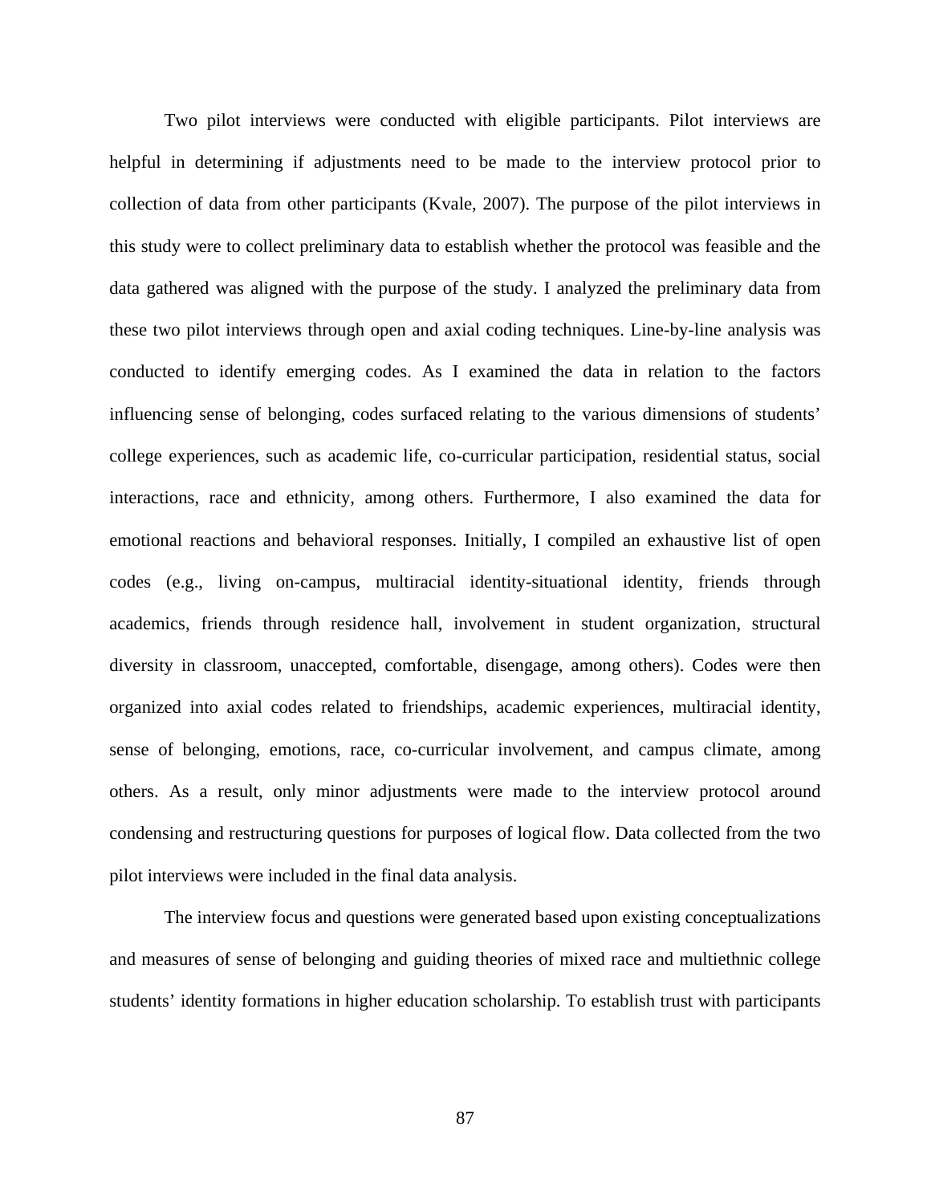Two pilot interviews were conducted with eligible participants. Pilot interviews are helpful in determining if adjustments need to be made to the interview protocol prior to collection of data from other participants (Kvale, 2007). The purpose of the pilot interviews in this study were to collect preliminary data to establish whether the protocol was feasible and the data gathered was aligned with the purpose of the study. I analyzed the preliminary data from these two pilot interviews through open and axial coding techniques. Line-by-line analysis was conducted to identify emerging codes. As I examined the data in relation to the factors influencing sense of belonging, codes surfaced relating to the various dimensions of students' college experiences, such as academic life, co-curricular participation, residential status, social interactions, race and ethnicity, among others. Furthermore, I also examined the data for emotional reactions and behavioral responses. Initially, I compiled an exhaustive list of open codes (e.g., living on-campus, multiracial identity-situational identity, friends through academics, friends through residence hall, involvement in student organization, structural diversity in classroom, unaccepted, comfortable, disengage, among others). Codes were then organized into axial codes related to friendships, academic experiences, multiracial identity, sense of belonging, emotions, race, co-curricular involvement, and campus climate, among others. As a result, only minor adjustments were made to the interview protocol around condensing and restructuring questions for purposes of logical flow. Data collected from the two pilot interviews were included in the final data analysis.

The interview focus and questions were generated based upon existing conceptualizations and measures of sense of belonging and guiding theories of mixed race and multiethnic college students' identity formations in higher education scholarship. To establish trust with participants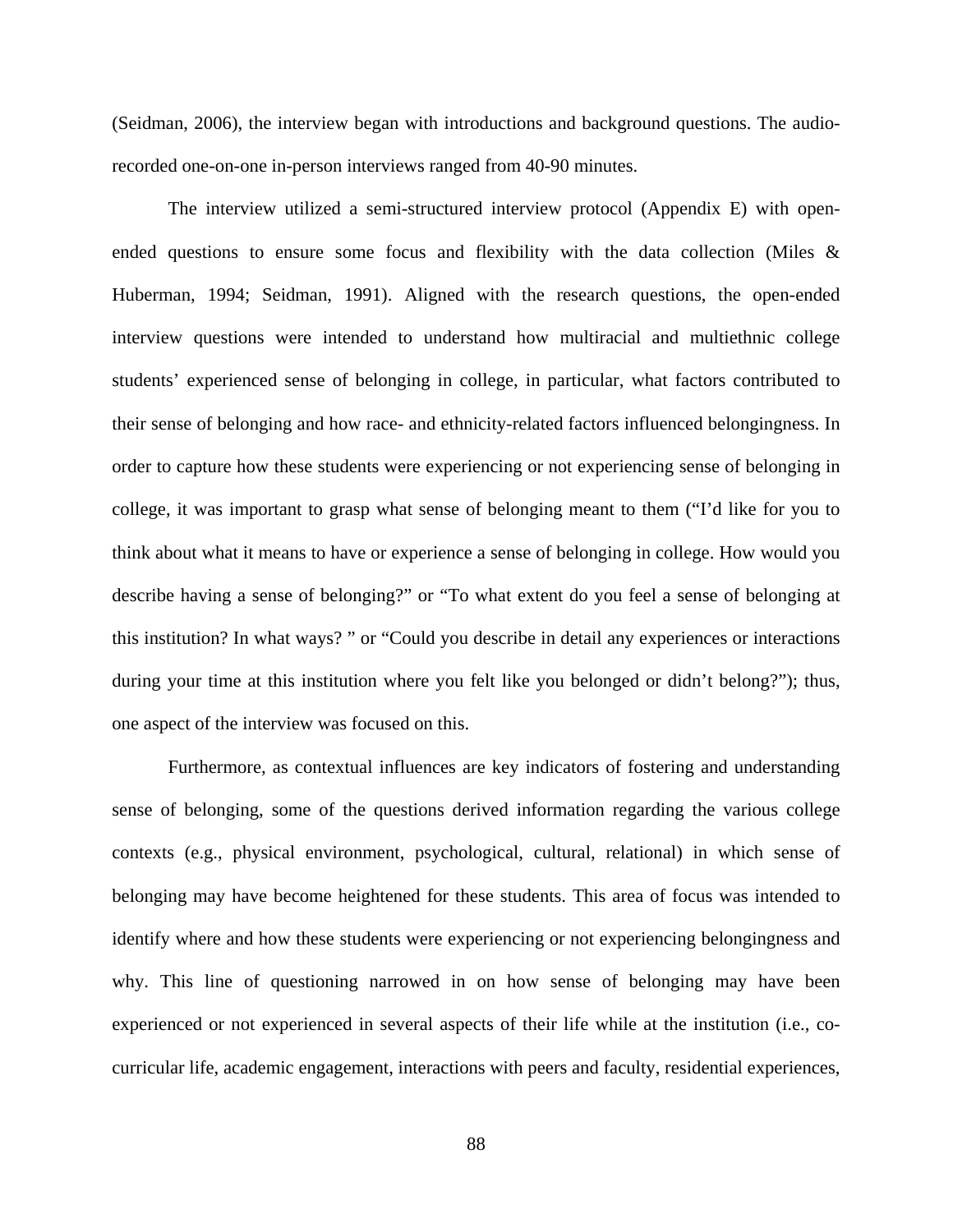(Seidman, 2006), the interview began with introductions and background questions. The audio-recorded one-on-one in-person interviews ranged from 40-90 minutes.

The interview utilized a semi-structured interview protocol (Appendix E) with open-ended questions to ensure some focus and flexibility with the data collection (Miles & Huberman, 1994; Seidman, 1991). Aligned with the research questions, the open-ended interview questions were intended to understand how multiracial and multiethnic college students' experienced sense of belonging in college, in particular, what factors contributed to their sense of belonging and how race- and ethnicity-related factors influenced belongingness. In order to capture how these students were experiencing or not experiencing sense of belonging in college, it was important to grasp what sense of belonging meant to them ("I'd like for you to think about what it means to have or experience a sense of belonging in college. How would you describe having a sense of belonging?" or "To what extent do you feel a sense of belonging at this institution? In what ways? " or "Could you describe in detail any experiences or interactions during your time at this institution where you felt like you belonged or didn't belong?"); thus, one aspect of the interview was focused on this.

Furthermore, as contextual influences are key indicators of fostering and understanding sense of belonging, some of the questions derived information regarding the various college contexts (e.g., physical environment, psychological, cultural, relational) in which sense of belonging may have become heightened for these students. This area of focus was intended to identify where and how these students were experiencing or not experiencing belongingness and why. This line of questioning narrowed in on how sense of belonging may have been experienced or not experienced in several aspects of their life while at the institution (i.e., co-curricular life, academic engagement, interactions with peers and faculty, residential experiences,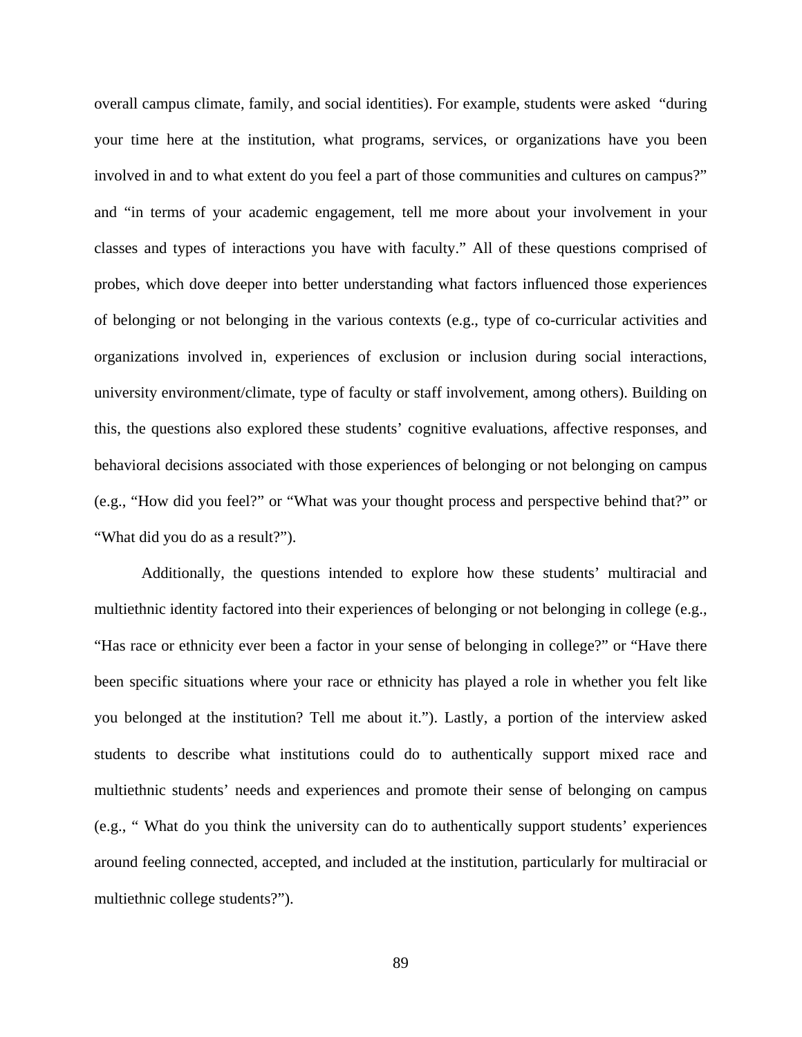overall campus climate, family, and social identities). For example, students were asked "during your time here at the institution, what programs, services, or organizations have you been involved in and to what extent do you feel a part of those communities and cultures on campus?" and "in terms of your academic engagement, tell me more about your involvement in your classes and types of interactions you have with faculty." All of these questions comprised of probes, which dove deeper into better understanding what factors influenced those experiences of belonging or not belonging in the various contexts (e.g., type of co-curricular activities and organizations involved in, experiences of exclusion or inclusion during social interactions, university environment/climate, type of faculty or staff involvement, among others). Building on this, the questions also explored these students' cognitive evaluations, affective responses, and behavioral decisions associated with those experiences of belonging or not belonging on campus (e.g., "How did you feel?" or "What was your thought process and perspective behind that?" or "What did you do as a result?").

Additionally, the questions intended to explore how these students' multiracial and multiethnic identity factored into their experiences of belonging or not belonging in college (e.g., "Has race or ethnicity ever been a factor in your sense of belonging in college?" or "Have there been specific situations where your race or ethnicity has played a role in whether you felt like you belonged at the institution? Tell me about it."). Lastly, a portion of the interview asked students to describe what institutions could do to authentically support mixed race and multiethnic students' needs and experiences and promote their sense of belonging on campus (e.g., " What do you think the university can do to authentically support students' experiences around feeling connected, accepted, and included at the institution, particularly for multiracial or multiethnic college students?").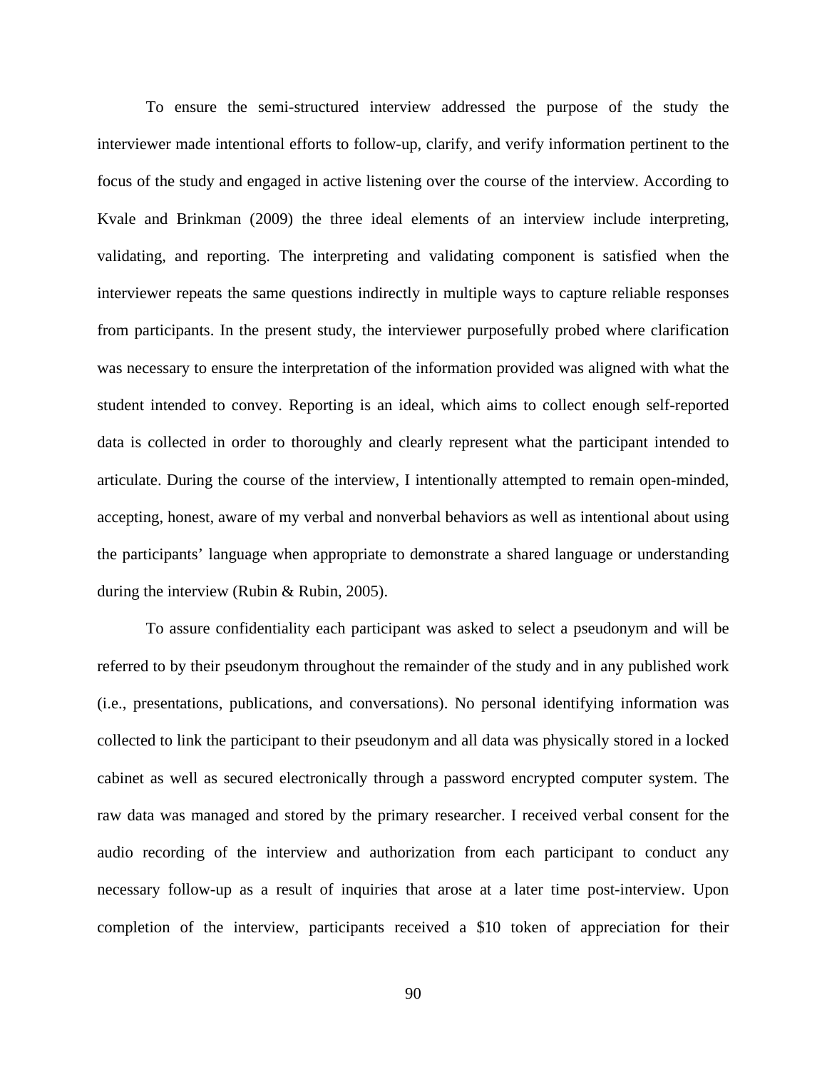To ensure the semi-structured interview addressed the purpose of the study the interviewer made intentional efforts to follow-up, clarify, and verify information pertinent to the focus of the study and engaged in active listening over the course of the interview. According to Kvale and Brinkman (2009) the three ideal elements of an interview include interpreting, validating, and reporting. The interpreting and validating component is satisfied when the interviewer repeats the same questions indirectly in multiple ways to capture reliable responses from participants. In the present study, the interviewer purposefully probed where clarification was necessary to ensure the interpretation of the information provided was aligned with what the student intended to convey. Reporting is an ideal, which aims to collect enough self-reported data is collected in order to thoroughly and clearly represent what the participant intended to articulate. During the course of the interview, I intentionally attempted to remain open-minded, accepting, honest, aware of my verbal and nonverbal behaviors as well as intentional about using the participants' language when appropriate to demonstrate a shared language or understanding during the interview (Rubin & Rubin, 2005).

To assure confidentiality each participant was asked to select a pseudonym and will be referred to by their pseudonym throughout the remainder of the study and in any published work (i.e., presentations, publications, and conversations). No personal identifying information was collected to link the participant to their pseudonym and all data was physically stored in a locked cabinet as well as secured electronically through a password encrypted computer system. The raw data was managed and stored by the primary researcher. I received verbal consent for the audio recording of the interview and authorization from each participant to conduct any necessary follow-up as a result of inquiries that arose at a later time post-interview. Upon completion of the interview, participants received a $10 token of appreciation for their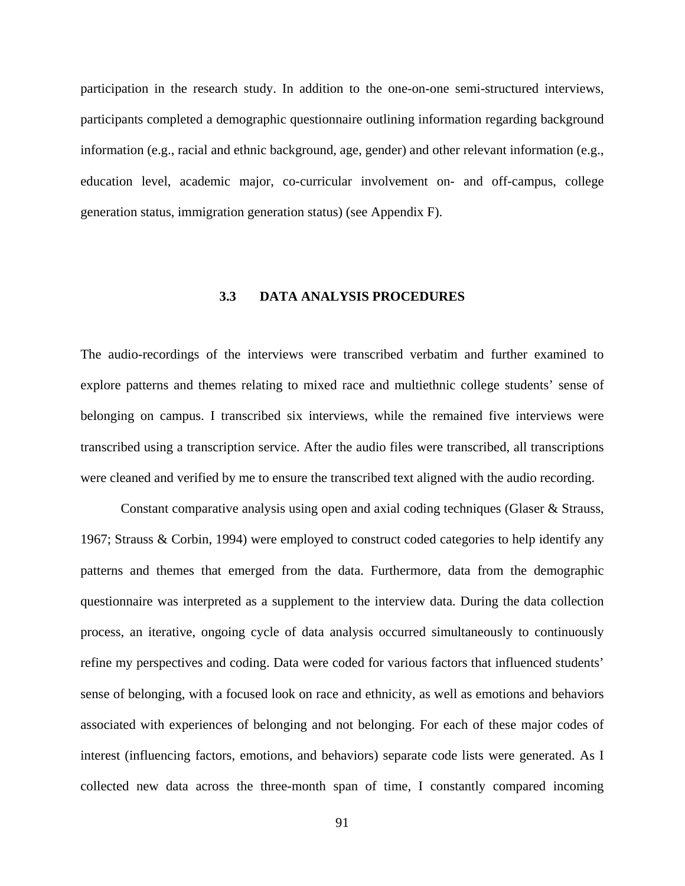participation in the research study. In addition to the one-on-one semi-structured interviews, participants completed a demographic questionnaire outlining information regarding background information (e.g., racial and ethnic background, age, gender) and other relevant information (e.g., education level, academic major, co-curricular involvement on- and off-campus, college generation status, immigration generation status) (see Appendix F).

## 3.3 DATA ANALYSIS PROCEDURES

The audio-recordings of the interviews were transcribed verbatim and further examined to explore patterns and themes relating to mixed race and multiethnic college students' sense of belonging on campus. I transcribed six interviews, while the remained five interviews were transcribed using a transcription service. After the audio files were transcribed, all transcriptions were cleaned and verified by me to ensure the transcribed text aligned with the audio recording.

Constant comparative analysis using open and axial coding techniques (Glaser & Strauss, 1967; Strauss & Corbin, 1994) were employed to construct coded categories to help identify any patterns and themes that emerged from the data. Furthermore, data from the demographic questionnaire was interpreted as a supplement to the interview data. During the data collection process, an iterative, ongoing cycle of data analysis occurred simultaneously to continuously refine my perspectives and coding. Data were coded for various factors that influenced students' sense of belonging, with a focused look on race and ethnicity, as well as emotions and behaviors associated with experiences of belonging and not belonging. For each of these major codes of interest (influencing factors, emotions, and behaviors) separate code lists were generated. As I collected new data across the three-month span of time, I constantly compared incoming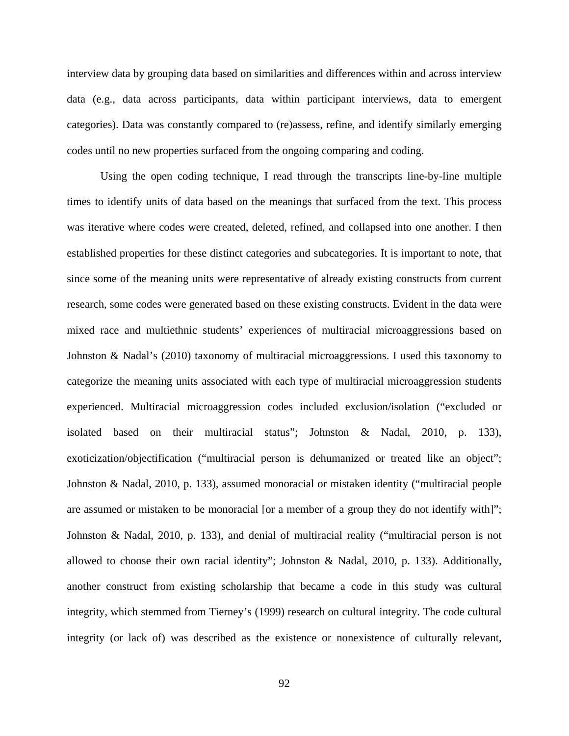interview data by grouping data based on similarities and differences within and across interview data (e.g., data across participants, data within participant interviews, data to emergent categories). Data was constantly compared to (re)assess, refine, and identify similarly emerging codes until no new properties surfaced from the ongoing comparing and coding.

Using the open coding technique, I read through the transcripts line-by-line multiple times to identify units of data based on the meanings that surfaced from the text. This process was iterative where codes were created, deleted, refined, and collapsed into one another. I then established properties for these distinct categories and subcategories. It is important to note, that since some of the meaning units were representative of already existing constructs from current research, some codes were generated based on these existing constructs. Evident in the data were mixed race and multiethnic students' experiences of multiracial microaggressions based on Johnston & Nadal's (2010) taxonomy of multiracial microaggressions. I used this taxonomy to categorize the meaning units associated with each type of multiracial microaggression students experienced. Multiracial microaggression codes included exclusion/isolation ("excluded or isolated based on their multiracial status"; Johnston & Nadal, 2010, p. 133), exoticization/objectification ("multiracial person is dehumanized or treated like an object"; Johnston & Nadal, 2010, p. 133), assumed monoracial or mistaken identity ("multiracial people are assumed or mistaken to be monoracial [or a member of a group they do not identify with]"; Johnston & Nadal, 2010, p. 133), and denial of multiracial reality ("multiracial person is not allowed to choose their own racial identity"; Johnston & Nadal, 2010, p. 133). Additionally, another construct from existing scholarship that became a code in this study was cultural integrity, which stemmed from Tierney's (1999) research on cultural integrity. The code cultural integrity (or lack of) was described as the existence or nonexistence of culturally relevant,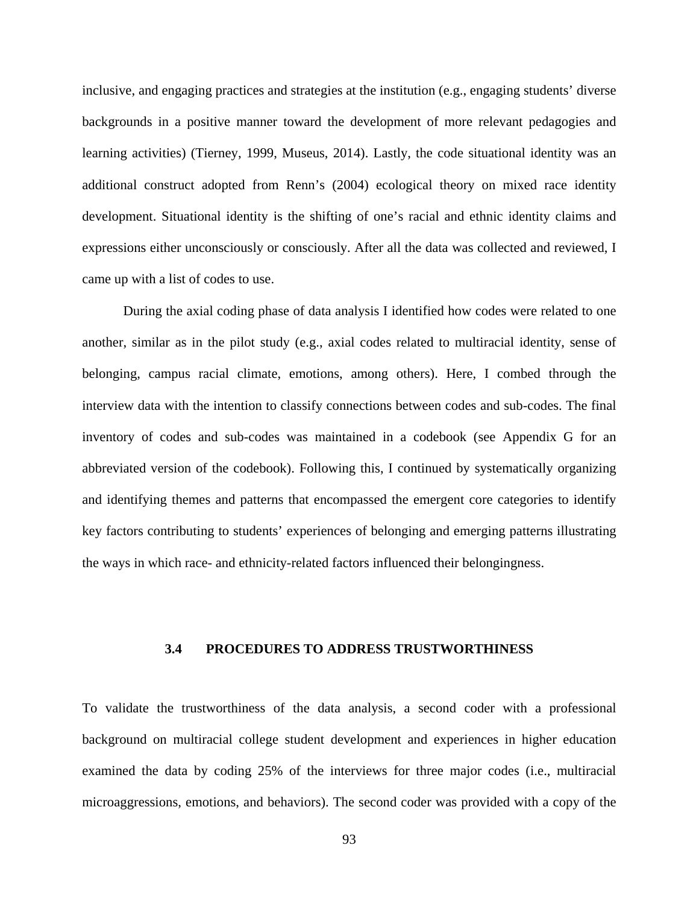inclusive, and engaging practices and strategies at the institution (e.g., engaging students' diverse backgrounds in a positive manner toward the development of more relevant pedagogies and learning activities) (Tierney, 1999, Museus, 2014). Lastly, the code situational identity was an additional construct adopted from Renn's (2004) ecological theory on mixed race identity development. Situational identity is the shifting of one's racial and ethnic identity claims and expressions either unconsciously or consciously. After all the data was collected and reviewed, I came up with a list of codes to use.

During the axial coding phase of data analysis I identified how codes were related to one another, similar as in the pilot study (e.g., axial codes related to multiracial identity, sense of belonging, campus racial climate, emotions, among others). Here, I combed through the interview data with the intention to classify connections between codes and sub-codes. The final inventory of codes and sub-codes was maintained in a codebook (see Appendix G for an abbreviated version of the codebook). Following this, I continued by systematically organizing and identifying themes and patterns that encompassed the emergent core categories to identify key factors contributing to students' experiences of belonging and emerging patterns illustrating the ways in which race- and ethnicity-related factors influenced their belongingness.

## 3.4 PROCEDURES TO ADDRESS TRUSTWORTHINESS

To validate the trustworthiness of the data analysis, a second coder with a professional background on multiracial college student development and experiences in higher education examined the data by coding 25% of the interviews for three major codes (i.e., multiracial microaggressions, emotions, and behaviors). The second coder was provided with a copy of the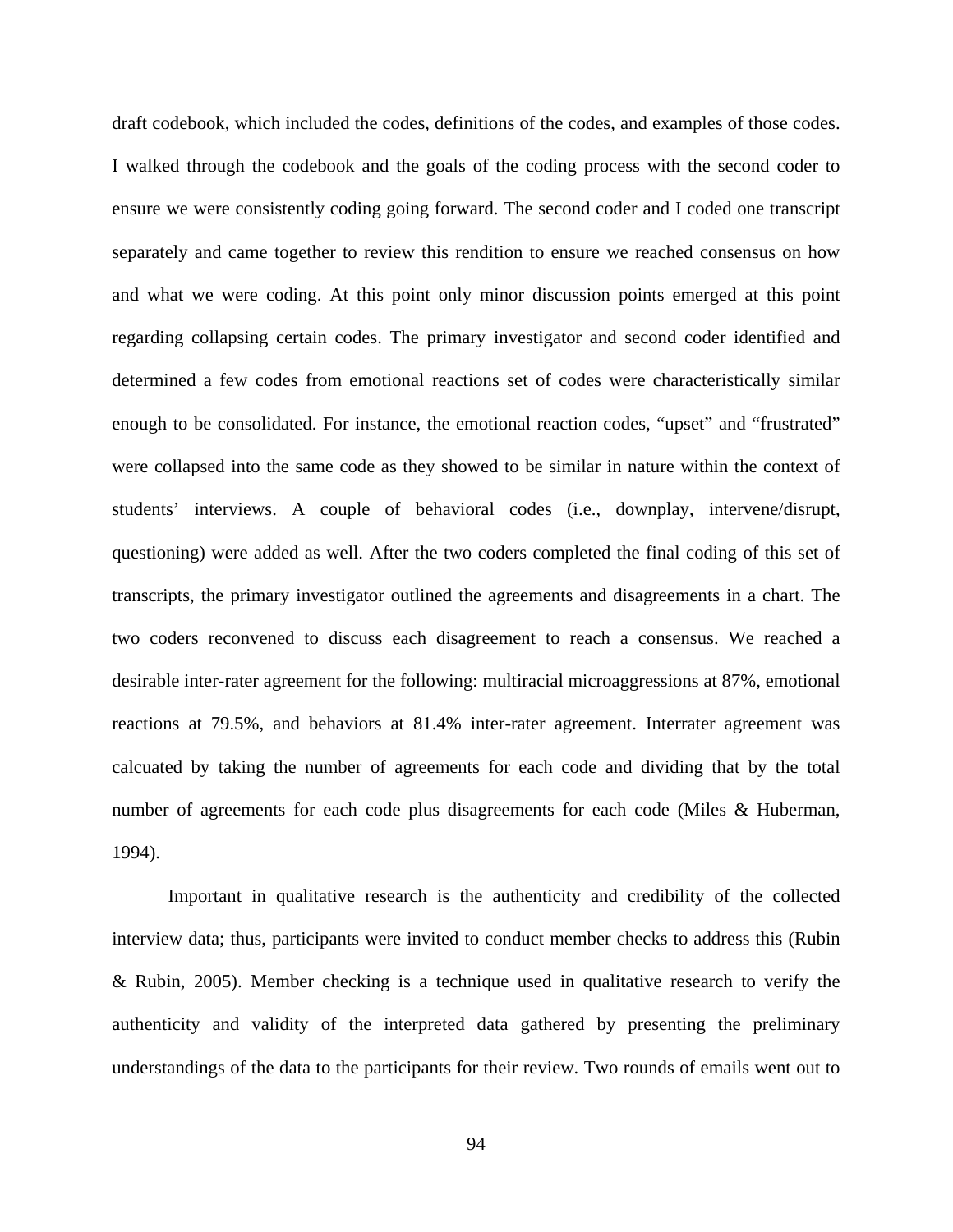draft codebook, which included the codes, definitions of the codes, and examples of those codes. I walked through the codebook and the goals of the coding process with the second coder to ensure we were consistently coding going forward. The second coder and I coded one transcript separately and came together to review this rendition to ensure we reached consensus on how and what we were coding. At this point only minor discussion points emerged at this point regarding collapsing certain codes. The primary investigator and second coder identified and determined a few codes from emotional reactions set of codes were characteristically similar enough to be consolidated. For instance, the emotional reaction codes, "upset" and "frustrated" were collapsed into the same code as they showed to be similar in nature within the context of students' interviews. A couple of behavioral codes (i.e., downplay, intervene/disrupt, questioning) were added as well. After the two coders completed the final coding of this set of transcripts, the primary investigator outlined the agreements and disagreements in a chart. The two coders reconvened to discuss each disagreement to reach a consensus. We reached a desirable inter-rater agreement for the following: multiracial microaggressions at 87%, emotional reactions at 79.5%, and behaviors at 81.4% inter-rater agreement. Interrater agreement was calcuated by taking the number of agreements for each code and dividing that by the total number of agreements for each code plus disagreements for each code (Miles & Huberman, 1994).

Important in qualitative research is the authenticity and credibility of the collected interview data; thus, participants were invited to conduct member checks to address this (Rubin & Rubin, 2005). Member checking is a technique used in qualitative research to verify the authenticity and validity of the interpreted data gathered by presenting the preliminary understandings of the data to the participants for their review. Two rounds of emails went out to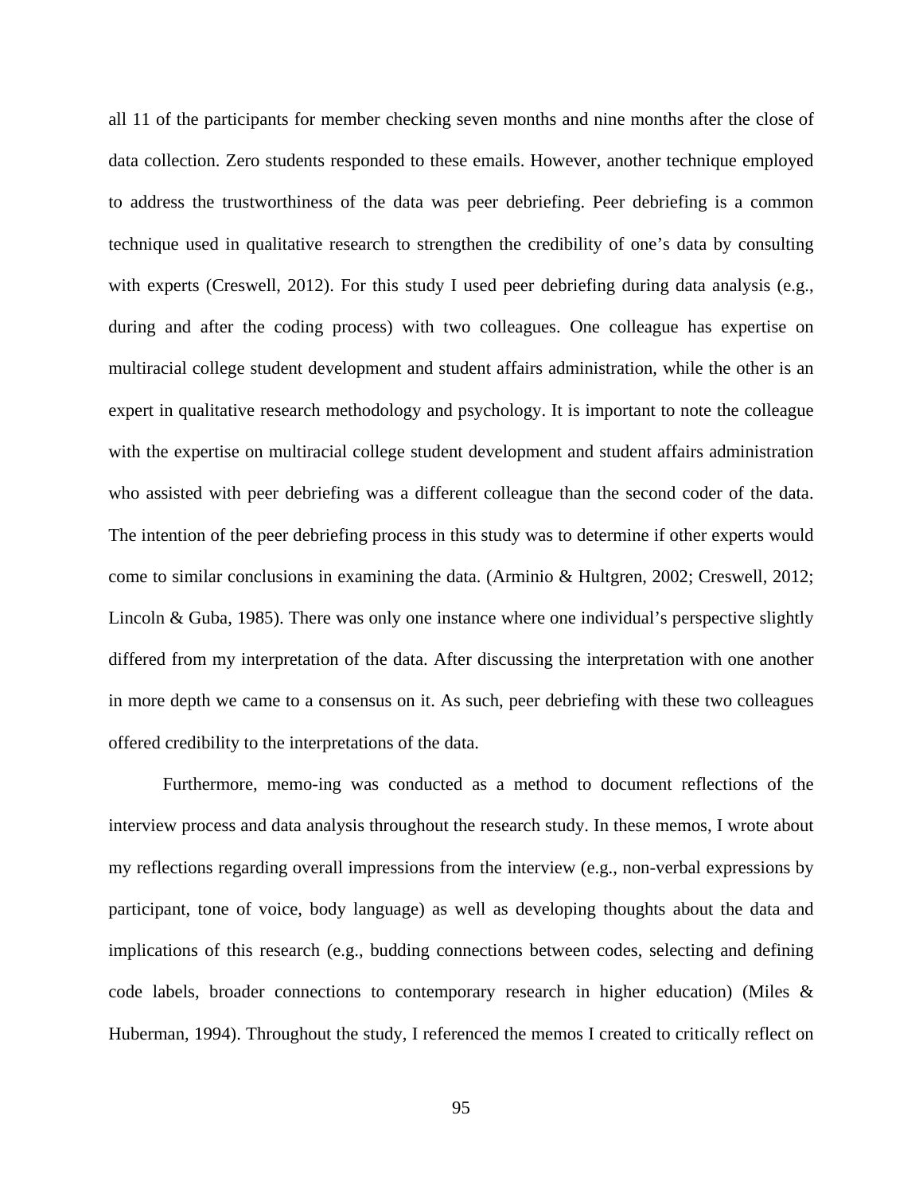all 11 of the participants for member checking seven months and nine months after the close of data collection. Zero students responded to these emails. However, another technique employed to address the trustworthiness of the data was peer debriefing. Peer debriefing is a common technique used in qualitative research to strengthen the credibility of one's data by consulting with experts (Creswell, 2012). For this study I used peer debriefing during data analysis (e.g., during and after the coding process) with two colleagues. One colleague has expertise on multiracial college student development and student affairs administration, while the other is an expert in qualitative research methodology and psychology. It is important to note the colleague with the expertise on multiracial college student development and student affairs administration who assisted with peer debriefing was a different colleague than the second coder of the data. The intention of the peer debriefing process in this study was to determine if other experts would come to similar conclusions in examining the data. (Arminio & Hultgren, 2002; Creswell, 2012; Lincoln & Guba, 1985). There was only one instance where one individual's perspective slightly differed from my interpretation of the data. After discussing the interpretation with one another in more depth we came to a consensus on it. As such, peer debriefing with these two colleagues offered credibility to the interpretations of the data.

Furthermore, memo-ing was conducted as a method to document reflections of the interview process and data analysis throughout the research study. In these memos, I wrote about my reflections regarding overall impressions from the interview (e.g., non-verbal expressions by participant, tone of voice, body language) as well as developing thoughts about the data and implications of this research (e.g., budding connections between codes, selecting and defining code labels, broader connections to contemporary research in higher education) (Miles & Huberman, 1994). Throughout the study, I referenced the memos I created to critically reflect on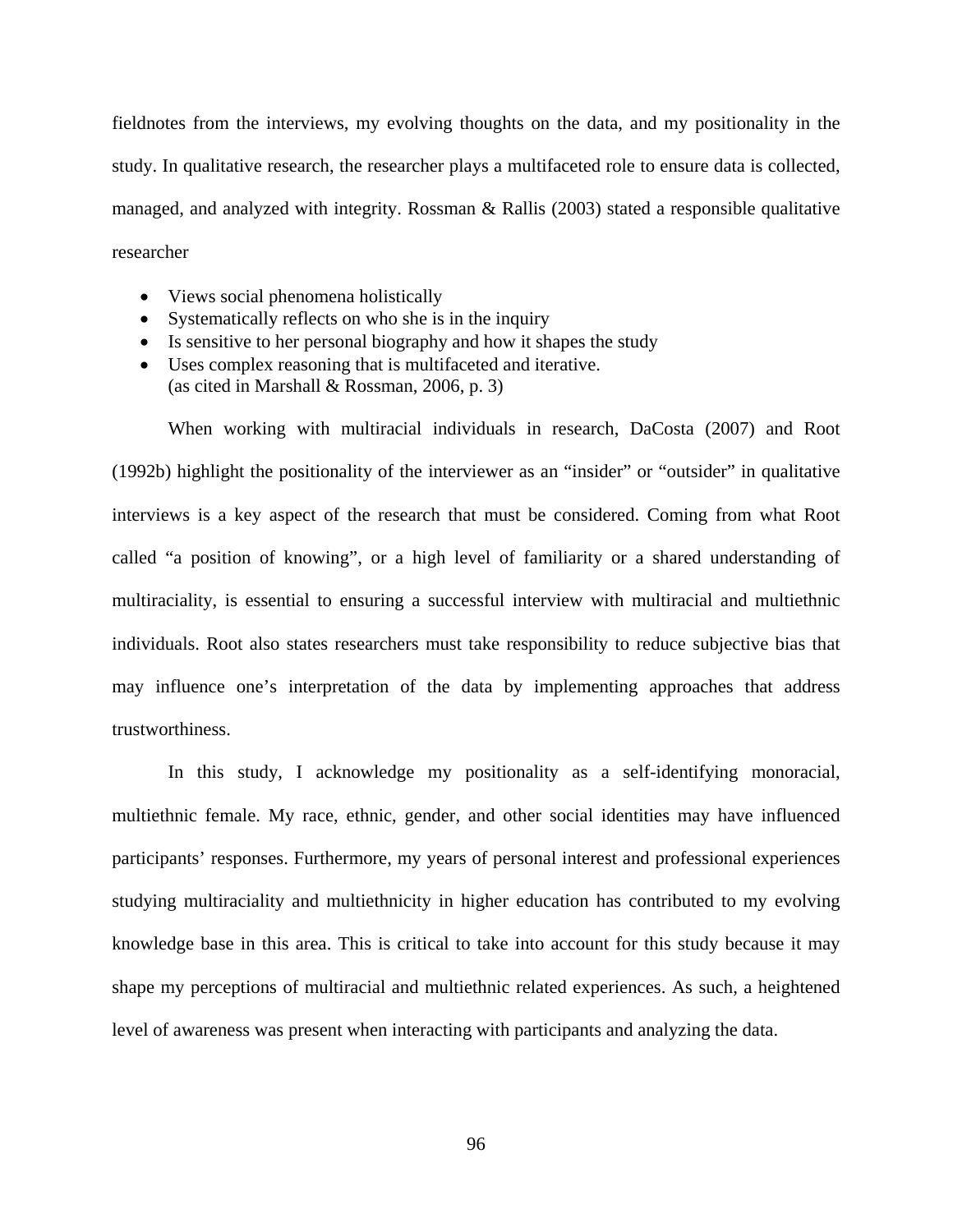fieldnotes from the interviews, my evolving thoughts on the data, and my positionality in the study. In qualitative research, the researcher plays a multifaceted role to ensure data is collected, managed, and analyzed with integrity. Rossman & Rallis (2003) stated a responsible qualitative researcher

- Views social phenomena holistically
- Systematically reflects on who she is in the inquiry
- Is sensitive to her personal biography and how it shapes the study
- Uses complex reasoning that is multifaceted and iterative.
  (as cited in Marshall & Rossman, 2006, p. 3)

When working with multiracial individuals in research, DaCosta (2007) and Root (1992b) highlight the positionality of the interviewer as an "insider" or "outsider" in qualitative interviews is a key aspect of the research that must be considered. Coming from what Root called "a position of knowing", or a high level of familiarity or a shared understanding of multiraciality, is essential to ensuring a successful interview with multiracial and multiethnic individuals. Root also states researchers must take responsibility to reduce subjective bias that may influence one's interpretation of the data by implementing approaches that address trustworthiness.

In this study, I acknowledge my positionality as a self-identifying monoracial, multiethnic female. My race, ethnic, gender, and other social identities may have influenced participants' responses. Furthermore, my years of personal interest and professional experiences studying multiraciality and multiethnicity in higher education has contributed to my evolving knowledge base in this area. This is critical to take into account for this study because it may shape my perceptions of multiracial and multiethnic related experiences. As such, a heightened level of awareness was present when interacting with participants and analyzing the data.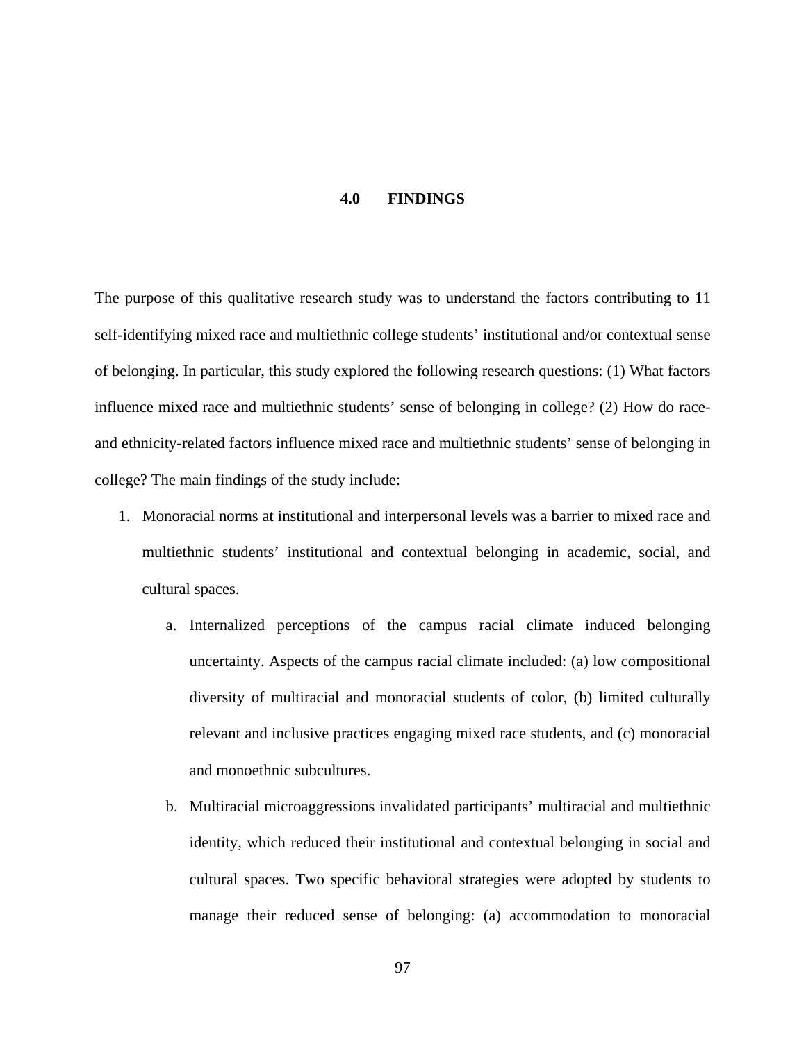# 4.0 FINDINGS

The purpose of this qualitative research study was to understand the factors contributing to 11 self-identifying mixed race and multiethnic college students' institutional and/or contextual sense of belonging. In particular, this study explored the following research questions: (1) What factors influence mixed race and multiethnic students' sense of belonging in college? (2) How do race- and ethnicity-related factors influence mixed race and multiethnic students' sense of belonging in college? The main findings of the study include:

1. Monoracial norms at institutional and interpersonal levels was a barrier to mixed race and multiethnic students' institutional and contextual belonging in academic, social, and cultural spaces.
   a. Internalized perceptions of the campus racial climate induced belonging uncertainty. Aspects of the campus racial climate included: (a) low compositional diversity of multiracial and monoracial students of color, (b) limited culturally relevant and inclusive practices engaging mixed race students, and (c) monoracial and monoethnic subcultures.
   b. Multiracial microaggressions invalidated participants' multiracial and multiethnic identity, which reduced their institutional and contextual belonging in social and cultural spaces. Two specific behavioral strategies were adopted by students to manage their reduced sense of belonging: (a) accommodation to monoracial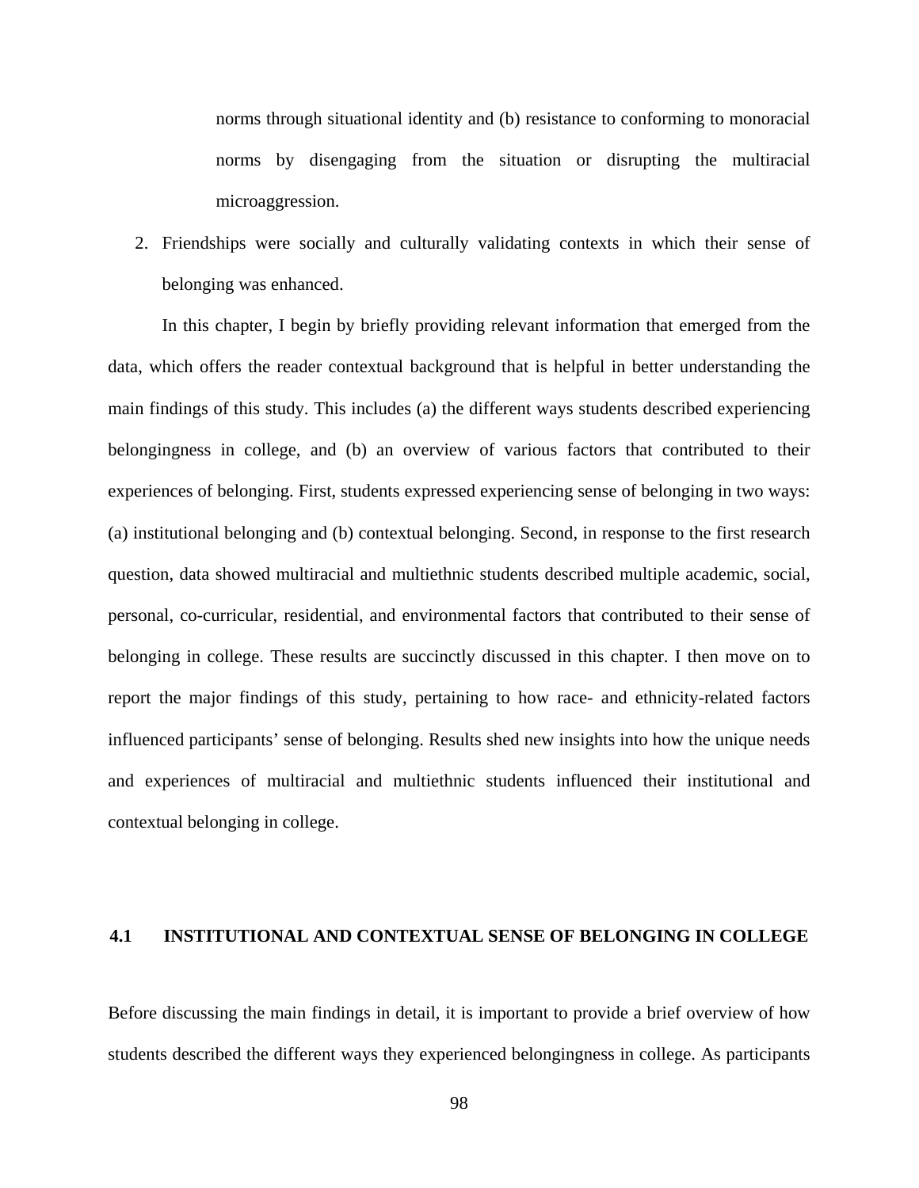norms through situational identity and (b) resistance to conforming to monoracial norms by disengaging from the situation or disrupting the multiracial microaggression.

2. Friendships were socially and culturally validating contexts in which their sense of belonging was enhanced.

In this chapter, I begin by briefly providing relevant information that emerged from the data, which offers the reader contextual background that is helpful in better understanding the main findings of this study. This includes (a) the different ways students described experiencing belongingness in college, and (b) an overview of various factors that contributed to their experiences of belonging. First, students expressed experiencing sense of belonging in two ways: (a) institutional belonging and (b) contextual belonging. Second, in response to the first research question, data showed multiracial and multiethnic students described multiple academic, social, personal, co-curricular, residential, and environmental factors that contributed to their sense of belonging in college. These results are succinctly discussed in this chapter. I then move on to report the major findings of this study, pertaining to how race- and ethnicity-related factors influenced participants' sense of belonging. Results shed new insights into how the unique needs and experiences of multiracial and multiethnic students influenced their institutional and contextual belonging in college.

## 4.1 INSTITUTIONAL AND CONTEXTUAL SENSE OF BELONGING IN COLLEGE

Before discussing the main findings in detail, it is important to provide a brief overview of how students described the different ways they experienced belongingness in college. As participants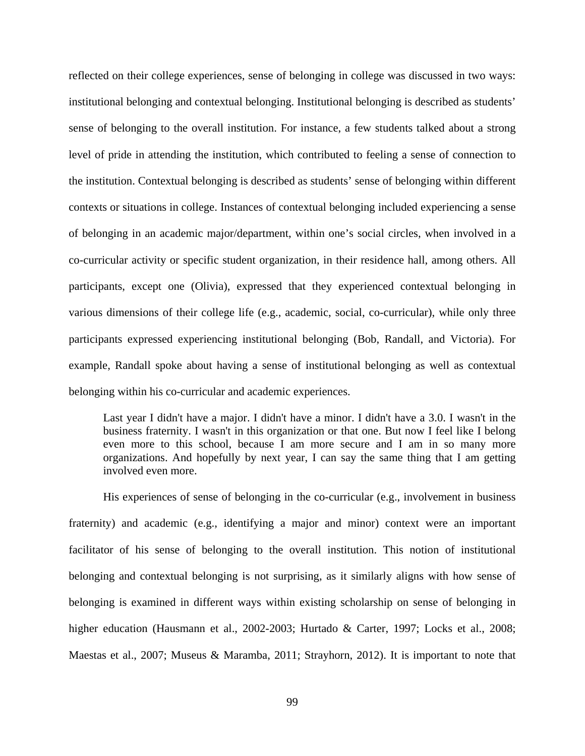reflected on their college experiences, sense of belonging in college was discussed in two ways: institutional belonging and contextual belonging. Institutional belonging is described as students' sense of belonging to the overall institution. For instance, a few students talked about a strong level of pride in attending the institution, which contributed to feeling a sense of connection to the institution. Contextual belonging is described as students' sense of belonging within different contexts or situations in college. Instances of contextual belonging included experiencing a sense of belonging in an academic major/department, within one's social circles, when involved in a co-curricular activity or specific student organization, in their residence hall, among others. All participants, except one (Olivia), expressed that they experienced contextual belonging in various dimensions of their college life (e.g., academic, social, co-curricular), while only three participants expressed experiencing institutional belonging (Bob, Randall, and Victoria). For example, Randall spoke about having a sense of institutional belonging as well as contextual belonging within his co-curricular and academic experiences.

> Last year I didn't have a major. I didn't have a minor. I didn't have a 3.0. I wasn't in the business fraternity. I wasn't in this organization or that one. But now I feel like I belong even more to this school, because I am more secure and I am in so many more organizations. And hopefully by next year, I can say the same thing that I am getting involved even more.

His experiences of sense of belonging in the co-curricular (e.g., involvement in business fraternity) and academic (e.g., identifying a major and minor) context were an important facilitator of his sense of belonging to the overall institution. This notion of institutional belonging and contextual belonging is not surprising, as it similarly aligns with how sense of belonging is examined in different ways within existing scholarship on sense of belonging in higher education (Hausmann et al., 2002-2003; Hurtado & Carter, 1997; Locks et al., 2008; Maestas et al., 2007; Museus & Maramba, 2011; Strayhorn, 2012). It is important to note that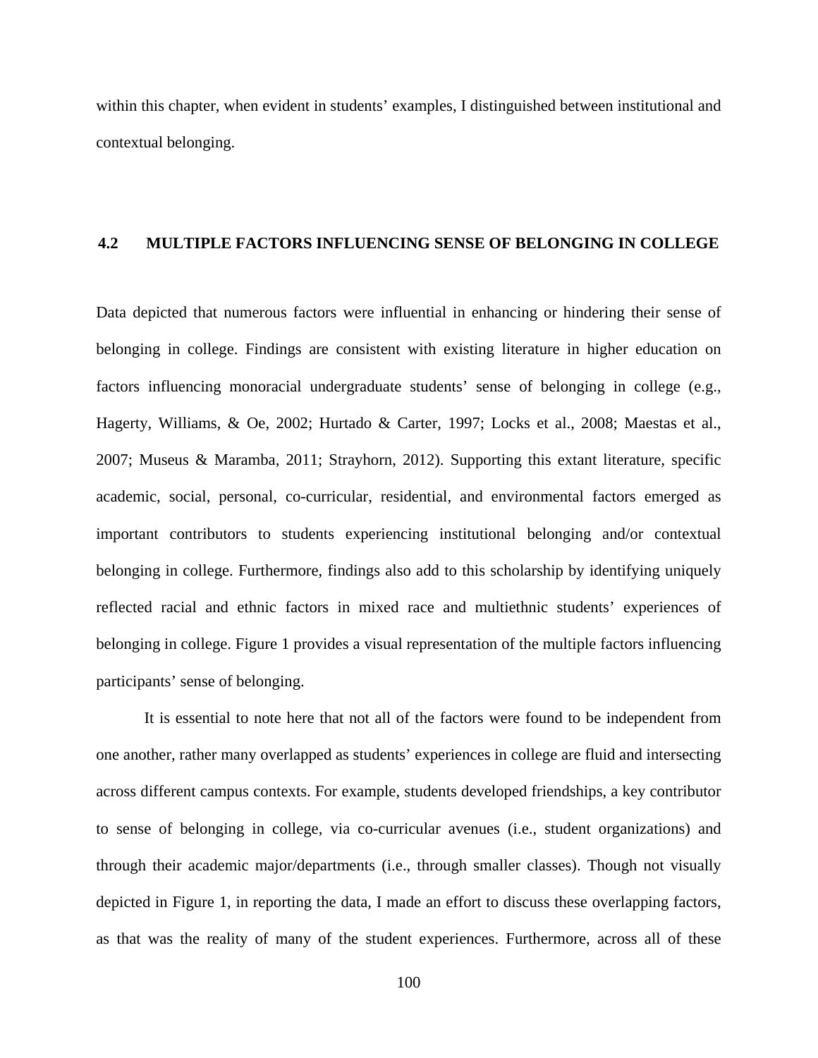within this chapter, when evident in students' examples, I distinguished between institutional and contextual belonging.

## 4.2 MULTIPLE FACTORS INFLUENCING SENSE OF BELONGING IN COLLEGE

Data depicted that numerous factors were influential in enhancing or hindering their sense of belonging in college. Findings are consistent with existing literature in higher education on factors influencing monoracial undergraduate students' sense of belonging in college (e.g., Hagerty, Williams, & Oe, 2002; Hurtado & Carter, 1997; Locks et al., 2008; Maestas et al., 2007; Museus & Maramba, 2011; Strayhorn, 2012). Supporting this extant literature, specific academic, social, personal, co-curricular, residential, and environmental factors emerged as important contributors to students experiencing institutional belonging and/or contextual belonging in college. Furthermore, findings also add to this scholarship by identifying uniquely reflected racial and ethnic factors in mixed race and multiethnic students' experiences of belonging in college. Figure 1 provides a visual representation of the multiple factors influencing participants' sense of belonging.

It is essential to note here that not all of the factors were found to be independent from one another, rather many overlapped as students' experiences in college are fluid and intersecting across different campus contexts. For example, students developed friendships, a key contributor to sense of belonging in college, via co-curricular avenues (i.e., student organizations) and through their academic major/departments (i.e., through smaller classes). Though not visually depicted in Figure 1, in reporting the data, I made an effort to discuss these overlapping factors, as that was the reality of many of the student experiences. Furthermore, across all of these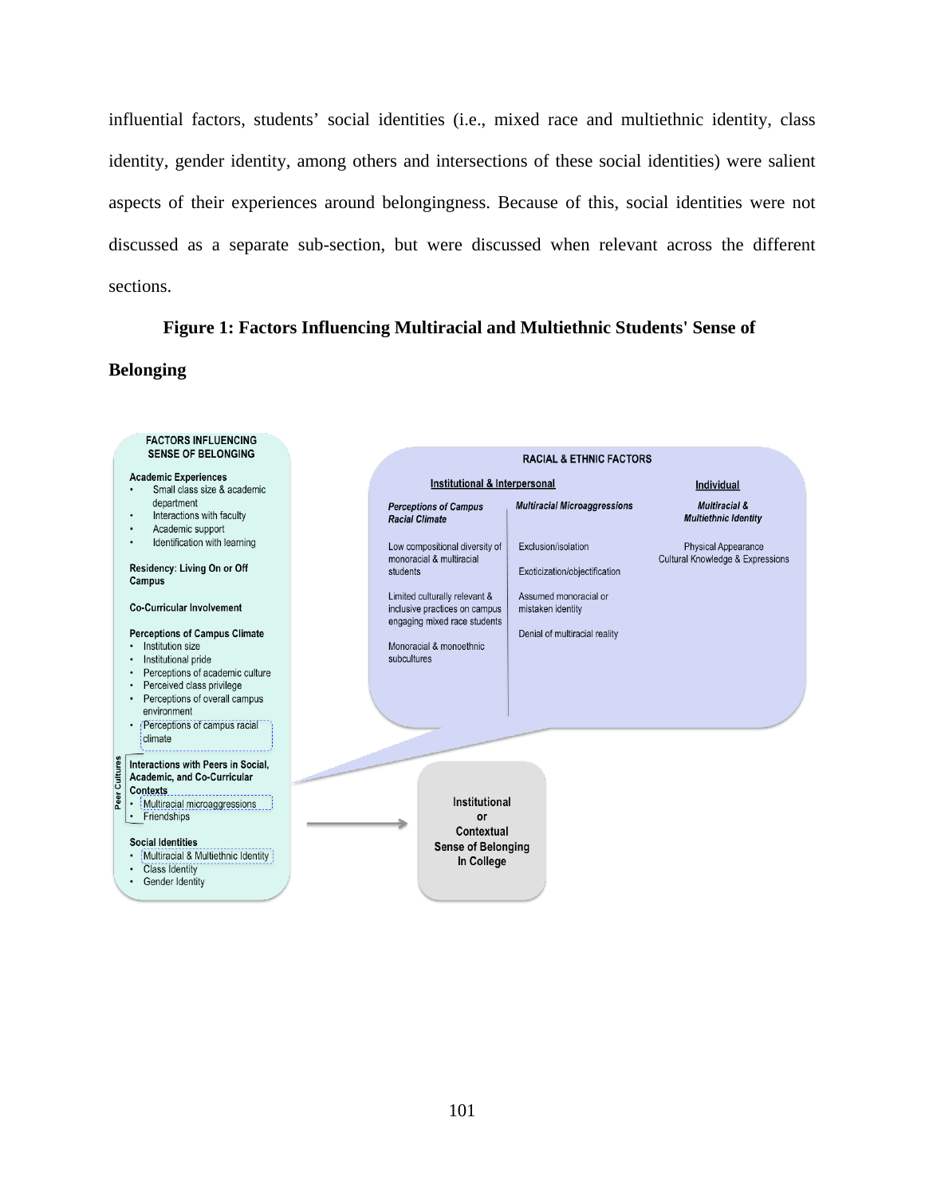influential factors, students' social identities (i.e., mixed race and multiethnic identity, class identity, gender identity, among others and intersections of these social identities) were salient aspects of their experiences around belongingness. Because of this, social identities were not discussed as a separate sub-section, but were discussed when relevant across the different sections.

**Figure 1: Factors Influencing Multiracial and Multiethnic Students' Sense of Belonging**

**FACTORS INFLUENCING SENSE OF BELONGING**

**Academic Experiences**
- Small class size & academic department
- Interactions with faculty
- Academic support
- Identification with learning

**Residency: Living On or Off Campus**

**Co-Curricular Involvement**

**Perceptions of Campus Climate**
- Institution size
- Institutional pride
- Perceptions of academic culture
- Perceived class privilege
- Perceptions of overall campus environment
- Perceptions of campus racial climate

Peer Cultures

**Interactions with Peers in Social, Academic, and Co-Curricular Contexts**
- Multiracial microaggressions
- Friendships

**Social Identities**
- Multiracial & Multiethnic Identity
- Class Identity
- Gender Identity

**RACIAL & ETHNIC FACTORS**

**Institutional & Interpersonal**

***Perceptions of Campus Racial Climate***
- Low compositional diversity of monoracial & multiracial students
- Limited culturally relevant & inclusive practices on campus engaging mixed race students
- Monoracial & monoethnic subcultures

***Multiracial Microaggressions***
- Exclusion/isolation
- Exoticization/objectification
- Assumed monoracial or mistaken identity
- Denial of multiracial reality

**Individual**

***Multiracial & Multiethnic Identity***
- Physical Appearance
- Cultural Knowledge & Expressions

**Institutional or Contextual Sense of Belonging In College**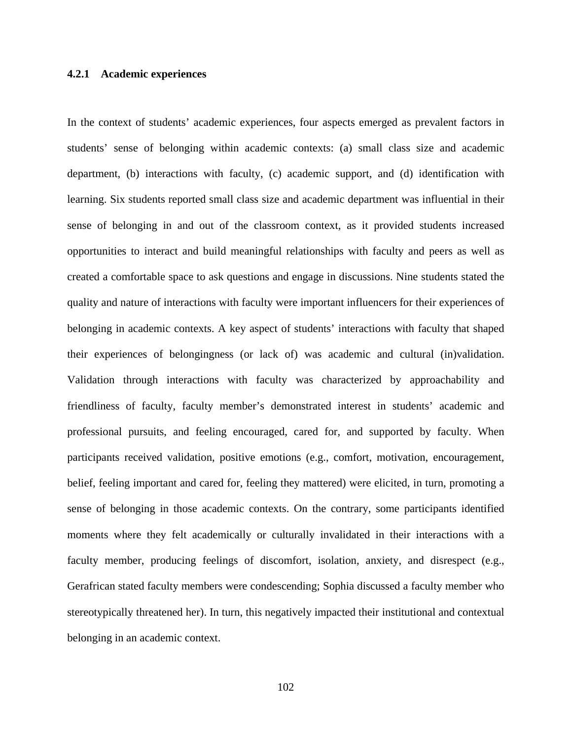### 4.2.1 Academic experiences

In the context of students' academic experiences, four aspects emerged as prevalent factors in students' sense of belonging within academic contexts: (a) small class size and academic department, (b) interactions with faculty, (c) academic support, and (d) identification with learning. Six students reported small class size and academic department was influential in their sense of belonging in and out of the classroom context, as it provided students increased opportunities to interact and build meaningful relationships with faculty and peers as well as created a comfortable space to ask questions and engage in discussions. Nine students stated the quality and nature of interactions with faculty were important influencers for their experiences of belonging in academic contexts. A key aspect of students' interactions with faculty that shaped their experiences of belongingness (or lack of) was academic and cultural (in)validation. Validation through interactions with faculty was characterized by approachability and friendliness of faculty, faculty member's demonstrated interest in students' academic and professional pursuits, and feeling encouraged, cared for, and supported by faculty. When participants received validation, positive emotions (e.g., comfort, motivation, encouragement, belief, feeling important and cared for, feeling they mattered) were elicited, in turn, promoting a sense of belonging in those academic contexts. On the contrary, some participants identified moments where they felt academically or culturally invalidated in their interactions with a faculty member, producing feelings of discomfort, isolation, anxiety, and disrespect (e.g., Gerafrican stated faculty members were condescending; Sophia discussed a faculty member who stereotypically threatened her). In turn, this negatively impacted their institutional and contextual belonging in an academic context.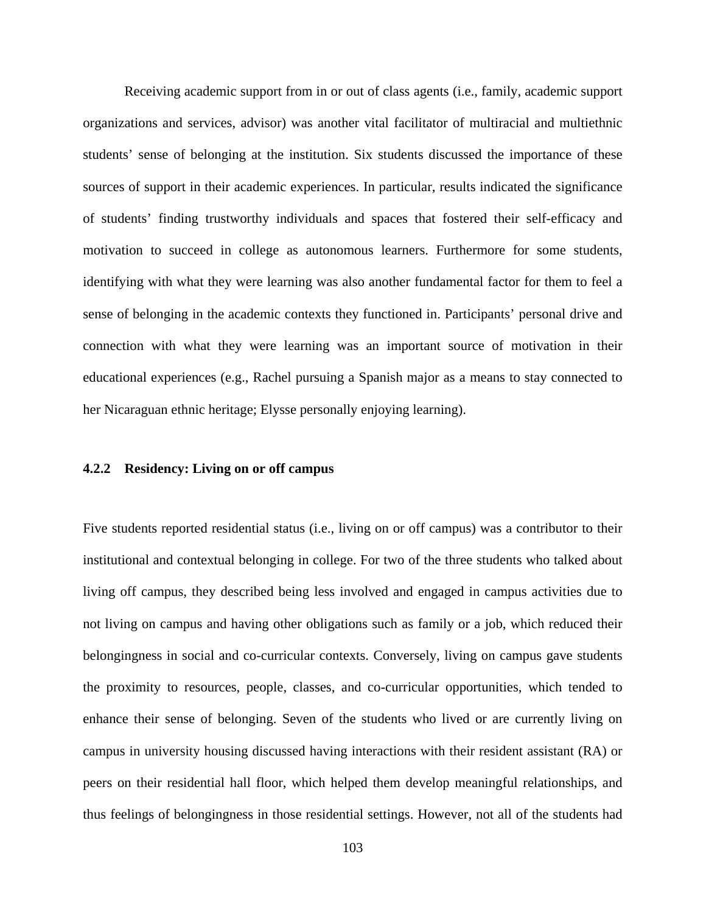Receiving academic support from in or out of class agents (i.e., family, academic support organizations and services, advisor) was another vital facilitator of multiracial and multiethnic students' sense of belonging at the institution. Six students discussed the importance of these sources of support in their academic experiences. In particular, results indicated the significance of students' finding trustworthy individuals and spaces that fostered their self-efficacy and motivation to succeed in college as autonomous learners. Furthermore for some students, identifying with what they were learning was also another fundamental factor for them to feel a sense of belonging in the academic contexts they functioned in. Participants' personal drive and connection with what they were learning was an important source of motivation in their educational experiences (e.g., Rachel pursuing a Spanish major as a means to stay connected to her Nicaraguan ethnic heritage; Elysse personally enjoying learning).

### 4.2.2 Residency: Living on or off campus

Five students reported residential status (i.e., living on or off campus) was a contributor to their institutional and contextual belonging in college. For two of the three students who talked about living off campus, they described being less involved and engaged in campus activities due to not living on campus and having other obligations such as family or a job, which reduced their belongingness in social and co-curricular contexts. Conversely, living on campus gave students the proximity to resources, people, classes, and co-curricular opportunities, which tended to enhance their sense of belonging. Seven of the students who lived or are currently living on campus in university housing discussed having interactions with their resident assistant (RA) or peers on their residential hall floor, which helped them develop meaningful relationships, and thus feelings of belongingness in those residential settings. However, not all of the students had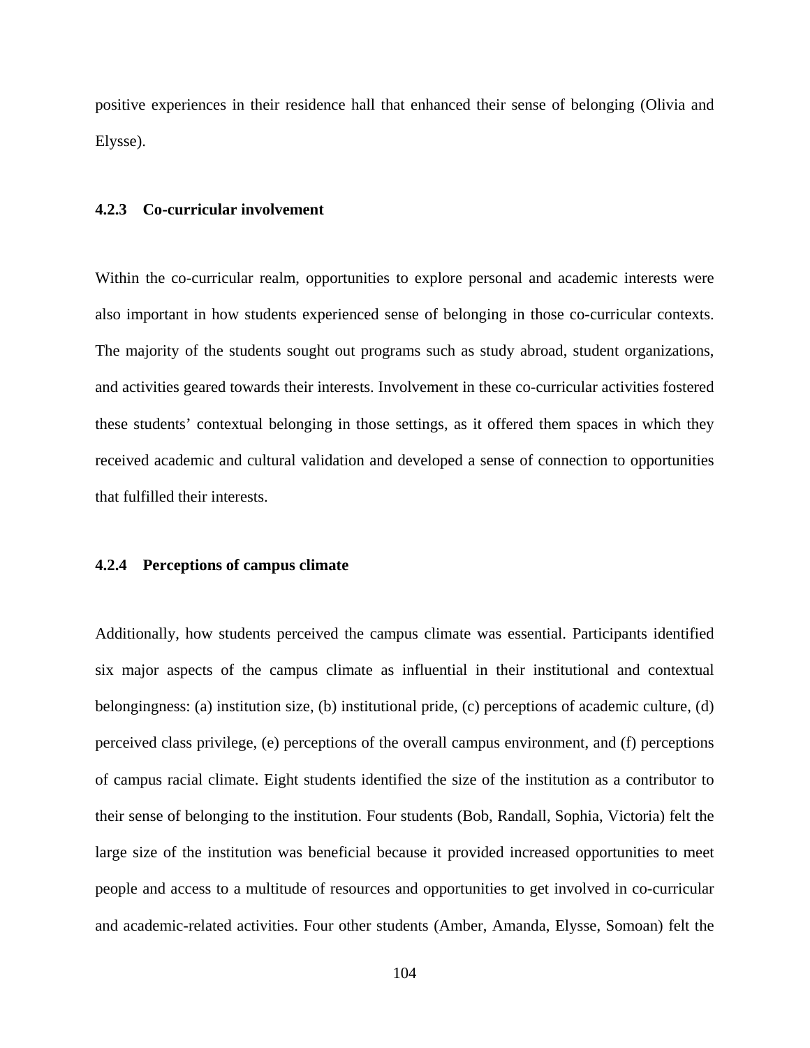positive experiences in their residence hall that enhanced their sense of belonging (Olivia and Elysse).

### 4.2.3 Co-curricular involvement

Within the co-curricular realm, opportunities to explore personal and academic interests were also important in how students experienced sense of belonging in those co-curricular contexts. The majority of the students sought out programs such as study abroad, student organizations, and activities geared towards their interests. Involvement in these co-curricular activities fostered these students' contextual belonging in those settings, as it offered them spaces in which they received academic and cultural validation and developed a sense of connection to opportunities that fulfilled their interests.

### 4.2.4 Perceptions of campus climate

Additionally, how students perceived the campus climate was essential. Participants identified six major aspects of the campus climate as influential in their institutional and contextual belongingness: (a) institution size, (b) institutional pride, (c) perceptions of academic culture, (d) perceived class privilege, (e) perceptions of the overall campus environment, and (f) perceptions of campus racial climate. Eight students identified the size of the institution as a contributor to their sense of belonging to the institution. Four students (Bob, Randall, Sophia, Victoria) felt the large size of the institution was beneficial because it provided increased opportunities to meet people and access to a multitude of resources and opportunities to get involved in co-curricular and academic-related activities. Four other students (Amber, Amanda, Elysse, Somoan) felt the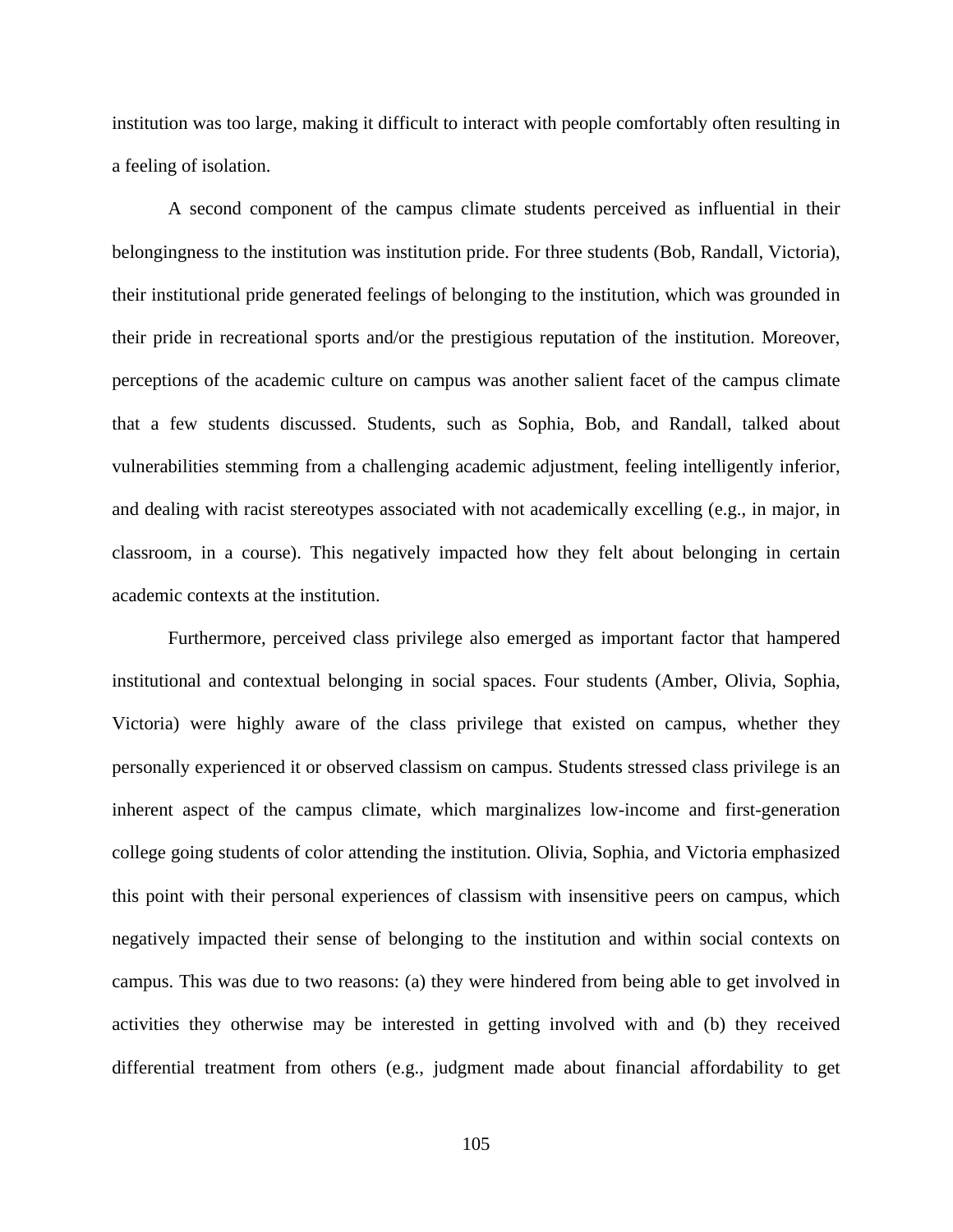institution was too large, making it difficult to interact with people comfortably often resulting in a feeling of isolation.

A second component of the campus climate students perceived as influential in their belongingness to the institution was institution pride. For three students (Bob, Randall, Victoria), their institutional pride generated feelings of belonging to the institution, which was grounded in their pride in recreational sports and/or the prestigious reputation of the institution. Moreover, perceptions of the academic culture on campus was another salient facet of the campus climate that a few students discussed. Students, such as Sophia, Bob, and Randall, talked about vulnerabilities stemming from a challenging academic adjustment, feeling intelligently inferior, and dealing with racist stereotypes associated with not academically excelling (e.g., in major, in classroom, in a course). This negatively impacted how they felt about belonging in certain academic contexts at the institution.

Furthermore, perceived class privilege also emerged as important factor that hampered institutional and contextual belonging in social spaces. Four students (Amber, Olivia, Sophia, Victoria) were highly aware of the class privilege that existed on campus, whether they personally experienced it or observed classism on campus. Students stressed class privilege is an inherent aspect of the campus climate, which marginalizes low-income and first-generation college going students of color attending the institution. Olivia, Sophia, and Victoria emphasized this point with their personal experiences of classism with insensitive peers on campus, which negatively impacted their sense of belonging to the institution and within social contexts on campus. This was due to two reasons: (a) they were hindered from being able to get involved in activities they otherwise may be interested in getting involved with and (b) they received differential treatment from others (e.g., judgment made about financial affordability to get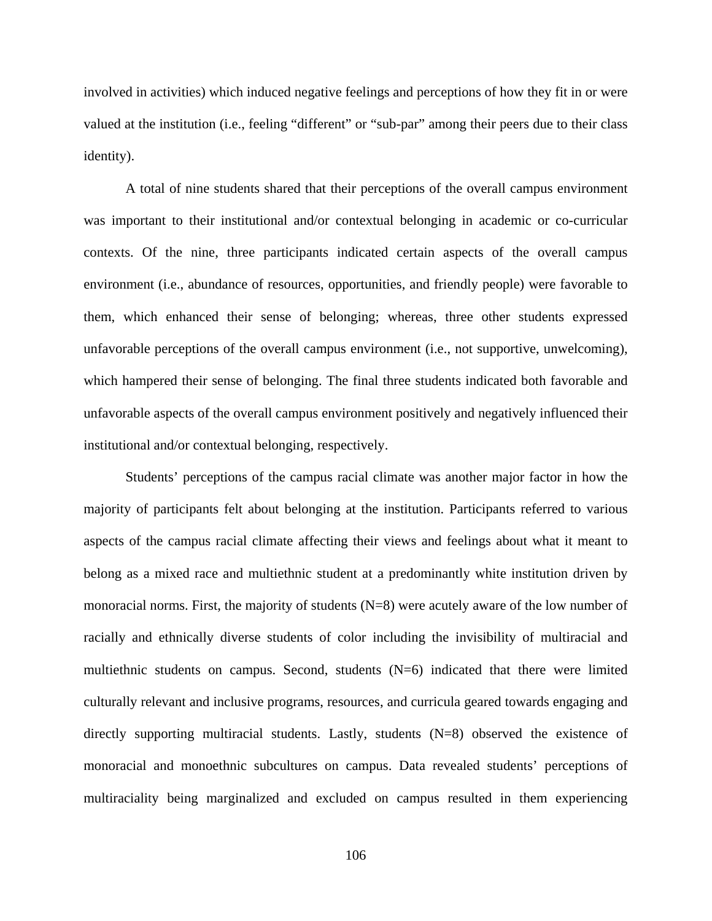involved in activities) which induced negative feelings and perceptions of how they fit in or were valued at the institution (i.e., feeling "different" or "sub-par" among their peers due to their class identity).

A total of nine students shared that their perceptions of the overall campus environment was important to their institutional and/or contextual belonging in academic or co-curricular contexts. Of the nine, three participants indicated certain aspects of the overall campus environment (i.e., abundance of resources, opportunities, and friendly people) were favorable to them, which enhanced their sense of belonging; whereas, three other students expressed unfavorable perceptions of the overall campus environment (i.e., not supportive, unwelcoming), which hampered their sense of belonging. The final three students indicated both favorable and unfavorable aspects of the overall campus environment positively and negatively influenced their institutional and/or contextual belonging, respectively.

Students' perceptions of the campus racial climate was another major factor in how the majority of participants felt about belonging at the institution. Participants referred to various aspects of the campus racial climate affecting their views and feelings about what it meant to belong as a mixed race and multiethnic student at a predominantly white institution driven by monoracial norms. First, the majority of students (N=8) were acutely aware of the low number of racially and ethnically diverse students of color including the invisibility of multiracial and multiethnic students on campus. Second, students (N=6) indicated that there were limited culturally relevant and inclusive programs, resources, and curricula geared towards engaging and directly supporting multiracial students. Lastly, students (N=8) observed the existence of monoracial and monoethnic subcultures on campus. Data revealed students' perceptions of multiraciality being marginalized and excluded on campus resulted in them experiencing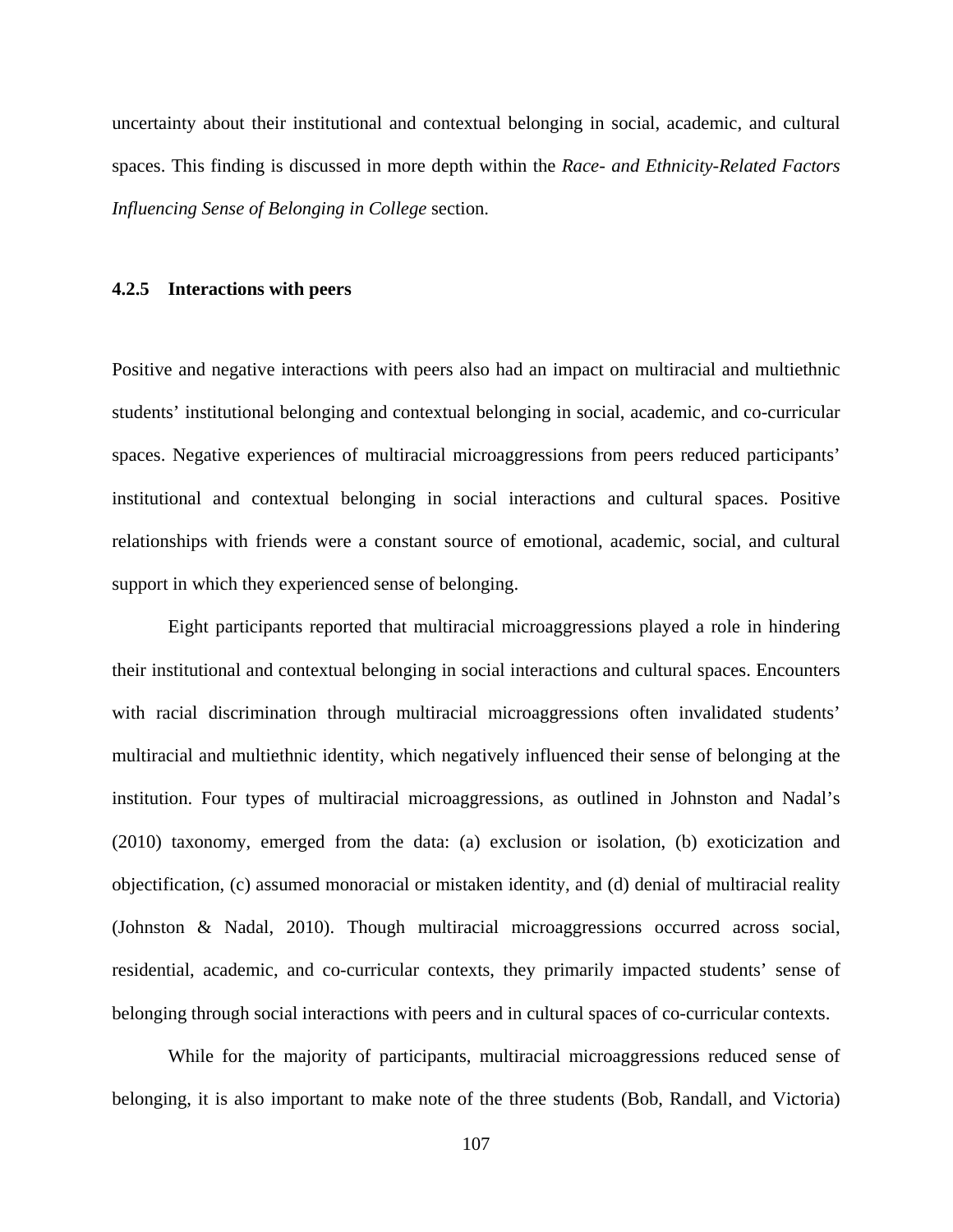uncertainty about their institutional and contextual belonging in social, academic, and cultural spaces. This finding is discussed in more depth within the *Race- and Ethnicity-Related Factors Influencing Sense of Belonging in College* section.

### 4.2.5 Interactions with peers

Positive and negative interactions with peers also had an impact on multiracial and multiethnic students' institutional belonging and contextual belonging in social, academic, and co-curricular spaces. Negative experiences of multiracial microaggressions from peers reduced participants' institutional and contextual belonging in social interactions and cultural spaces. Positive relationships with friends were a constant source of emotional, academic, social, and cultural support in which they experienced sense of belonging.

Eight participants reported that multiracial microaggressions played a role in hindering their institutional and contextual belonging in social interactions and cultural spaces. Encounters with racial discrimination through multiracial microaggressions often invalidated students' multiracial and multiethnic identity, which negatively influenced their sense of belonging at the institution. Four types of multiracial microaggressions, as outlined in Johnston and Nadal's (2010) taxonomy, emerged from the data: (a) exclusion or isolation, (b) exoticization and objectification, (c) assumed monoracial or mistaken identity, and (d) denial of multiracial reality (Johnston & Nadal, 2010). Though multiracial microaggressions occurred across social, residential, academic, and co-curricular contexts, they primarily impacted students' sense of belonging through social interactions with peers and in cultural spaces of co-curricular contexts.

While for the majority of participants, multiracial microaggressions reduced sense of belonging, it is also important to make note of the three students (Bob, Randall, and Victoria)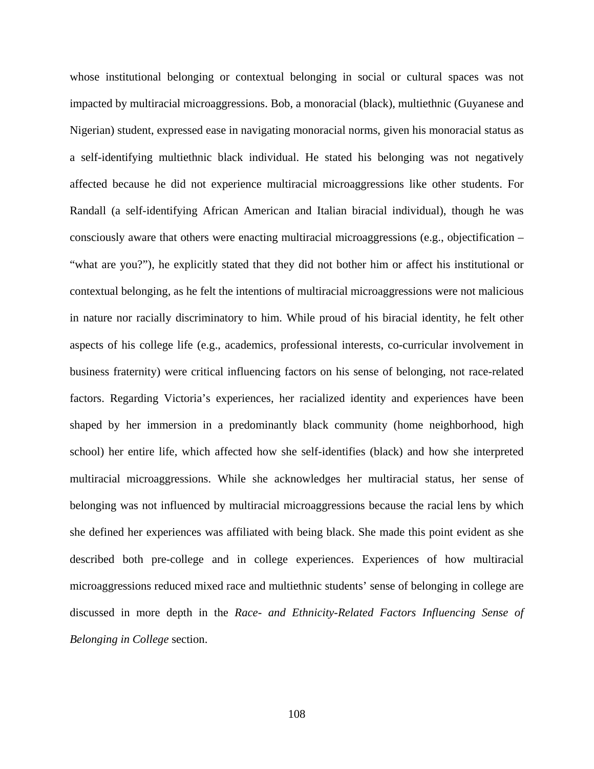whose institutional belonging or contextual belonging in social or cultural spaces was not impacted by multiracial microaggressions. Bob, a monoracial (black), multiethnic (Guyanese and Nigerian) student, expressed ease in navigating monoracial norms, given his monoracial status as a self-identifying multiethnic black individual. He stated his belonging was not negatively affected because he did not experience multiracial microaggressions like other students. For Randall (a self-identifying African American and Italian biracial individual), though he was consciously aware that others were enacting multiracial microaggressions (e.g., objectification – "what are you?"), he explicitly stated that they did not bother him or affect his institutional or contextual belonging, as he felt the intentions of multiracial microaggressions were not malicious in nature nor racially discriminatory to him. While proud of his biracial identity, he felt other aspects of his college life (e.g., academics, professional interests, co-curricular involvement in business fraternity) were critical influencing factors on his sense of belonging, not race-related factors. Regarding Victoria's experiences, her racialized identity and experiences have been shaped by her immersion in a predominantly black community (home neighborhood, high school) her entire life, which affected how she self-identifies (black) and how she interpreted multiracial microaggressions. While she acknowledges her multiracial status, her sense of belonging was not influenced by multiracial microaggressions because the racial lens by which she defined her experiences was affiliated with being black. She made this point evident as she described both pre-college and in college experiences. Experiences of how multiracial microaggressions reduced mixed race and multiethnic students' sense of belonging in college are discussed in more depth in the *Race- and Ethnicity-Related Factors Influencing Sense of Belonging in College* section.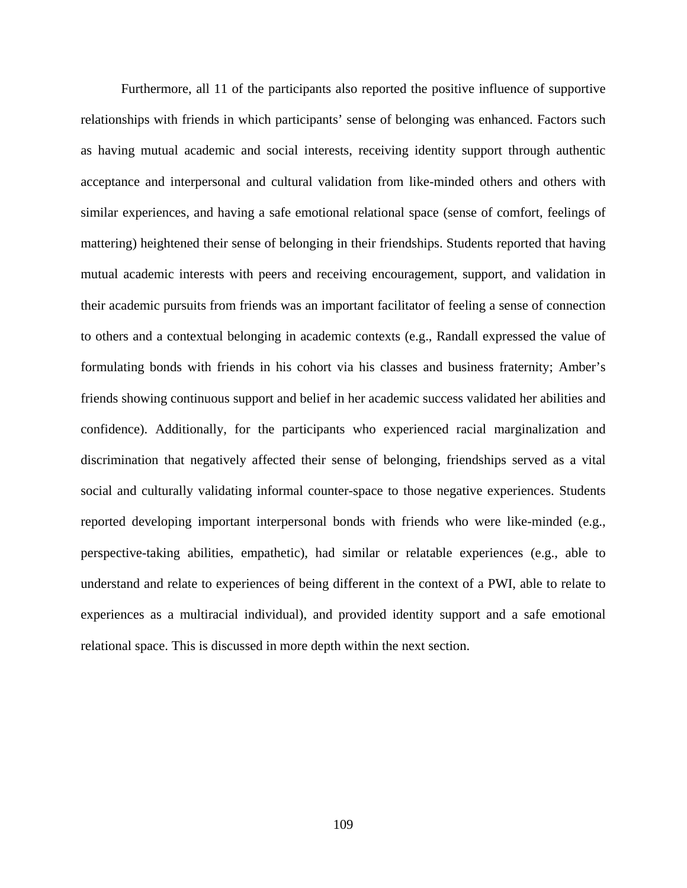Furthermore, all 11 of the participants also reported the positive influence of supportive relationships with friends in which participants' sense of belonging was enhanced. Factors such as having mutual academic and social interests, receiving identity support through authentic acceptance and interpersonal and cultural validation from like-minded others and others with similar experiences, and having a safe emotional relational space (sense of comfort, feelings of mattering) heightened their sense of belonging in their friendships. Students reported that having mutual academic interests with peers and receiving encouragement, support, and validation in their academic pursuits from friends was an important facilitator of feeling a sense of connection to others and a contextual belonging in academic contexts (e.g., Randall expressed the value of formulating bonds with friends in his cohort via his classes and business fraternity; Amber's friends showing continuous support and belief in her academic success validated her abilities and confidence). Additionally, for the participants who experienced racial marginalization and discrimination that negatively affected their sense of belonging, friendships served as a vital social and culturally validating informal counter-space to those negative experiences. Students reported developing important interpersonal bonds with friends who were like-minded (e.g., perspective-taking abilities, empathetic), had similar or relatable experiences (e.g., able to understand and relate to experiences of being different in the context of a PWI, able to relate to experiences as a multiracial individual), and provided identity support and a safe emotional relational space. This is discussed in more depth within the next section.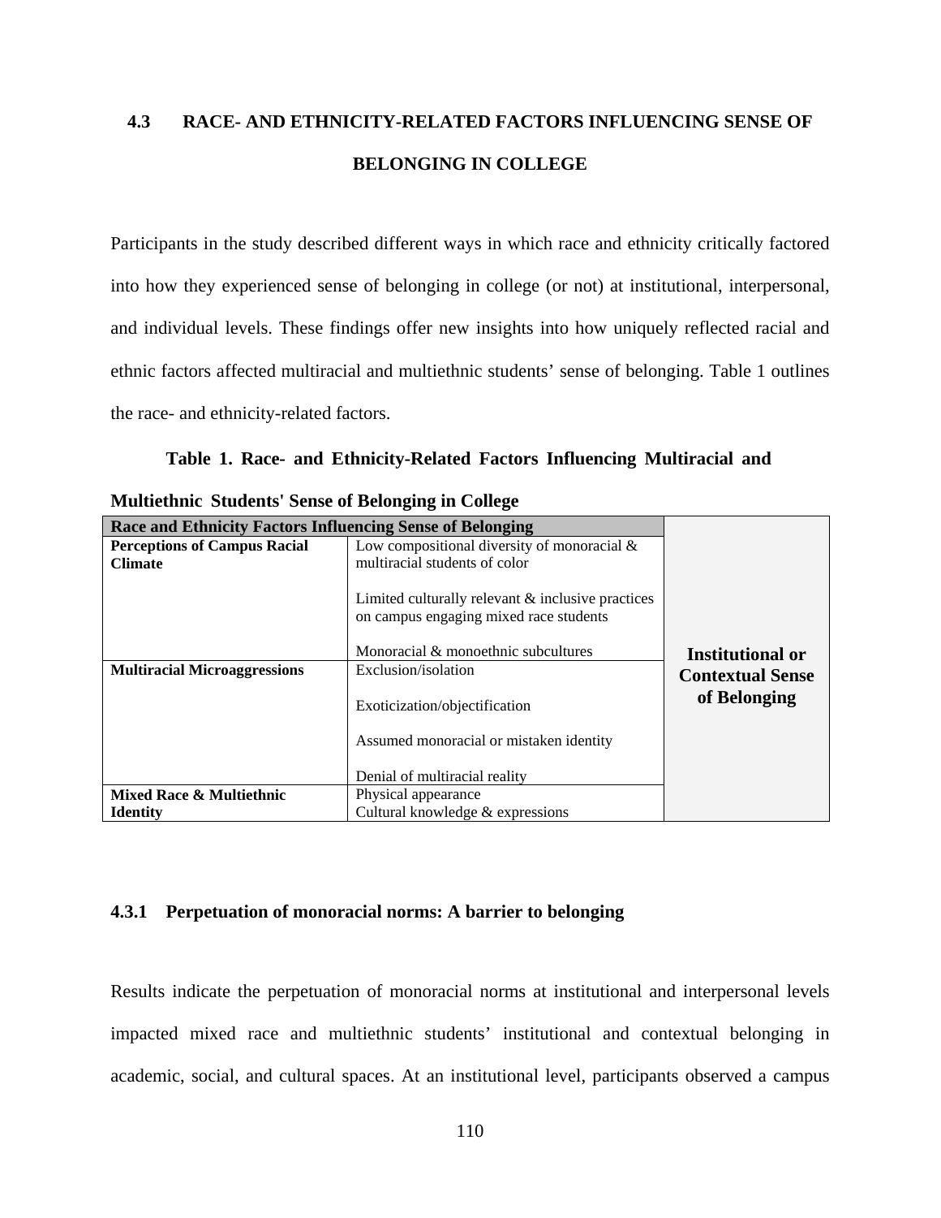## 4.3 RACE- AND ETHNICITY-RELATED FACTORS INFLUENCING SENSE OF BELONGING IN COLLEGE

Participants in the study described different ways in which race and ethnicity critically factored into how they experienced sense of belonging in college (or not) at institutional, interpersonal, and individual levels. These findings offer new insights into how uniquely reflected racial and ethnic factors affected multiracial and multiethnic students' sense of belonging. Table 1 outlines the race- and ethnicity-related factors.

**Table 1. Race- and Ethnicity-Related Factors Influencing Multiracial and Multiethnic Students' Sense of Belonging in College**

| Race and Ethnicity Factors Influencing Sense of Belonging | | |
|---|---|---|
| **Perceptions of Campus Racial Climate** | Low compositional diversity of monoracial & multiracial students of color<br><br>Limited culturally relevant & inclusive practices on campus engaging mixed race students<br><br>Monoracial & monoethnic subcultures | **Institutional or Contextual Sense of Belonging** |
| **Multiracial Microaggressions** | Exclusion/isolation<br><br>Exoticization/objectification<br><br>Assumed monoracial or mistaken identity<br><br>Denial of multiracial reality | |
| **Mixed Race & Multiethnic Identity** | Physical appearance<br>Cultural knowledge & expressions | |

### 4.3.1 Perpetuation of monoracial norms: A barrier to belonging

Results indicate the perpetuation of monoracial norms at institutional and interpersonal levels impacted mixed race and multiethnic students' institutional and contextual belonging in academic, social, and cultural spaces. At an institutional level, participants observed a campus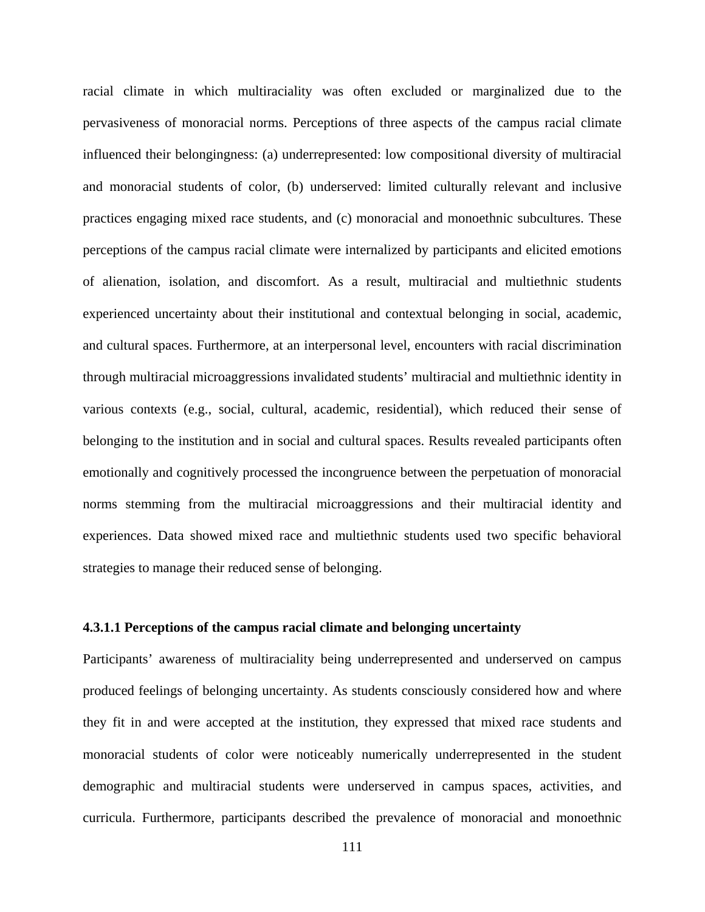racial climate in which multiraciality was often excluded or marginalized due to the pervasiveness of monoracial norms. Perceptions of three aspects of the campus racial climate influenced their belongingness: (a) underrepresented: low compositional diversity of multiracial and monoracial students of color, (b) underserved: limited culturally relevant and inclusive practices engaging mixed race students, and (c) monoracial and monoethnic subcultures. These perceptions of the campus racial climate were internalized by participants and elicited emotions of alienation, isolation, and discomfort. As a result, multiracial and multiethnic students experienced uncertainty about their institutional and contextual belonging in social, academic, and cultural spaces. Furthermore, at an interpersonal level, encounters with racial discrimination through multiracial microaggressions invalidated students' multiracial and multiethnic identity in various contexts (e.g., social, cultural, academic, residential), which reduced their sense of belonging to the institution and in social and cultural spaces. Results revealed participants often emotionally and cognitively processed the incongruence between the perpetuation of monoracial norms stemming from the multiracial microaggressions and their multiracial identity and experiences. Data showed mixed race and multiethnic students used two specific behavioral strategies to manage their reduced sense of belonging.

#### 4.3.1.1 Perceptions of the campus racial climate and belonging uncertainty

Participants' awareness of multiraciality being underrepresented and underserved on campus produced feelings of belonging uncertainty. As students consciously considered how and where they fit in and were accepted at the institution, they expressed that mixed race students and monoracial students of color were noticeably numerically underrepresented in the student demographic and multiracial students were underserved in campus spaces, activities, and curricula. Furthermore, participants described the prevalence of monoracial and monoethnic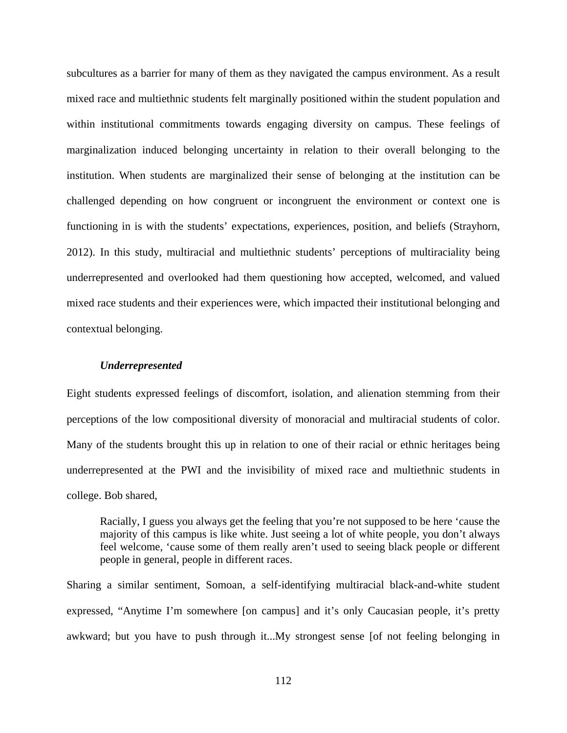subcultures as a barrier for many of them as they navigated the campus environment. As a result mixed race and multiethnic students felt marginally positioned within the student population and within institutional commitments towards engaging diversity on campus. These feelings of marginalization induced belonging uncertainty in relation to their overall belonging to the institution. When students are marginalized their sense of belonging at the institution can be challenged depending on how congruent or incongruent the environment or context one is functioning in is with the students' expectations, experiences, position, and beliefs (Strayhorn, 2012). In this study, multiracial and multiethnic students' perceptions of multiraciality being underrepresented and overlooked had them questioning how accepted, welcomed, and valued mixed race students and their experiences were, which impacted their institutional belonging and contextual belonging.

#### *Underrepresented*

Eight students expressed feelings of discomfort, isolation, and alienation stemming from their perceptions of the low compositional diversity of monoracial and multiracial students of color. Many of the students brought this up in relation to one of their racial or ethnic heritages being underrepresented at the PWI and the invisibility of mixed race and multiethnic students in college. Bob shared,

> Racially, I guess you always get the feeling that you're not supposed to be here 'cause the majority of this campus is like white. Just seeing a lot of white people, you don't always feel welcome, 'cause some of them really aren't used to seeing black people or different people in general, people in different races.

Sharing a similar sentiment, Somoan, a self-identifying multiracial black-and-white student expressed, "Anytime I'm somewhere [on campus] and it's only Caucasian people, it's pretty awkward; but you have to push through it...My strongest sense [of not feeling belonging in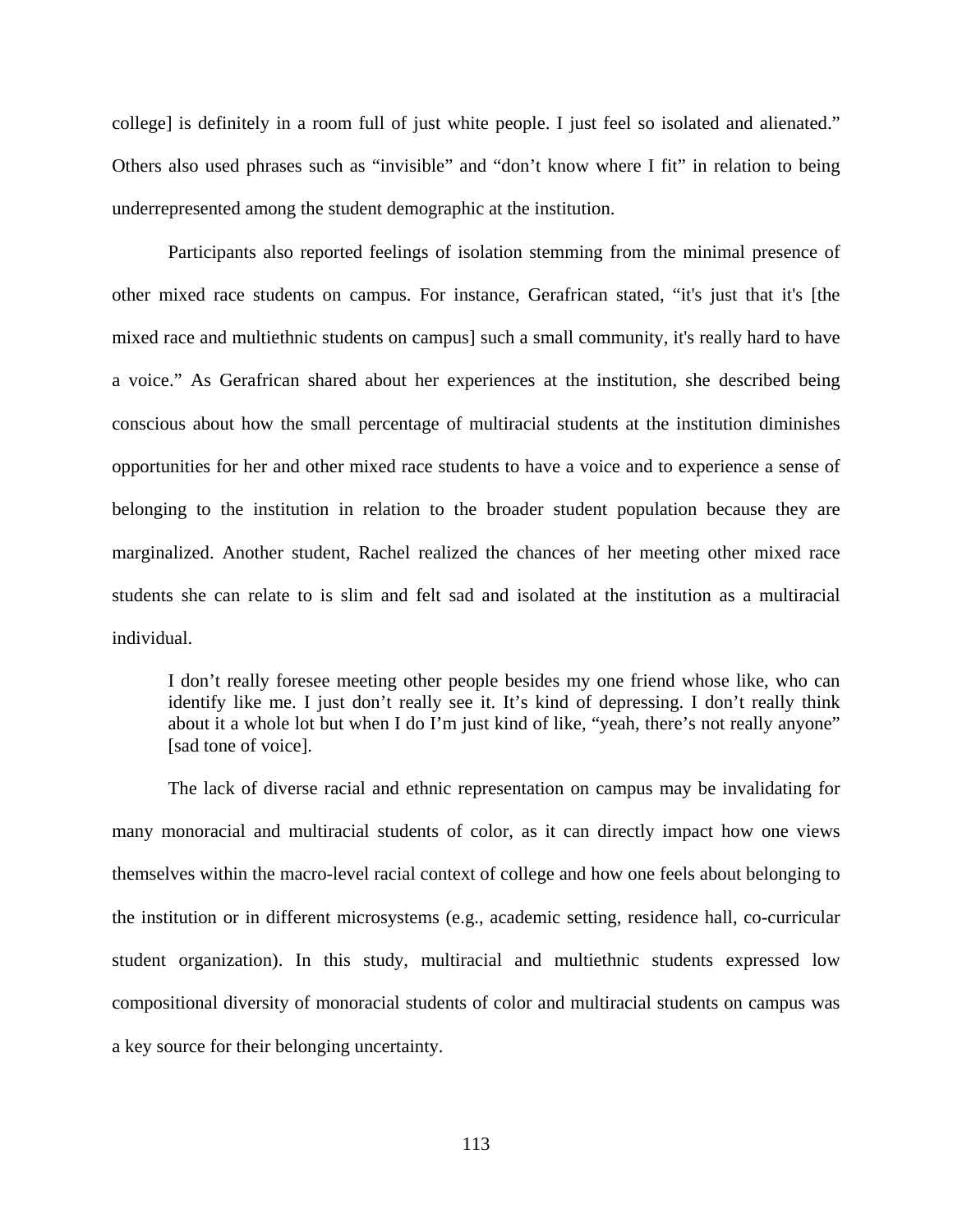college] is definitely in a room full of just white people. I just feel so isolated and alienated." Others also used phrases such as "invisible" and "don't know where I fit" in relation to being underrepresented among the student demographic at the institution.

Participants also reported feelings of isolation stemming from the minimal presence of other mixed race students on campus. For instance, Gerafrican stated, "it's just that it's [the mixed race and multiethnic students on campus] such a small community, it's really hard to have a voice." As Gerafrican shared about her experiences at the institution, she described being conscious about how the small percentage of multiracial students at the institution diminishes opportunities for her and other mixed race students to have a voice and to experience a sense of belonging to the institution in relation to the broader student population because they are marginalized. Another student, Rachel realized the chances of her meeting other mixed race students she can relate to is slim and felt sad and isolated at the institution as a multiracial individual.

> I don't really foresee meeting other people besides my one friend whose like, who can identify like me. I just don't really see it. It's kind of depressing. I don't really think about it a whole lot but when I do I'm just kind of like, "yeah, there's not really anyone" [sad tone of voice].

The lack of diverse racial and ethnic representation on campus may be invalidating for many monoracial and multiracial students of color, as it can directly impact how one views themselves within the macro-level racial context of college and how one feels about belonging to the institution or in different microsystems (e.g., academic setting, residence hall, co-curricular student organization). In this study, multiracial and multiethnic students expressed low compositional diversity of monoracial students of color and multiracial students on campus was a key source for their belonging uncertainty.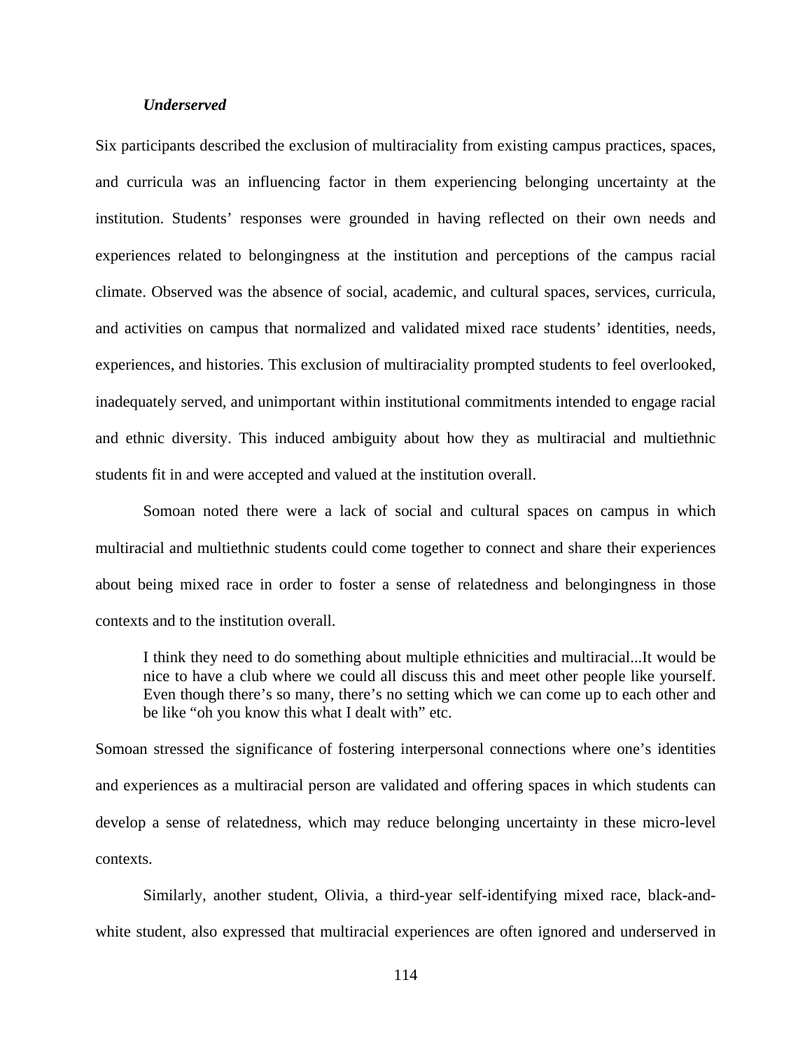### *Underserved*

Six participants described the exclusion of multiraciality from existing campus practices, spaces, and curricula was an influencing factor in them experiencing belonging uncertainty at the institution. Students' responses were grounded in having reflected on their own needs and experiences related to belongingness at the institution and perceptions of the campus racial climate. Observed was the absence of social, academic, and cultural spaces, services, curricula, and activities on campus that normalized and validated mixed race students' identities, needs, experiences, and histories. This exclusion of multiraciality prompted students to feel overlooked, inadequately served, and unimportant within institutional commitments intended to engage racial and ethnic diversity. This induced ambiguity about how they as multiracial and multiethnic students fit in and were accepted and valued at the institution overall.

Somoan noted there were a lack of social and cultural spaces on campus in which multiracial and multiethnic students could come together to connect and share their experiences about being mixed race in order to foster a sense of relatedness and belongingness in those contexts and to the institution overall.

> I think they need to do something about multiple ethnicities and multiracial...It would be nice to have a club where we could all discuss this and meet other people like yourself. Even though there's so many, there's no setting which we can come up to each other and be like "oh you know this what I dealt with" etc.

Somoan stressed the significance of fostering interpersonal connections where one's identities and experiences as a multiracial person are validated and offering spaces in which students can develop a sense of relatedness, which may reduce belonging uncertainty in these micro-level contexts.

Similarly, another student, Olivia, a third-year self-identifying mixed race, black-and-white student, also expressed that multiracial experiences are often ignored and underserved in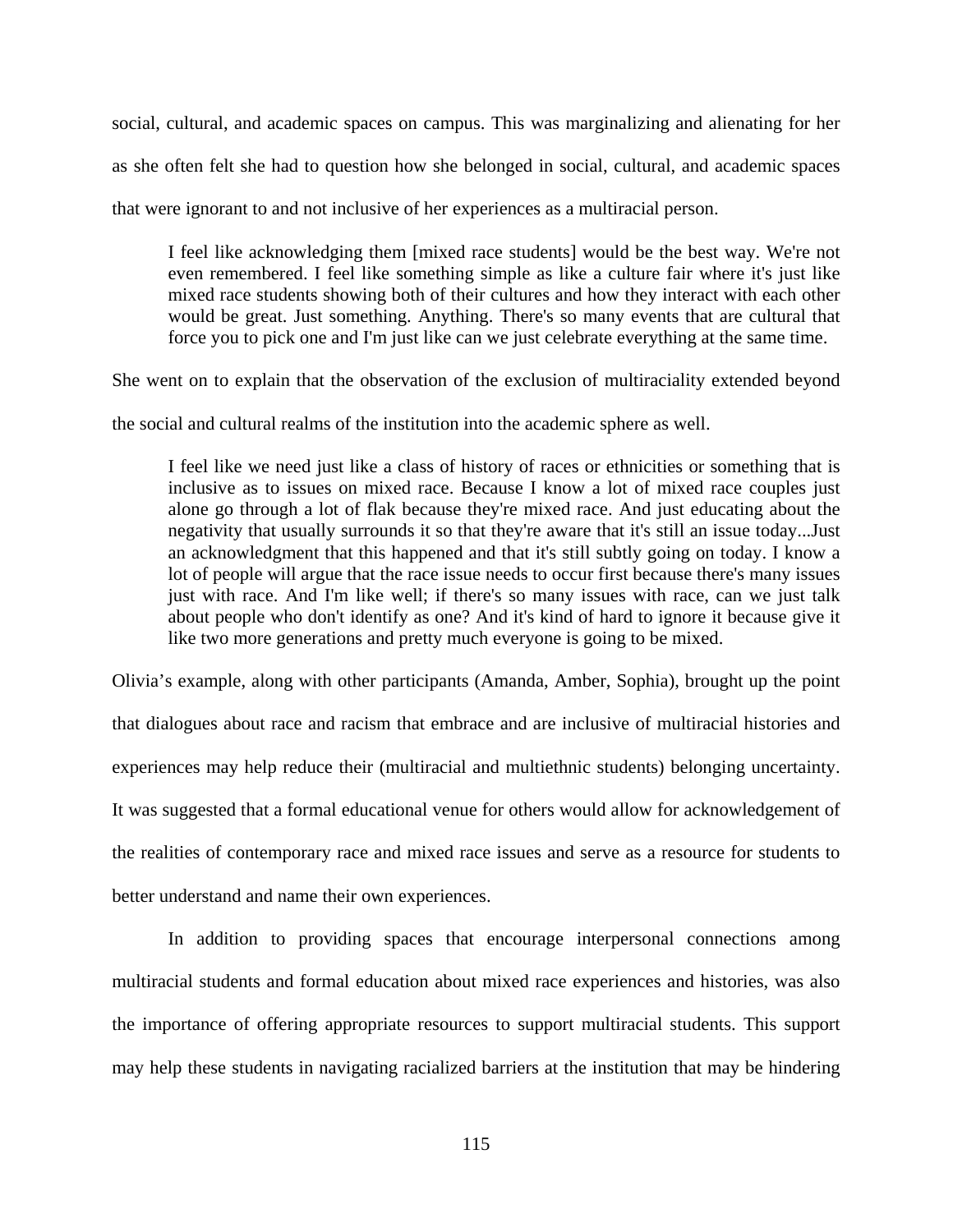social, cultural, and academic spaces on campus. This was marginalizing and alienating for her as she often felt she had to question how she belonged in social, cultural, and academic spaces that were ignorant to and not inclusive of her experiences as a multiracial person.

> I feel like acknowledging them [mixed race students] would be the best way. We're not even remembered. I feel like something simple as like a culture fair where it's just like mixed race students showing both of their cultures and how they interact with each other would be great. Just something. Anything. There's so many events that are cultural that force you to pick one and I'm just like can we just celebrate everything at the same time.

She went on to explain that the observation of the exclusion of multiraciality extended beyond the social and cultural realms of the institution into the academic sphere as well.

> I feel like we need just like a class of history of races or ethnicities or something that is inclusive as to issues on mixed race. Because I know a lot of mixed race couples just alone go through a lot of flak because they're mixed race. And just educating about the negativity that usually surrounds it so that they're aware that it's still an issue today...Just an acknowledgment that this happened and that it's still subtly going on today. I know a lot of people will argue that the race issue needs to occur first because there's many issues just with race. And I'm like well; if there's so many issues with race, can we just talk about people who don't identify as one? And it's kind of hard to ignore it because give it like two more generations and pretty much everyone is going to be mixed.

Olivia's example, along with other participants (Amanda, Amber, Sophia), brought up the point that dialogues about race and racism that embrace and are inclusive of multiracial histories and experiences may help reduce their (multiracial and multiethnic students) belonging uncertainty. It was suggested that a formal educational venue for others would allow for acknowledgement of the realities of contemporary race and mixed race issues and serve as a resource for students to better understand and name their own experiences.

In addition to providing spaces that encourage interpersonal connections among multiracial students and formal education about mixed race experiences and histories, was also the importance of offering appropriate resources to support multiracial students. This support may help these students in navigating racialized barriers at the institution that may be hindering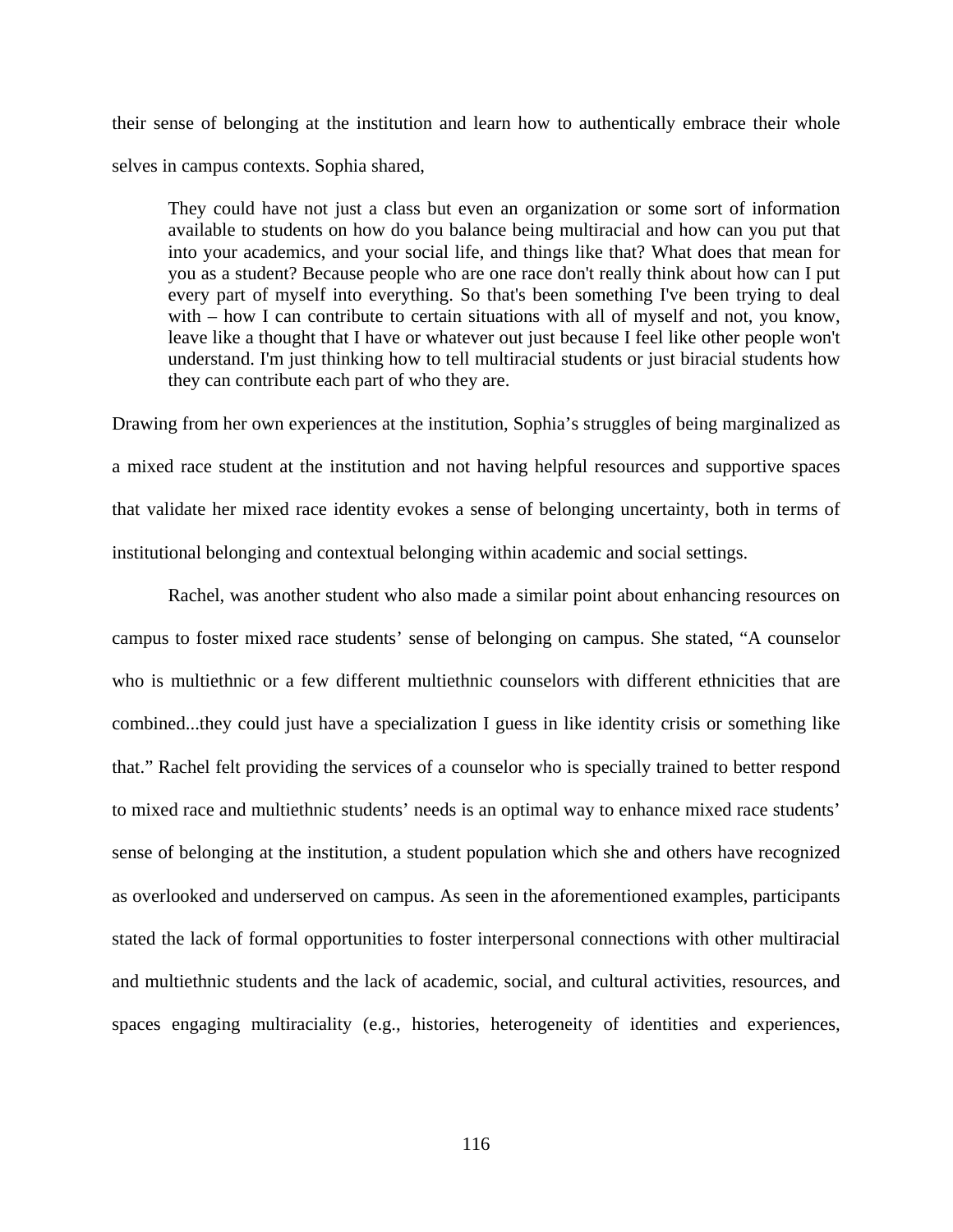their sense of belonging at the institution and learn how to authentically embrace their whole selves in campus contexts. Sophia shared,

> They could have not just a class but even an organization or some sort of information available to students on how do you balance being multiracial and how can you put that into your academics, and your social life, and things like that? What does that mean for you as a student? Because people who are one race don't really think about how can I put every part of myself into everything. So that's been something I've been trying to deal with – how I can contribute to certain situations with all of myself and not, you know, leave like a thought that I have or whatever out just because I feel like other people won't understand. I'm just thinking how to tell multiracial students or just biracial students how they can contribute each part of who they are.

Drawing from her own experiences at the institution, Sophia's struggles of being marginalized as a mixed race student at the institution and not having helpful resources and supportive spaces that validate her mixed race identity evokes a sense of belonging uncertainty, both in terms of institutional belonging and contextual belonging within academic and social settings.

Rachel, was another student who also made a similar point about enhancing resources on campus to foster mixed race students' sense of belonging on campus. She stated, "A counselor who is multiethnic or a few different multiethnic counselors with different ethnicities that are combined...they could just have a specialization I guess in like identity crisis or something like that." Rachel felt providing the services of a counselor who is specially trained to better respond to mixed race and multiethnic students' needs is an optimal way to enhance mixed race students' sense of belonging at the institution, a student population which she and others have recognized as overlooked and underserved on campus. As seen in the aforementioned examples, participants stated the lack of formal opportunities to foster interpersonal connections with other multiracial and multiethnic students and the lack of academic, social, and cultural activities, resources, and spaces engaging multiraciality (e.g., histories, heterogeneity of identities and experiences,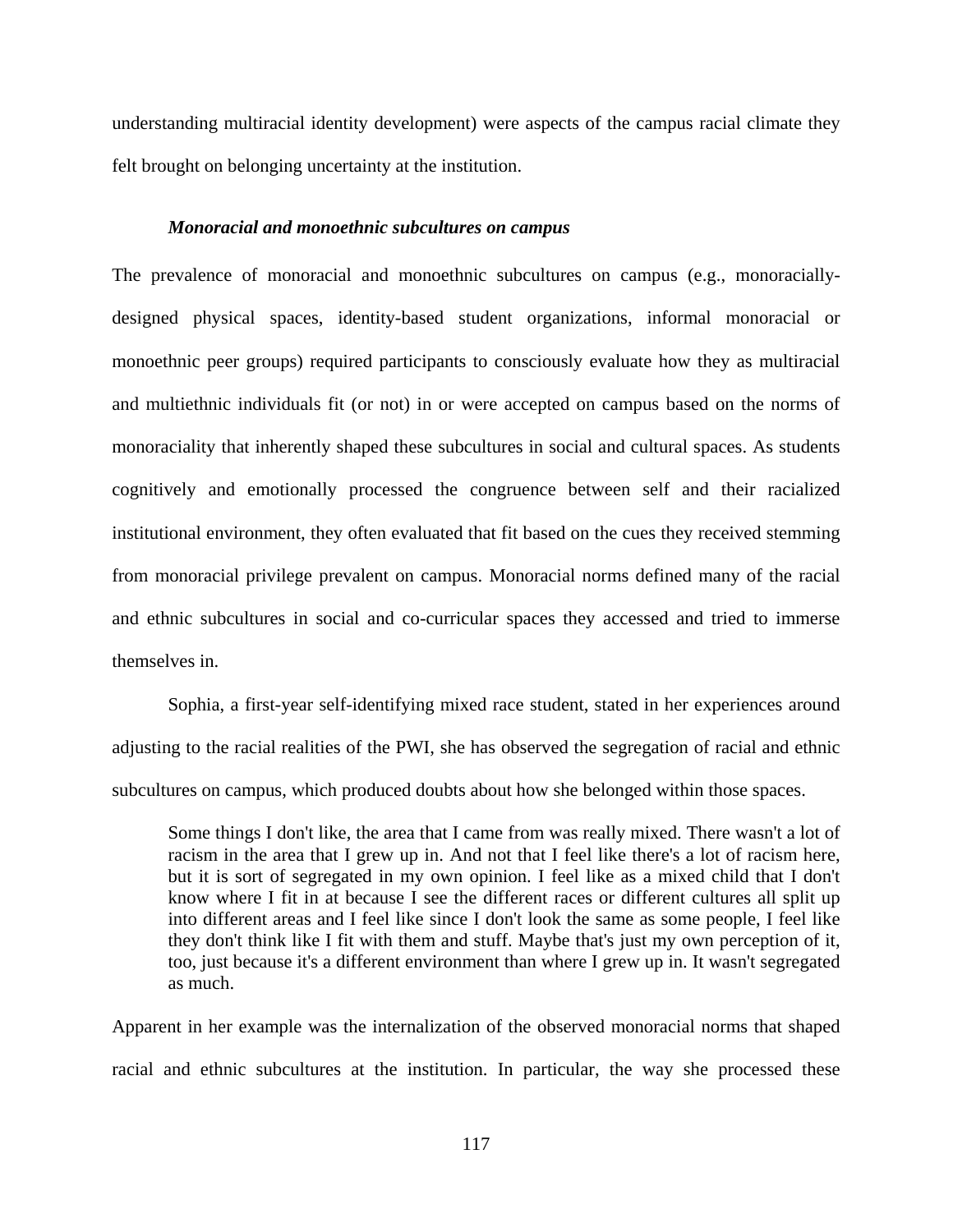understanding multiracial identity development) were aspects of the campus racial climate they felt brought on belonging uncertainty at the institution.

***Monoracial and monoethnic subcultures on campus***

The prevalence of monoracial and monoethnic subcultures on campus (e.g., monoracially-designed physical spaces, identity-based student organizations, informal monoracial or monoethnic peer groups) required participants to consciously evaluate how they as multiracial and multiethnic individuals fit (or not) in or were accepted on campus based on the norms of monoraciality that inherently shaped these subcultures in social and cultural spaces. As students cognitively and emotionally processed the congruence between self and their racialized institutional environment, they often evaluated that fit based on the cues they received stemming from monoracial privilege prevalent on campus. Monoracial norms defined many of the racial and ethnic subcultures in social and co-curricular spaces they accessed and tried to immerse themselves in.

Sophia, a first-year self-identifying mixed race student, stated in her experiences around adjusting to the racial realities of the PWI, she has observed the segregation of racial and ethnic subcultures on campus, which produced doubts about how she belonged within those spaces.

> Some things I don't like, the area that I came from was really mixed. There wasn't a lot of racism in the area that I grew up in. And not that I feel like there's a lot of racism here, but it is sort of segregated in my own opinion. I feel like as a mixed child that I don't know where I fit in at because I see the different races or different cultures all split up into different areas and I feel like since I don't look the same as some people, I feel like they don't think like I fit with them and stuff. Maybe that's just my own perception of it, too, just because it's a different environment than where I grew up in. It wasn't segregated as much.

Apparent in her example was the internalization of the observed monoracial norms that shaped racial and ethnic subcultures at the institution. In particular, the way she processed these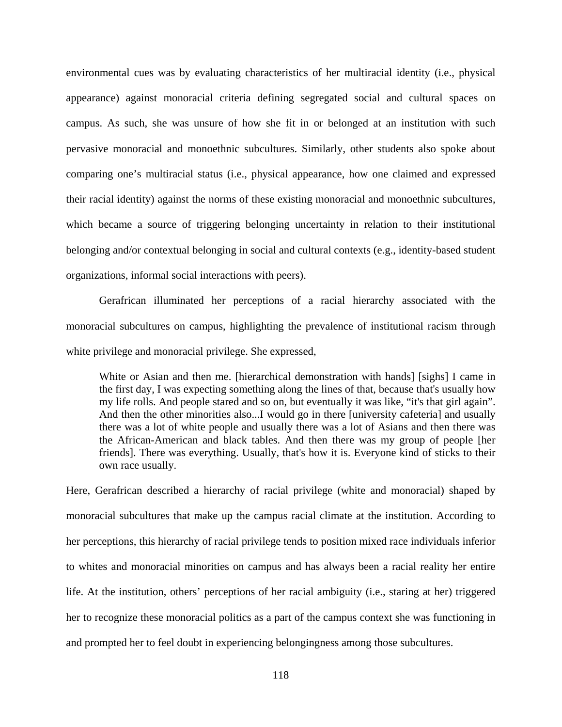environmental cues was by evaluating characteristics of her multiracial identity (i.e., physical appearance) against monoracial criteria defining segregated social and cultural spaces on campus. As such, she was unsure of how she fit in or belonged at an institution with such pervasive monoracial and monoethnic subcultures. Similarly, other students also spoke about comparing one's multiracial status (i.e., physical appearance, how one claimed and expressed their racial identity) against the norms of these existing monoracial and monoethnic subcultures, which became a source of triggering belonging uncertainty in relation to their institutional belonging and/or contextual belonging in social and cultural contexts (e.g., identity-based student organizations, informal social interactions with peers).

Gerafrican illuminated her perceptions of a racial hierarchy associated with the monoracial subcultures on campus, highlighting the prevalence of institutional racism through white privilege and monoracial privilege. She expressed,

> White or Asian and then me. [hierarchical demonstration with hands] [sighs] I came in the first day, I was expecting something along the lines of that, because that's usually how my life rolls. And people stared and so on, but eventually it was like, "it's that girl again". And then the other minorities also...I would go in there [university cafeteria] and usually there was a lot of white people and usually there was a lot of Asians and then there was the African-American and black tables. And then there was my group of people [her friends]. There was everything. Usually, that's how it is. Everyone kind of sticks to their own race usually.

Here, Gerafrican described a hierarchy of racial privilege (white and monoracial) shaped by monoracial subcultures that make up the campus racial climate at the institution. According to her perceptions, this hierarchy of racial privilege tends to position mixed race individuals inferior to whites and monoracial minorities on campus and has always been a racial reality her entire life. At the institution, others' perceptions of her racial ambiguity (i.e., staring at her) triggered her to recognize these monoracial politics as a part of the campus context she was functioning in and prompted her to feel doubt in experiencing belongingness among those subcultures.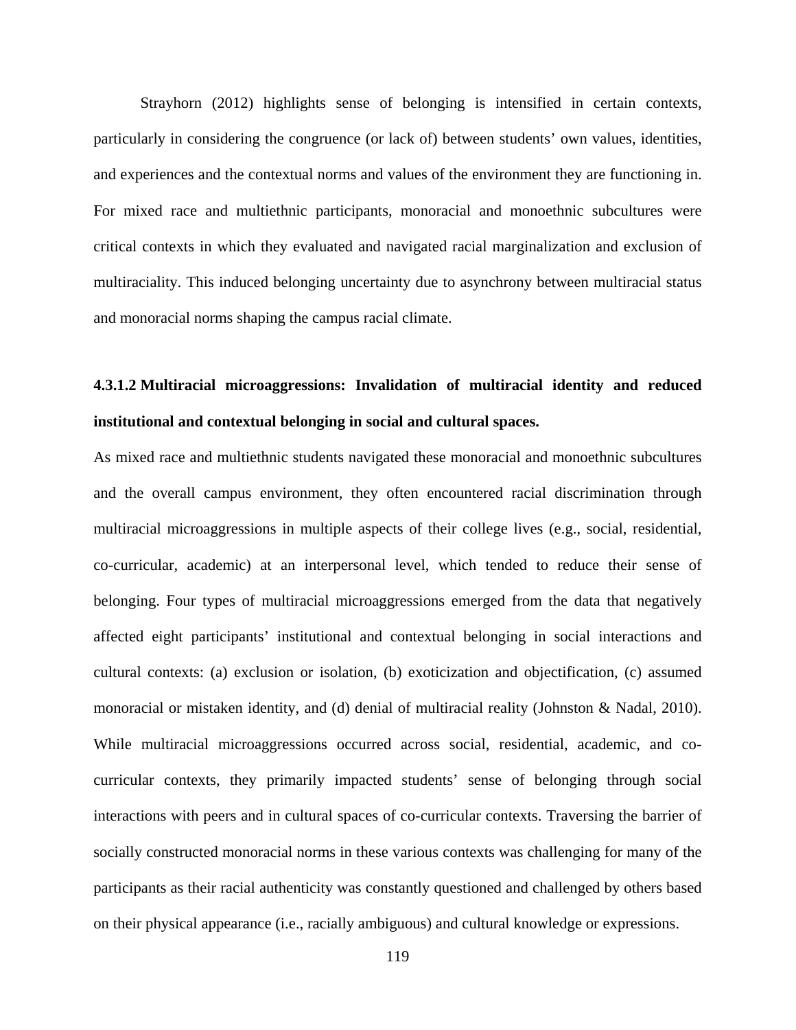Strayhorn (2012) highlights sense of belonging is intensified in certain contexts, particularly in considering the congruence (or lack of) between students' own values, identities, and experiences and the contextual norms and values of the environment they are functioning in. For mixed race and multiethnic participants, monoracial and monoethnic subcultures were critical contexts in which they evaluated and navigated racial marginalization and exclusion of multiraciality. This induced belonging uncertainty due to asynchrony between multiracial status and monoracial norms shaping the campus racial climate.

#### 4.3.1.2 Multiracial microaggressions: Invalidation of multiracial identity and reduced institutional and contextual belonging in social and cultural spaces.

As mixed race and multiethnic students navigated these monoracial and monoethnic subcultures and the overall campus environment, they often encountered racial discrimination through multiracial microaggressions in multiple aspects of their college lives (e.g., social, residential, co-curricular, academic) at an interpersonal level, which tended to reduce their sense of belonging. Four types of multiracial microaggressions emerged from the data that negatively affected eight participants' institutional and contextual belonging in social interactions and cultural contexts: (a) exclusion or isolation, (b) exoticization and objectification, (c) assumed monoracial or mistaken identity, and (d) denial of multiracial reality (Johnston & Nadal, 2010). While multiracial microaggressions occurred across social, residential, academic, and co-curricular contexts, they primarily impacted students' sense of belonging through social interactions with peers and in cultural spaces of co-curricular contexts. Traversing the barrier of socially constructed monoracial norms in these various contexts was challenging for many of the participants as their racial authenticity was constantly questioned and challenged by others based on their physical appearance (i.e., racially ambiguous) and cultural knowledge or expressions.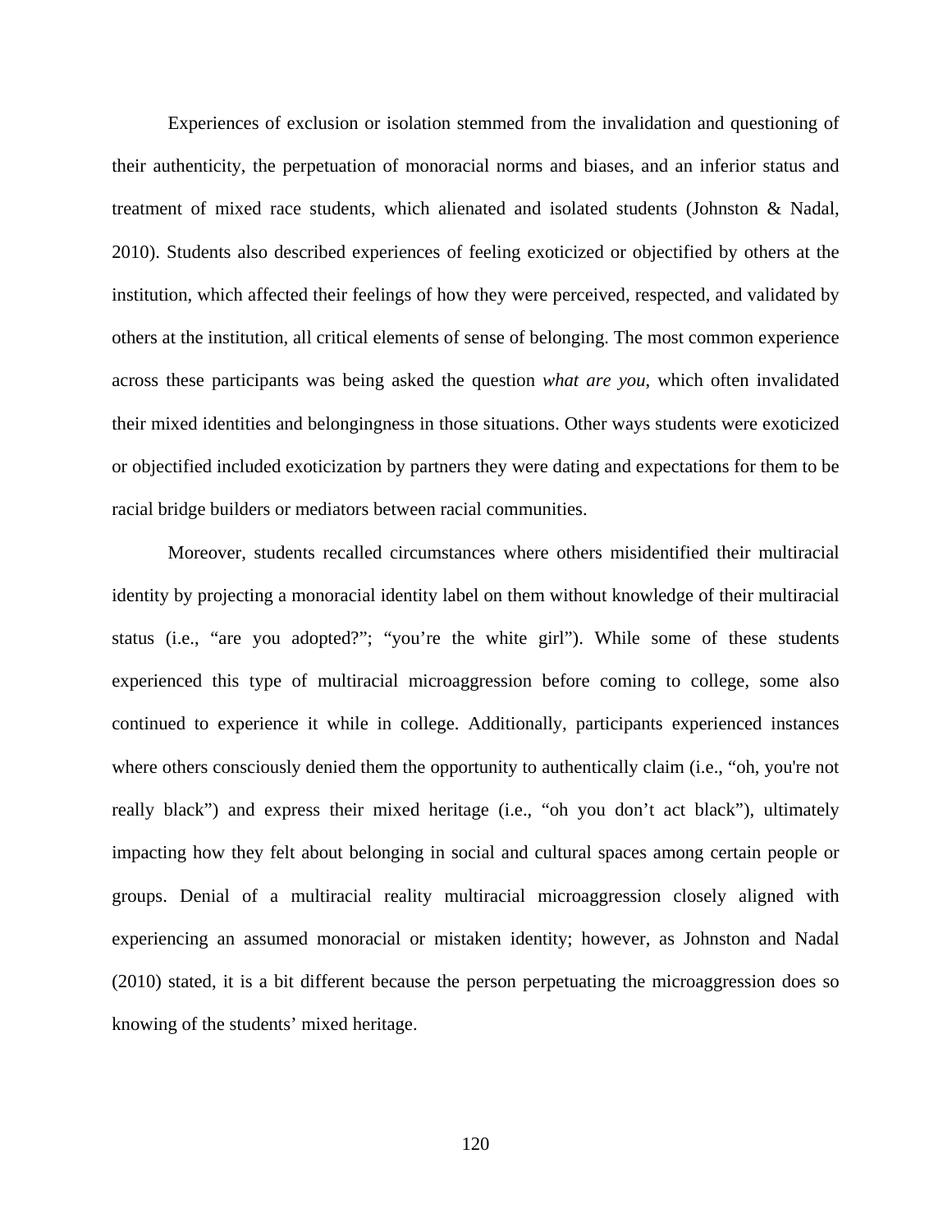Experiences of exclusion or isolation stemmed from the invalidation and questioning of their authenticity, the perpetuation of monoracial norms and biases, and an inferior status and treatment of mixed race students, which alienated and isolated students (Johnston & Nadal, 2010). Students also described experiences of feeling exoticized or objectified by others at the institution, which affected their feelings of how they were perceived, respected, and validated by others at the institution, all critical elements of sense of belonging. The most common experience across these participants was being asked the question *what are you*, which often invalidated their mixed identities and belongingness in those situations. Other ways students were exoticized or objectified included exoticization by partners they were dating and expectations for them to be racial bridge builders or mediators between racial communities.

Moreover, students recalled circumstances where others misidentified their multiracial identity by projecting a monoracial identity label on them without knowledge of their multiracial status (i.e., "are you adopted?"; "you're the white girl"). While some of these students experienced this type of multiracial microaggression before coming to college, some also continued to experience it while in college. Additionally, participants experienced instances where others consciously denied them the opportunity to authentically claim (i.e., "oh, you're not really black") and express their mixed heritage (i.e., "oh you don't act black"), ultimately impacting how they felt about belonging in social and cultural spaces among certain people or groups. Denial of a multiracial reality multiracial microaggression closely aligned with experiencing an assumed monoracial or mistaken identity; however, as Johnston and Nadal (2010) stated, it is a bit different because the person perpetuating the microaggression does so knowing of the students' mixed heritage.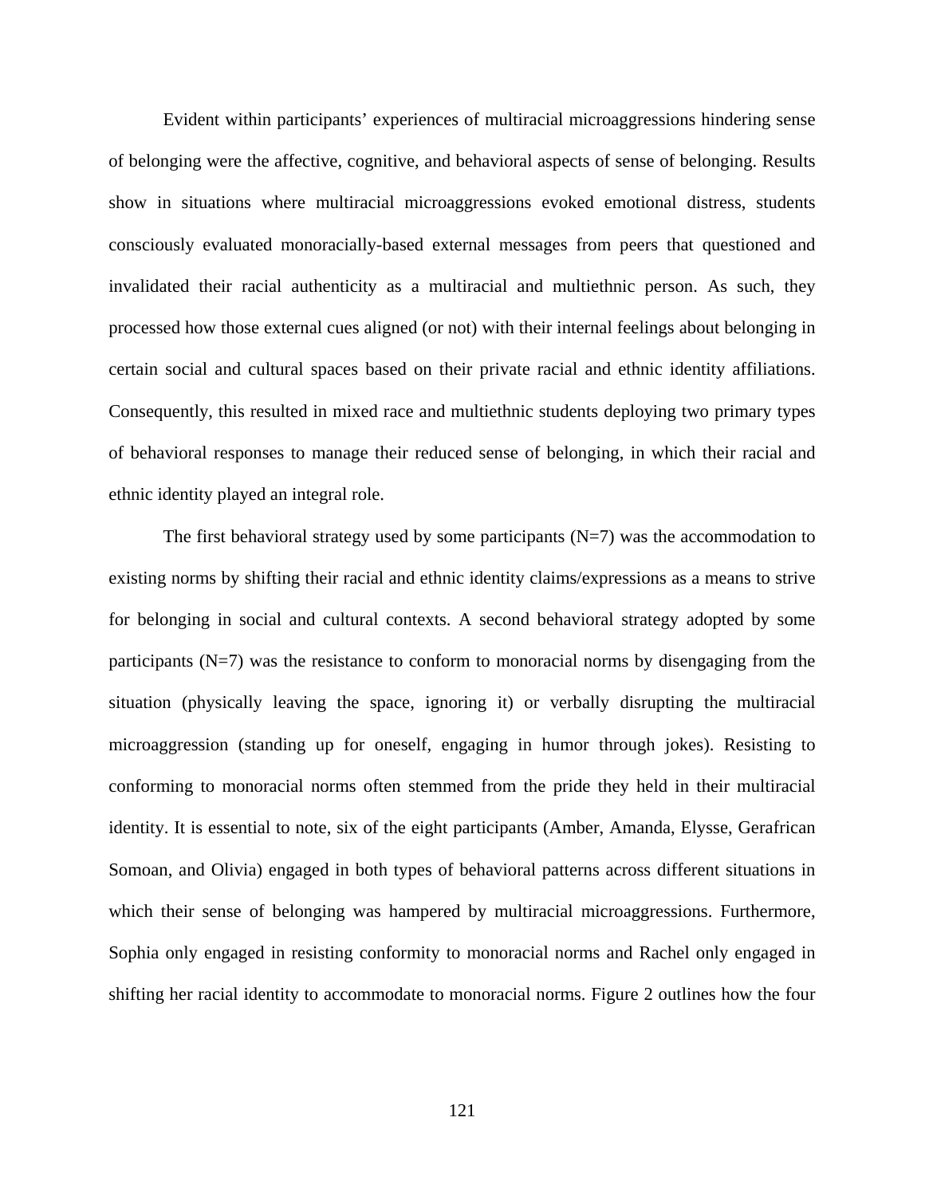Evident within participants' experiences of multiracial microaggressions hindering sense of belonging were the affective, cognitive, and behavioral aspects of sense of belonging. Results show in situations where multiracial microaggressions evoked emotional distress, students consciously evaluated monoracially-based external messages from peers that questioned and invalidated their racial authenticity as a multiracial and multiethnic person. As such, they processed how those external cues aligned (or not) with their internal feelings about belonging in certain social and cultural spaces based on their private racial and ethnic identity affiliations. Consequently, this resulted in mixed race and multiethnic students deploying two primary types of behavioral responses to manage their reduced sense of belonging, in which their racial and ethnic identity played an integral role.

The first behavioral strategy used by some participants (N=7) was the accommodation to existing norms by shifting their racial and ethnic identity claims/expressions as a means to strive for belonging in social and cultural contexts. A second behavioral strategy adopted by some participants (N=7) was the resistance to conform to monoracial norms by disengaging from the situation (physically leaving the space, ignoring it) or verbally disrupting the multiracial microaggression (standing up for oneself, engaging in humor through jokes). Resisting to conforming to monoracial norms often stemmed from the pride they held in their multiracial identity. It is essential to note, six of the eight participants (Amber, Amanda, Elysse, Gerafrican Somoan, and Olivia) engaged in both types of behavioral patterns across different situations in which their sense of belonging was hampered by multiracial microaggressions. Furthermore, Sophia only engaged in resisting conformity to monoracial norms and Rachel only engaged in shifting her racial identity to accommodate to monoracial norms. Figure 2 outlines how the four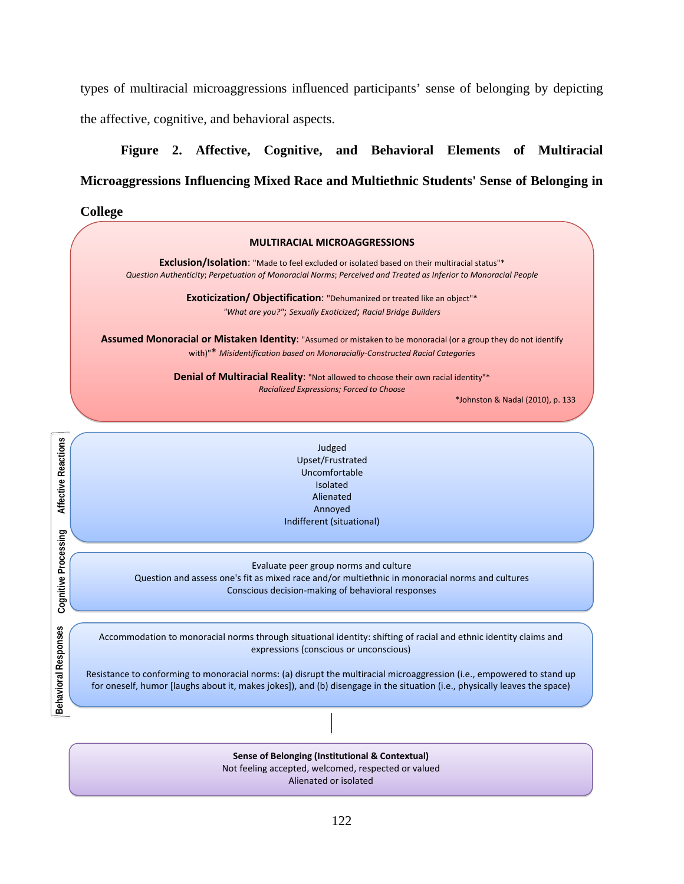types of multiracial microaggressions influenced participants' sense of belonging by depicting the affective, cognitive, and behavioral aspects.

**Figure 2. Affective, Cognitive, and Behavioral Elements of Multiracial Microaggressions Influencing Mixed Race and Multiethnic Students' Sense of Belonging in College**

**MULTIRACIAL MICROAGGRESSIONS**

**Exclusion/Isolation**: "Made to feel excluded or isolated based on their multiracial status"*
*Question Authenticity; Perpetuation of Monoracial Norms; Perceived and Treated as Inferior to Monoracial People*

**Exoticization/ Objectification**: "Dehumanized or treated like an object"*
*"What are you?"; Sexually Exoticized; Racial Bridge Builders*

**Assumed Monoracial or Mistaken Identity**: "Assumed or mistaken to be monoracial (or a group they do not identify with)"* *Misidentification based on Monoracially-Constructed Racial Categories*

**Denial of Multiracial Reality**: "Not allowed to choose their own racial identity"*
*Racialized Expressions; Forced to Choose*

*Johnston & Nadal (2010), p. 133

**Affective Reactions**

Judged
Upset/Frustrated
Uncomfortable
Isolated
Alienated
Annoyed
Indifferent (situational)

**Cognitive Processing**

Evaluate peer group norms and culture
Question and assess one's fit as mixed race and/or multiethnic in monoracial norms and cultures
Conscious decision-making of behavioral responses

**Behavioral Responses**

Accommodation to monoracial norms through situational identity: shifting of racial and ethnic identity claims and expressions (conscious or unconscious)

Resistance to conforming to monoracial norms: (a) disrupt the multiracial microaggression (i.e., empowered to stand up for oneself, humor [laughs about it, makes jokes]), and (b) disengage in the situation (i.e., physically leaves the space)

**Sense of Belonging (Institutional & Contextual)**
Not feeling accepted, welcomed, respected or valued
Alienated or isolated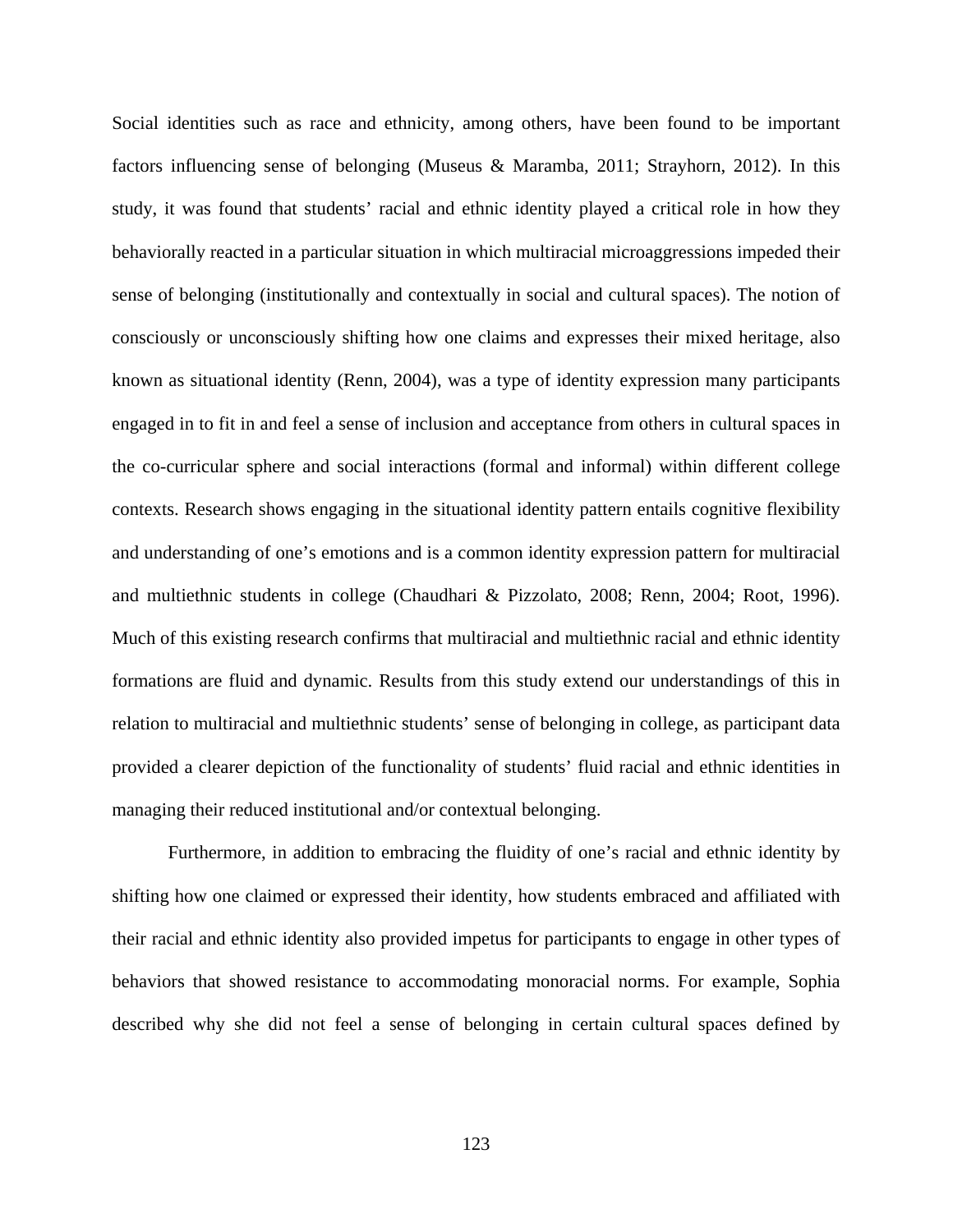Social identities such as race and ethnicity, among others, have been found to be important factors influencing sense of belonging (Museus & Maramba, 2011; Strayhorn, 2012). In this study, it was found that students' racial and ethnic identity played a critical role in how they behaviorally reacted in a particular situation in which multiracial microaggressions impeded their sense of belonging (institutionally and contextually in social and cultural spaces). The notion of consciously or unconsciously shifting how one claims and expresses their mixed heritage, also known as situational identity (Renn, 2004), was a type of identity expression many participants engaged in to fit in and feel a sense of inclusion and acceptance from others in cultural spaces in the co-curricular sphere and social interactions (formal and informal) within different college contexts. Research shows engaging in the situational identity pattern entails cognitive flexibility and understanding of one's emotions and is a common identity expression pattern for multiracial and multiethnic students in college (Chaudhari & Pizzolato, 2008; Renn, 2004; Root, 1996). Much of this existing research confirms that multiracial and multiethnic racial and ethnic identity formations are fluid and dynamic. Results from this study extend our understandings of this in relation to multiracial and multiethnic students' sense of belonging in college, as participant data provided a clearer depiction of the functionality of students' fluid racial and ethnic identities in managing their reduced institutional and/or contextual belonging.

Furthermore, in addition to embracing the fluidity of one's racial and ethnic identity by shifting how one claimed or expressed their identity, how students embraced and affiliated with their racial and ethnic identity also provided impetus for participants to engage in other types of behaviors that showed resistance to accommodating monoracial norms. For example, Sophia described why she did not feel a sense of belonging in certain cultural spaces defined by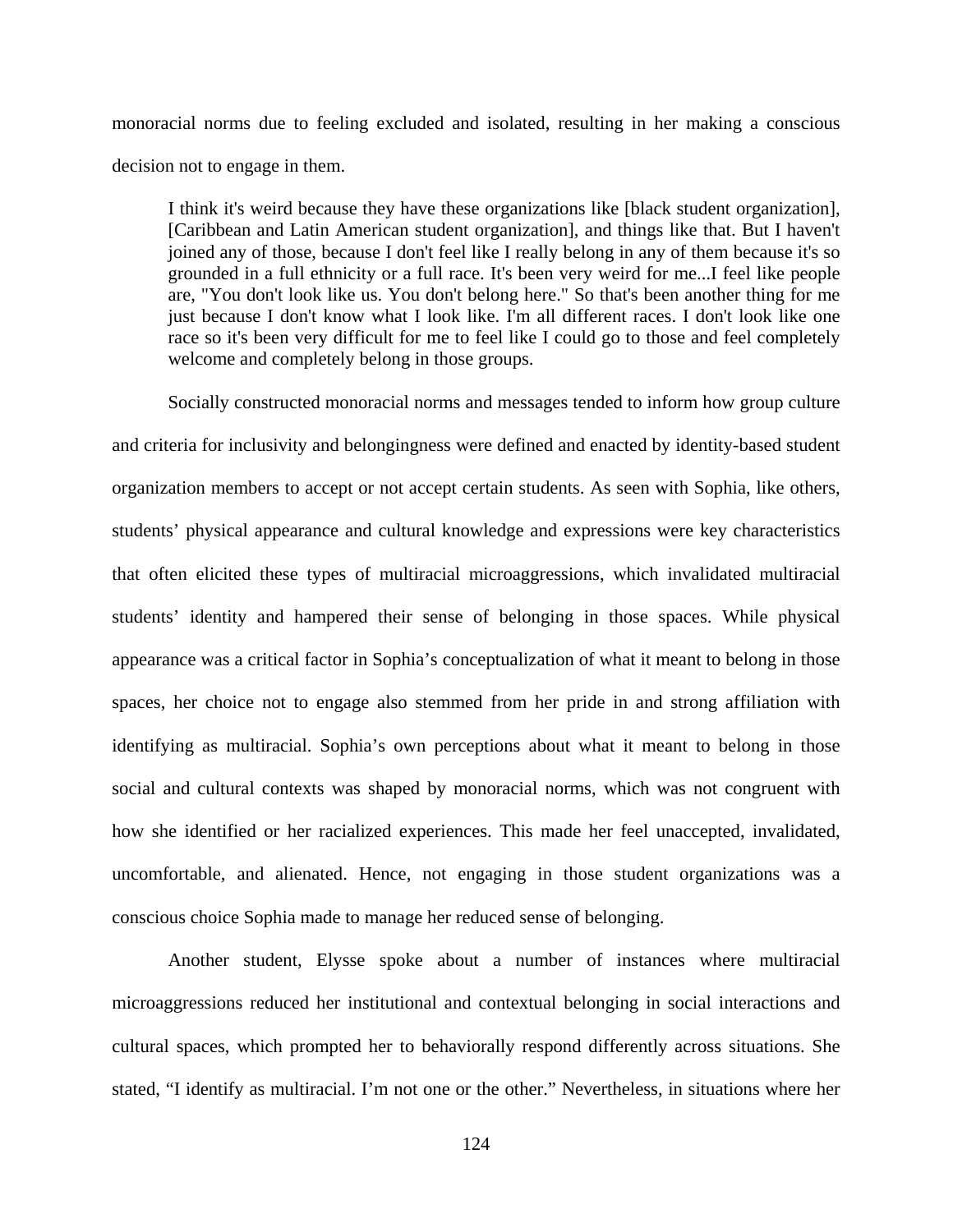monoracial norms due to feeling excluded and isolated, resulting in her making a conscious decision not to engage in them.

> I think it's weird because they have these organizations like [black student organization], [Caribbean and Latin American student organization], and things like that. But I haven't joined any of those, because I don't feel like I really belong in any of them because it's so grounded in a full ethnicity or a full race. It's been very weird for me...I feel like people are, "You don't look like us. You don't belong here." So that's been another thing for me just because I don't know what I look like. I'm all different races. I don't look like one race so it's been very difficult for me to feel like I could go to those and feel completely welcome and completely belong in those groups.

Socially constructed monoracial norms and messages tended to inform how group culture and criteria for inclusivity and belongingness were defined and enacted by identity-based student organization members to accept or not accept certain students. As seen with Sophia, like others, students' physical appearance and cultural knowledge and expressions were key characteristics that often elicited these types of multiracial microaggressions, which invalidated multiracial students' identity and hampered their sense of belonging in those spaces. While physical appearance was a critical factor in Sophia's conceptualization of what it meant to belong in those spaces, her choice not to engage also stemmed from her pride in and strong affiliation with identifying as multiracial. Sophia's own perceptions about what it meant to belong in those social and cultural contexts was shaped by monoracial norms, which was not congruent with how she identified or her racialized experiences. This made her feel unaccepted, invalidated, uncomfortable, and alienated. Hence, not engaging in those student organizations was a conscious choice Sophia made to manage her reduced sense of belonging.

Another student, Elysse spoke about a number of instances where multiracial microaggressions reduced her institutional and contextual belonging in social interactions and cultural spaces, which prompted her to behaviorally respond differently across situations. She stated, "I identify as multiracial. I'm not one or the other." Nevertheless, in situations where her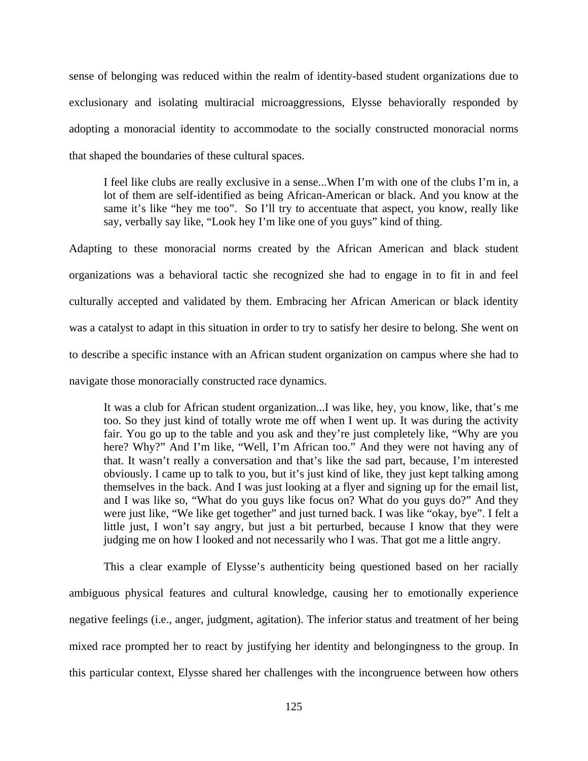sense of belonging was reduced within the realm of identity-based student organizations due to exclusionary and isolating multiracial microaggressions, Elysse behaviorally responded by adopting a monoracial identity to accommodate to the socially constructed monoracial norms that shaped the boundaries of these cultural spaces.

> I feel like clubs are really exclusive in a sense...When I'm with one of the clubs I'm in, a lot of them are self-identified as being African-American or black. And you know at the same it's like "hey me too". So I'll try to accentuate that aspect, you know, really like say, verbally say like, "Look hey I'm like one of you guys" kind of thing.

Adapting to these monoracial norms created by the African American and black student organizations was a behavioral tactic she recognized she had to engage in to fit in and feel culturally accepted and validated by them. Embracing her African American or black identity was a catalyst to adapt in this situation in order to try to satisfy her desire to belong. She went on to describe a specific instance with an African student organization on campus where she had to navigate those monoracially constructed race dynamics.

> It was a club for African student organization...I was like, hey, you know, like, that's me too. So they just kind of totally wrote me off when I went up. It was during the activity fair. You go up to the table and you ask and they're just completely like, "Why are you here? Why?" And I'm like, "Well, I'm African too." And they were not having any of that. It wasn't really a conversation and that's like the sad part, because, I'm interested obviously. I came up to talk to you, but it's just kind of like, they just kept talking among themselves in the back. And I was just looking at a flyer and signing up for the email list, and I was like so, "What do you guys like focus on? What do you guys do?" And they were just like, "We like get together" and just turned back. I was like "okay, bye". I felt a little just, I won't say angry, but just a bit perturbed, because I know that they were judging me on how I looked and not necessarily who I was. That got me a little angry.

This a clear example of Elysse's authenticity being questioned based on her racially ambiguous physical features and cultural knowledge, causing her to emotionally experience negative feelings (i.e., anger, judgment, agitation). The inferior status and treatment of her being mixed race prompted her to react by justifying her identity and belongingness to the group. In this particular context, Elysse shared her challenges with the incongruence between how others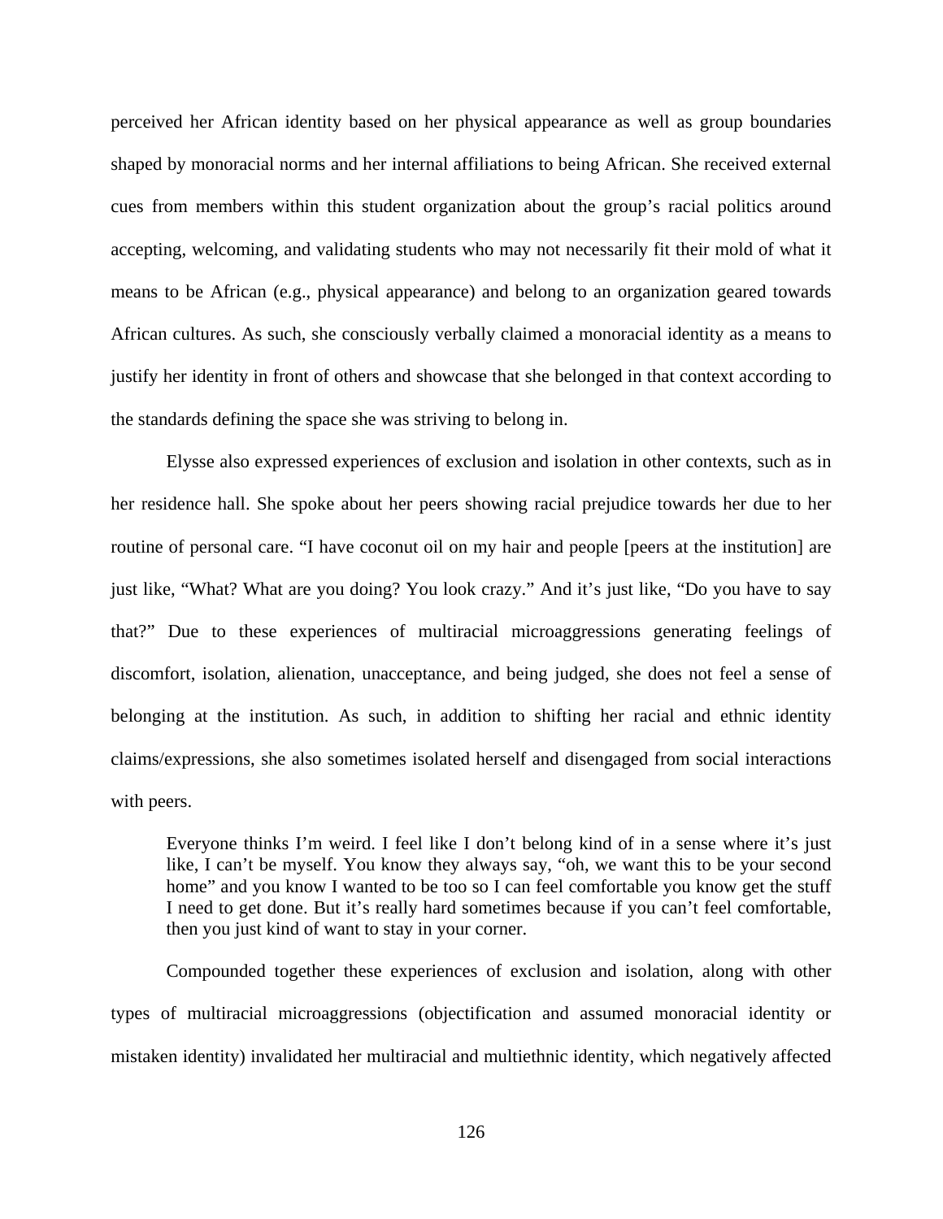perceived her African identity based on her physical appearance as well as group boundaries shaped by monoracial norms and her internal affiliations to being African. She received external cues from members within this student organization about the group's racial politics around accepting, welcoming, and validating students who may not necessarily fit their mold of what it means to be African (e.g., physical appearance) and belong to an organization geared towards African cultures. As such, she consciously verbally claimed a monoracial identity as a means to justify her identity in front of others and showcase that she belonged in that context according to the standards defining the space she was striving to belong in.

Elysse also expressed experiences of exclusion and isolation in other contexts, such as in her residence hall. She spoke about her peers showing racial prejudice towards her due to her routine of personal care. "I have coconut oil on my hair and people [peers at the institution] are just like, "What? What are you doing? You look crazy." And it's just like, "Do you have to say that?" Due to these experiences of multiracial microaggressions generating feelings of discomfort, isolation, alienation, unacceptance, and being judged, she does not feel a sense of belonging at the institution. As such, in addition to shifting her racial and ethnic identity claims/expressions, she also sometimes isolated herself and disengaged from social interactions with peers.

> Everyone thinks I'm weird. I feel like I don't belong kind of in a sense where it's just like, I can't be myself. You know they always say, "oh, we want this to be your second home" and you know I wanted to be too so I can feel comfortable you know get the stuff I need to get done. But it's really hard sometimes because if you can't feel comfortable, then you just kind of want to stay in your corner.

Compounded together these experiences of exclusion and isolation, along with other types of multiracial microaggressions (objectification and assumed monoracial identity or mistaken identity) invalidated her multiracial and multiethnic identity, which negatively affected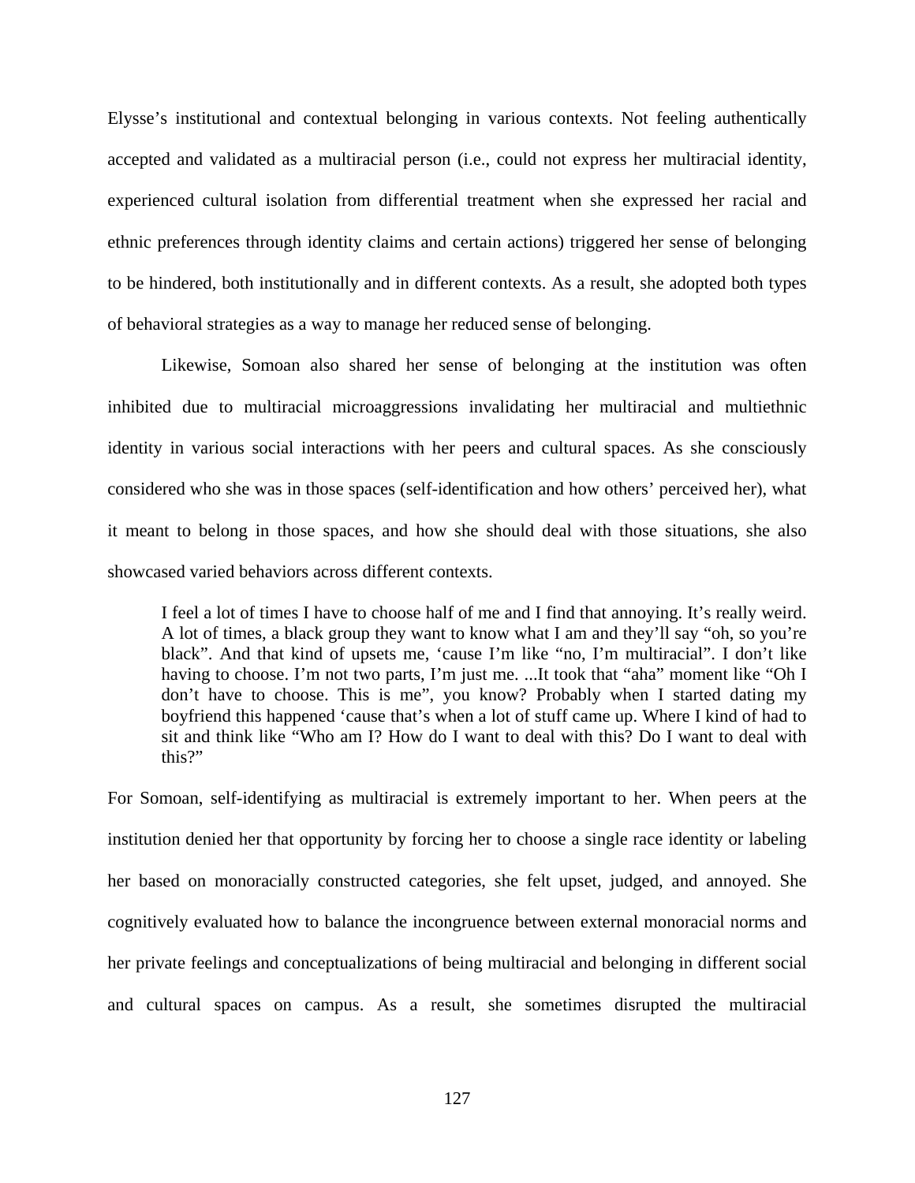Elysse's institutional and contextual belonging in various contexts. Not feeling authentically accepted and validated as a multiracial person (i.e., could not express her multiracial identity, experienced cultural isolation from differential treatment when she expressed her racial and ethnic preferences through identity claims and certain actions) triggered her sense of belonging to be hindered, both institutionally and in different contexts. As a result, she adopted both types of behavioral strategies as a way to manage her reduced sense of belonging.

Likewise, Somoan also shared her sense of belonging at the institution was often inhibited due to multiracial microaggressions invalidating her multiracial and multiethnic identity in various social interactions with her peers and cultural spaces. As she consciously considered who she was in those spaces (self-identification and how others' perceived her), what it meant to belong in those spaces, and how she should deal with those situations, she also showcased varied behaviors across different contexts.

> I feel a lot of times I have to choose half of me and I find that annoying. It's really weird. A lot of times, a black group they want to know what I am and they'll say "oh, so you're black". And that kind of upsets me, 'cause I'm like "no, I'm multiracial". I don't like having to choose. I'm not two parts, I'm just me. ...It took that "aha" moment like "Oh I don't have to choose. This is me", you know? Probably when I started dating my boyfriend this happened 'cause that's when a lot of stuff came up. Where I kind of had to sit and think like "Who am I? How do I want to deal with this? Do I want to deal with this?"

For Somoan, self-identifying as multiracial is extremely important to her. When peers at the institution denied her that opportunity by forcing her to choose a single race identity or labeling her based on monoracially constructed categories, she felt upset, judged, and annoyed. She cognitively evaluated how to balance the incongruence between external monoracial norms and her private feelings and conceptualizations of being multiracial and belonging in different social and cultural spaces on campus. As a result, she sometimes disrupted the multiracial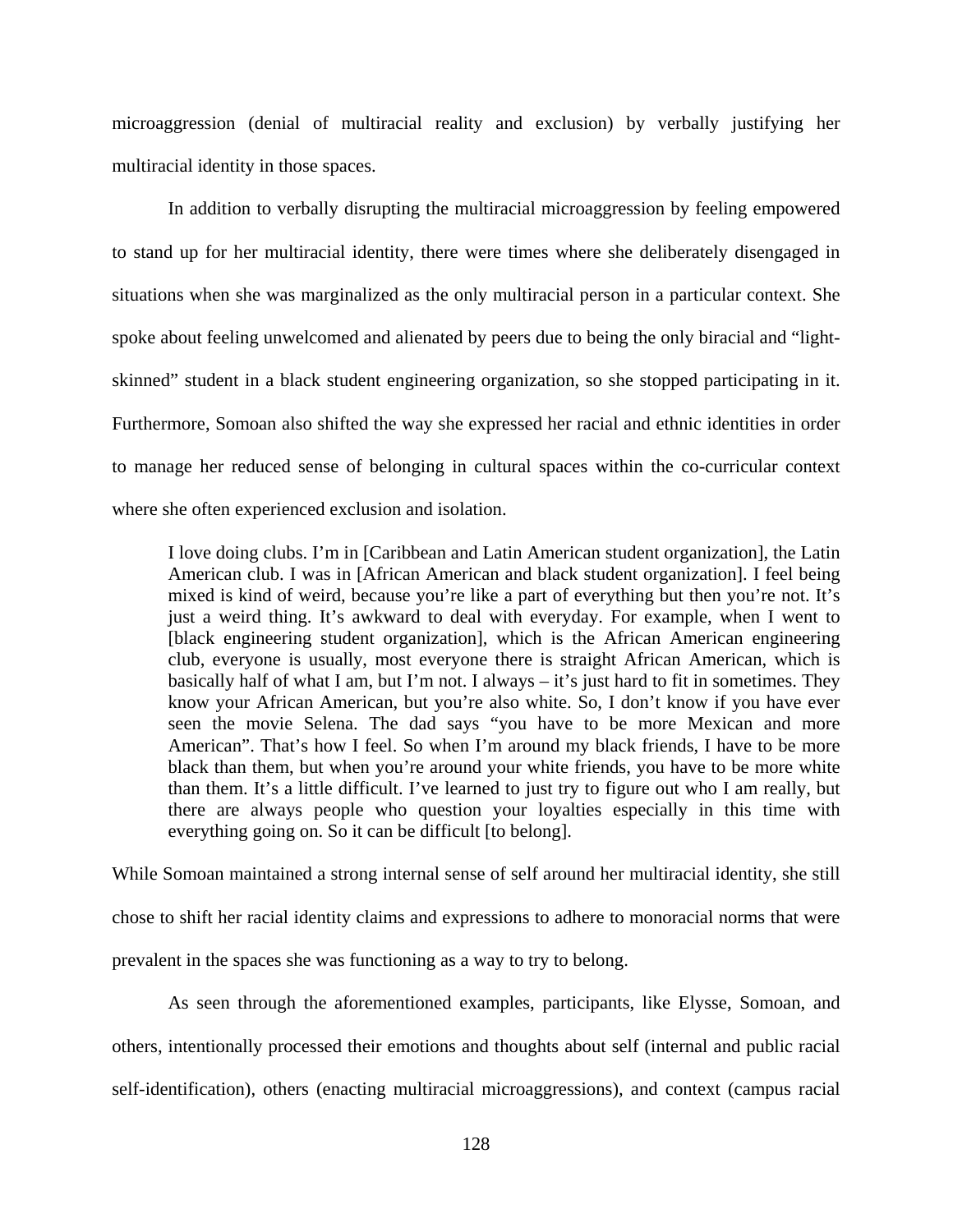microaggression (denial of multiracial reality and exclusion) by verbally justifying her multiracial identity in those spaces.

In addition to verbally disrupting the multiracial microaggression by feeling empowered to stand up for her multiracial identity, there were times where she deliberately disengaged in situations when she was marginalized as the only multiracial person in a particular context. She spoke about feeling unwelcomed and alienated by peers due to being the only biracial and "light-skinned" student in a black student engineering organization, so she stopped participating in it. Furthermore, Somoan also shifted the way she expressed her racial and ethnic identities in order to manage her reduced sense of belonging in cultural spaces within the co-curricular context where she often experienced exclusion and isolation.

> I love doing clubs. I'm in [Caribbean and Latin American student organization], the Latin American club. I was in [African American and black student organization]. I feel being mixed is kind of weird, because you're like a part of everything but then you're not. It's just a weird thing. It's awkward to deal with everyday. For example, when I went to [black engineering student organization], which is the African American engineering club, everyone is usually, most everyone there is straight African American, which is basically half of what I am, but I'm not. I always – it's just hard to fit in sometimes. They know your African American, but you're also white. So, I don't know if you have ever seen the movie Selena. The dad says "you have to be more Mexican and more American". That's how I feel. So when I'm around my black friends, I have to be more black than them, but when you're around your white friends, you have to be more white than them. It's a little difficult. I've learned to just try to figure out who I am really, but there are always people who question your loyalties especially in this time with everything going on. So it can be difficult [to belong].

While Somoan maintained a strong internal sense of self around her multiracial identity, she still chose to shift her racial identity claims and expressions to adhere to monoracial norms that were prevalent in the spaces she was functioning as a way to try to belong.

As seen through the aforementioned examples, participants, like Elysse, Somoan, and others, intentionally processed their emotions and thoughts about self (internal and public racial self-identification), others (enacting multiracial microaggressions), and context (campus racial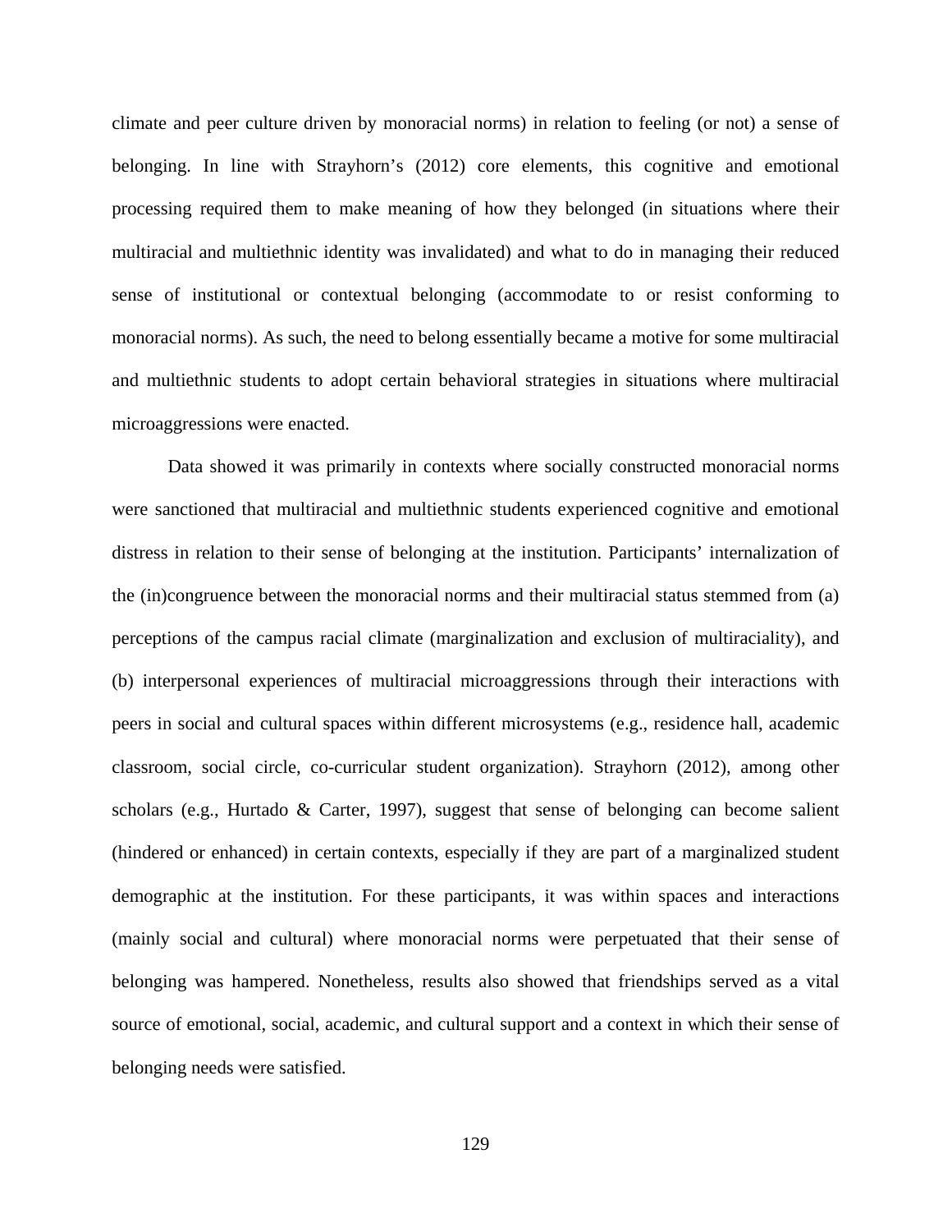climate and peer culture driven by monoracial norms) in relation to feeling (or not) a sense of belonging. In line with Strayhorn's (2012) core elements, this cognitive and emotional processing required them to make meaning of how they belonged (in situations where their multiracial and multiethnic identity was invalidated) and what to do in managing their reduced sense of institutional or contextual belonging (accommodate to or resist conforming to monoracial norms). As such, the need to belong essentially became a motive for some multiracial and multiethnic students to adopt certain behavioral strategies in situations where multiracial microaggressions were enacted.

Data showed it was primarily in contexts where socially constructed monoracial norms were sanctioned that multiracial and multiethnic students experienced cognitive and emotional distress in relation to their sense of belonging at the institution. Participants' internalization of the (in)congruence between the monoracial norms and their multiracial status stemmed from (a) perceptions of the campus racial climate (marginalization and exclusion of multiraciality), and (b) interpersonal experiences of multiracial microaggressions through their interactions with peers in social and cultural spaces within different microsystems (e.g., residence hall, academic classroom, social circle, co-curricular student organization). Strayhorn (2012), among other scholars (e.g., Hurtado & Carter, 1997), suggest that sense of belonging can become salient (hindered or enhanced) in certain contexts, especially if they are part of a marginalized student demographic at the institution. For these participants, it was within spaces and interactions (mainly social and cultural) where monoracial norms were perpetuated that their sense of belonging was hampered. Nonetheless, results also showed that friendships served as a vital source of emotional, social, academic, and cultural support and a context in which their sense of belonging needs were satisfied.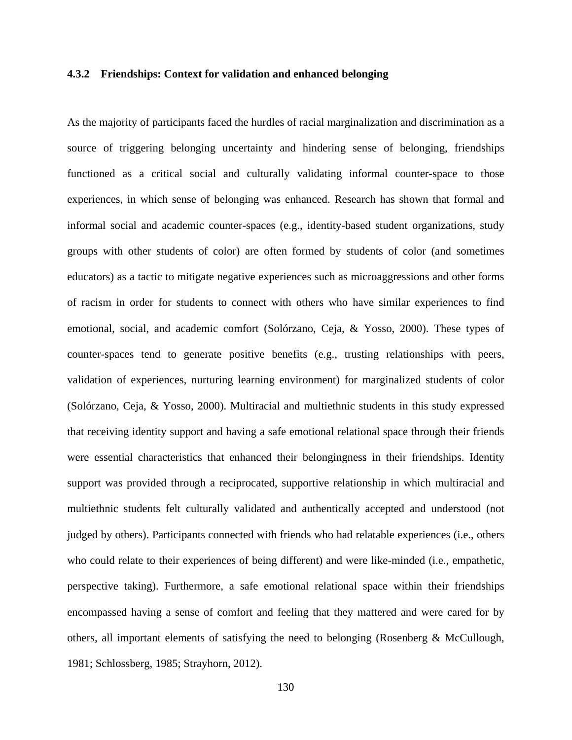### 4.3.2 Friendships: Context for validation and enhanced belonging

As the majority of participants faced the hurdles of racial marginalization and discrimination as a source of triggering belonging uncertainty and hindering sense of belonging, friendships functioned as a critical social and culturally validating informal counter-space to those experiences, in which sense of belonging was enhanced. Research has shown that formal and informal social and academic counter-spaces (e.g., identity-based student organizations, study groups with other students of color) are often formed by students of color (and sometimes educators) as a tactic to mitigate negative experiences such as microaggressions and other forms of racism in order for students to connect with others who have similar experiences to find emotional, social, and academic comfort (Solórzano, Ceja, & Yosso, 2000). These types of counter-spaces tend to generate positive benefits (e.g., trusting relationships with peers, validation of experiences, nurturing learning environment) for marginalized students of color (Solórzano, Ceja, & Yosso, 2000). Multiracial and multiethnic students in this study expressed that receiving identity support and having a safe emotional relational space through their friends were essential characteristics that enhanced their belongingness in their friendships. Identity support was provided through a reciprocated, supportive relationship in which multiracial and multiethnic students felt culturally validated and authentically accepted and understood (not judged by others). Participants connected with friends who had relatable experiences (i.e., others who could relate to their experiences of being different) and were like-minded (i.e., empathetic, perspective taking). Furthermore, a safe emotional relational space within their friendships encompassed having a sense of comfort and feeling that they mattered and were cared for by others, all important elements of satisfying the need to belonging (Rosenberg & McCullough, 1981; Schlossberg, 1985; Strayhorn, 2012).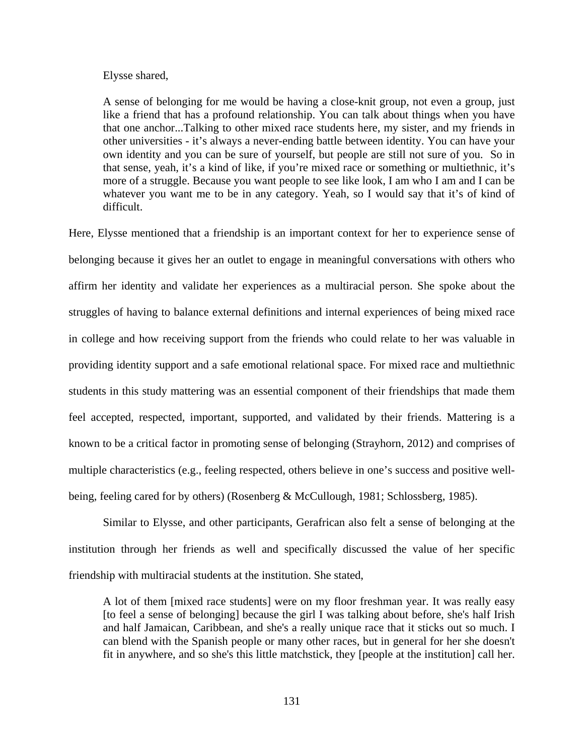Elysse shared,

> A sense of belonging for me would be having a close-knit group, not even a group, just like a friend that has a profound relationship. You can talk about things when you have that one anchor...Talking to other mixed race students here, my sister, and my friends in other universities - it's always a never-ending battle between identity. You can have your own identity and you can be sure of yourself, but people are still not sure of you. So in that sense, yeah, it's a kind of like, if you're mixed race or something or multiethnic, it's more of a struggle. Because you want people to see like look, I am who I am and I can be whatever you want me to be in any category. Yeah, so I would say that it's of kind of difficult.

Here, Elysse mentioned that a friendship is an important context for her to experience sense of belonging because it gives her an outlet to engage in meaningful conversations with others who affirm her identity and validate her experiences as a multiracial person. She spoke about the struggles of having to balance external definitions and internal experiences of being mixed race in college and how receiving support from the friends who could relate to her was valuable in providing identity support and a safe emotional relational space. For mixed race and multiethnic students in this study mattering was an essential component of their friendships that made them feel accepted, respected, important, supported, and validated by their friends. Mattering is a known to be a critical factor in promoting sense of belonging (Strayhorn, 2012) and comprises of multiple characteristics (e.g., feeling respected, others believe in one's success and positive well-being, feeling cared for by others) (Rosenberg & McCullough, 1981; Schlossberg, 1985).

Similar to Elysse, and other participants, Gerafrican also felt a sense of belonging at the institution through her friends as well and specifically discussed the value of her specific friendship with multiracial students at the institution. She stated,

> A lot of them [mixed race students] were on my floor freshman year. It was really easy [to feel a sense of belonging] because the girl I was talking about before, she's half Irish and half Jamaican, Caribbean, and she's a really unique race that it sticks out so much. I can blend with the Spanish people or many other races, but in general for her she doesn't fit in anywhere, and so she's this little matchstick, they [people at the institution] call her.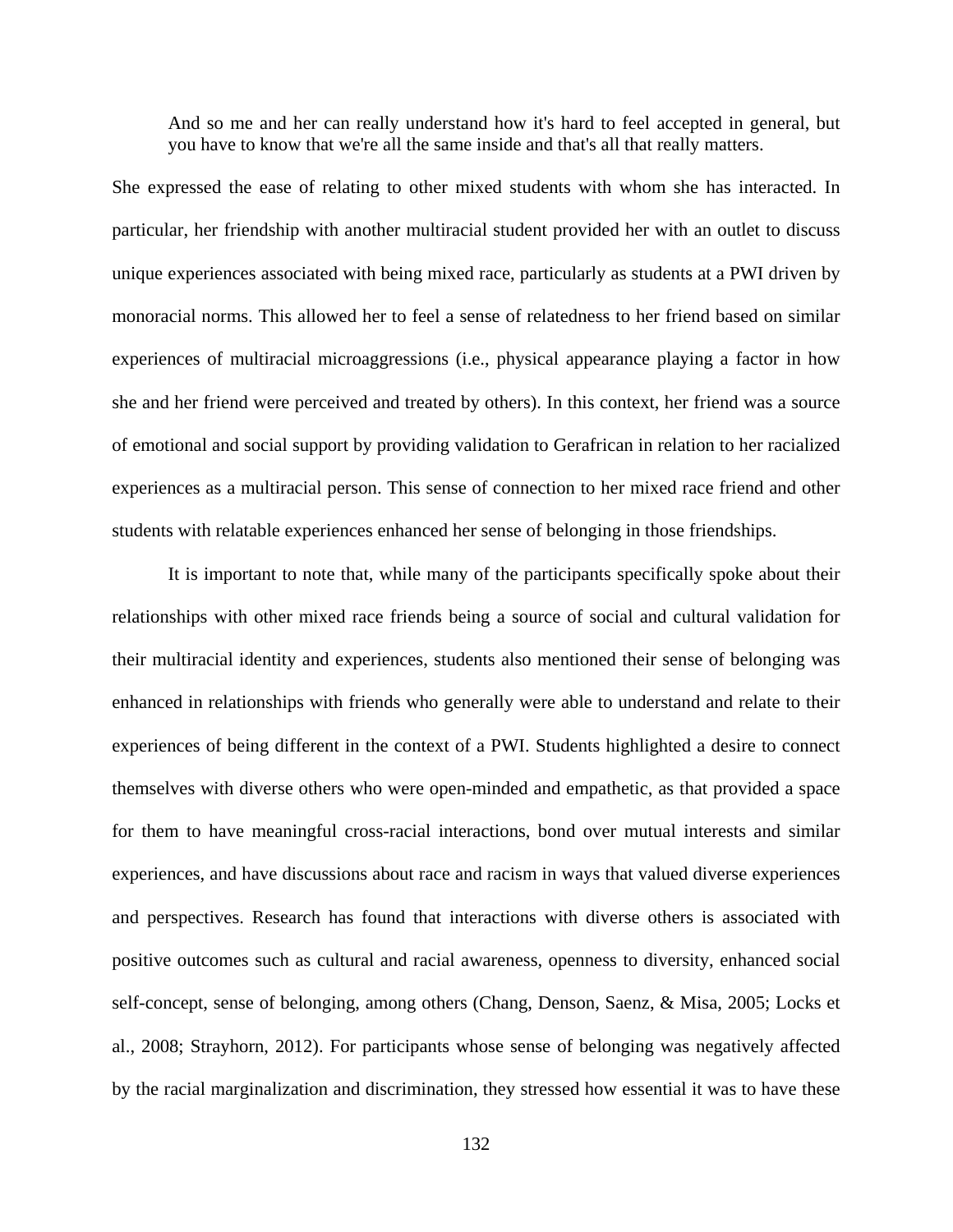> And so me and her can really understand how it's hard to feel accepted in general, but you have to know that we're all the same inside and that's all that really matters.

She expressed the ease of relating to other mixed students with whom she has interacted. In particular, her friendship with another multiracial student provided her with an outlet to discuss unique experiences associated with being mixed race, particularly as students at a PWI driven by monoracial norms. This allowed her to feel a sense of relatedness to her friend based on similar experiences of multiracial microaggressions (i.e., physical appearance playing a factor in how she and her friend were perceived and treated by others). In this context, her friend was a source of emotional and social support by providing validation to Gerafrican in relation to her racialized experiences as a multiracial person. This sense of connection to her mixed race friend and other students with relatable experiences enhanced her sense of belonging in those friendships.

It is important to note that, while many of the participants specifically spoke about their relationships with other mixed race friends being a source of social and cultural validation for their multiracial identity and experiences, students also mentioned their sense of belonging was enhanced in relationships with friends who generally were able to understand and relate to their experiences of being different in the context of a PWI. Students highlighted a desire to connect themselves with diverse others who were open-minded and empathetic, as that provided a space for them to have meaningful cross-racial interactions, bond over mutual interests and similar experiences, and have discussions about race and racism in ways that valued diverse experiences and perspectives. Research has found that interactions with diverse others is associated with positive outcomes such as cultural and racial awareness, openness to diversity, enhanced social self-concept, sense of belonging, among others (Chang, Denson, Saenz, & Misa, 2005; Locks et al., 2008; Strayhorn, 2012). For participants whose sense of belonging was negatively affected by the racial marginalization and discrimination, they stressed how essential it was to have these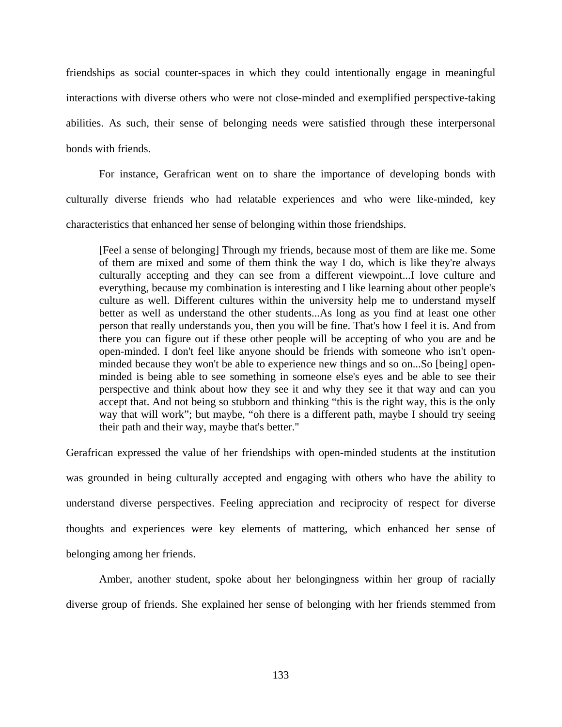friendships as social counter-spaces in which they could intentionally engage in meaningful interactions with diverse others who were not close-minded and exemplified perspective-taking abilities. As such, their sense of belonging needs were satisfied through these interpersonal bonds with friends.

For instance, Gerafrican went on to share the importance of developing bonds with culturally diverse friends who had relatable experiences and who were like-minded, key characteristics that enhanced her sense of belonging within those friendships.

> [Feel a sense of belonging] Through my friends, because most of them are like me. Some of them are mixed and some of them think the way I do, which is like they're always culturally accepting and they can see from a different viewpoint...I love culture and everything, because my combination is interesting and I like learning about other people's culture as well. Different cultures within the university help me to understand myself better as well as understand the other students...As long as you find at least one other person that really understands you, then you will be fine. That's how I feel it is. And from there you can figure out if these other people will be accepting of who you are and be open-minded. I don't feel like anyone should be friends with someone who isn't open-minded because they won't be able to experience new things and so on...So [being] open-minded is being able to see something in someone else's eyes and be able to see their perspective and think about how they see it and why they see it that way and can you accept that. And not being so stubborn and thinking "this is the right way, this is the only way that will work"; but maybe, "oh there is a different path, maybe I should try seeing their path and their way, maybe that's better."

Gerafrican expressed the value of her friendships with open-minded students at the institution was grounded in being culturally accepted and engaging with others who have the ability to understand diverse perspectives. Feeling appreciation and reciprocity of respect for diverse thoughts and experiences were key elements of mattering, which enhanced her sense of belonging among her friends.

Amber, another student, spoke about her belongingness within her group of racially diverse group of friends. She explained her sense of belonging with her friends stemmed from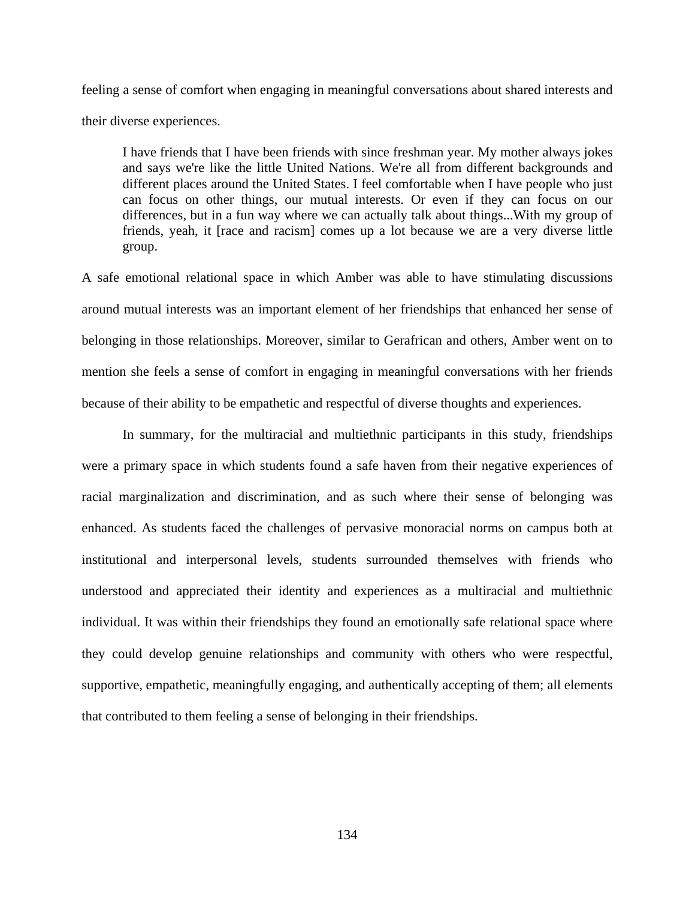feeling a sense of comfort when engaging in meaningful conversations about shared interests and their diverse experiences.

> I have friends that I have been friends with since freshman year. My mother always jokes and says we're like the little United Nations. We're all from different backgrounds and different places around the United States. I feel comfortable when I have people who just can focus on other things, our mutual interests. Or even if they can focus on our differences, but in a fun way where we can actually talk about things...With my group of friends, yeah, it [race and racism] comes up a lot because we are a very diverse little group.

A safe emotional relational space in which Amber was able to have stimulating discussions around mutual interests was an important element of her friendships that enhanced her sense of belonging in those relationships. Moreover, similar to Gerafrican and others, Amber went on to mention she feels a sense of comfort in engaging in meaningful conversations with her friends because of their ability to be empathetic and respectful of diverse thoughts and experiences.

In summary, for the multiracial and multiethnic participants in this study, friendships were a primary space in which students found a safe haven from their negative experiences of racial marginalization and discrimination, and as such where their sense of belonging was enhanced. As students faced the challenges of pervasive monoracial norms on campus both at institutional and interpersonal levels, students surrounded themselves with friends who understood and appreciated their identity and experiences as a multiracial and multiethnic individual. It was within their friendships they found an emotionally safe relational space where they could develop genuine relationships and community with others who were respectful, supportive, empathetic, meaningfully engaging, and authentically accepting of them; all elements that contributed to them feeling a sense of belonging in their friendships.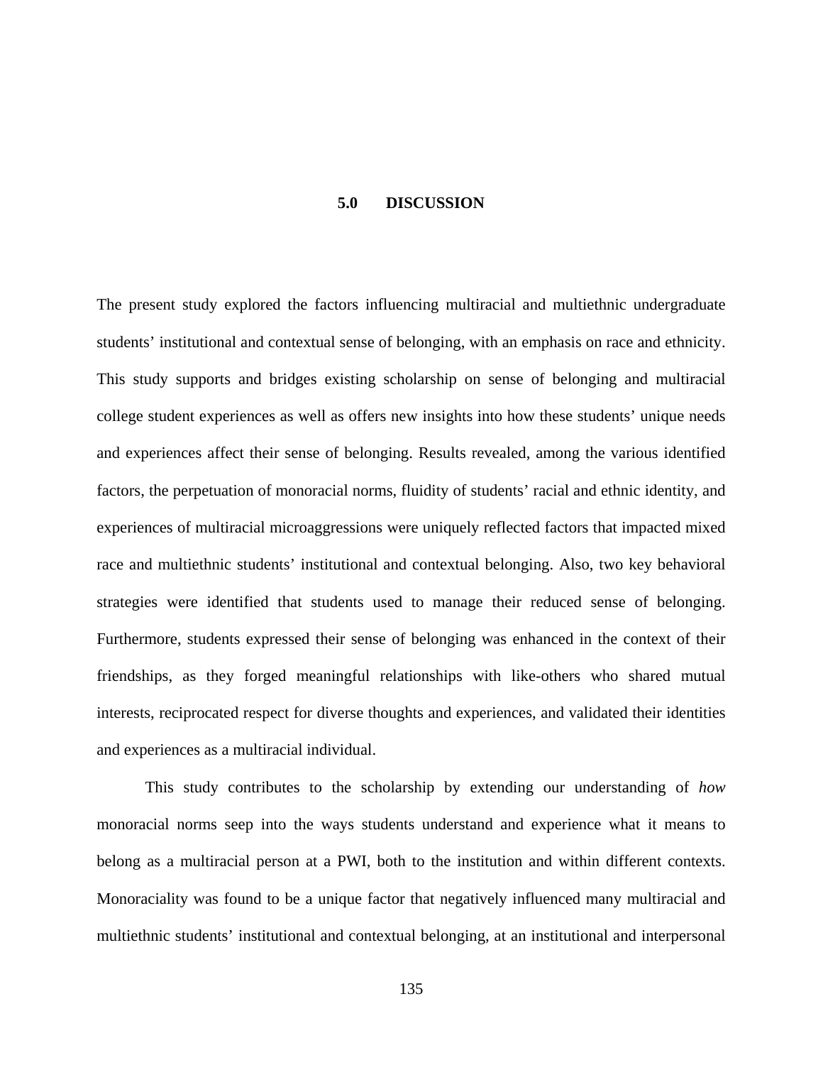# 5.0 DISCUSSION

The present study explored the factors influencing multiracial and multiethnic undergraduate students' institutional and contextual sense of belonging, with an emphasis on race and ethnicity. This study supports and bridges existing scholarship on sense of belonging and multiracial college student experiences as well as offers new insights into how these students' unique needs and experiences affect their sense of belonging. Results revealed, among the various identified factors, the perpetuation of monoracial norms, fluidity of students' racial and ethnic identity, and experiences of multiracial microaggressions were uniquely reflected factors that impacted mixed race and multiethnic students' institutional and contextual belonging. Also, two key behavioral strategies were identified that students used to manage their reduced sense of belonging. Furthermore, students expressed their sense of belonging was enhanced in the context of their friendships, as they forged meaningful relationships with like-others who shared mutual interests, reciprocated respect for diverse thoughts and experiences, and validated their identities and experiences as a multiracial individual.

This study contributes to the scholarship by extending our understanding of *how* monoracial norms seep into the ways students understand and experience what it means to belong as a multiracial person at a PWI, both to the institution and within different contexts. Monoraciality was found to be a unique factor that negatively influenced many multiracial and multiethnic students' institutional and contextual belonging, at an institutional and interpersonal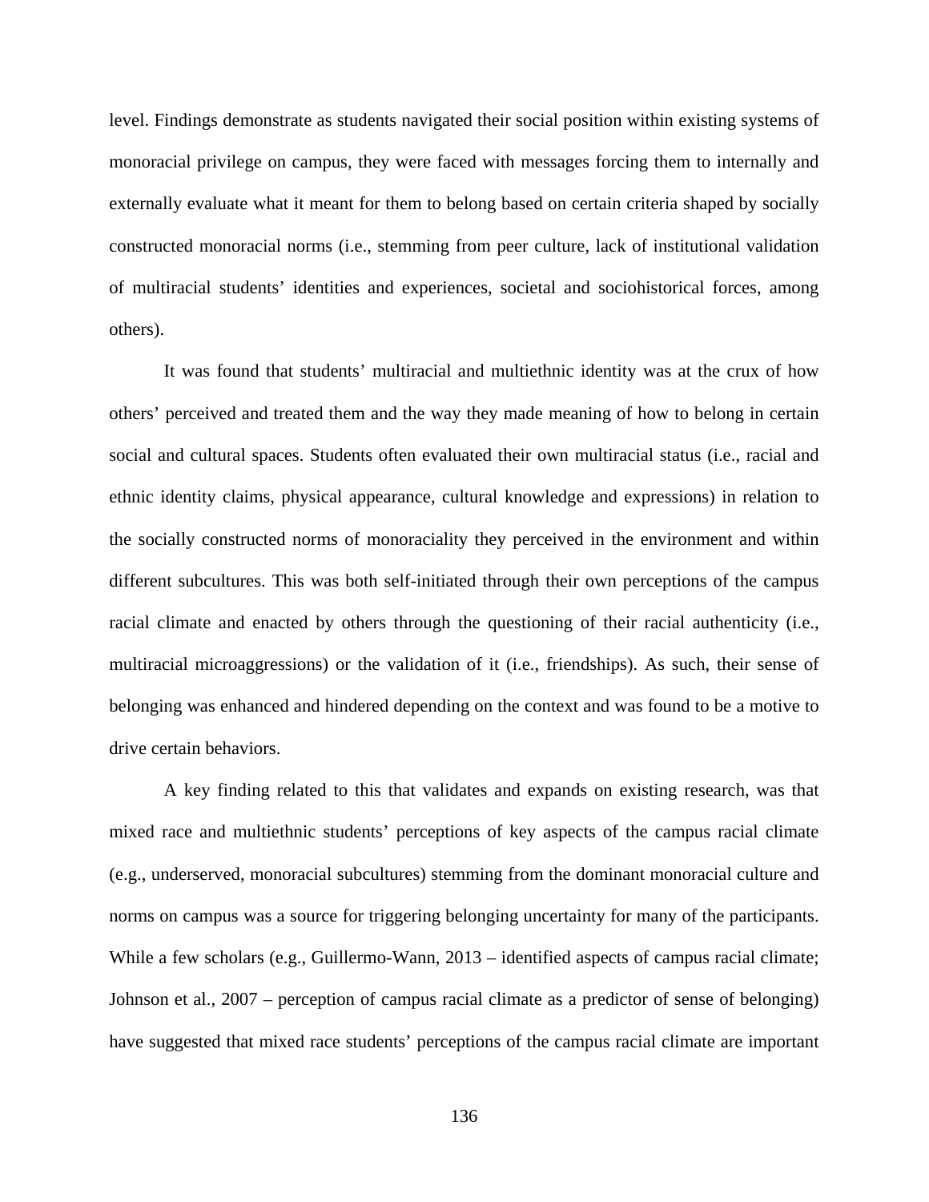level. Findings demonstrate as students navigated their social position within existing systems of monoracial privilege on campus, they were faced with messages forcing them to internally and externally evaluate what it meant for them to belong based on certain criteria shaped by socially constructed monoracial norms (i.e., stemming from peer culture, lack of institutional validation of multiracial students' identities and experiences, societal and sociohistorical forces, among others).

It was found that students' multiracial and multiethnic identity was at the crux of how others' perceived and treated them and the way they made meaning of how to belong in certain social and cultural spaces. Students often evaluated their own multiracial status (i.e., racial and ethnic identity claims, physical appearance, cultural knowledge and expressions) in relation to the socially constructed norms of monoraciality they perceived in the environment and within different subcultures. This was both self-initiated through their own perceptions of the campus racial climate and enacted by others through the questioning of their racial authenticity (i.e., multiracial microaggressions) or the validation of it (i.e., friendships). As such, their sense of belonging was enhanced and hindered depending on the context and was found to be a motive to drive certain behaviors.

A key finding related to this that validates and expands on existing research, was that mixed race and multiethnic students' perceptions of key aspects of the campus racial climate (e.g., underserved, monoracial subcultures) stemming from the dominant monoracial culture and norms on campus was a source for triggering belonging uncertainty for many of the participants. While a few scholars (e.g., Guillermo-Wann, 2013 – identified aspects of campus racial climate; Johnson et al., 2007 – perception of campus racial climate as a predictor of sense of belonging) have suggested that mixed race students' perceptions of the campus racial climate are important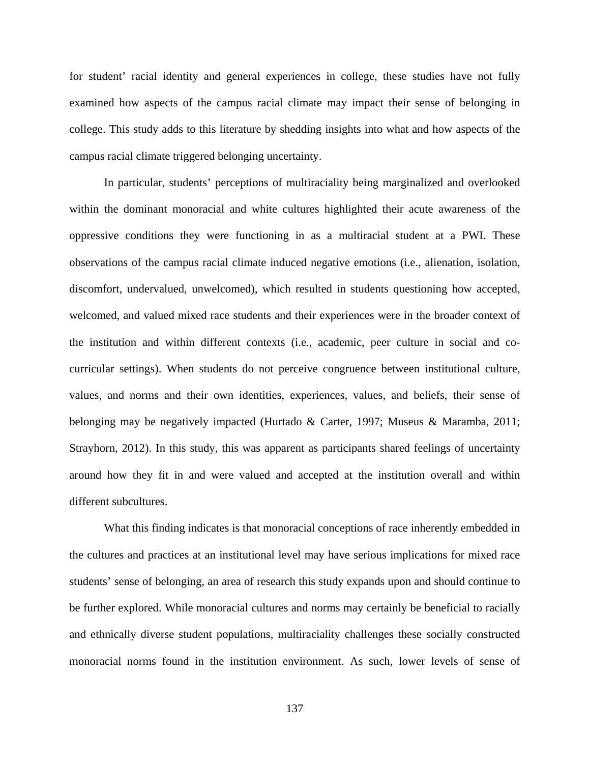for student' racial identity and general experiences in college, these studies have not fully examined how aspects of the campus racial climate may impact their sense of belonging in college. This study adds to this literature by shedding insights into what and how aspects of the campus racial climate triggered belonging uncertainty.

In particular, students' perceptions of multiraciality being marginalized and overlooked within the dominant monoracial and white cultures highlighted their acute awareness of the oppressive conditions they were functioning in as a multiracial student at a PWI. These observations of the campus racial climate induced negative emotions (i.e., alienation, isolation, discomfort, undervalued, unwelcomed), which resulted in students questioning how accepted, welcomed, and valued mixed race students and their experiences were in the broader context of the institution and within different contexts (i.e., academic, peer culture in social and co-curricular settings). When students do not perceive congruence between institutional culture, values, and norms and their own identities, experiences, values, and beliefs, their sense of belonging may be negatively impacted (Hurtado & Carter, 1997; Museus & Maramba, 2011; Strayhorn, 2012). In this study, this was apparent as participants shared feelings of uncertainty around how they fit in and were valued and accepted at the institution overall and within different subcultures.

What this finding indicates is that monoracial conceptions of race inherently embedded in the cultures and practices at an institutional level may have serious implications for mixed race students' sense of belonging, an area of research this study expands upon and should continue to be further explored. While monoracial cultures and norms may certainly be beneficial to racially and ethnically diverse student populations, multiraciality challenges these socially constructed monoracial norms found in the institution environment. As such, lower levels of sense of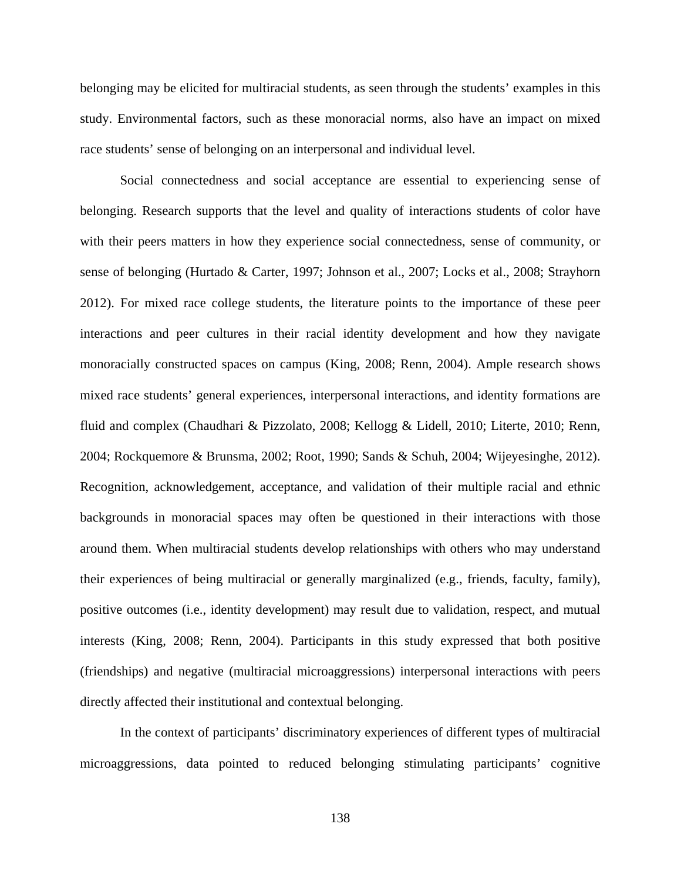belonging may be elicited for multiracial students, as seen through the students' examples in this study. Environmental factors, such as these monoracial norms, also have an impact on mixed race students' sense of belonging on an interpersonal and individual level.

Social connectedness and social acceptance are essential to experiencing sense of belonging. Research supports that the level and quality of interactions students of color have with their peers matters in how they experience social connectedness, sense of community, or sense of belonging (Hurtado & Carter, 1997; Johnson et al., 2007; Locks et al., 2008; Strayhorn 2012). For mixed race college students, the literature points to the importance of these peer interactions and peer cultures in their racial identity development and how they navigate monoracially constructed spaces on campus (King, 2008; Renn, 2004). Ample research shows mixed race students' general experiences, interpersonal interactions, and identity formations are fluid and complex (Chaudhari & Pizzolato, 2008; Kellogg & Lidell, 2010; Literte, 2010; Renn, 2004; Rockquemore & Brunsma, 2002; Root, 1990; Sands & Schuh, 2004; Wijeyesinghe, 2012). Recognition, acknowledgement, acceptance, and validation of their multiple racial and ethnic backgrounds in monoracial spaces may often be questioned in their interactions with those around them. When multiracial students develop relationships with others who may understand their experiences of being multiracial or generally marginalized (e.g., friends, faculty, family), positive outcomes (i.e., identity development) may result due to validation, respect, and mutual interests (King, 2008; Renn, 2004). Participants in this study expressed that both positive (friendships) and negative (multiracial microaggressions) interpersonal interactions with peers directly affected their institutional and contextual belonging.

In the context of participants' discriminatory experiences of different types of multiracial microaggressions, data pointed to reduced belonging stimulating participants' cognitive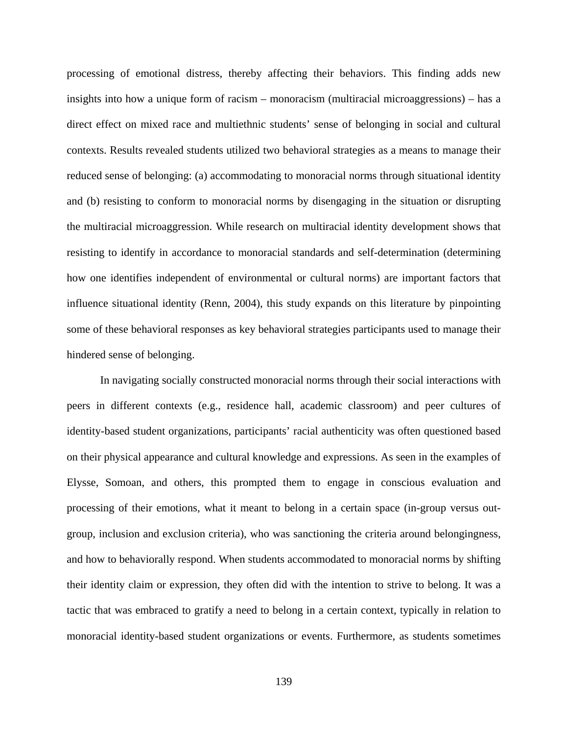processing of emotional distress, thereby affecting their behaviors. This finding adds new insights into how a unique form of racism – monoracism (multiracial microaggressions) – has a direct effect on mixed race and multiethnic students' sense of belonging in social and cultural contexts. Results revealed students utilized two behavioral strategies as a means to manage their reduced sense of belonging: (a) accommodating to monoracial norms through situational identity and (b) resisting to conform to monoracial norms by disengaging in the situation or disrupting the multiracial microaggression. While research on multiracial identity development shows that resisting to identify in accordance to monoracial standards and self-determination (determining how one identifies independent of environmental or cultural norms) are important factors that influence situational identity (Renn, 2004), this study expands on this literature by pinpointing some of these behavioral responses as key behavioral strategies participants used to manage their hindered sense of belonging.

In navigating socially constructed monoracial norms through their social interactions with peers in different contexts (e.g., residence hall, academic classroom) and peer cultures of identity-based student organizations, participants' racial authenticity was often questioned based on their physical appearance and cultural knowledge and expressions. As seen in the examples of Elysse, Somoan, and others, this prompted them to engage in conscious evaluation and processing of their emotions, what it meant to belong in a certain space (in-group versus out-group, inclusion and exclusion criteria), who was sanctioning the criteria around belongingness, and how to behaviorally respond. When students accommodated to monoracial norms by shifting their identity claim or expression, they often did with the intention to strive to belong. It was a tactic that was embraced to gratify a need to belong in a certain context, typically in relation to monoracial identity-based student organizations or events. Furthermore, as students sometimes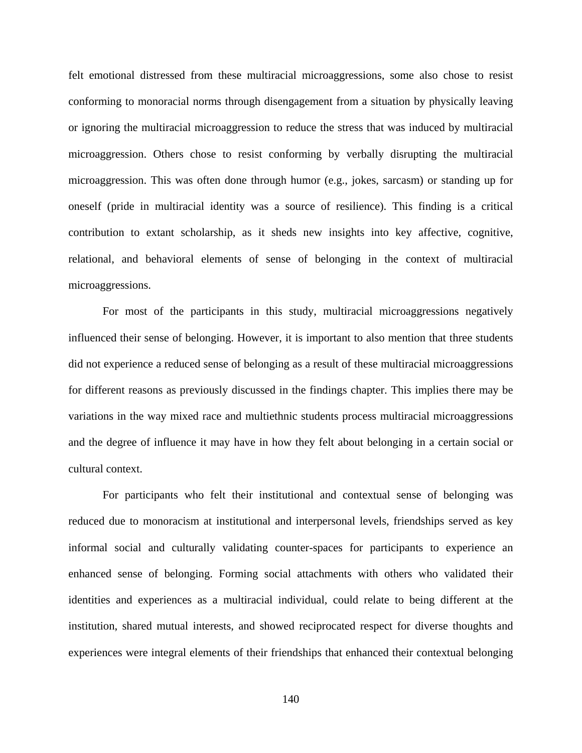felt emotional distressed from these multiracial microaggressions, some also chose to resist conforming to monoracial norms through disengagement from a situation by physically leaving or ignoring the multiracial microaggression to reduce the stress that was induced by multiracial microaggression. Others chose to resist conforming by verbally disrupting the multiracial microaggression. This was often done through humor (e.g., jokes, sarcasm) or standing up for oneself (pride in multiracial identity was a source of resilience). This finding is a critical contribution to extant scholarship, as it sheds new insights into key affective, cognitive, relational, and behavioral elements of sense of belonging in the context of multiracial microaggressions.

For most of the participants in this study, multiracial microaggressions negatively influenced their sense of belonging. However, it is important to also mention that three students did not experience a reduced sense of belonging as a result of these multiracial microaggressions for different reasons as previously discussed in the findings chapter. This implies there may be variations in the way mixed race and multiethnic students process multiracial microaggressions and the degree of influence it may have in how they felt about belonging in a certain social or cultural context.

For participants who felt their institutional and contextual sense of belonging was reduced due to monoracism at institutional and interpersonal levels, friendships served as key informal social and culturally validating counter-spaces for participants to experience an enhanced sense of belonging. Forming social attachments with others who validated their identities and experiences as a multiracial individual, could relate to being different at the institution, shared mutual interests, and showed reciprocated respect for diverse thoughts and experiences were integral elements of their friendships that enhanced their contextual belonging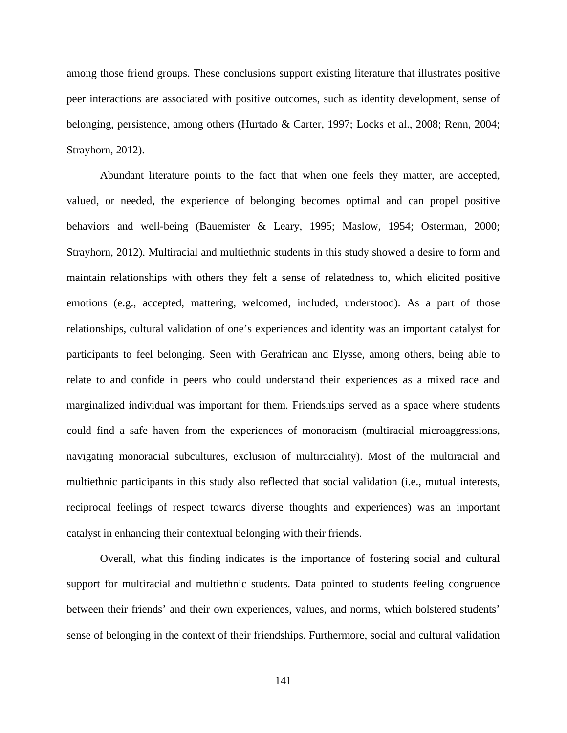among those friend groups. These conclusions support existing literature that illustrates positive peer interactions are associated with positive outcomes, such as identity development, sense of belonging, persistence, among others (Hurtado & Carter, 1997; Locks et al., 2008; Renn, 2004; Strayhorn, 2012).

Abundant literature points to the fact that when one feels they matter, are accepted, valued, or needed, the experience of belonging becomes optimal and can propel positive behaviors and well-being (Bauemister & Leary, 1995; Maslow, 1954; Osterman, 2000; Strayhorn, 2012). Multiracial and multiethnic students in this study showed a desire to form and maintain relationships with others they felt a sense of relatedness to, which elicited positive emotions (e.g., accepted, mattering, welcomed, included, understood). As a part of those relationships, cultural validation of one's experiences and identity was an important catalyst for participants to feel belonging. Seen with Gerafrican and Elysse, among others, being able to relate to and confide in peers who could understand their experiences as a mixed race and marginalized individual was important for them. Friendships served as a space where students could find a safe haven from the experiences of monoracism (multiracial microaggressions, navigating monoracial subcultures, exclusion of multiraciality). Most of the multiracial and multiethnic participants in this study also reflected that social validation (i.e., mutual interests, reciprocal feelings of respect towards diverse thoughts and experiences) was an important catalyst in enhancing their contextual belonging with their friends.

Overall, what this finding indicates is the importance of fostering social and cultural support for multiracial and multiethnic students. Data pointed to students feeling congruence between their friends' and their own experiences, values, and norms, which bolstered students' sense of belonging in the context of their friendships. Furthermore, social and cultural validation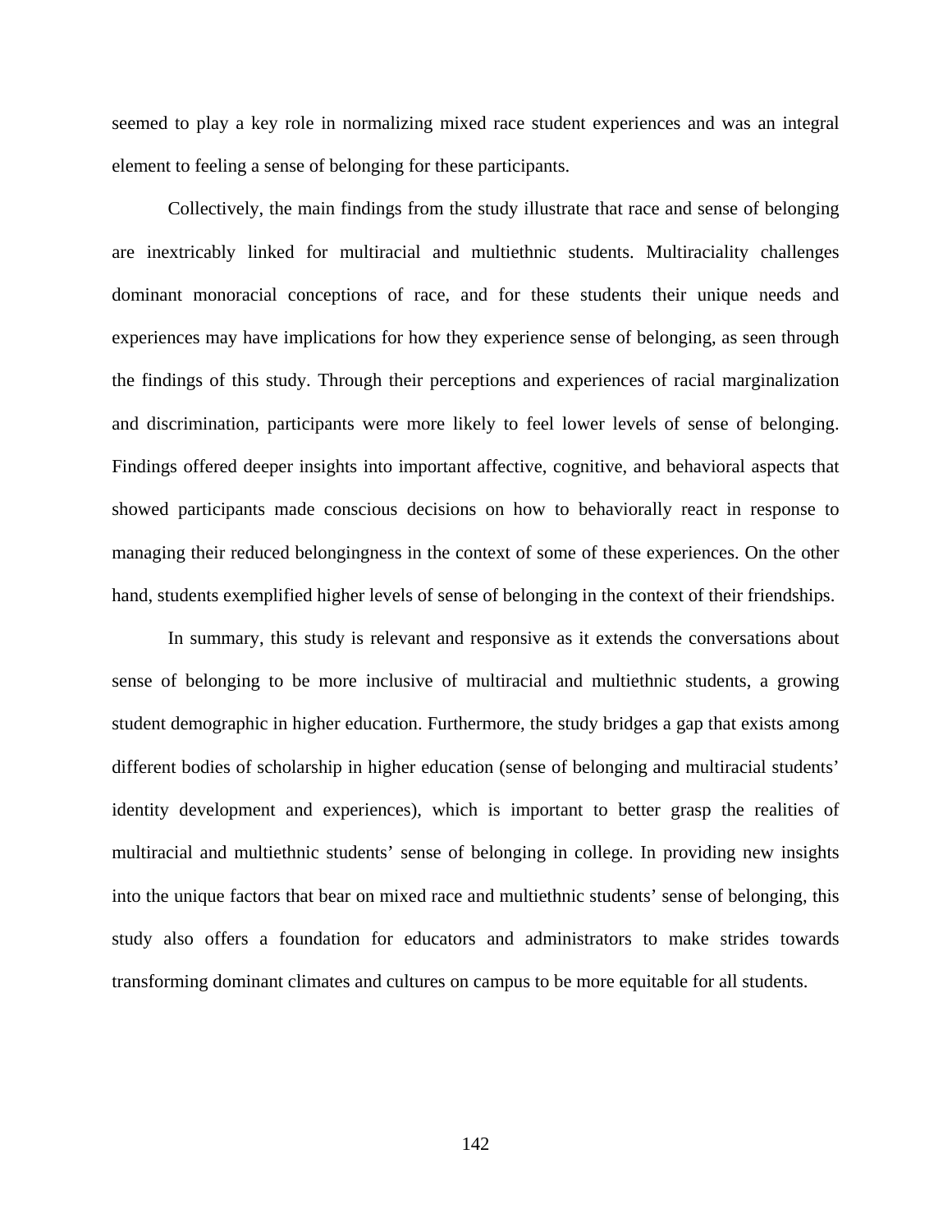seemed to play a key role in normalizing mixed race student experiences and was an integral element to feeling a sense of belonging for these participants.

Collectively, the main findings from the study illustrate that race and sense of belonging are inextricably linked for multiracial and multiethnic students. Multiraciality challenges dominant monoracial conceptions of race, and for these students their unique needs and experiences may have implications for how they experience sense of belonging, as seen through the findings of this study. Through their perceptions and experiences of racial marginalization and discrimination, participants were more likely to feel lower levels of sense of belonging. Findings offered deeper insights into important affective, cognitive, and behavioral aspects that showed participants made conscious decisions on how to behaviorally react in response to managing their reduced belongingness in the context of some of these experiences. On the other hand, students exemplified higher levels of sense of belonging in the context of their friendships.

In summary, this study is relevant and responsive as it extends the conversations about sense of belonging to be more inclusive of multiracial and multiethnic students, a growing student demographic in higher education. Furthermore, the study bridges a gap that exists among different bodies of scholarship in higher education (sense of belonging and multiracial students' identity development and experiences), which is important to better grasp the realities of multiracial and multiethnic students' sense of belonging in college. In providing new insights into the unique factors that bear on mixed race and multiethnic students' sense of belonging, this study also offers a foundation for educators and administrators to make strides towards transforming dominant climates and cultures on campus to be more equitable for all students.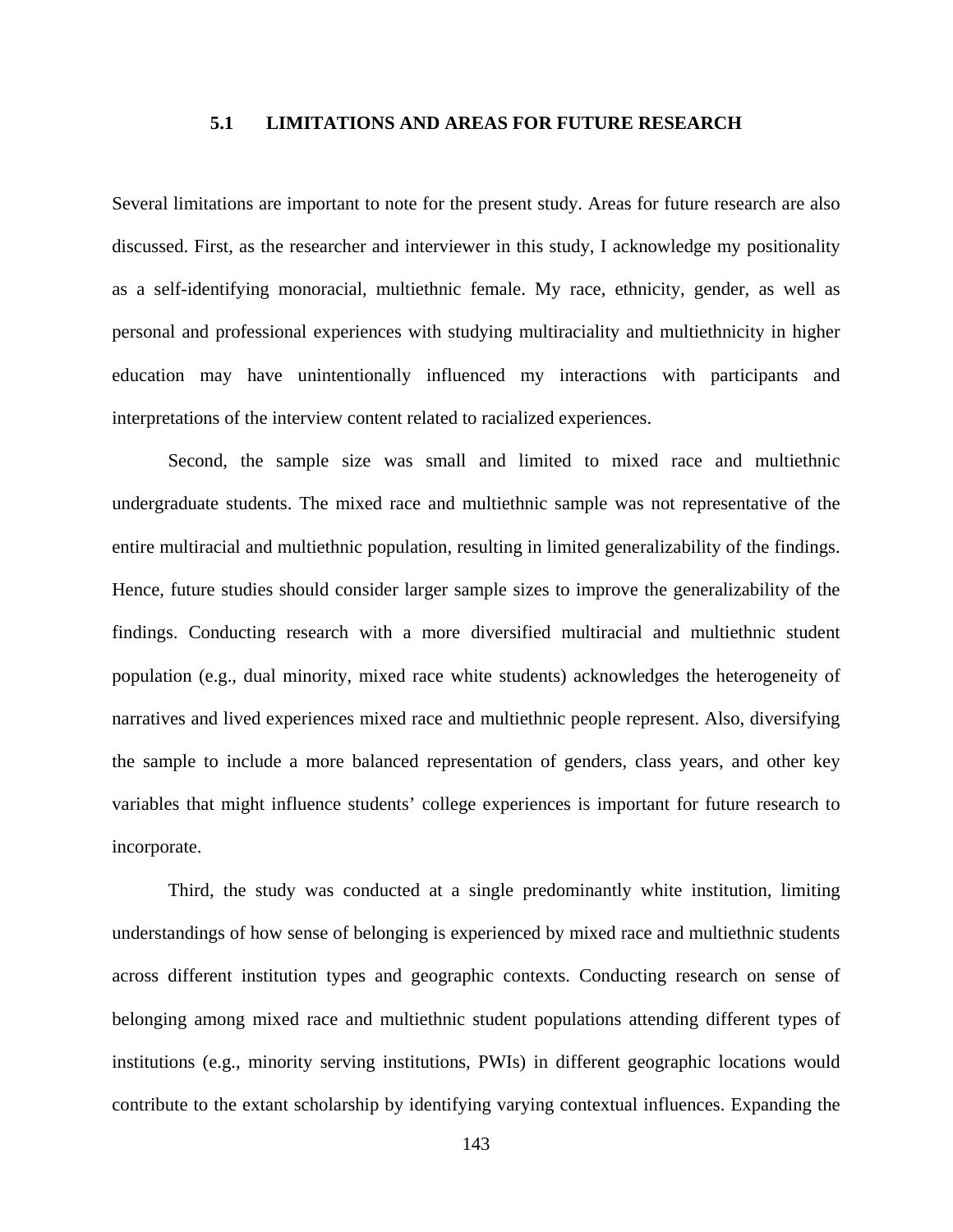## 5.1 LIMITATIONS AND AREAS FOR FUTURE RESEARCH

Several limitations are important to note for the present study. Areas for future research are also discussed. First, as the researcher and interviewer in this study, I acknowledge my positionality as a self-identifying monoracial, multiethnic female. My race, ethnicity, gender, as well as personal and professional experiences with studying multiraciality and multiethnicity in higher education may have unintentionally influenced my interactions with participants and interpretations of the interview content related to racialized experiences.

Second, the sample size was small and limited to mixed race and multiethnic undergraduate students. The mixed race and multiethnic sample was not representative of the entire multiracial and multiethnic population, resulting in limited generalizability of the findings. Hence, future studies should consider larger sample sizes to improve the generalizability of the findings. Conducting research with a more diversified multiracial and multiethnic student population (e.g., dual minority, mixed race white students) acknowledges the heterogeneity of narratives and lived experiences mixed race and multiethnic people represent. Also, diversifying the sample to include a more balanced representation of genders, class years, and other key variables that might influence students' college experiences is important for future research to incorporate.

Third, the study was conducted at a single predominantly white institution, limiting understandings of how sense of belonging is experienced by mixed race and multiethnic students across different institution types and geographic contexts. Conducting research on sense of belonging among mixed race and multiethnic student populations attending different types of institutions (e.g., minority serving institutions, PWIs) in different geographic locations would contribute to the extant scholarship by identifying varying contextual influences. Expanding the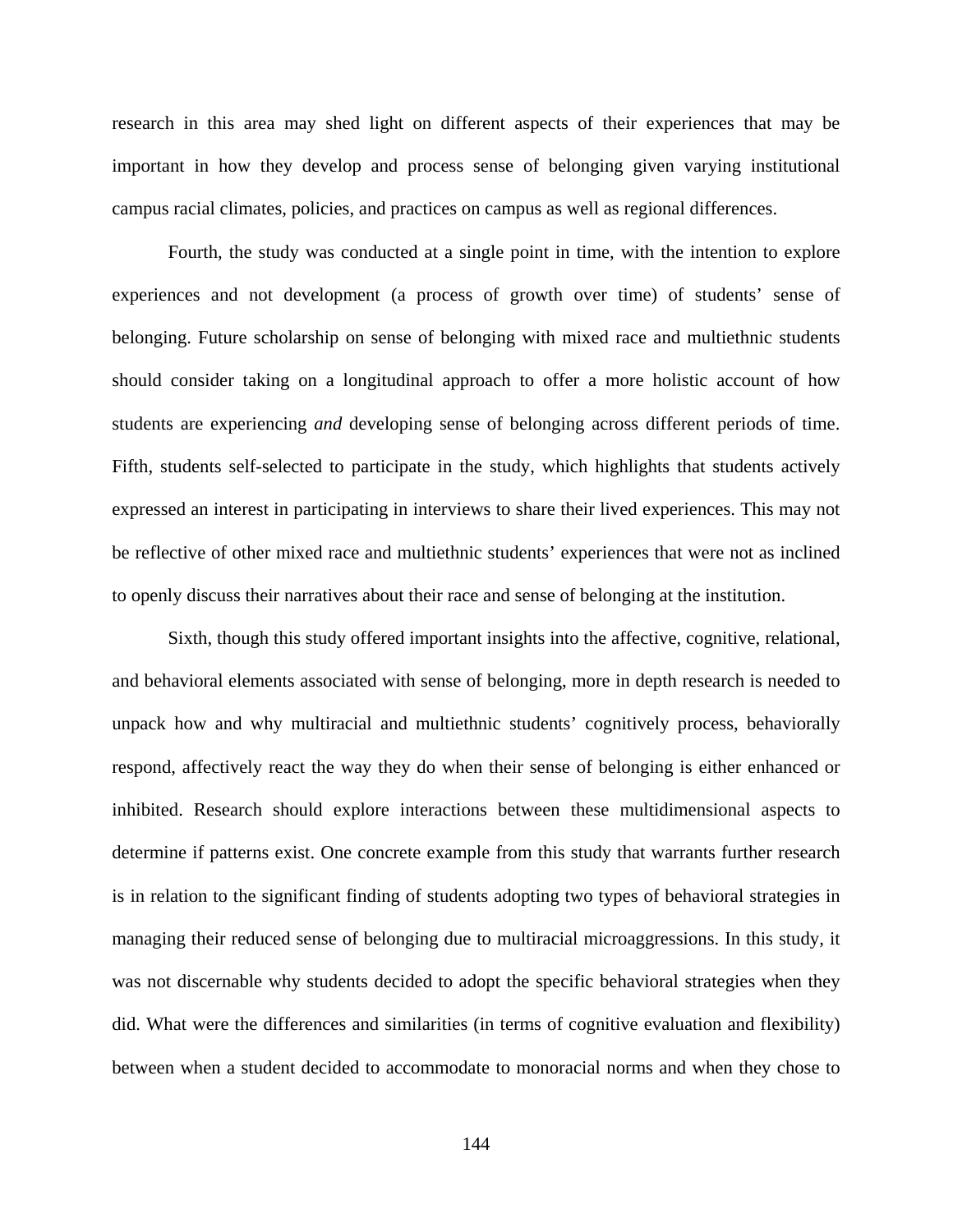research in this area may shed light on different aspects of their experiences that may be important in how they develop and process sense of belonging given varying institutional campus racial climates, policies, and practices on campus as well as regional differences.

Fourth, the study was conducted at a single point in time, with the intention to explore experiences and not development (a process of growth over time) of students' sense of belonging. Future scholarship on sense of belonging with mixed race and multiethnic students should consider taking on a longitudinal approach to offer a more holistic account of how students are experiencing *and* developing sense of belonging across different periods of time. Fifth, students self-selected to participate in the study, which highlights that students actively expressed an interest in participating in interviews to share their lived experiences. This may not be reflective of other mixed race and multiethnic students' experiences that were not as inclined to openly discuss their narratives about their race and sense of belonging at the institution.

Sixth, though this study offered important insights into the affective, cognitive, relational, and behavioral elements associated with sense of belonging, more in depth research is needed to unpack how and why multiracial and multiethnic students' cognitively process, behaviorally respond, affectively react the way they do when their sense of belonging is either enhanced or inhibited. Research should explore interactions between these multidimensional aspects to determine if patterns exist. One concrete example from this study that warrants further research is in relation to the significant finding of students adopting two types of behavioral strategies in managing their reduced sense of belonging due to multiracial microaggressions. In this study, it was not discernable why students decided to adopt the specific behavioral strategies when they did. What were the differences and similarities (in terms of cognitive evaluation and flexibility) between when a student decided to accommodate to monoracial norms and when they chose to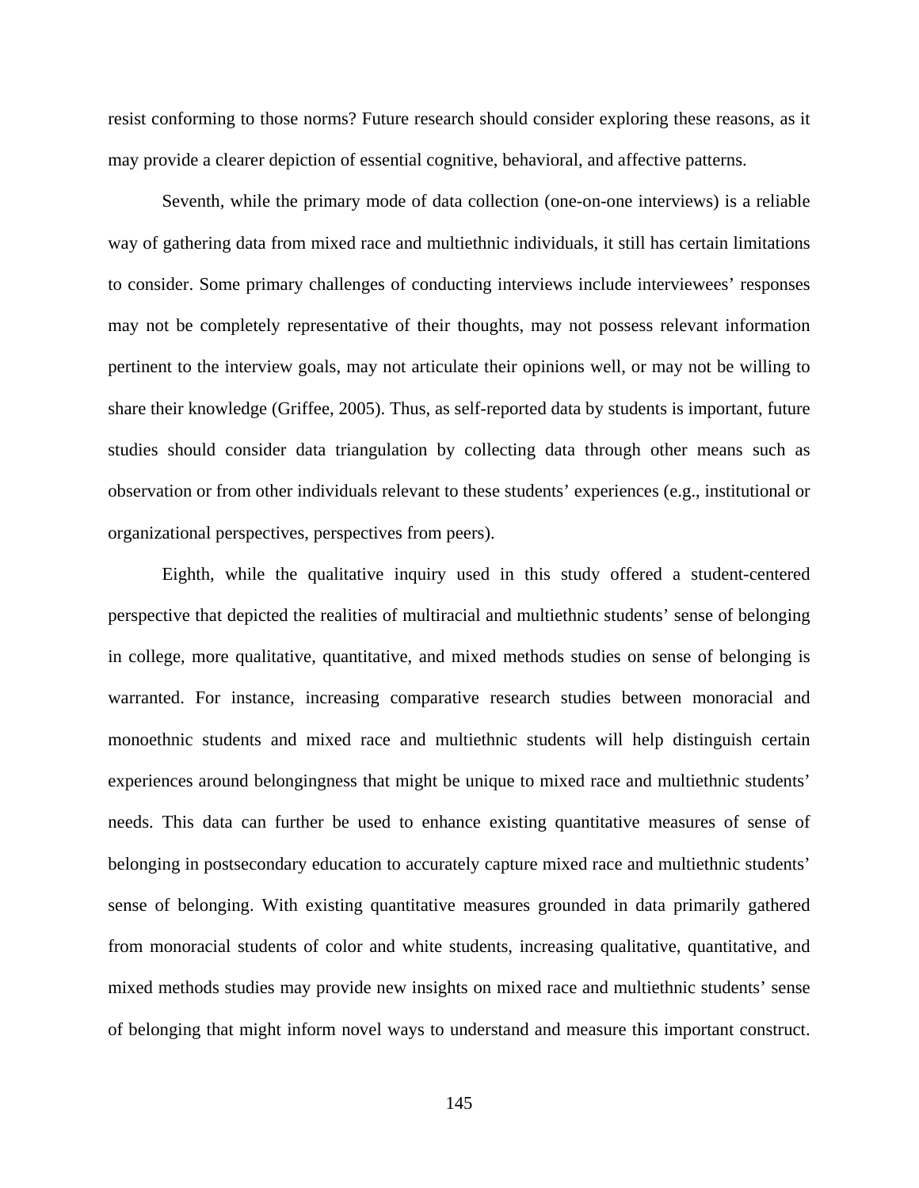resist conforming to those norms? Future research should consider exploring these reasons, as it may provide a clearer depiction of essential cognitive, behavioral, and affective patterns.

Seventh, while the primary mode of data collection (one-on-one interviews) is a reliable way of gathering data from mixed race and multiethnic individuals, it still has certain limitations to consider. Some primary challenges of conducting interviews include interviewees' responses may not be completely representative of their thoughts, may not possess relevant information pertinent to the interview goals, may not articulate their opinions well, or may not be willing to share their knowledge (Griffee, 2005). Thus, as self-reported data by students is important, future studies should consider data triangulation by collecting data through other means such as observation or from other individuals relevant to these students' experiences (e.g., institutional or organizational perspectives, perspectives from peers).

Eighth, while the qualitative inquiry used in this study offered a student-centered perspective that depicted the realities of multiracial and multiethnic students' sense of belonging in college, more qualitative, quantitative, and mixed methods studies on sense of belonging is warranted. For instance, increasing comparative research studies between monoracial and monoethnic students and mixed race and multiethnic students will help distinguish certain experiences around belongingness that might be unique to mixed race and multiethnic students' needs. This data can further be used to enhance existing quantitative measures of sense of belonging in postsecondary education to accurately capture mixed race and multiethnic students' sense of belonging. With existing quantitative measures grounded in data primarily gathered from monoracial students of color and white students, increasing qualitative, quantitative, and mixed methods studies may provide new insights on mixed race and multiethnic students' sense of belonging that might inform novel ways to understand and measure this important construct.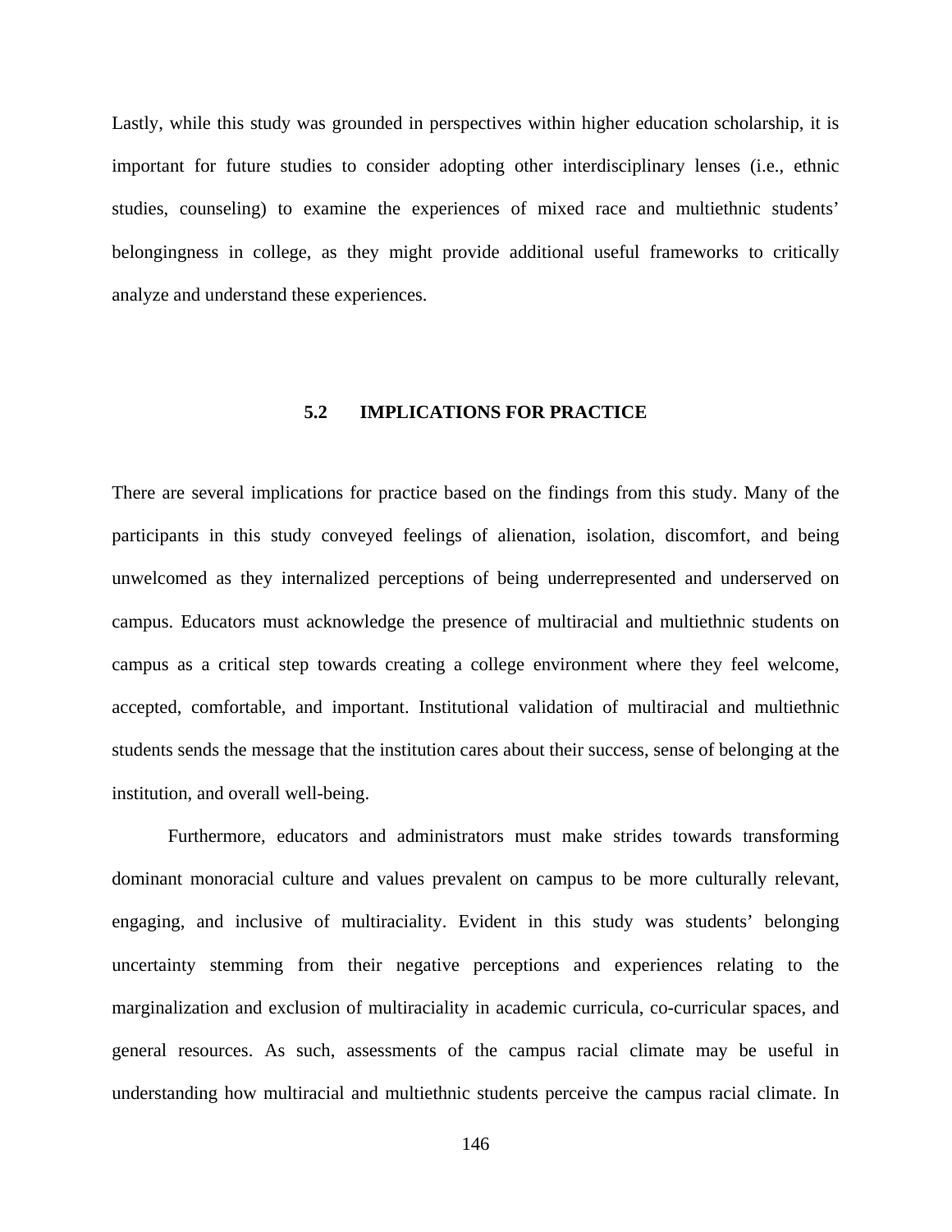Lastly, while this study was grounded in perspectives within higher education scholarship, it is important for future studies to consider adopting other interdisciplinary lenses (i.e., ethnic studies, counseling) to examine the experiences of mixed race and multiethnic students' belongingness in college, as they might provide additional useful frameworks to critically analyze and understand these experiences.

## 5.2 IMPLICATIONS FOR PRACTICE

There are several implications for practice based on the findings from this study. Many of the participants in this study conveyed feelings of alienation, isolation, discomfort, and being unwelcomed as they internalized perceptions of being underrepresented and underserved on campus. Educators must acknowledge the presence of multiracial and multiethnic students on campus as a critical step towards creating a college environment where they feel welcome, accepted, comfortable, and important. Institutional validation of multiracial and multiethnic students sends the message that the institution cares about their success, sense of belonging at the institution, and overall well-being.

Furthermore, educators and administrators must make strides towards transforming dominant monoracial culture and values prevalent on campus to be more culturally relevant, engaging, and inclusive of multiraciality. Evident in this study was students' belonging uncertainty stemming from their negative perceptions and experiences relating to the marginalization and exclusion of multiraciality in academic curricula, co-curricular spaces, and general resources. As such, assessments of the campus racial climate may be useful in understanding how multiracial and multiethnic students perceive the campus racial climate. In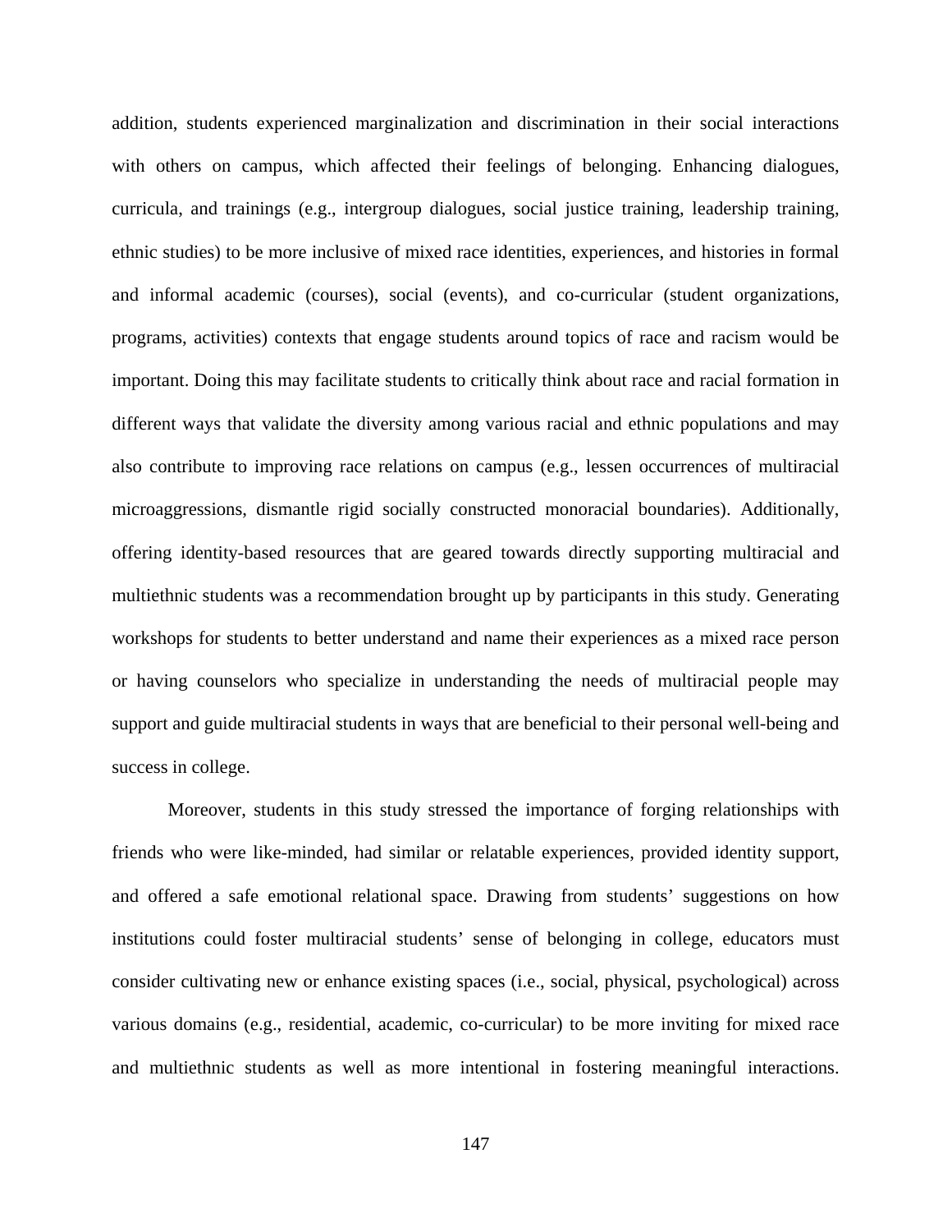addition, students experienced marginalization and discrimination in their social interactions with others on campus, which affected their feelings of belonging. Enhancing dialogues, curricula, and trainings (e.g., intergroup dialogues, social justice training, leadership training, ethnic studies) to be more inclusive of mixed race identities, experiences, and histories in formal and informal academic (courses), social (events), and co-curricular (student organizations, programs, activities) contexts that engage students around topics of race and racism would be important. Doing this may facilitate students to critically think about race and racial formation in different ways that validate the diversity among various racial and ethnic populations and may also contribute to improving race relations on campus (e.g., lessen occurrences of multiracial microaggressions, dismantle rigid socially constructed monoracial boundaries). Additionally, offering identity-based resources that are geared towards directly supporting multiracial and multiethnic students was a recommendation brought up by participants in this study. Generating workshops for students to better understand and name their experiences as a mixed race person or having counselors who specialize in understanding the needs of multiracial people may support and guide multiracial students in ways that are beneficial to their personal well-being and success in college.

Moreover, students in this study stressed the importance of forging relationships with friends who were like-minded, had similar or relatable experiences, provided identity support, and offered a safe emotional relational space. Drawing from students' suggestions on how institutions could foster multiracial students' sense of belonging in college, educators must consider cultivating new or enhance existing spaces (i.e., social, physical, psychological) across various domains (e.g., residential, academic, co-curricular) to be more inviting for mixed race and multiethnic students as well as more intentional in fostering meaningful interactions.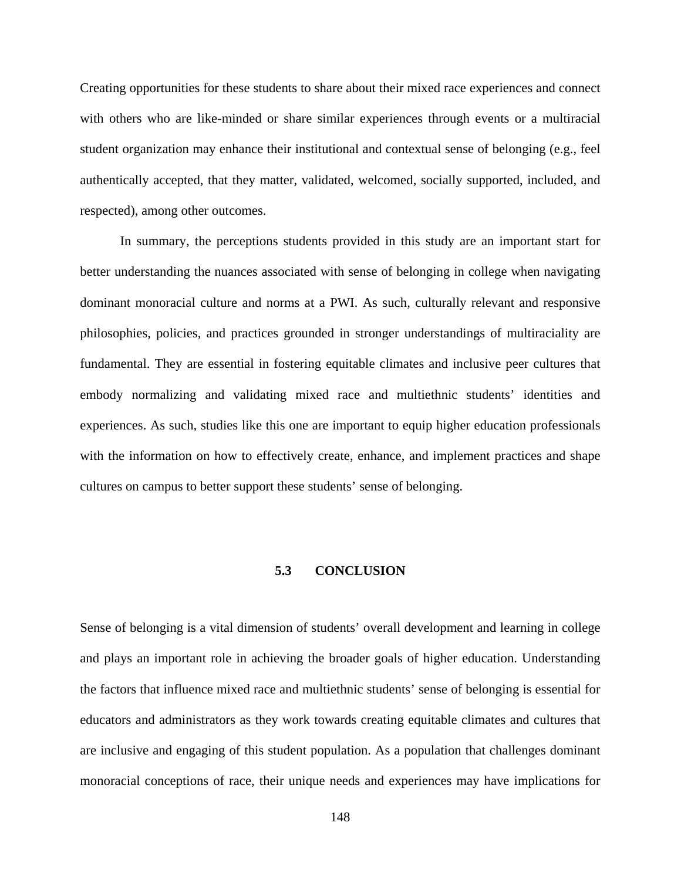Creating opportunities for these students to share about their mixed race experiences and connect with others who are like-minded or share similar experiences through events or a multiracial student organization may enhance their institutional and contextual sense of belonging (e.g., feel authentically accepted, that they matter, validated, welcomed, socially supported, included, and respected), among other outcomes.

In summary, the perceptions students provided in this study are an important start for better understanding the nuances associated with sense of belonging in college when navigating dominant monoracial culture and norms at a PWI. As such, culturally relevant and responsive philosophies, policies, and practices grounded in stronger understandings of multiraciality are fundamental. They are essential in fostering equitable climates and inclusive peer cultures that embody normalizing and validating mixed race and multiethnic students' identities and experiences. As such, studies like this one are important to equip higher education professionals with the information on how to effectively create, enhance, and implement practices and shape cultures on campus to better support these students' sense of belonging.

## 5.3 CONCLUSION

Sense of belonging is a vital dimension of students' overall development and learning in college and plays an important role in achieving the broader goals of higher education. Understanding the factors that influence mixed race and multiethnic students' sense of belonging is essential for educators and administrators as they work towards creating equitable climates and cultures that are inclusive and engaging of this student population. As a population that challenges dominant monoracial conceptions of race, their unique needs and experiences may have implications for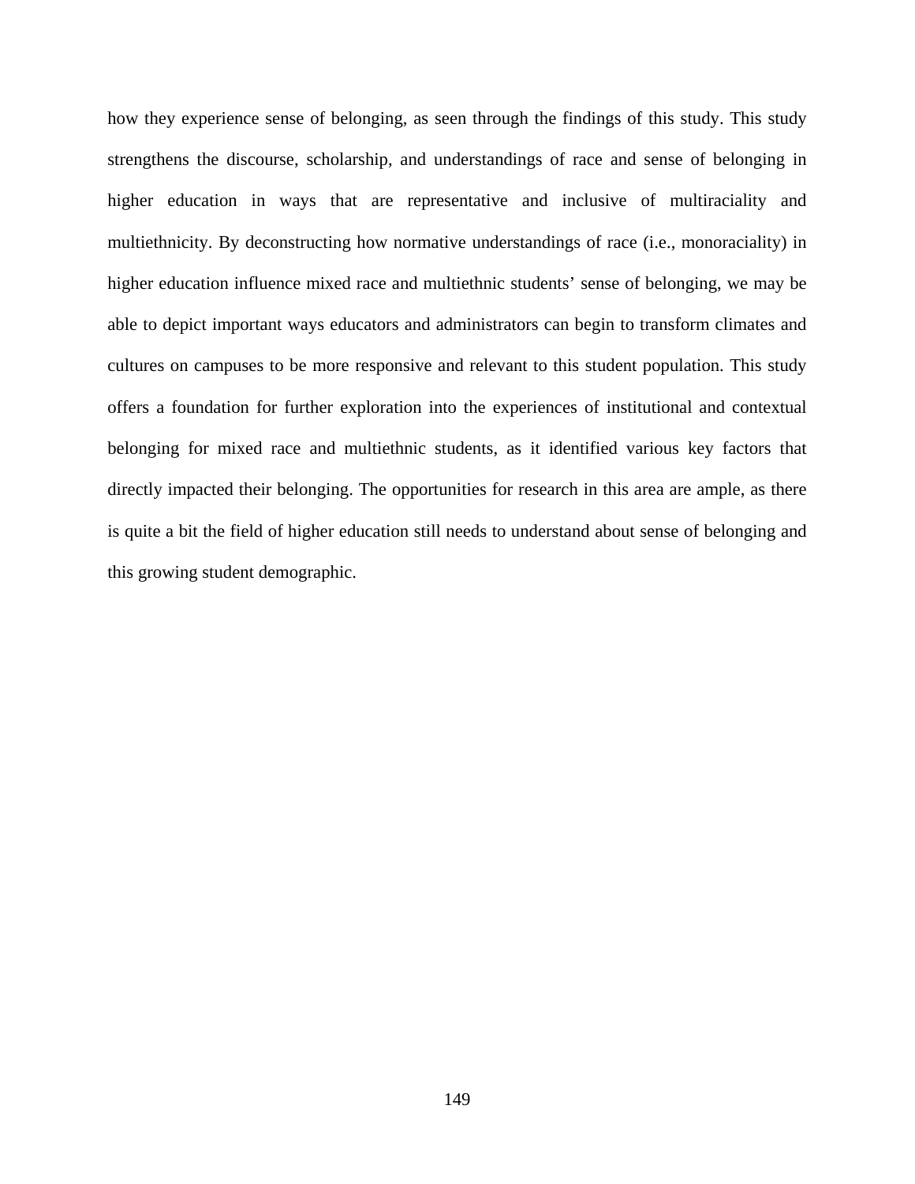how they experience sense of belonging, as seen through the findings of this study. This study strengthens the discourse, scholarship, and understandings of race and sense of belonging in higher education in ways that are representative and inclusive of multiraciality and multiethnicity. By deconstructing how normative understandings of race (i.e., monoraciality) in higher education influence mixed race and multiethnic students' sense of belonging, we may be able to depict important ways educators and administrators can begin to transform climates and cultures on campuses to be more responsive and relevant to this student population. This study offers a foundation for further exploration into the experiences of institutional and contextual belonging for mixed race and multiethnic students, as it identified various key factors that directly impacted their belonging. The opportunities for research in this area are ample, as there is quite a bit the field of higher education still needs to understand about sense of belonging and this growing student demographic.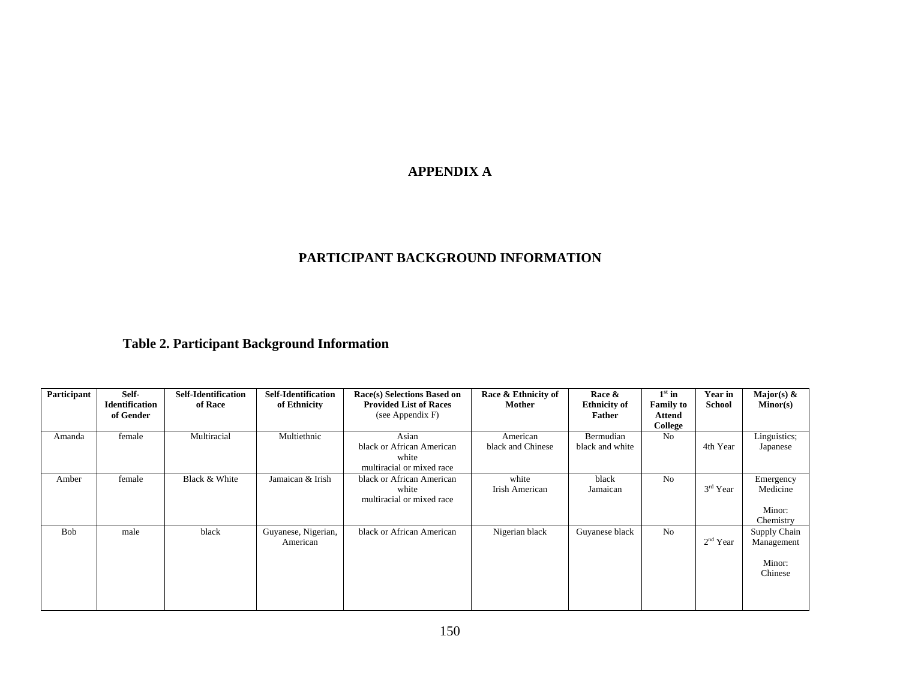# APPENDIX A

# PARTICIPANT BACKGROUND INFORMATION

**Table 2. Participant Background Information**

| Participant | Self-Identification of Gender | Self-Identification of Race | Self-Identification of Ethnicity | Race(s) Selections Based on Provided List of Races (see Appendix F) | Race & Ethnicity of Mother | Race & Ethnicity of Father | 1st in Family to Attend College | Year in School | Major(s) & Minor(s) |
|---|---|---|---|---|---|---|---|---|---|
| Amanda | female | Multiracial | Multiethnic | Asian<br>black or African American<br>white<br>multiracial or mixed race | American<br>black and Chinese | Bermudian<br>black and white | No | 4th Year | Linguistics; Japanese |
| Amber | female | Black & White | Jamaican & Irish | black or African American<br>white<br>multiracial or mixed race | white<br>Irish American | black<br>Jamaican | No | 3rd Year | Emergency Medicine<br><br>Minor: Chemistry |
| Bob | male | black | Guyanese, Nigerian, American | black or African American | Nigerian black | Guyanese black | No | 2nd Year | Supply Chain Management<br><br>Minor: Chinese |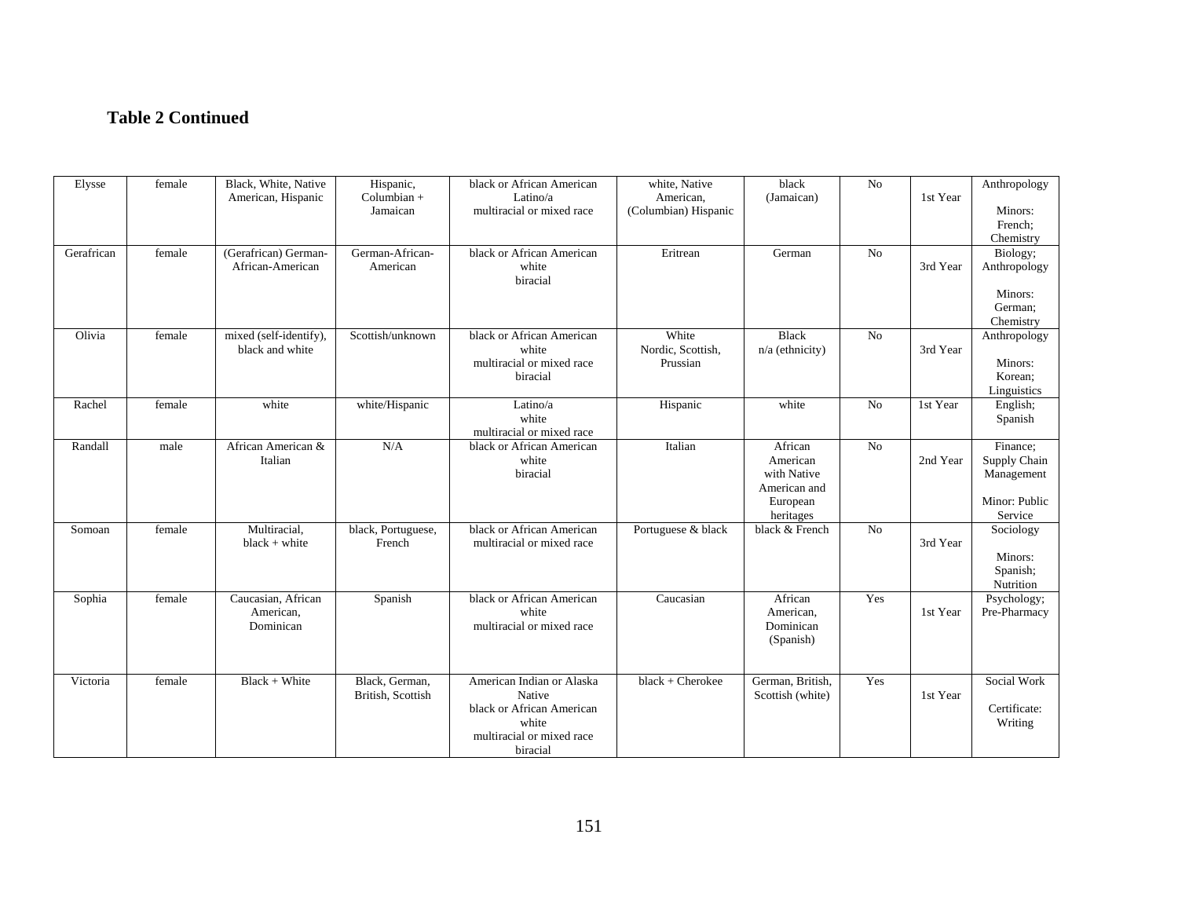**Table 2 Continued**

| | | | | | | | | | |
|---|---|---|---|---|---|---|---|---|---|
| Elysse | female | Black, White, Native American, Hispanic | Hispanic, Columbian + Jamaican | black or African American Latino/a multiracial or mixed race | white, Native American, (Columbian) Hispanic | black (Jamaican) | No | 1st Year | Anthropology<br><br>Minors: French; Chemistry |
| Gerafrican | female | (Gerafrican) German-African-American | German-African-American | black or African American white biracial | Eritrean | German | No | 3rd Year | Biology; Anthropology<br><br>Minors: German; Chemistry |
| Olivia | female | mixed (self-identify), black and white | Scottish/unknown | black or African American white multiracial or mixed race biracial | White Nordic, Scottish, Prussian | Black n/a (ethnicity) | No | 3rd Year | Anthropology<br><br>Minors: Korean; Linguistics |
| Rachel | female | white | white/Hispanic | Latino/a white multiracial or mixed race | Hispanic | white | No | 1st Year | English; Spanish |
| Randall | male | African American & Italian | N/A | black or African American white biracial | Italian | African American with Native American and European heritages | No | 2nd Year | Finance; Supply Chain Management<br><br>Minor: Public Service |
| Somoan | female | Multiracial, black + white | black, Portuguese, French | black or African American multiracial or mixed race | Portuguese & black | black & French | No | 3rd Year | Sociology<br><br>Minors: Spanish; Nutrition |
| Sophia | female | Caucasian, African American, Dominican | Spanish | black or African American white multiracial or mixed race | Caucasian | African American, Dominican (Spanish) | Yes | 1st Year | Psychology; Pre-Pharmacy |
| Victoria | female | Black + White | Black, German, British, Scottish | American Indian or Alaska Native black or African American white multiracial or mixed race biracial | black + Cherokee | German, British, Scottish (white) | Yes | 1st Year | Social Work<br><br>Certificate: Writing |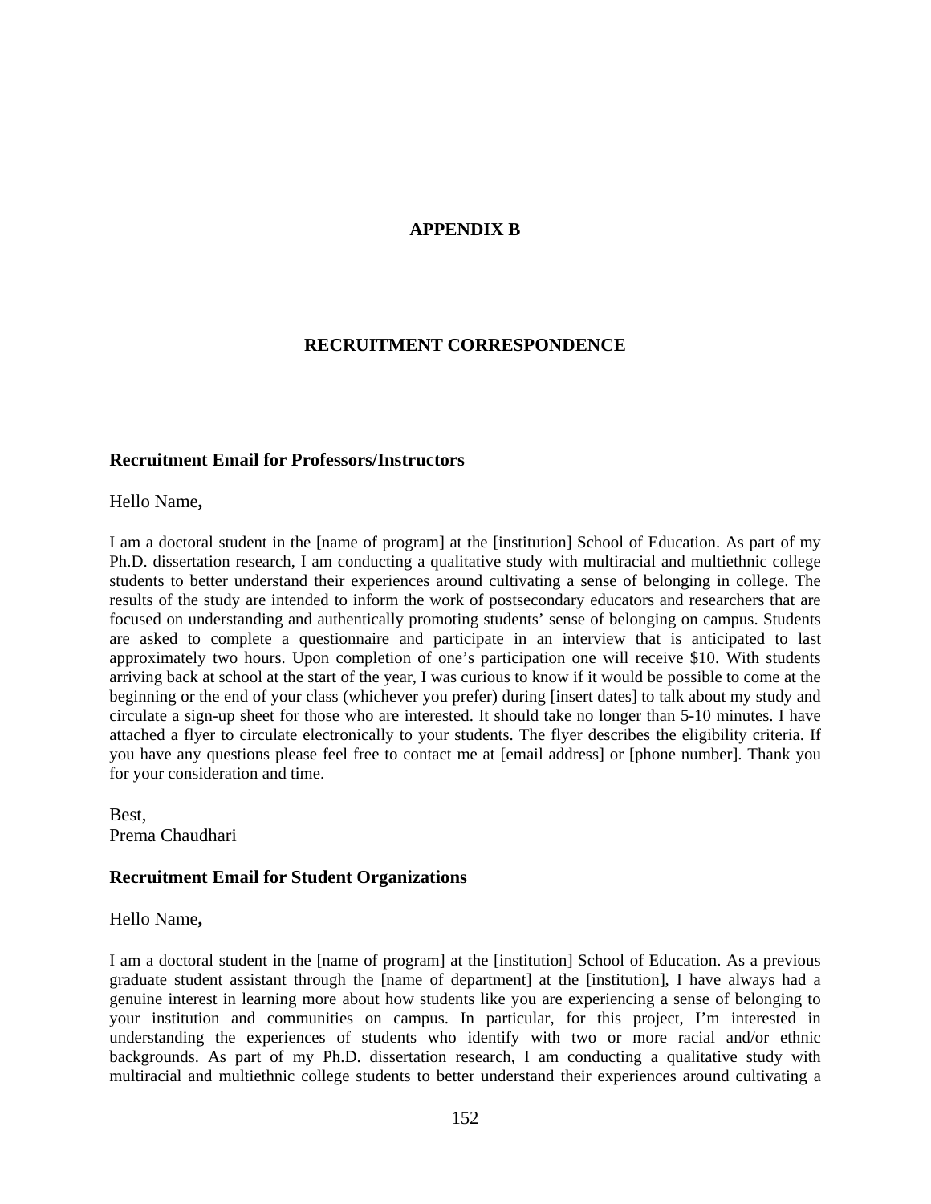# APPENDIX B

# RECRUITMENT CORRESPONDENCE

### Recruitment Email for Professors/Instructors

Hello Name**,**

I am a doctoral student in the [name of program] at the [institution] School of Education. As part of my Ph.D. dissertation research, I am conducting a qualitative study with multiracial and multiethnic college students to better understand their experiences around cultivating a sense of belonging in college. The results of the study are intended to inform the work of postsecondary educators and researchers that are focused on understanding and authentically promoting students' sense of belonging on campus. Students are asked to complete a questionnaire and participate in an interview that is anticipated to last approximately two hours. Upon completion of one's participation one will receive $10. With students arriving back at school at the start of the year, I was curious to know if it would be possible to come at the beginning or the end of your class (whichever you prefer) during [insert dates] to talk about my study and circulate a sign-up sheet for those who are interested. It should take no longer than 5-10 minutes. I have attached a flyer to circulate electronically to your students. The flyer describes the eligibility criteria. If you have any questions please feel free to contact me at [email address] or [phone number]. Thank you for your consideration and time.

Best,
Prema Chaudhari

### Recruitment Email for Student Organizations

Hello Name**,**

I am a doctoral student in the [name of program] at the [institution] School of Education. As a previous graduate student assistant through the [name of department] at the [institution], I have always had a genuine interest in learning more about how students like you are experiencing a sense of belonging to your institution and communities on campus. In particular, for this project, I'm interested in understanding the experiences of students who identify with two or more racial and/or ethnic backgrounds. As part of my Ph.D. dissertation research, I am conducting a qualitative study with multiracial and multiethnic college students to better understand their experiences around cultivating a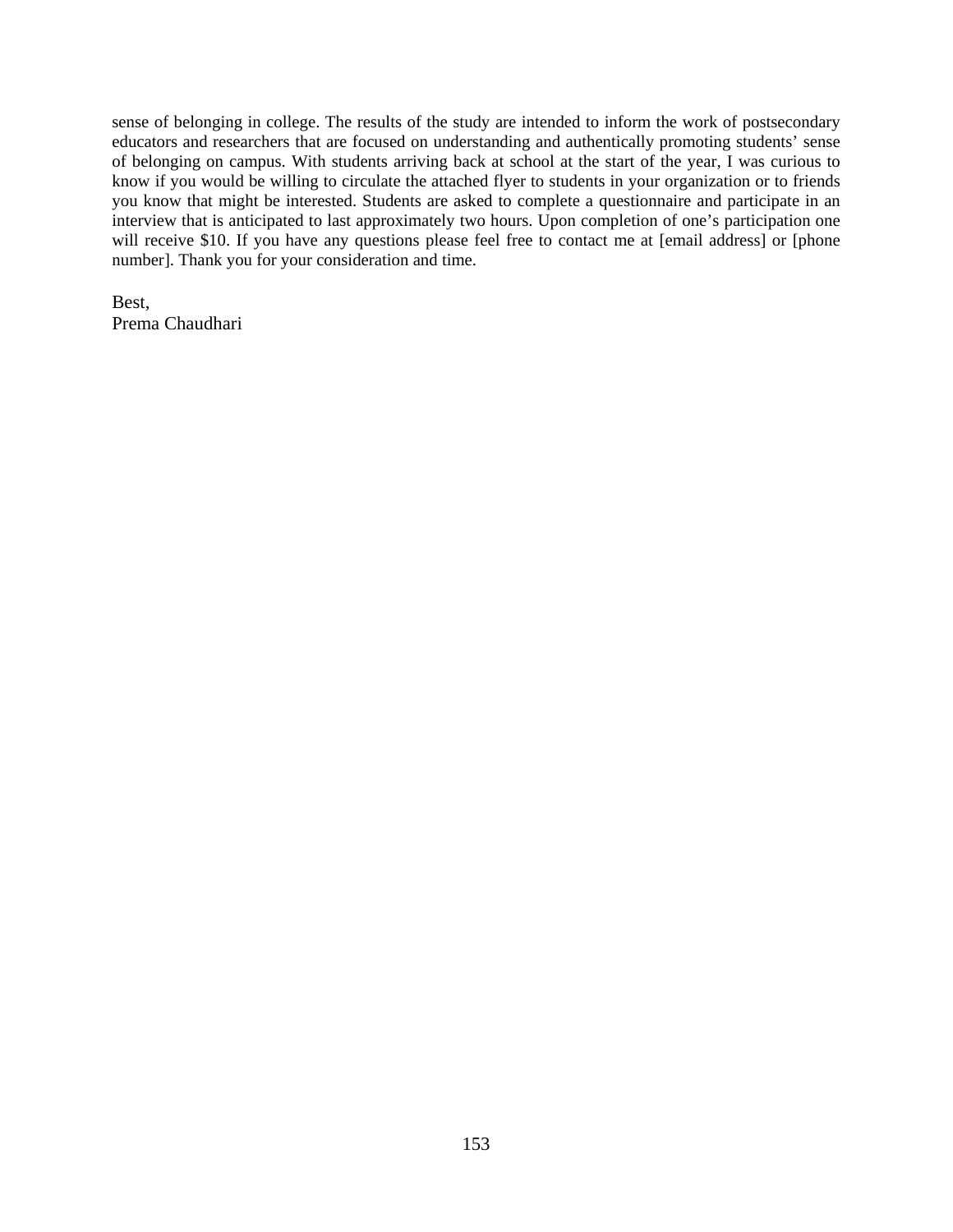sense of belonging in college. The results of the study are intended to inform the work of postsecondary educators and researchers that are focused on understanding and authentically promoting students' sense of belonging on campus. With students arriving back at school at the start of the year, I was curious to know if you would be willing to circulate the attached flyer to students in your organization or to friends you know that might be interested. Students are asked to complete a questionnaire and participate in an interview that is anticipated to last approximately two hours. Upon completion of one's participation one will receive $10. If you have any questions please feel free to contact me at [email address] or [phone number]. Thank you for your consideration and time.

Best,
Prema Chaudhari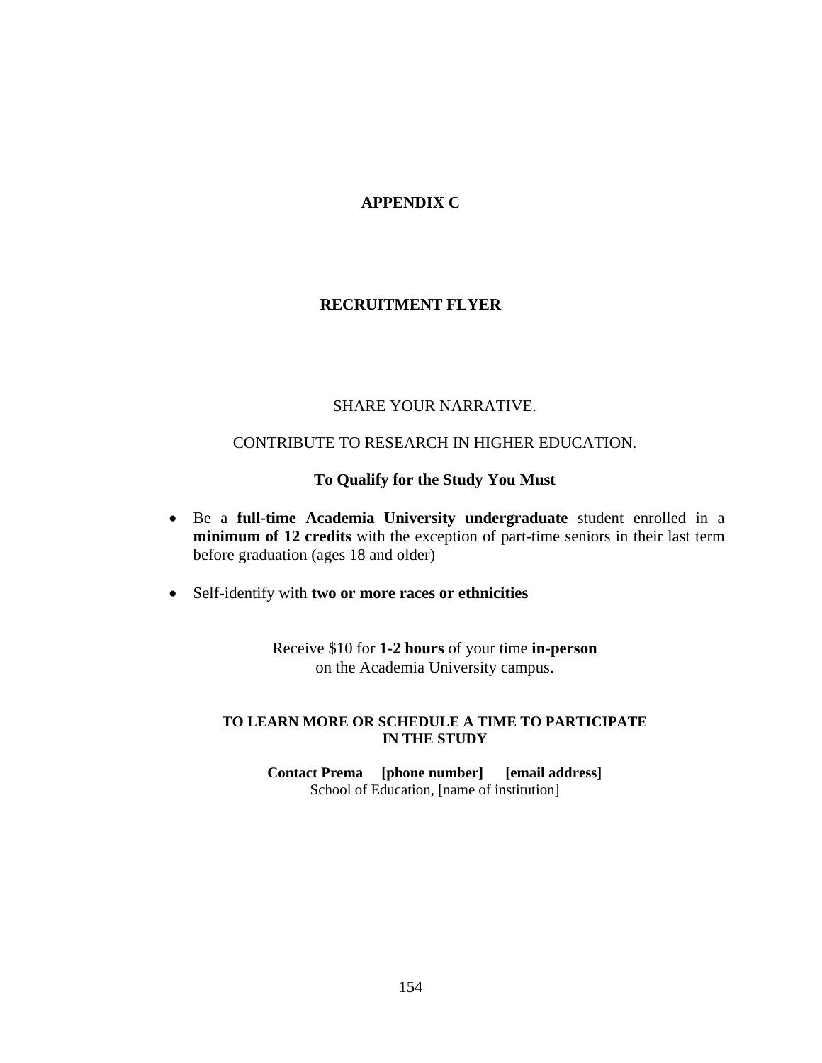# APPENDIX C

## RECRUITMENT FLYER

SHARE YOUR NARRATIVE.

CONTRIBUTE TO RESEARCH IN HIGHER EDUCATION.

**To Qualify for the Study You Must**

- Be a **full-time Academia University undergraduate** student enrolled in a **minimum of 12 credits** with the exception of part-time seniors in their last term before graduation (ages 18 and older)
- Self-identify with **two or more races or ethnicities**

Receive $10 for **1-2 hours** of your time **in-person** on the Academia University campus.

**TO LEARN MORE OR SCHEDULE A TIME TO PARTICIPATE IN THE STUDY**

**Contact Prema [phone number] [email address]**
School of Education, [name of institution]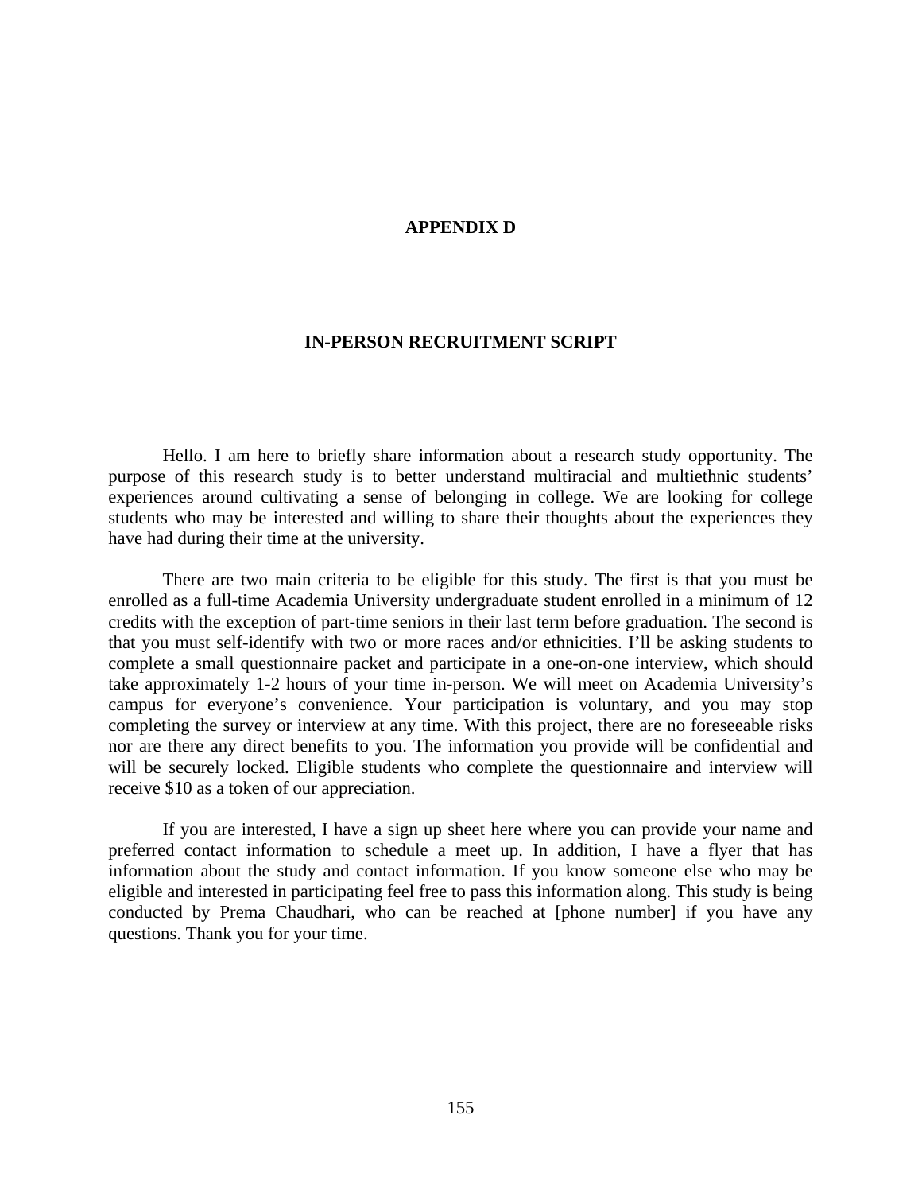# APPENDIX D

## IN-PERSON RECRUITMENT SCRIPT

Hello. I am here to briefly share information about a research study opportunity. The purpose of this research study is to better understand multiracial and multiethnic students' experiences around cultivating a sense of belonging in college. We are looking for college students who may be interested and willing to share their thoughts about the experiences they have had during their time at the university.

There are two main criteria to be eligible for this study. The first is that you must be enrolled as a full-time Academia University undergraduate student enrolled in a minimum of 12 credits with the exception of part-time seniors in their last term before graduation. The second is that you must self-identify with two or more races and/or ethnicities. I'll be asking students to complete a small questionnaire packet and participate in a one-on-one interview, which should take approximately 1-2 hours of your time in-person. We will meet on Academia University's campus for everyone's convenience. Your participation is voluntary, and you may stop completing the survey or interview at any time. With this project, there are no foreseeable risks nor are there any direct benefits to you. The information you provide will be confidential and will be securely locked. Eligible students who complete the questionnaire and interview will receive $10 as a token of our appreciation.

If you are interested, I have a sign up sheet here where you can provide your name and preferred contact information to schedule a meet up. In addition, I have a flyer that has information about the study and contact information. If you know someone else who may be eligible and interested in participating feel free to pass this information along. This study is being conducted by Prema Chaudhari, who can be reached at [phone number] if you have any questions. Thank you for your time.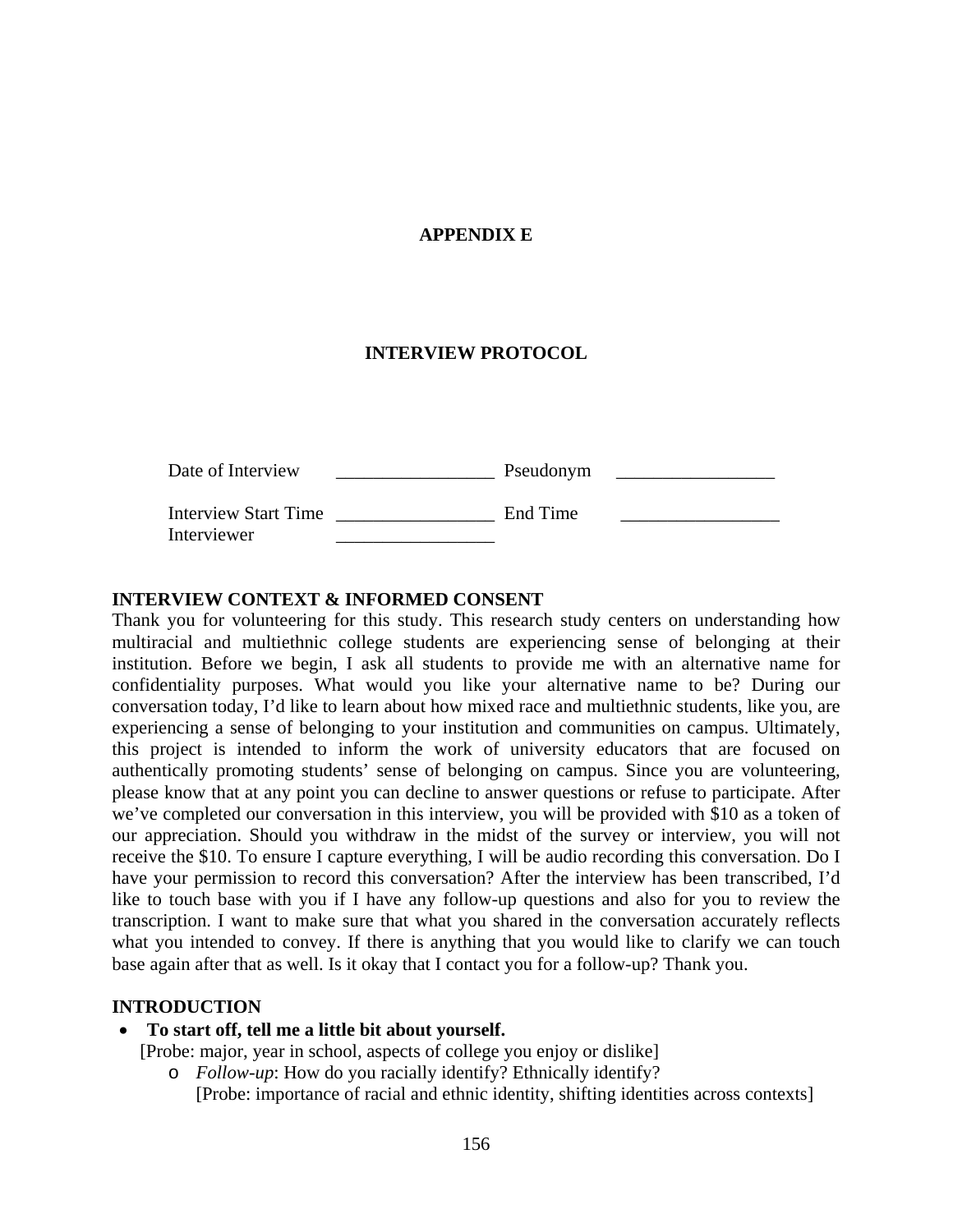# APPENDIX E

## INTERVIEW PROTOCOL

Date of Interview _________________ Pseudonym _________________

Interview Start Time _________________ End Time _________________

Interviewer _________________

**INTERVIEW CONTEXT & INFORMED CONSENT**

Thank you for volunteering for this study. This research study centers on understanding how multiracial and multiethnic college students are experiencing sense of belonging at their institution. Before we begin, I ask all students to provide me with an alternative name for confidentiality purposes. What would you like your alternative name to be? During our conversation today, I'd like to learn about how mixed race and multiethnic students, like you, are experiencing a sense of belonging to your institution and communities on campus. Ultimately, this project is intended to inform the work of university educators that are focused on authentically promoting students' sense of belonging on campus. Since you are volunteering, please know that at any point you can decline to answer questions or refuse to participate. After we've completed our conversation in this interview, you will be provided with $10 as a token of our appreciation. Should you withdraw in the midst of the survey or interview, you will not receive the $10. To ensure I capture everything, I will be audio recording this conversation. Do I have your permission to record this conversation? After the interview has been transcribed, I'd like to touch base with you if I have any follow-up questions and also for you to review the transcription. I want to make sure that what you shared in the conversation accurately reflects what you intended to convey. If there is anything that you would like to clarify we can touch base again after that as well. Is it okay that I contact you for a follow-up? Thank you.

**INTRODUCTION**

- **To start off, tell me a little bit about yourself.**
  [Probe: major, year in school, aspects of college you enjoy or dislike]
  - *Follow-up*: How do you racially identify? Ethnically identify?
    [Probe: importance of racial and ethnic identity, shifting identities across contexts]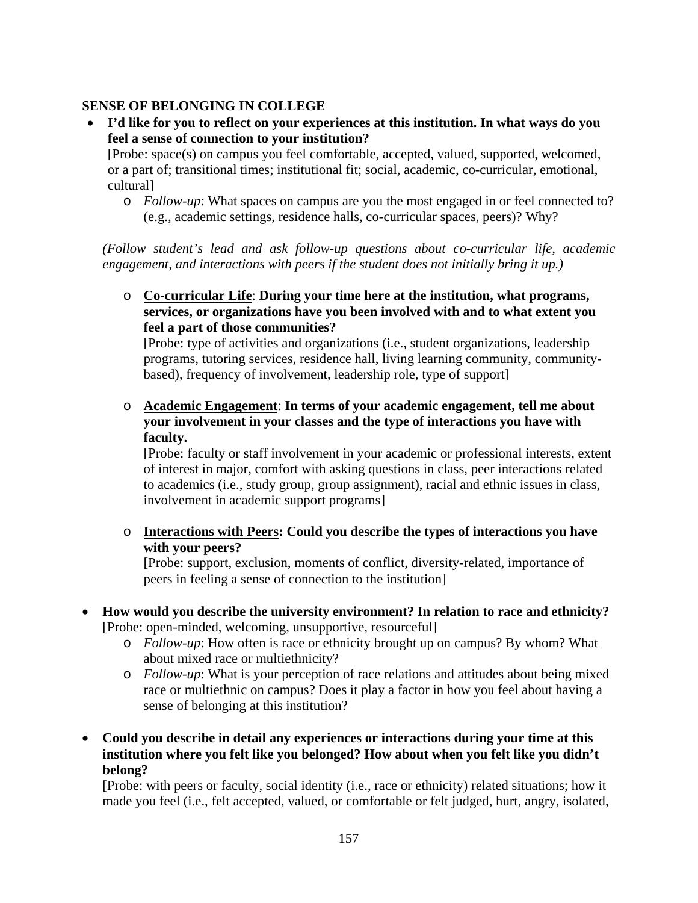**SENSE OF BELONGING IN COLLEGE**

- **I'd like for you to reflect on your experiences at this institution. In what ways do you feel a sense of connection to your institution?**
  [Probe: space(s) on campus you feel comfortable, accepted, valued, supported, welcomed, or a part of; transitional times; institutional fit; social, academic, co-curricular, emotional, cultural]
  - *Follow-up*: What spaces on campus are you the most engaged in or feel connected to? (e.g., academic settings, residence halls, co-curricular spaces, peers)? Why?

  *(Follow student's lead and ask follow-up questions about co-curricular life, academic engagement, and interactions with peers if the student does not initially bring it up.)*

  - <u>**Co-curricular Life**</u>: **During your time here at the institution, what programs, services, or organizations have you been involved with and to what extent you feel a part of those communities?**
    [Probe: type of activities and organizations (i.e., student organizations, leadership programs, tutoring services, residence hall, living learning community, community-based), frequency of involvement, leadership role, type of support]
  - <u>**Academic Engagement**</u>: **In terms of your academic engagement, tell me about your involvement in your classes and the type of interactions you have with faculty.**
    [Probe: faculty or staff involvement in your academic or professional interests, extent of interest in major, comfort with asking questions in class, peer interactions related to academics (i.e., study group, group assignment), racial and ethnic issues in class, involvement in academic support programs]
  - <u>**Interactions with Peers**</u>**: Could you describe the types of interactions you have with your peers?**
    [Probe: support, exclusion, moments of conflict, diversity-related, importance of peers in feeling a sense of connection to the institution]

- **How would you describe the university environment? In relation to race and ethnicity?**
  [Probe: open-minded, welcoming, unsupportive, resourceful]
  - *Follow-up*: How often is race or ethnicity brought up on campus? By whom? What about mixed race or multiethnicity?
  - *Follow-up*: What is your perception of race relations and attitudes about being mixed race or multiethnic on campus? Does it play a factor in how you feel about having a sense of belonging at this institution?

- **Could you describe in detail any experiences or interactions during your time at this institution where you felt like you belonged? How about when you felt like you didn't belong?**
  [Probe: with peers or faculty, social identity (i.e., race or ethnicity) related situations; how it made you feel (i.e., felt accepted, valued, or comfortable or felt judged, hurt, angry, isolated,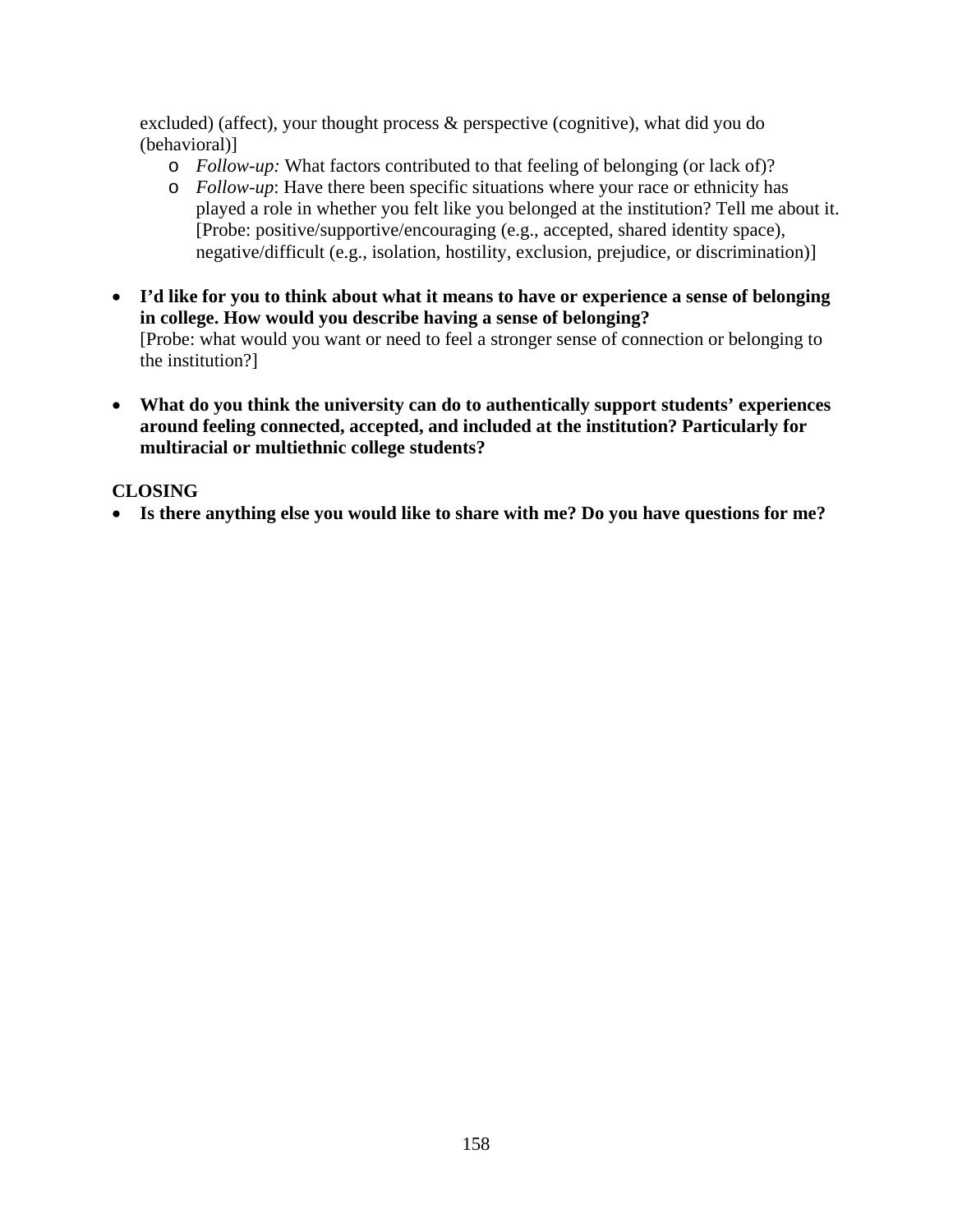excluded) (affect), your thought process & perspective (cognitive), what did you do (behavioral)]

  - *Follow-up:* What factors contributed to that feeling of belonging (or lack of)?
  - *Follow-up*: Have there been specific situations where your race or ethnicity has played a role in whether you felt like you belonged at the institution? Tell me about it. [Probe: positive/supportive/encouraging (e.g., accepted, shared identity space), negative/difficult (e.g., isolation, hostility, exclusion, prejudice, or discrimination)]

- **I'd like for you to think about what it means to have or experience a sense of belonging in college. How would you describe having a sense of belonging?**
  [Probe: what would you want or need to feel a stronger sense of connection or belonging to the institution?]

- **What do you think the university can do to authentically support students' experiences around feeling connected, accepted, and included at the institution? Particularly for multiracial or multiethnic college students?**

**CLOSING**

- **Is there anything else you would like to share with me? Do you have questions for me?**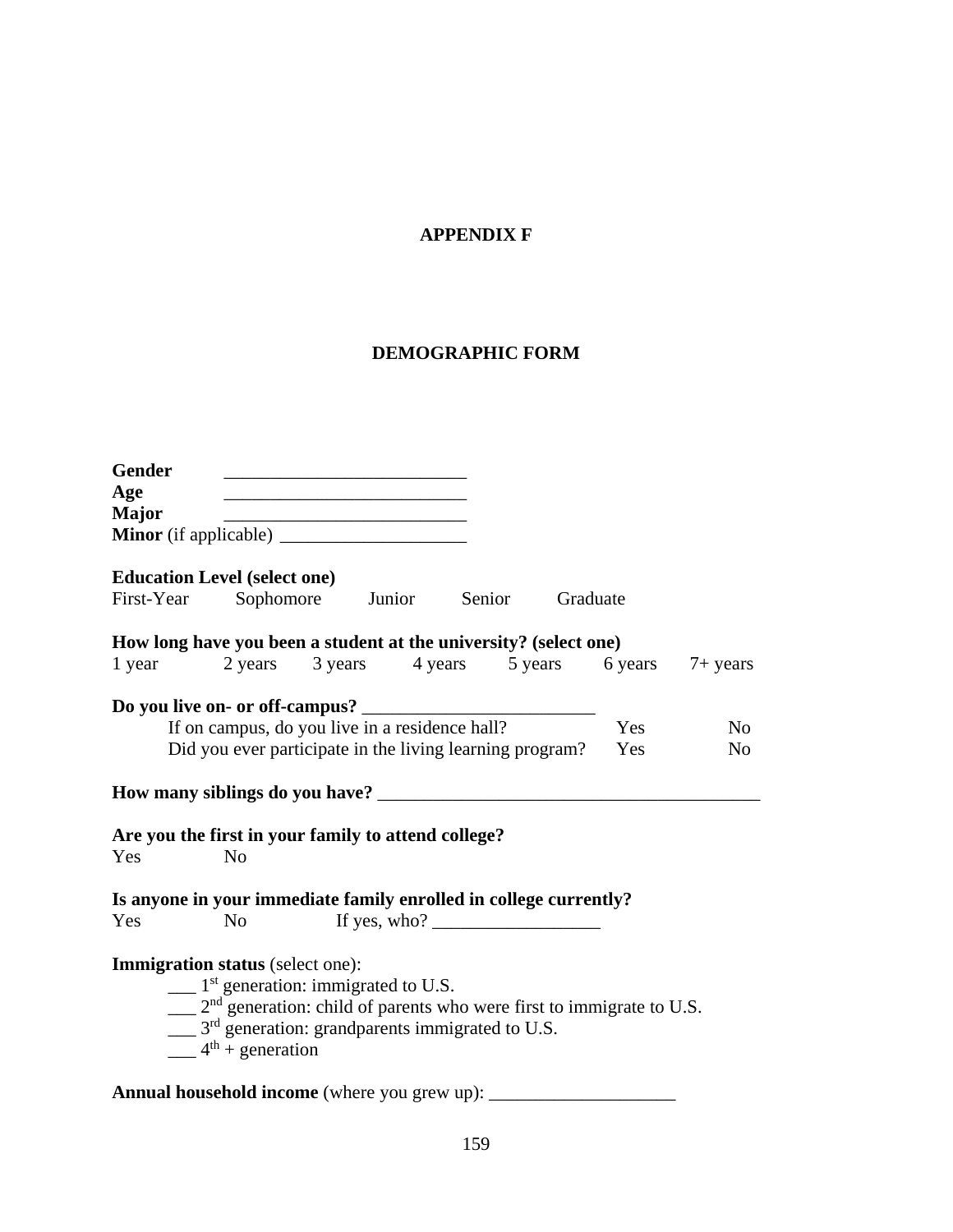# APPENDIX F

## DEMOGRAPHIC FORM

**Gender** ___________________________

**Age** ___________________________

**Major** ___________________________

**Minor** (if applicable) ____________________

**Education Level (select one)**

First-Year    Sophomore    Junior    Senior    Graduate

**How long have you been a student at the university? (select one)**

1 year    2 years    3 years    4 years    5 years    6 years    7+ years

**Do you live on- or off-campus?** _________________________

If on campus, do you live in a residence hall?    Yes    No

Did you ever participate in the living learning program?    Yes    No

**How many siblings do you have?** _________________________________________

**Are you the first in your family to attend college?**

Yes    No

**Is anyone in your immediate family enrolled in college currently?**

Yes    No    If yes, who? __________________

**Immigration status** (select one):

___ 1st generation: immigrated to U.S.

___ 2nd generation: child of parents who were first to immigrate to U.S.

___ 3rd generation: grandparents immigrated to U.S.

___ 4th + generation

**Annual household income** (where you grew up): ____________________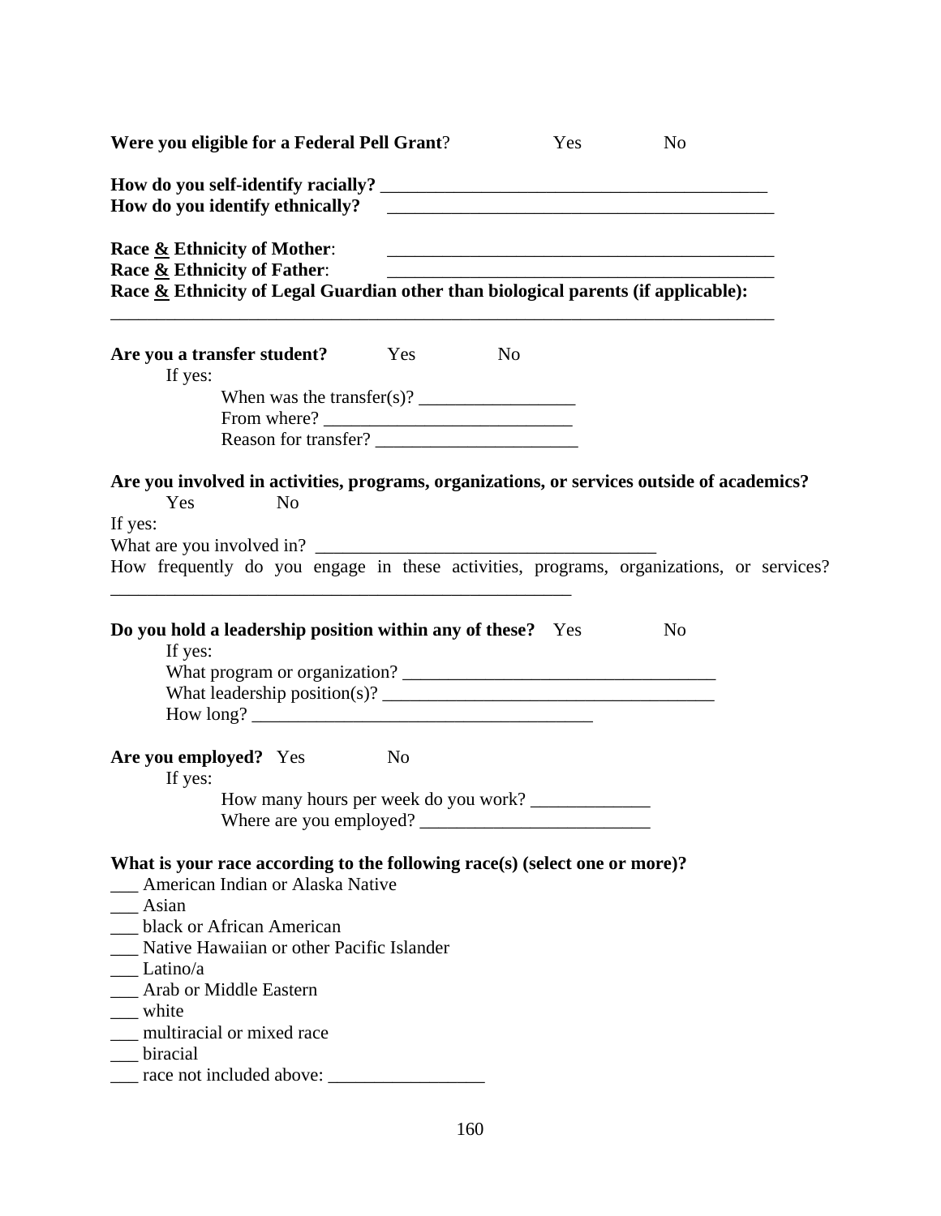**Were you eligible for a Federal Pell Grant**? Yes No

**How do you self-identify racially?** ___________________________________________

**How do you identify ethnically?** ___________________________________________

**Race & Ethnicity of Mother**: ___________________________________________

**Race & Ethnicity of Father**: ___________________________________________

**Race & Ethnicity of Legal Guardian other than biological parents (if applicable):**

___________________________________________________________________________

**Are you a transfer student?** Yes No

If yes:

When was the transfer(s)? _________________

From where? ___________________________

Reason for transfer? ______________________

**Are you involved in activities, programs, organizations, or services outside of academics?**

Yes No

If yes:

What are you involved in? ____________________________________

How frequently do you engage in these activities, programs, organizations, or services? ____________________________________________________

**Do you hold a leadership position within any of these?** Yes No

If yes:

What program or organization? __________________________________

What leadership position(s)? ____________________________________

How long? ____________________________________

**Are you employed?** Yes No

If yes:

How many hours per week do you work? _____________

Where are you employed? _________________________

**What is your race according to the following race(s) (select one or more)?**

___ American Indian or Alaska Native

___ Asian

___ black or African American

___ Native Hawaiian or other Pacific Islander

___ Latino/a

___ Arab or Middle Eastern

___ white

___ multiracial or mixed race

___ biracial

___ race not included above: _________________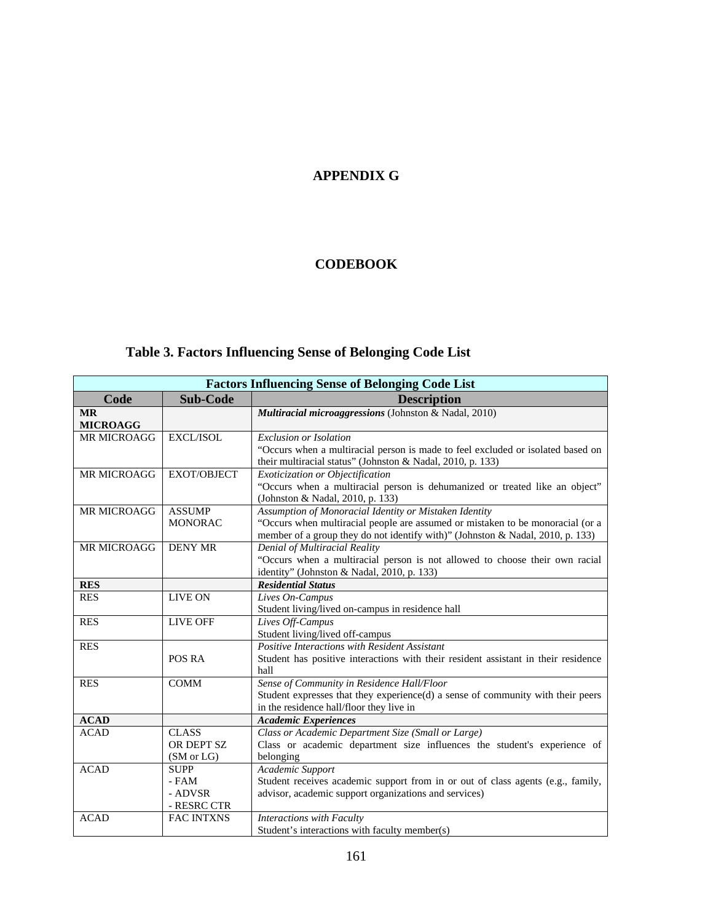# APPENDIX G

# CODEBOOK

## Table 3. Factors Influencing Sense of Belonging Code List

| Factors Influencing Sense of Belonging Code List | | |
|---|---|---|
| **Code** | **Sub-Code** | **Description** |
| **MR MICROAGG** | | ***Multiracial microaggressions*** (Johnston & Nadal, 2010) |
| MR MICROAGG | EXCL/ISOL | *Exclusion or Isolation*<br>"Occurs when a multiracial person is made to feel excluded or isolated based on their multiracial status" (Johnston & Nadal, 2010, p. 133) |
| MR MICROAGG | EXOT/OBJECT | *Exoticization or Objectification*<br>"Occurs when a multiracial person is dehumanized or treated like an object" (Johnston & Nadal, 2010, p. 133) |
| MR MICROAGG | ASSUMP MONORAC | *Assumption of Monoracial Identity or Mistaken Identity*<br>"Occurs when multiracial people are assumed or mistaken to be monoracial (or a member of a group they do not identify with)" (Johnston & Nadal, 2010, p. 133) |
| MR MICROAGG | DENY MR | *Denial of Multiracial Reality*<br>"Occurs when a multiracial person is not allowed to choose their own racial identity" (Johnston & Nadal, 2010, p. 133) |
| **RES** | | ***Residential Status*** |
| RES | LIVE ON | *Lives On-Campus*<br>Student living/lived on-campus in residence hall |
| RES | LIVE OFF | *Lives Off-Campus*<br>Student living/lived off-campus |
| RES | POS RA | *Positive Interactions with Resident Assistant*<br>Student has positive interactions with their resident assistant in their residence hall |
| RES | COMM | *Sense of Community in Residence Hall/Floor*<br>Student expresses that they experience(d) a sense of community with their peers in the residence hall/floor they live in |
| **ACAD** | | ***Academic Experiences*** |
| ACAD | CLASS OR DEPT SZ (SM or LG) | *Class or Academic Department Size (Small or Large)*<br>Class or academic department size influences the student's experience of belonging |
| ACAD | SUPP<br>- FAM<br>- ADVSR<br>- RESRC CTR | *Academic Support*<br>Student receives academic support from in or out of class agents (e.g., family, advisor, academic support organizations and services) |
| ACAD | FAC INTXNS | *Interactions with Faculty*<br>Student's interactions with faculty member(s) |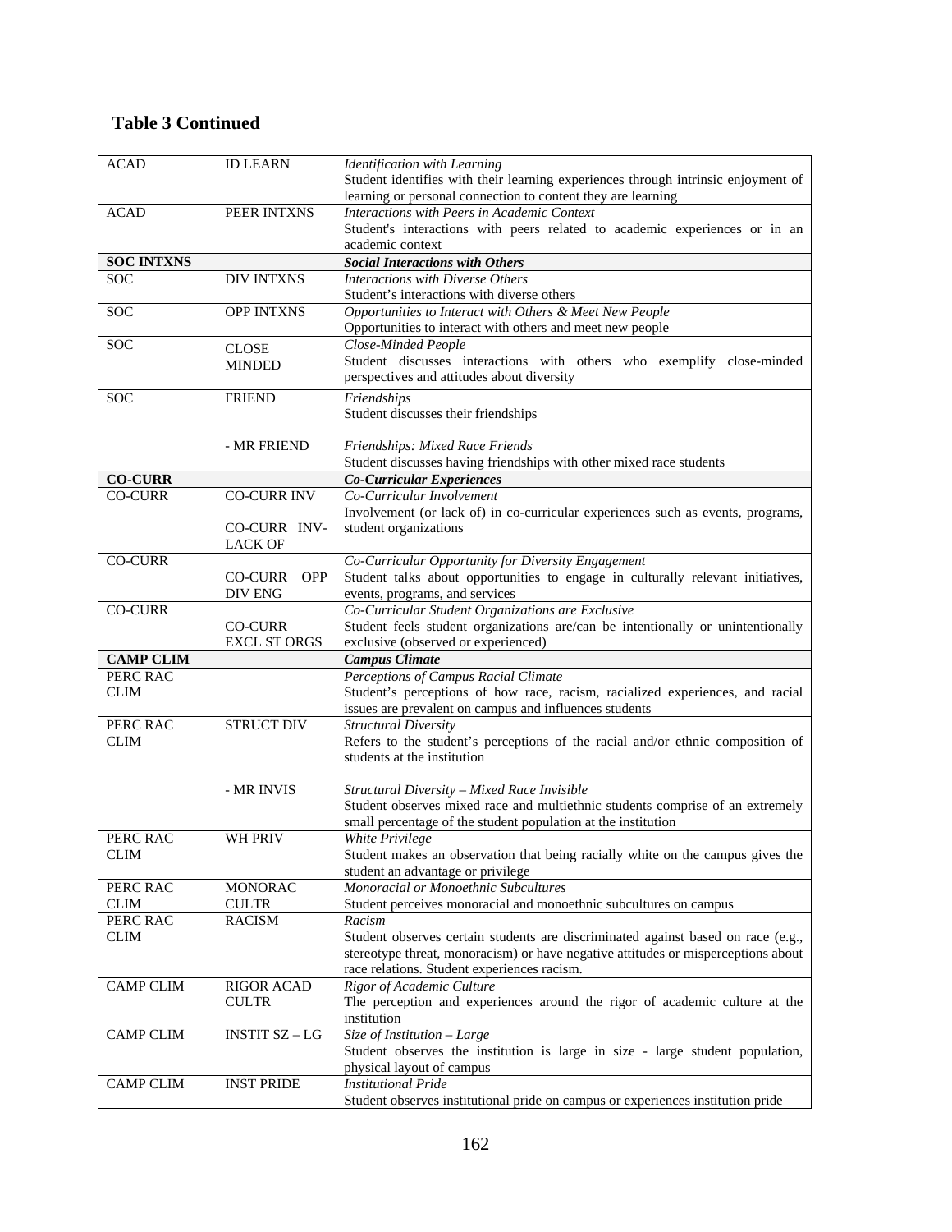**Table 3 Continued**

| | | |
|---|---|---|
| ACAD | ID LEARN | *Identification with Learning*<br>Student identifies with their learning experiences through intrinsic enjoyment of learning or personal connection to content they are learning |
| ACAD | PEER INTXNS | *Interactions with Peers in Academic Context*<br>Student's interactions with peers related to academic experiences or in an academic context |
| **SOC INTXNS** | | ***Social Interactions with Others*** |
| SOC | DIV INTXNS | *Interactions with Diverse Others*<br>Student's interactions with diverse others |
| SOC | OPP INTXNS | *Opportunities to Interact with Others & Meet New People*<br>Opportunities to interact with others and meet new people |
| SOC | CLOSE MINDED | *Close-Minded People*<br>Student discusses interactions with others who exemplify close-minded perspectives and attitudes about diversity |
| SOC | FRIEND<br><br>- MR FRIEND | *Friendships*<br>Student discusses their friendships<br><br>*Friendships: Mixed Race Friends*<br>Student discusses having friendships with other mixed race students |
| **CO-CURR** | | ***Co-Curricular Experiences*** |
| CO-CURR | CO-CURR INV<br><br>CO-CURR INV-LACK OF | *Co-Curricular Involvement*<br>Involvement (or lack of) in co-curricular experiences such as events, programs, student organizations |
| CO-CURR | CO-CURR OPP DIV ENG | *Co-Curricular Opportunity for Diversity Engagement*<br>Student talks about opportunities to engage in culturally relevant initiatives, events, programs, and services |
| CO-CURR | CO-CURR EXCL ST ORGS | *Co-Curricular Student Organizations are Exclusive*<br>Student feels student organizations are/can be intentionally or unintentionally exclusive (observed or experienced) |
| **CAMP CLIM** | | ***Campus Climate*** |
| PERC RAC CLIM | | *Perceptions of Campus Racial Climate*<br>Student's perceptions of how race, racism, racialized experiences, and racial issues are prevalent on campus and influences students |
| PERC RAC CLIM | STRUCT DIV<br><br>- MR INVIS | *Structural Diversity*<br>Refers to the student's perceptions of the racial and/or ethnic composition of students at the institution<br><br>*Structural Diversity – Mixed Race Invisible*<br>Student observes mixed race and multiethnic students comprise of an extremely small percentage of the student population at the institution |
| PERC RAC CLIM | WH PRIV | *White Privilege*<br>Student makes an observation that being racially white on the campus gives the student an advantage or privilege |
| PERC RAC CLIM | MONORAC CULTR | *Monoracial or Monoethnic Subcultures*<br>Student perceives monoracial and monoethnic subcultures on campus |
| PERC RAC CLIM | RACISM | *Racism*<br>Student observes certain students are discriminated against based on race (e.g., stereotype threat, monoracism) or have negative attitudes or misperceptions about race relations. Student experiences racism. |
| CAMP CLIM | RIGOR ACAD CULTR | *Rigor of Academic Culture*<br>The perception and experiences around the rigor of academic culture at the institution |
| CAMP CLIM | INSTIT SZ – LG | *Size of Institution – Large*<br>Student observes the institution is large in size - large student population, physical layout of campus |
| CAMP CLIM | INST PRIDE | *Institutional Pride*<br>Student observes institutional pride on campus or experiences institution pride |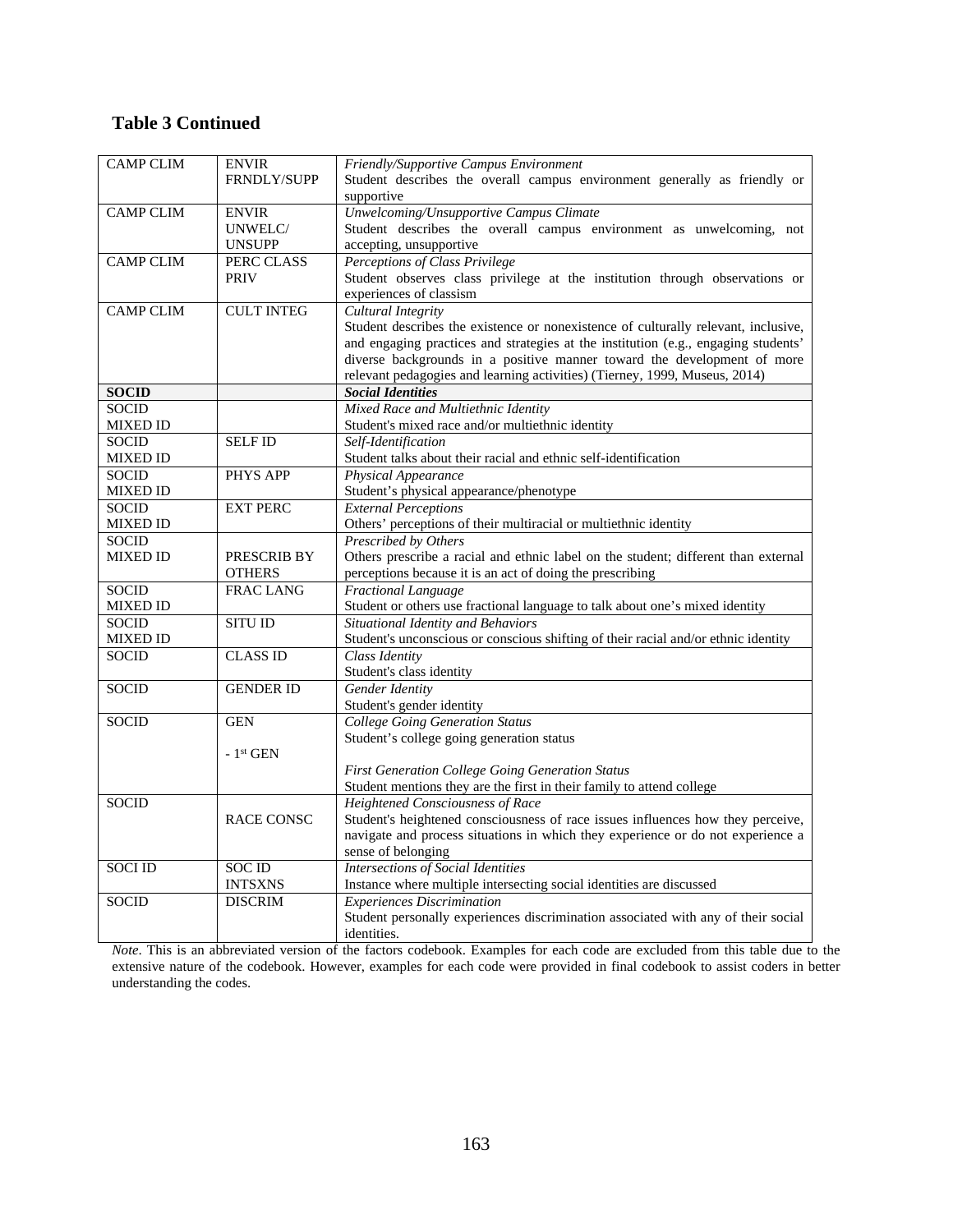## Table 3 Continued

| | | |
|---|---|---|
| CAMP CLIM | ENVIR FRNDLY/SUPP | *Friendly/Supportive Campus Environment* Student describes the overall campus environment generally as friendly or supportive |
| CAMP CLIM | ENVIR UNWELC/ UNSUPP | *Unwelcoming/Unsupportive Campus Climate* Student describes the overall campus environment as unwelcoming, not accepting, unsupportive |
| CAMP CLIM | PERC CLASS PRIV | *Perceptions of Class Privilege* Student observes class privilege at the institution through observations or experiences of classism |
| CAMP CLIM | CULT INTEG | *Cultural Integrity* Student describes the existence or nonexistence of culturally relevant, inclusive, and engaging practices and strategies at the institution (e.g., engaging students' diverse backgrounds in a positive manner toward the development of more relevant pedagogies and learning activities) (Tierney, 1999, Museus, 2014) |
| **SOCID** | | ***Social Identities*** |
| SOCID MIXED ID | | *Mixed Race and Multiethnic Identity* Student's mixed race and/or multiethnic identity |
| SOCID MIXED ID | SELF ID | *Self-Identification* Student talks about their racial and ethnic self-identification |
| SOCID MIXED ID | PHYS APP | *Physical Appearance* Student's physical appearance/phenotype |
| SOCID MIXED ID | EXT PERC | *External Perceptions* Others' perceptions of their multiracial or multiethnic identity |
| SOCID MIXED ID | PRESCRIB BY OTHERS | *Prescribed by Others* Others prescribe a racial and ethnic label on the student; different than external perceptions because it is an act of doing the prescribing |
| SOCID MIXED ID | FRAC LANG | *Fractional Language* Student or others use fractional language to talk about one's mixed identity |
| SOCID MIXED ID | SITU ID | *Situational Identity and Behaviors* Student's unconscious or conscious shifting of their racial and/or ethnic identity |
| SOCID | CLASS ID | *Class Identity* Student's class identity |
| SOCID | GENDER ID | *Gender Identity* Student's gender identity |
| SOCID | GEN<br>- 1st GEN | *College Going Generation Status* Student's college going generation status<br>*First Generation College Going Generation Status* Student mentions they are the first in their family to attend college |
| SOCID | RACE CONSC | *Heightened Consciousness of Race* Student's heightened consciousness of race issues influences how they perceive, navigate and process situations in which they experience or do not experience a sense of belonging |
| SOCI ID | SOC ID INTSXNS | *Intersections of Social Identities* Instance where multiple intersecting social identities are discussed |
| SOCID | DISCRIM | *Experiences Discrimination* Student personally experiences discrimination associated with any of their social identities. |

*Note*. This is an abbreviated version of the factors codebook. Examples for each code are excluded from this table due to the extensive nature of the codebook. However, examples for each code were provided in final codebook to assist coders in better understanding the codes.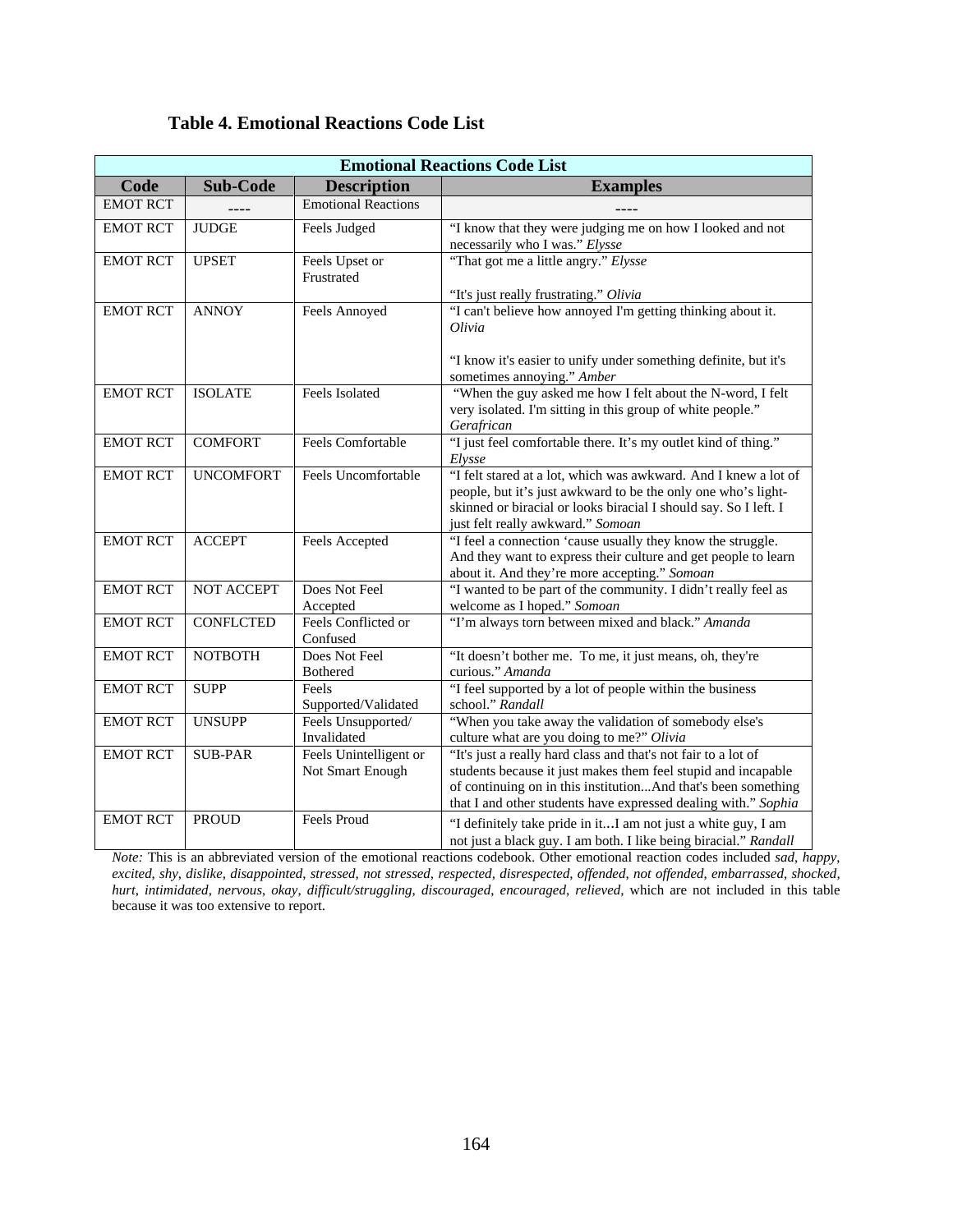**Table 4. Emotional Reactions Code List**

| Emotional Reactions Code List | | | |
|---|---|---|---|
| **Code** | **Sub-Code** | **Description** | **Examples** |
| EMOT RCT | ---- | Emotional Reactions | ---- |
| EMOT RCT | JUDGE | Feels Judged | "I know that they were judging me on how I looked and not necessarily who I was." *Elysse* |
| EMOT RCT | UPSET | Feels Upset or Frustrated | "That got me a little angry." *Elysse*<br><br>"It's just really frustrating." *Olivia* |
| EMOT RCT | ANNOY | Feels Annoyed | "I can't believe how annoyed I'm getting thinking about it. *Olivia*<br><br>"I know it's easier to unify under something definite, but it's sometimes annoying." *Amber* |
| EMOT RCT | ISOLATE | Feels Isolated | "When the guy asked me how I felt about the N-word, I felt very isolated. I'm sitting in this group of white people." *Gerafrican* |
| EMOT RCT | COMFORT | Feels Comfortable | "I just feel comfortable there. It's my outlet kind of thing." *Elysse* |
| EMOT RCT | UNCOMFORT | Feels Uncomfortable | "I felt stared at a lot, which was awkward. And I knew a lot of people, but it's just awkward to be the only one who's light-skinned or biracial or looks biracial I should say. So I left. I just felt really awkward." *Somoan* |
| EMOT RCT | ACCEPT | Feels Accepted | "I feel a connection 'cause usually they know the struggle. And they want to express their culture and get people to learn about it. And they're more accepting." *Somoan* |
| EMOT RCT | NOT ACCEPT | Does Not Feel Accepted | "I wanted to be part of the community. I didn't really feel as welcome as I hoped." *Somoan* |
| EMOT RCT | CONFLCTED | Feels Conflicted or Confused | "I'm always torn between mixed and black." *Amanda* |
| EMOT RCT | NOTBOTH | Does Not Feel Bothered | "It doesn't bother me. To me, it just means, oh, they're curious." *Amanda* |
| EMOT RCT | SUPP | Feels Supported/Validated | "I feel supported by a lot of people within the business school." *Randall* |
| EMOT RCT | UNSUPP | Feels Unsupported/ Invalidated | "When you take away the validation of somebody else's culture what are you doing to me?" *Olivia* |
| EMOT RCT | SUB-PAR | Feels Unintelligent or Not Smart Enough | "It's just a really hard class and that's not fair to a lot of students because it just makes them feel stupid and incapable of continuing on in this institution...And that's been something that I and other students have expressed dealing with." *Sophia* |
| EMOT RCT | PROUD | Feels Proud | "I definitely take pride in it...I am not just a white guy, I am not just a black guy. I am both. I like being biracial." *Randall* |

*Note:* This is an abbreviated version of the emotional reactions codebook. Other emotional reaction codes included *sad*, *happy*, *excited*, *shy*, *dislike*, *disappointed*, *stressed*, *not stressed*, *respected*, *disrespected*, *offended*, *not offended*, *embarrassed*, *shocked*, *hurt*, *intimidated*, *nervous*, *okay*, *difficult/struggling*, *discouraged*, *encouraged*, *relieved,* which are not included in this table because it was too extensive to report.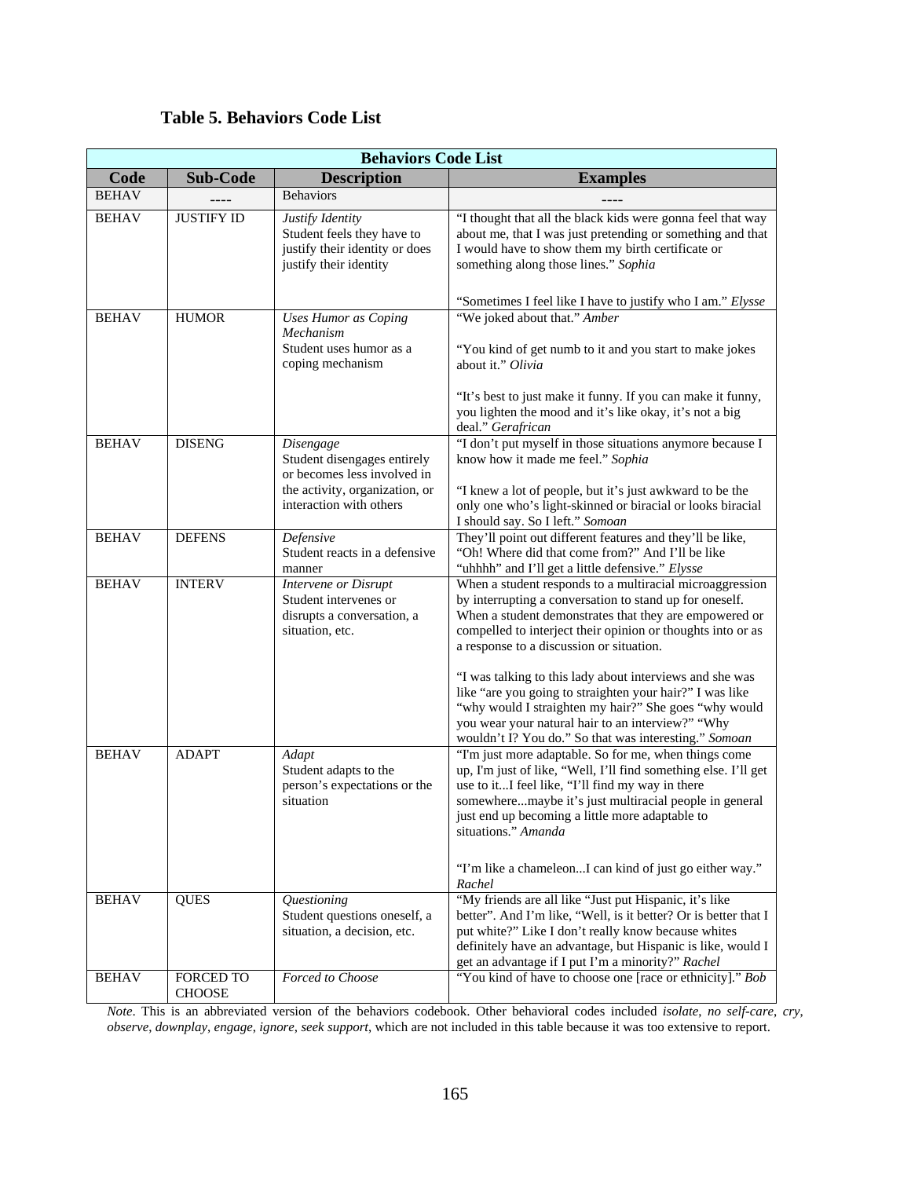**Table 5. Behaviors Code List**

| Behaviors Code List | | | |
|---|---|---|---|
| **Code** | **Sub-Code** | **Description** | **Examples** |
| BEHAV | ---- | Behaviors | ---- |
| BEHAV | JUSTIFY ID | *Justify Identity* Student feels they have to justify their identity or does justify their identity | "I thought that all the black kids were gonna feel that way about me, that I was just pretending or something and that I would have to show them my birth certificate or something along those lines." *Sophia* <br><br> "Sometimes I feel like I have to justify who I am." *Elysse* |
| BEHAV | HUMOR | *Uses Humor as Coping Mechanism* Student uses humor as a coping mechanism | "We joked about that." *Amber* <br><br> "You kind of get numb to it and you start to make jokes about it." *Olivia* <br><br> "It's best to just make it funny. If you can make it funny, you lighten the mood and it's like okay, it's not a big deal." *Gerafrican* |
| BEHAV | DISENG | *Disengage* Student disengages entirely or becomes less involved in the activity, organization, or interaction with others | "I don't put myself in those situations anymore because I know how it made me feel." *Sophia* <br><br> "I knew a lot of people, but it's just awkward to be the only one who's light-skinned or biracial or looks biracial I should say. So I left." *Somoan* |
| BEHAV | DEFENS | *Defensive* Student reacts in a defensive manner | They'll point out different features and they'll be like, "Oh! Where did that come from?" And I'll be like "uhhhh" and I'll get a little defensive." *Elysse* |
| BEHAV | INTERV | *Intervene or Disrupt* Student intervenes or disrupts a conversation, a situation, etc. | When a student responds to a multiracial microaggression by interrupting a conversation to stand up for oneself. When a student demonstrates that they are empowered or compelled to interject their opinion or thoughts into or as a response to a discussion or situation. <br><br> "I was talking to this lady about interviews and she was like "are you going to straighten your hair?" I was like "why would I straighten my hair?" She goes "why would you wear your natural hair to an interview?" "Why wouldn't I? You do." So that was interesting." *Somoan* |
| BEHAV | ADAPT | *Adapt* Student adapts to the person's expectations or the situation | "I'm just more adaptable. So for me, when things come up, I'm just of like, "Well, I'll find something else. I'll get use to it...I feel like, "I'll find my way in there somewhere...maybe it's just multiracial people in general just end up becoming a little more adaptable to situations." *Amanda* <br><br> "I'm like a chameleon...I can kind of just go either way." *Rachel* |
| BEHAV | QUES | *Questioning* Student questions oneself, a situation, a decision, etc. | "My friends are all like "Just put Hispanic, it's like better". And I'm like, "Well, is it better? Or is better that I put white?" Like I don't really know because whites definitely have an advantage, but Hispanic is like, would I get an advantage if I put I'm a minority?" *Rachel* |
| BEHAV | FORCED TO CHOOSE | *Forced to Choose* | "You kind of have to choose one [race or ethnicity]." *Bob* |

*Note*. This is an abbreviated version of the behaviors codebook. Other behavioral codes included *isolate*, *no self-care*, *cry*, *observe*, *downplay*, *engage*, *ignore*, *seek support*, which are not included in this table because it was too extensive to report.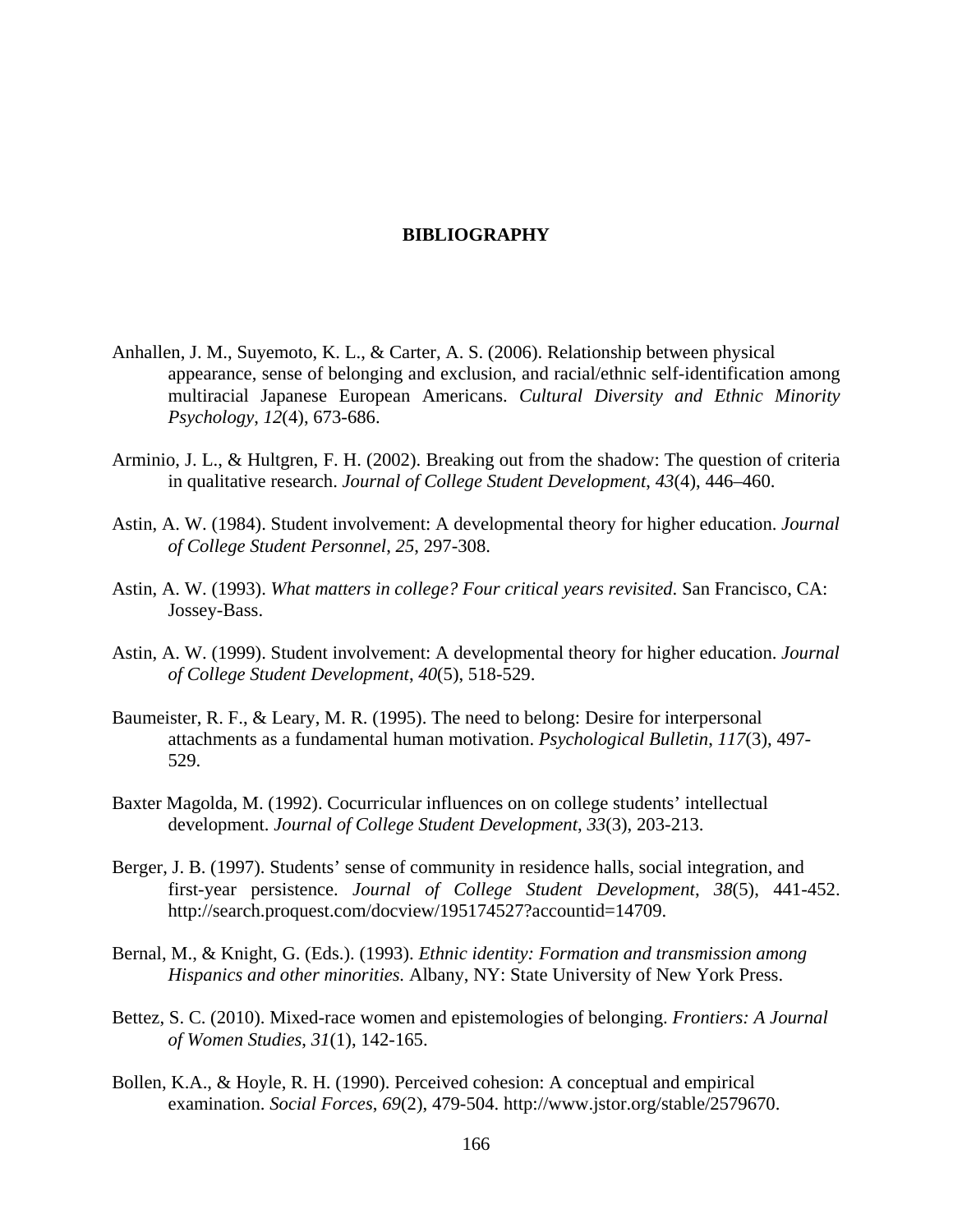# BIBLIOGRAPHY

Anhallen, J. M., Suyemoto, K. L., & Carter, A. S. (2006). Relationship between physical appearance, sense of belonging and exclusion, and racial/ethnic self-identification among multiracial Japanese European Americans. *Cultural Diversity and Ethnic Minority Psychology*, *12*(4), 673-686.

Arminio, J. L., & Hultgren, F. H. (2002). Breaking out from the shadow: The question of criteria in qualitative research. *Journal of College Student Development*, *43*(4), 446–460.

Astin, A. W. (1984). Student involvement: A developmental theory for higher education. *Journal of College Student Personnel*, *25*, 297-308.

Astin, A. W. (1993). *What matters in college? Four critical years revisited*. San Francisco, CA: Jossey-Bass.

Astin, A. W. (1999). Student involvement: A developmental theory for higher education. *Journal of College Student Development*, *40*(5), 518-529.

Baumeister, R. F., & Leary, M. R. (1995). The need to belong: Desire for interpersonal attachments as a fundamental human motivation. *Psychological Bulletin*, *117*(3), 497-529.

Baxter Magolda, M. (1992). Cocurricular influences on on college students' intellectual development. *Journal of College Student Development*, *33*(3), 203-213.

Berger, J. B. (1997). Students' sense of community in residence halls, social integration, and first-year persistence. *Journal of College Student Development*, *38*(5), 441-452. http://search.proquest.com/docview/195174527?accountid=14709.

Bernal, M., & Knight, G. (Eds.). (1993). *Ethnic identity: Formation and transmission among Hispanics and other minorities.* Albany, NY: State University of New York Press.

Bettez, S. C. (2010). Mixed-race women and epistemologies of belonging. *Frontiers: A Journal of Women Studies*, *31*(1), 142-165.

Bollen, K.A., & Hoyle, R. H. (1990). Perceived cohesion: A conceptual and empirical examination. *Social Forces*, *69*(2), 479-504. http://www.jstor.org/stable/2579670.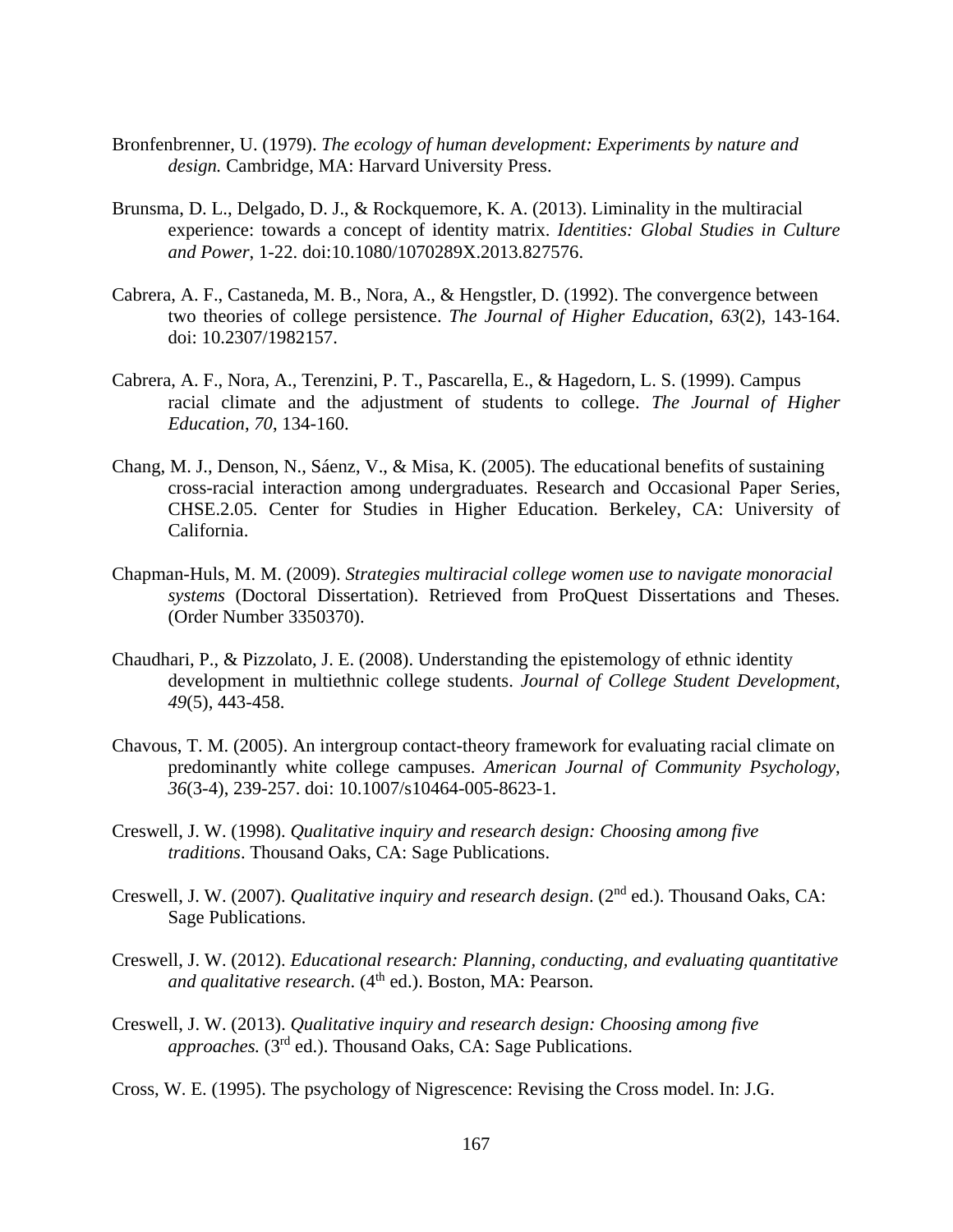Bronfenbrenner, U. (1979). *The ecology of human development: Experiments by nature and design.* Cambridge, MA: Harvard University Press.

Brunsma, D. L., Delgado, D. J., & Rockquemore, K. A. (2013). Liminality in the multiracial experience: towards a concept of identity matrix. *Identities: Global Studies in Culture and Power*, 1-22. doi:10.1080/1070289X.2013.827576.

Cabrera, A. F., Castaneda, M. B., Nora, A., & Hengstler, D. (1992). The convergence between two theories of college persistence. *The Journal of Higher Education*, *63*(2), 143-164. doi: 10.2307/1982157.

Cabrera, A. F., Nora, A., Terenzini, P. T., Pascarella, E., & Hagedorn, L. S. (1999). Campus racial climate and the adjustment of students to college. *The Journal of Higher Education*, *70*, 134-160.

Chang, M. J., Denson, N., Sáenz, V., & Misa, K. (2005). The educational benefits of sustaining cross-racial interaction among undergraduates. Research and Occasional Paper Series, CHSE.2.05. Center for Studies in Higher Education. Berkeley, CA: University of California.

Chapman-Huls, M. M. (2009). *Strategies multiracial college women use to navigate monoracial systems* (Doctoral Dissertation). Retrieved from ProQuest Dissertations and Theses. (Order Number 3350370).

Chaudhari, P., & Pizzolato, J. E. (2008). Understanding the epistemology of ethnic identity development in multiethnic college students. *Journal of College Student Development*, *49*(5), 443-458.

Chavous, T. M. (2005). An intergroup contact-theory framework for evaluating racial climate on predominantly white college campuses. *American Journal of Community Psychology*, *36*(3-4), 239-257. doi: 10.1007/s10464-005-8623-1.

Creswell, J. W. (1998). *Qualitative inquiry and research design: Choosing among five traditions*. Thousand Oaks, CA: Sage Publications.

Creswell, J. W. (2007). *Qualitative inquiry and research design*. (2nd ed.). Thousand Oaks, CA: Sage Publications.

Creswell, J. W. (2012). *Educational research: Planning, conducting, and evaluating quantitative and qualitative research*. (4th ed.). Boston, MA: Pearson.

Creswell, J. W. (2013). *Qualitative inquiry and research design: Choosing among five approaches.* (3rd ed.). Thousand Oaks, CA: Sage Publications.

Cross, W. E. (1995). The psychology of Nigrescence: Revising the Cross model. In: J.G.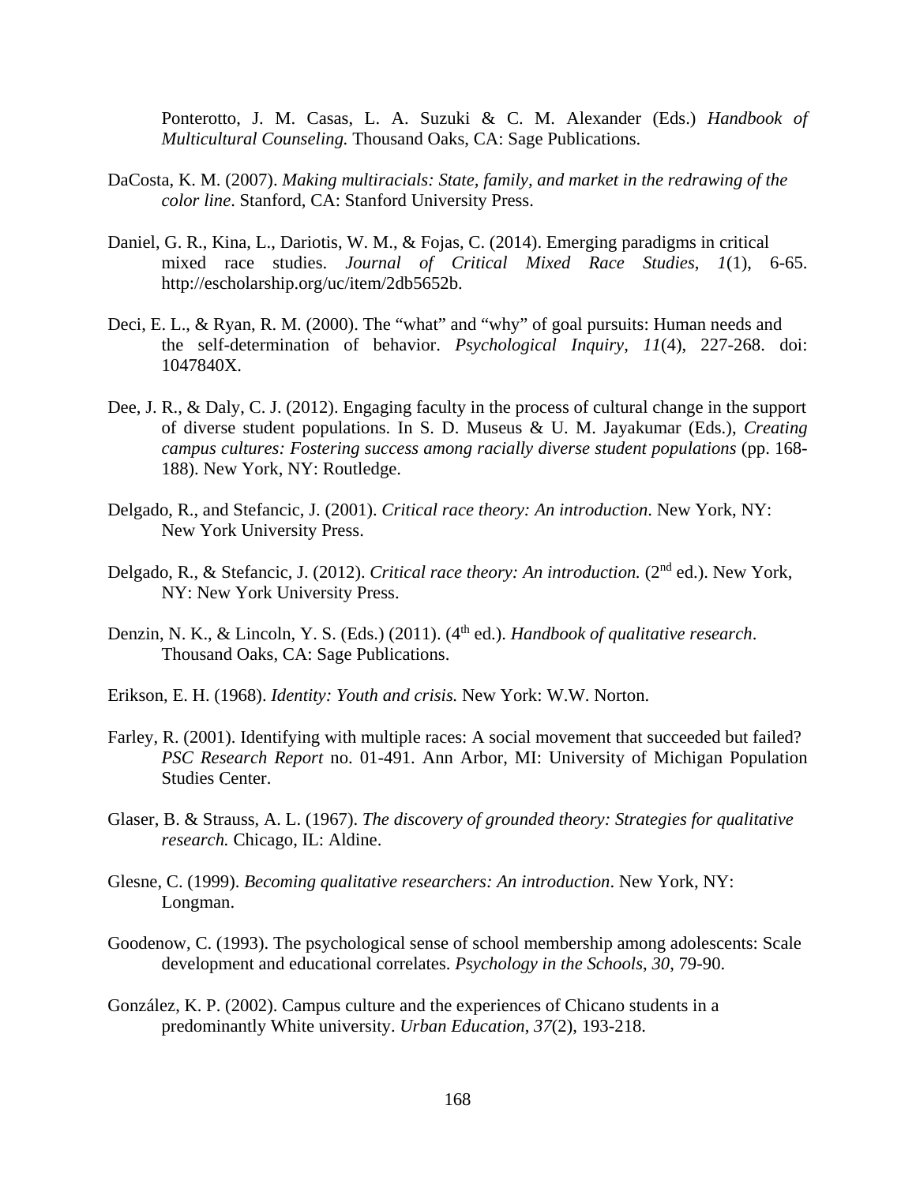Ponterotto, J. M. Casas, L. A. Suzuki & C. M. Alexander (Eds.) *Handbook of Multicultural Counseling.* Thousand Oaks, CA: Sage Publications.

DaCosta, K. M. (2007). *Making multiracials: State, family, and market in the redrawing of the color line*. Stanford, CA: Stanford University Press.

Daniel, G. R., Kina, L., Dariotis, W. M., & Fojas, C. (2014). Emerging paradigms in critical mixed race studies. *Journal of Critical Mixed Race Studies*, *1*(1), 6-65. http://escholarship.org/uc/item/2db5652b.

Deci, E. L., & Ryan, R. M. (2000). The "what" and "why" of goal pursuits: Human needs and the self-determination of behavior. *Psychological Inquiry*, *11*(4), 227-268. doi: 1047840X.

Dee, J. R., & Daly, C. J. (2012). Engaging faculty in the process of cultural change in the support of diverse student populations. In S. D. Museus & U. M. Jayakumar (Eds.), *Creating campus cultures: Fostering success among racially diverse student populations* (pp. 168-188). New York, NY: Routledge.

Delgado, R., and Stefancic, J. (2001). *Critical race theory: An introduction*. New York, NY: New York University Press.

Delgado, R., & Stefancic, J. (2012). *Critical race theory: An introduction.* (2nd ed.). New York, NY: New York University Press.

Denzin, N. K., & Lincoln, Y. S. (Eds.) (2011). (4th ed.). *Handbook of qualitative research*. Thousand Oaks, CA: Sage Publications.

Erikson, E. H. (1968). *Identity: Youth and crisis.* New York: W.W. Norton.

Farley, R. (2001). Identifying with multiple races: A social movement that succeeded but failed? *PSC Research Report* no. 01-491. Ann Arbor, MI: University of Michigan Population Studies Center.

Glaser, B. & Strauss, A. L. (1967). *The discovery of grounded theory: Strategies for qualitative research.* Chicago, IL: Aldine.

Glesne, C. (1999). *Becoming qualitative researchers: An introduction*. New York, NY: Longman.

Goodenow, C. (1993). The psychological sense of school membership among adolescents: Scale development and educational correlates. *Psychology in the Schools*, *30*, 79-90.

González, K. P. (2002). Campus culture and the experiences of Chicano students in a predominantly White university. *Urban Education*, *37*(2), 193-218.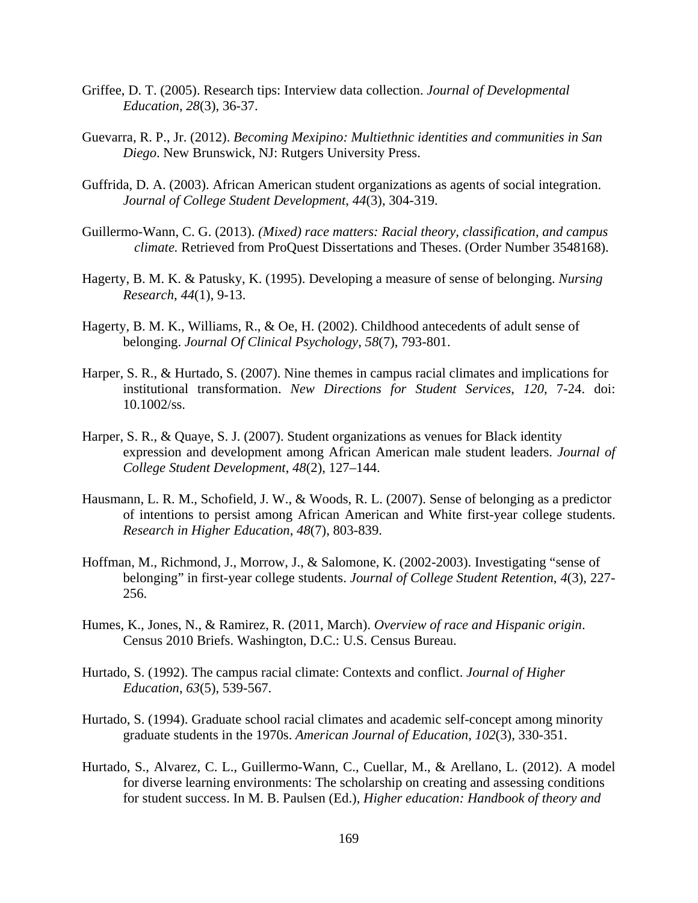Griffee, D. T. (2005). Research tips: Interview data collection. *Journal of Developmental Education*, *28*(3), 36-37.

Guevarra, R. P., Jr. (2012). *Becoming Mexipino: Multiethnic identities and communities in San Diego*. New Brunswick, NJ: Rutgers University Press.

Guffrida, D. A. (2003). African American student organizations as agents of social integration. *Journal of College Student Development*, *44*(3), 304-319.

Guillermo-Wann, C. G. (2013). *(Mixed) race matters: Racial theory, classification, and campus climate.* Retrieved from ProQuest Dissertations and Theses. (Order Number 3548168).

Hagerty, B. M. K. & Patusky, K. (1995). Developing a measure of sense of belonging. *Nursing Research*, *44*(1), 9-13.

Hagerty, B. M. K., Williams, R., & Oe, H. (2002). Childhood antecedents of adult sense of belonging. *Journal Of Clinical Psychology*, *58*(7), 793-801.

Harper, S. R., & Hurtado, S. (2007). Nine themes in campus racial climates and implications for institutional transformation. *New Directions for Student Services*, *120*, 7-24. doi: 10.1002/ss.

Harper, S. R., & Quaye, S. J. (2007). Student organizations as venues for Black identity expression and development among African American male student leaders. *Journal of College Student Development*, *48*(2), 127–144.

Hausmann, L. R. M., Schofield, J. W., & Woods, R. L. (2007). Sense of belonging as a predictor of intentions to persist among African American and White first-year college students. *Research in Higher Education*, *48*(7), 803-839.

Hoffman, M., Richmond, J., Morrow, J., & Salomone, K. (2002-2003). Investigating "sense of belonging" in first-year college students. *Journal of College Student Retention*, *4*(3), 227-256.

Humes, K., Jones, N., & Ramirez, R. (2011, March). *Overview of race and Hispanic origin*. Census 2010 Briefs. Washington, D.C.: U.S. Census Bureau.

Hurtado, S. (1992). The campus racial climate: Contexts and conflict. *Journal of Higher Education*, *63*(5), 539-567.

Hurtado, S. (1994). Graduate school racial climates and academic self-concept among minority graduate students in the 1970s. *American Journal of Education*, *102*(3), 330-351.

Hurtado, S., Alvarez, C. L., Guillermo-Wann, C., Cuellar, M., & Arellano, L. (2012). A model for diverse learning environments: The scholarship on creating and assessing conditions for student success. In M. B. Paulsen (Ed.), *Higher education: Handbook of theory and*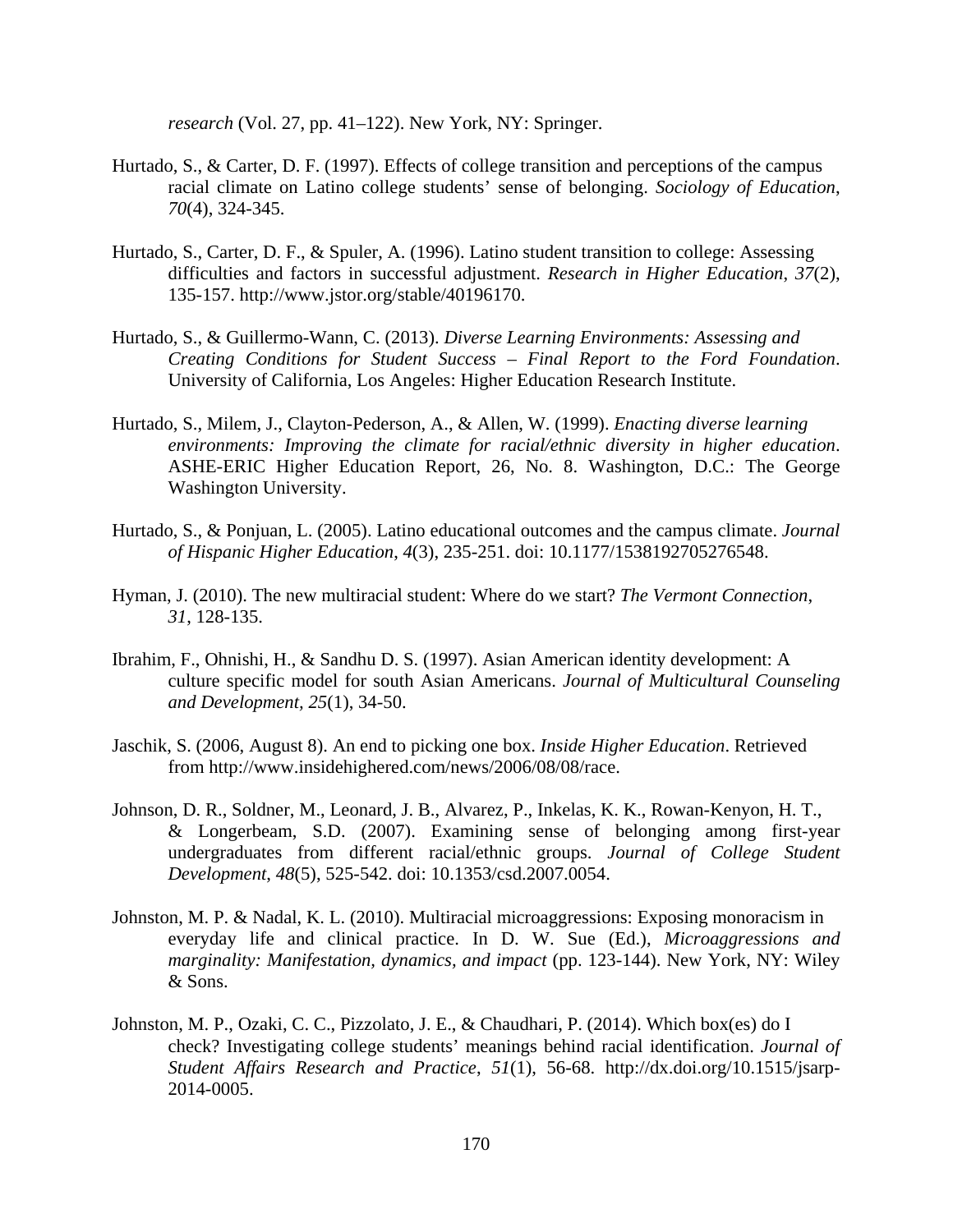*research* (Vol. 27, pp. 41–122). New York, NY: Springer.

Hurtado, S., & Carter, D. F. (1997). Effects of college transition and perceptions of the campus racial climate on Latino college students' sense of belonging. *Sociology of Education*, *70*(4), 324-345.

Hurtado, S., Carter, D. F., & Spuler, A. (1996). Latino student transition to college: Assessing difficulties and factors in successful adjustment. *Research in Higher Education*, *37*(2), 135-157. http://www.jstor.org/stable/40196170.

Hurtado, S., & Guillermo-Wann, C. (2013). *Diverse Learning Environments: Assessing and Creating Conditions for Student Success – Final Report to the Ford Foundation*. University of California, Los Angeles: Higher Education Research Institute.

Hurtado, S., Milem, J., Clayton-Pederson, A., & Allen, W. (1999). *Enacting diverse learning environments: Improving the climate for racial/ethnic diversity in higher education*. ASHE-ERIC Higher Education Report, 26, No. 8. Washington, D.C.: The George Washington University.

Hurtado, S., & Ponjuan, L. (2005). Latino educational outcomes and the campus climate. *Journal of Hispanic Higher Education*, *4*(3), 235-251. doi: 10.1177/1538192705276548.

Hyman, J. (2010). The new multiracial student: Where do we start? *The Vermont Connection*, *31*, 128-135.

Ibrahim, F., Ohnishi, H., & Sandhu D. S. (1997). Asian American identity development: A culture specific model for south Asian Americans. *Journal of Multicultural Counseling and Development, 25*(1), 34-50.

Jaschik, S. (2006, August 8). An end to picking one box. *Inside Higher Education*. Retrieved from http://www.insidehighered.com/news/2006/08/08/race.

Johnson, D. R., Soldner, M., Leonard, J. B., Alvarez, P., Inkelas, K. K., Rowan-Kenyon, H. T., & Longerbeam, S.D. (2007). Examining sense of belonging among first-year undergraduates from different racial/ethnic groups. *Journal of College Student Development*, *48*(5), 525-542. doi: 10.1353/csd.2007.0054.

Johnston, M. P. & Nadal, K. L. (2010). Multiracial microaggressions: Exposing monoracism in everyday life and clinical practice. In D. W. Sue (Ed.), *Microaggressions and marginality: Manifestation, dynamics, and impact* (pp. 123-144). New York, NY: Wiley & Sons.

Johnston, M. P., Ozaki, C. C., Pizzolato, J. E., & Chaudhari, P. (2014). Which box(es) do I check? Investigating college students' meanings behind racial identification. *Journal of Student Affairs Research and Practice*, *51*(1), 56-68. http://dx.doi.org/10.1515/jsarp-2014-0005.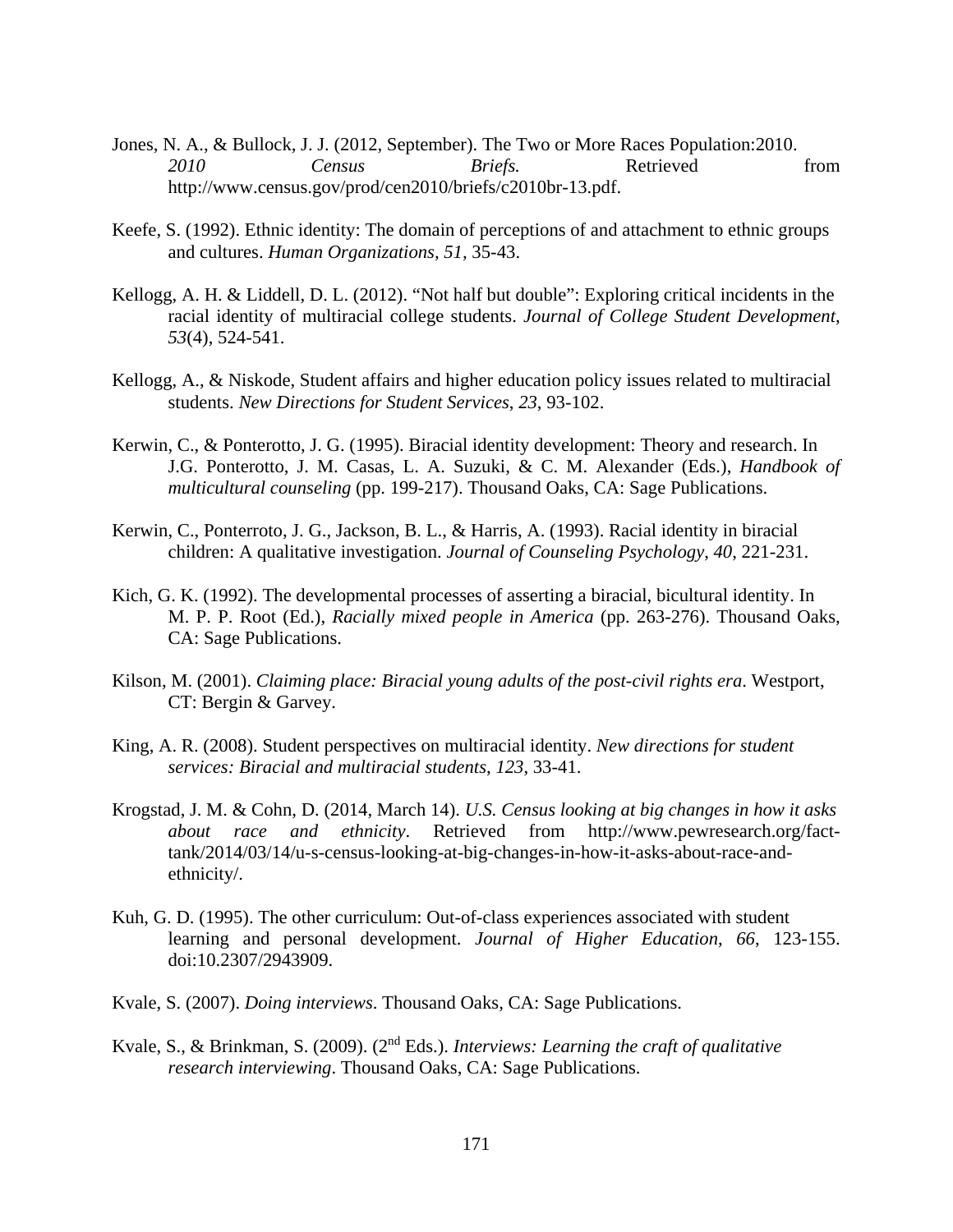Jones, N. A., & Bullock, J. J. (2012, September). The Two or More Races Population:2010. *2010 Census Briefs.* Retrieved from http://www.census.gov/prod/cen2010/briefs/c2010br-13.pdf.

Keefe, S. (1992). Ethnic identity: The domain of perceptions of and attachment to ethnic groups and cultures. *Human Organizations, 51,* 35-43.

Kellogg, A. H. & Liddell, D. L. (2012). "Not half but double": Exploring critical incidents in the racial identity of multiracial college students. *Journal of College Student Development*, *53*(4), 524-541.

Kellogg, A., & Niskode, Student affairs and higher education policy issues related to multiracial students. *New Directions for Student Services*, *23*, 93-102.

Kerwin, C., & Ponterotto, J. G. (1995). Biracial identity development: Theory and research. In J.G. Ponterotto, J. M. Casas, L. A. Suzuki, & C. M. Alexander (Eds.), *Handbook of multicultural counseling* (pp. 199-217). Thousand Oaks, CA: Sage Publications.

Kerwin, C., Ponterroto, J. G., Jackson, B. L., & Harris, A. (1993). Racial identity in biracial children: A qualitative investigation. *Journal of Counseling Psychology*, *40,* 221-231.

Kich, G. K. (1992). The developmental processes of asserting a biracial, bicultural identity. In M. P. P. Root (Ed.), *Racially mixed people in America* (pp. 263-276). Thousand Oaks, CA: Sage Publications.

Kilson, M. (2001). *Claiming place: Biracial young adults of the post-civil rights era*. Westport, CT: Bergin & Garvey.

King, A. R. (2008). Student perspectives on multiracial identity. *New directions for student services: Biracial and multiracial students*, *123*, 33-41.

Krogstad, J. M. & Cohn, D. (2014, March 14). *U.S. Census looking at big changes in how it asks about race and ethnicity*. Retrieved from http://www.pewresearch.org/fact-tank/2014/03/14/u-s-census-looking-at-big-changes-in-how-it-asks-about-race-and-ethnicity/.

Kuh, G. D. (1995). The other curriculum: Out-of-class experiences associated with student learning and personal development. *Journal of Higher Education*, *66*, 123-155. doi:10.2307/2943909.

Kvale, S. (2007). *Doing interviews*. Thousand Oaks, CA: Sage Publications.

Kvale, S., & Brinkman, S. (2009). (2nd Eds.). *Interviews: Learning the craft of qualitative research interviewing*. Thousand Oaks, CA: Sage Publications.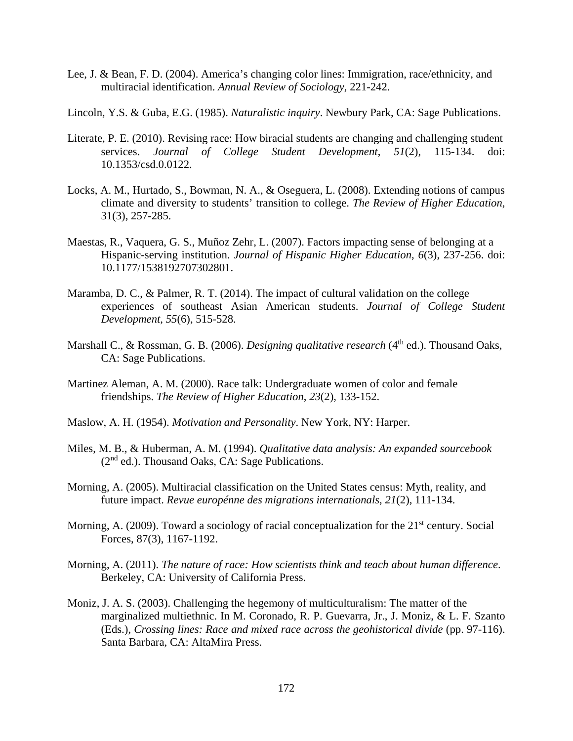Lee, J. & Bean, F. D. (2004). America's changing color lines: Immigration, race/ethnicity, and multiracial identification. *Annual Review of Sociology*, 221-242.

Lincoln, Y.S. & Guba, E.G. (1985). *Naturalistic inquiry*. Newbury Park, CA: Sage Publications.

Literate, P. E. (2010). Revising race: How biracial students are changing and challenging student services. *Journal of College Student Development*, *51*(2), 115-134. doi: 10.1353/csd.0.0122.

Locks, A. M., Hurtado, S., Bowman, N. A., & Oseguera, L. (2008). Extending notions of campus climate and diversity to students' transition to college. *The Review of Higher Education*, 31(3), 257-285.

Maestas, R., Vaquera, G. S., Muñoz Zehr, L. (2007). Factors impacting sense of belonging at a Hispanic-serving institution. *Journal of Hispanic Higher Education*, *6*(3), 237-256. doi: 10.1177/1538192707302801.

Maramba, D. C., & Palmer, R. T. (2014). The impact of cultural validation on the college experiences of southeast Asian American students. *Journal of College Student Development*, *55*(6), 515-528.

Marshall C., & Rossman, G. B. (2006). *Designing qualitative research* (4th ed.). Thousand Oaks, CA: Sage Publications.

Martinez Aleman, A. M. (2000). Race talk: Undergraduate women of color and female friendships. *The Review of Higher Education*, *23*(2), 133-152.

Maslow, A. H. (1954). *Motivation and Personality*. New York, NY: Harper.

Miles, M. B., & Huberman, A. M. (1994). *Qualitative data analysis: An expanded sourcebook* (2nd ed.). Thousand Oaks, CA: Sage Publications.

Morning, A. (2005). Multiracial classification on the United States census: Myth, reality, and future impact. *Revue europénne des migrations internationals*, *21*(2), 111-134.

Morning, A. (2009). Toward a sociology of racial conceptualization for the 21st century. Social Forces, 87(3), 1167-1192.

Morning, A. (2011). *The nature of race: How scientists think and teach about human difference*. Berkeley, CA: University of California Press.

Moniz, J. A. S. (2003). Challenging the hegemony of multiculturalism: The matter of the marginalized multiethnic. In M. Coronado, R. P. Guevarra, Jr., J. Moniz, & L. F. Szanto (Eds.), *Crossing lines: Race and mixed race across the geohistorical divide* (pp. 97-116). Santa Barbara, CA: AltaMira Press.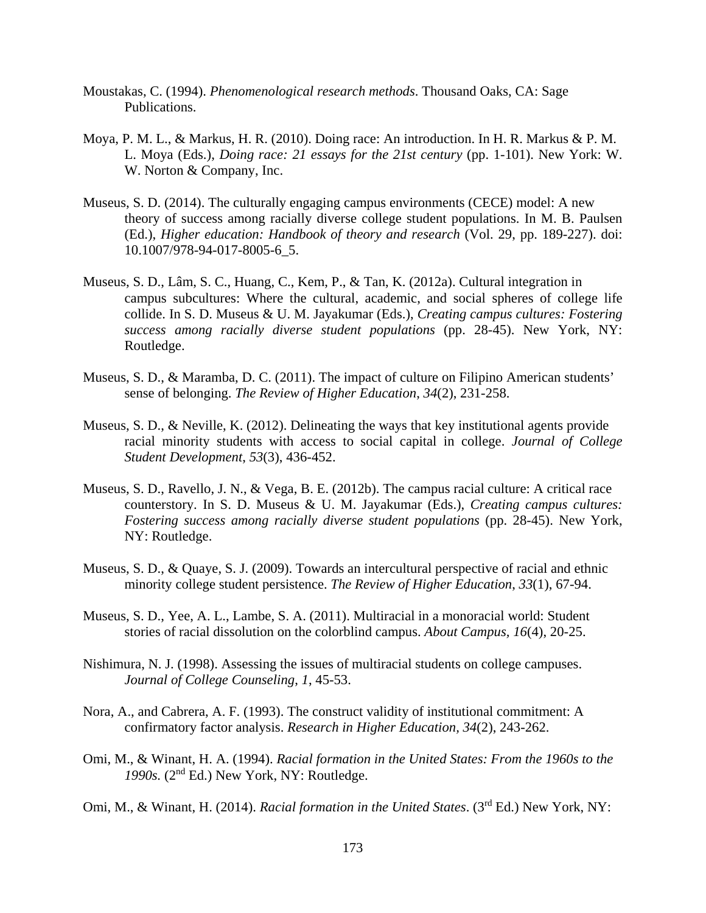Moustakas, C. (1994). *Phenomenological research methods*. Thousand Oaks, CA: Sage Publications.

Moya, P. M. L., & Markus, H. R. (2010). Doing race: An introduction. In H. R. Markus & P. M. L. Moya (Eds.), *Doing race: 21 essays for the 21st century* (pp. 1-101). New York: W. W. Norton & Company, Inc.

Museus, S. D. (2014). The culturally engaging campus environments (CECE) model: A new theory of success among racially diverse college student populations. In M. B. Paulsen (Ed.), *Higher education: Handbook of theory and research* (Vol. 29, pp. 189-227). doi: 10.1007/978-94-017-8005-6_5.

Museus, S. D., Lâm, S. C., Huang, C., Kem, P., & Tan, K. (2012a). Cultural integration in campus subcultures: Where the cultural, academic, and social spheres of college life collide. In S. D. Museus & U. M. Jayakumar (Eds.), *Creating campus cultures: Fostering success among racially diverse student populations* (pp. 28-45). New York, NY: Routledge.

Museus, S. D., & Maramba, D. C. (2011). The impact of culture on Filipino American students' sense of belonging. *The Review of Higher Education*, *34*(2), 231-258.

Museus, S. D., & Neville, K. (2012). Delineating the ways that key institutional agents provide racial minority students with access to social capital in college. *Journal of College Student Development*, *53*(3), 436-452.

Museus, S. D., Ravello, J. N., & Vega, B. E. (2012b). The campus racial culture: A critical race counterstory. In S. D. Museus & U. M. Jayakumar (Eds.), *Creating campus cultures: Fostering success among racially diverse student populations* (pp. 28-45). New York, NY: Routledge.

Museus, S. D., & Quaye, S. J. (2009). Towards an intercultural perspective of racial and ethnic minority college student persistence. *The Review of Higher Education*, *33*(1), 67-94.

Museus, S. D., Yee, A. L., Lambe, S. A. (2011). Multiracial in a monoracial world: Student stories of racial dissolution on the colorblind campus. *About Campus*, *16*(4), 20-25.

Nishimura, N. J. (1998). Assessing the issues of multiracial students on college campuses. *Journal of College Counseling*, *1*, 45-53.

Nora, A., and Cabrera, A. F. (1993). The construct validity of institutional commitment: A confirmatory factor analysis. *Research in Higher Education*, *34*(2), 243-262.

Omi, M., & Winant, H. A. (1994). *Racial formation in the United States: From the 1960s to the 1990s.* (2nd Ed.) New York, NY: Routledge.

Omi, M., & Winant, H. (2014). *Racial formation in the United States*. (3rd Ed.) New York, NY: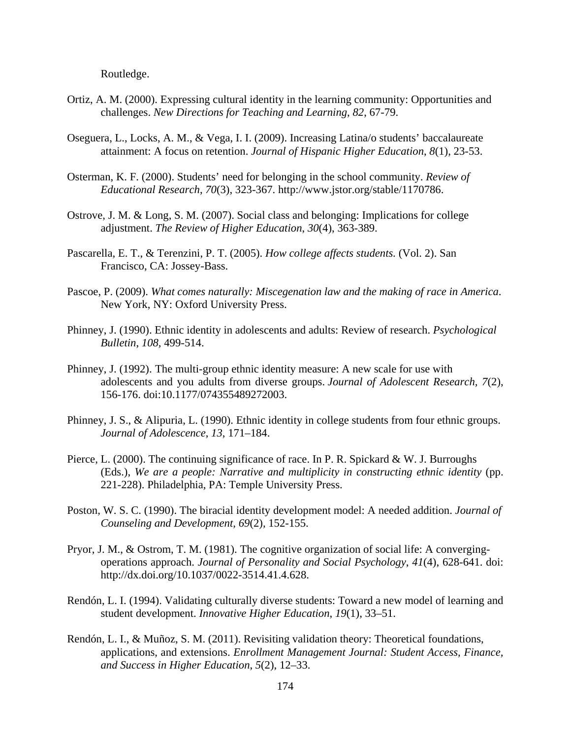Routledge.

Ortiz, A. M. (2000). Expressing cultural identity in the learning community: Opportunities and challenges. *New Directions for Teaching and Learning, 82*, 67-79.

Oseguera, L., Locks, A. M., & Vega, I. I. (2009). Increasing Latina/o students' baccalaureate attainment: A focus on retention. *Journal of Hispanic Higher Education*, *8*(1), 23-53.

Osterman, K. F. (2000). Students' need for belonging in the school community. *Review of Educational Research, 70*(3), 323-367. http://www.jstor.org/stable/1170786.

Ostrove, J. M. & Long, S. M. (2007). Social class and belonging: Implications for college adjustment. *The Review of Higher Education*, *30*(4), 363-389.

Pascarella, E. T., & Terenzini, P. T. (2005). *How college affects students.* (Vol. 2). San Francisco, CA: Jossey-Bass.

Pascoe, P. (2009). *What comes naturally: Miscegenation law and the making of race in America*. New York, NY: Oxford University Press.

Phinney, J. (1990). Ethnic identity in adolescents and adults: Review of research. *Psychological Bulletin*, *108*, 499-514.

Phinney, J. (1992). The multi-group ethnic identity measure: A new scale for use with adolescents and you adults from diverse groups. *Journal of Adolescent Research*, *7*(2), 156-176. doi:10.1177/074355489272003.

Phinney, J. S., & Alipuria, L. (1990). Ethnic identity in college students from four ethnic groups. *Journal of Adolescence, 13*, 171–184.

Pierce, L. (2000). The continuing significance of race. In P. R. Spickard & W. J. Burroughs (Eds.), *We are a people: Narrative and multiplicity in constructing ethnic identity* (pp. 221-228). Philadelphia, PA: Temple University Press.

Poston, W. S. C. (1990). The biracial identity development model: A needed addition. *Journal of Counseling and Development, 69*(2), 152-155.

Pryor, J. M., & Ostrom, T. M. (1981). The cognitive organization of social life: A converging-operations approach. *Journal of Personality and Social Psychology*, *41*(4), 628-641. doi: http://dx.doi.org/10.1037/0022-3514.41.4.628.

Rendón, L. I. (1994). Validating culturally diverse students: Toward a new model of learning and student development. *Innovative Higher Education*, *19*(1), 33–51.

Rendón, L. I., & Muñoz, S. M. (2011). Revisiting validation theory: Theoretical foundations, applications, and extensions. *Enrollment Management Journal: Student Access, Finance, and Success in Higher Education*, *5*(2), 12–33.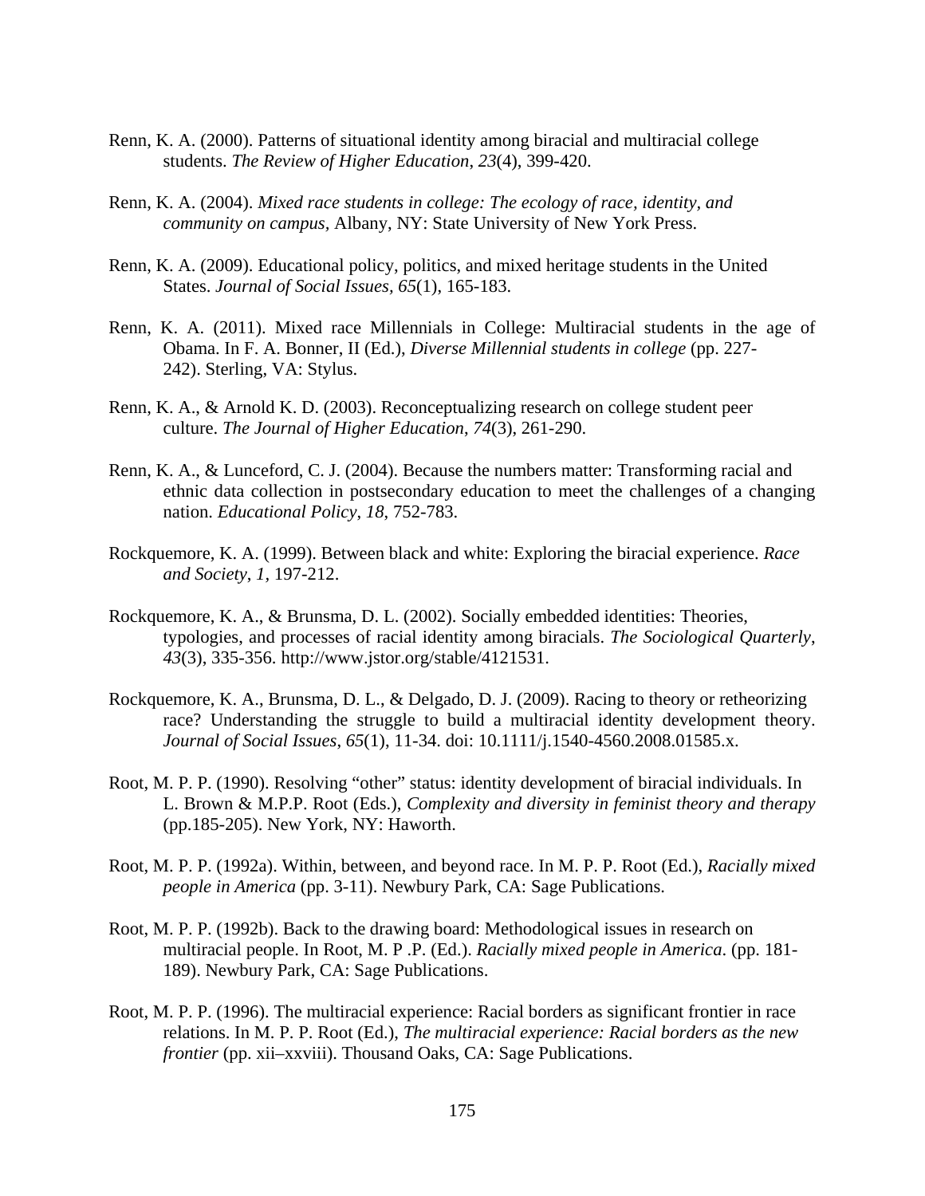Renn, K. A. (2000). Patterns of situational identity among biracial and multiracial college students. *The Review of Higher Education*, *23*(4), 399-420.

Renn, K. A. (2004). *Mixed race students in college: The ecology of race, identity, and community on campus*, Albany, NY: State University of New York Press.

Renn, K. A. (2009). Educational policy, politics, and mixed heritage students in the United States. *Journal of Social Issues*, *65*(1), 165-183.

Renn, K. A. (2011). Mixed race Millennials in College: Multiracial students in the age of Obama. In F. A. Bonner, II (Ed.), *Diverse Millennial students in college* (pp. 227-242). Sterling, VA: Stylus.

Renn, K. A., & Arnold K. D. (2003). Reconceptualizing research on college student peer culture. *The Journal of Higher Education*, *74*(3), 261-290.

Renn, K. A., & Lunceford, C. J. (2004). Because the numbers matter: Transforming racial and ethnic data collection in postsecondary education to meet the challenges of a changing nation. *Educational Policy*, *18*, 752-783.

Rockquemore, K. A. (1999). Between black and white: Exploring the biracial experience. *Race and Society*, *1*, 197-212.

Rockquemore, K. A., & Brunsma, D. L. (2002). Socially embedded identities: Theories, typologies, and processes of racial identity among biracials. *The Sociological Quarterly*, *43*(3), 335-356. http://www.jstor.org/stable/4121531.

Rockquemore, K. A., Brunsma, D. L., & Delgado, D. J. (2009). Racing to theory or retheorizing race? Understanding the struggle to build a multiracial identity development theory. *Journal of Social Issues*, *65*(1), 11-34. doi: 10.1111/j.1540-4560.2008.01585.x.

Root, M. P. P. (1990). Resolving "other" status: identity development of biracial individuals. In L. Brown & M.P.P. Root (Eds.), *Complexity and diversity in feminist theory and therapy* (pp.185-205). New York, NY: Haworth.

Root, M. P. P. (1992a). Within, between, and beyond race. In M. P. P. Root (Ed.), *Racially mixed people in America* (pp. 3-11). Newbury Park, CA: Sage Publications.

Root, M. P. P. (1992b). Back to the drawing board: Methodological issues in research on multiracial people. In Root, M. P .P. (Ed.). *Racially mixed people in America*. (pp. 181-189). Newbury Park, CA: Sage Publications.

Root, M. P. P. (1996). The multiracial experience: Racial borders as significant frontier in race relations. In M. P. P. Root (Ed.), *The multiracial experience: Racial borders as the new frontier* (pp. xii–xxviii). Thousand Oaks, CA: Sage Publications.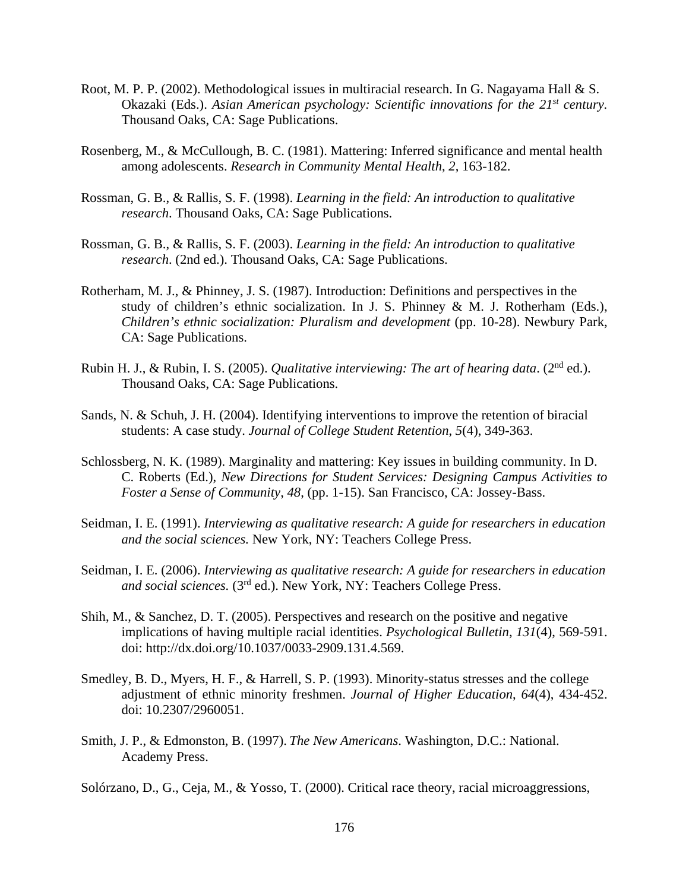Root, M. P. P. (2002). Methodological issues in multiracial research. In G. Nagayama Hall & S. Okazaki (Eds.). *Asian American psychology: Scientific innovations for the 21st century*. Thousand Oaks, CA: Sage Publications.

Rosenberg, M., & McCullough, B. C. (1981). Mattering: Inferred significance and mental health among adolescents. *Research in Community Mental Health*, *2*, 163-182.

Rossman, G. B., & Rallis, S. F. (1998). *Learning in the field: An introduction to qualitative research*. Thousand Oaks, CA: Sage Publications.

Rossman, G. B., & Rallis, S. F. (2003). *Learning in the field: An introduction to qualitative research*. (2nd ed.). Thousand Oaks, CA: Sage Publications.

Rotherham, M. J., & Phinney, J. S. (1987). Introduction: Definitions and perspectives in the study of children's ethnic socialization. In J. S. Phinney & M. J. Rotherham (Eds.), *Children's ethnic socialization: Pluralism and development* (pp. 10-28). Newbury Park, CA: Sage Publications.

Rubin H. J., & Rubin, I. S. (2005). *Qualitative interviewing: The art of hearing data*. (2nd ed.). Thousand Oaks, CA: Sage Publications.

Sands, N. & Schuh, J. H. (2004). Identifying interventions to improve the retention of biracial students: A case study. *Journal of College Student Retention*, *5*(4), 349-363.

Schlossberg, N. K. (1989). Marginality and mattering: Key issues in building community. In D. C. Roberts (Ed.), *New Directions for Student Services: Designing Campus Activities to Foster a Sense of Community*, *48*, (pp. 1-15). San Francisco, CA: Jossey-Bass.

Seidman, I. E. (1991). *Interviewing as qualitative research: A guide for researchers in education and the social sciences.* New York, NY: Teachers College Press.

Seidman, I. E. (2006). *Interviewing as qualitative research: A guide for researchers in education and social sciences.* (3rd ed.). New York, NY: Teachers College Press.

Shih, M., & Sanchez, D. T. (2005). Perspectives and research on the positive and negative implications of having multiple racial identities. *Psychological Bulletin*, *131*(4), 569-591. doi: http://dx.doi.org/10.1037/0033-2909.131.4.569.

Smedley, B. D., Myers, H. F., & Harrell, S. P. (1993). Minority-status stresses and the college adjustment of ethnic minority freshmen. *Journal of Higher Education*, *64*(4), 434-452. doi: 10.2307/2960051.

Smith, J. P., & Edmonston, B. (1997). *The New Americans*. Washington, D.C.: National. Academy Press.

Solórzano, D., G., Ceja, M., & Yosso, T. (2000). Critical race theory, racial microaggressions,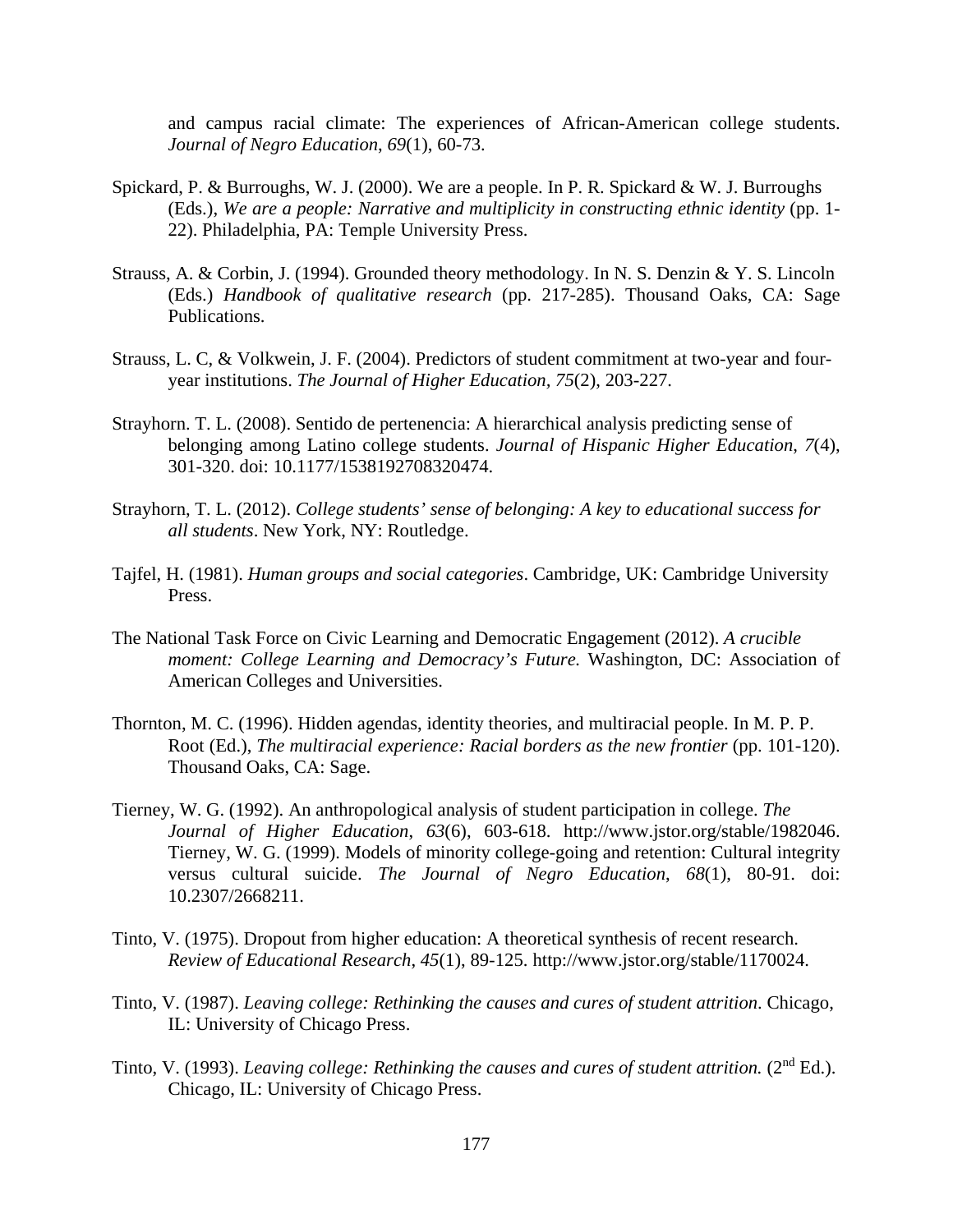and campus racial climate: The experiences of African-American college students. *Journal of Negro Education*, *69*(1), 60-73.

Spickard, P. & Burroughs, W. J. (2000). We are a people. In P. R. Spickard & W. J. Burroughs (Eds.), *We are a people: Narrative and multiplicity in constructing ethnic identity* (pp. 1-22). Philadelphia, PA: Temple University Press.

Strauss, A. & Corbin, J. (1994). Grounded theory methodology. In N. S. Denzin & Y. S. Lincoln (Eds.) *Handbook of qualitative research* (pp. 217-285). Thousand Oaks, CA: Sage Publications.

Strauss, L. C, & Volkwein, J. F. (2004). Predictors of student commitment at two-year and four-year institutions. *The Journal of Higher Education*, *75*(2), 203-227.

Strayhorn. T. L. (2008). Sentido de pertenencia: A hierarchical analysis predicting sense of belonging among Latino college students. *Journal of Hispanic Higher Education*, *7*(4), 301-320. doi: 10.1177/1538192708320474.

Strayhorn, T. L. (2012). *College students' sense of belonging: A key to educational success for all students*. New York, NY: Routledge.

Tajfel, H. (1981). *Human groups and social categories*. Cambridge, UK: Cambridge University Press.

The National Task Force on Civic Learning and Democratic Engagement (2012). *A crucible moment: College Learning and Democracy's Future.* Washington, DC: Association of American Colleges and Universities.

Thornton, M. C. (1996). Hidden agendas, identity theories, and multiracial people. In M. P. P. Root (Ed.), *The multiracial experience: Racial borders as the new frontier* (pp. 101-120). Thousand Oaks, CA: Sage.

Tierney, W. G. (1992). An anthropological analysis of student participation in college. *The Journal of Higher Education*, *63*(6), 603-618. http://www.jstor.org/stable/1982046. Tierney, W. G. (1999). Models of minority college-going and retention: Cultural integrity versus cultural suicide. *The Journal of Negro Education*, *68*(1), 80-91. doi: 10.2307/2668211.

Tinto, V. (1975). Dropout from higher education: A theoretical synthesis of recent research. *Review of Educational Research*, *45*(1), 89-125. http://www.jstor.org/stable/1170024.

Tinto, V. (1987). *Leaving college: Rethinking the causes and cures of student attrition*. Chicago, IL: University of Chicago Press.

Tinto, V. (1993). *Leaving college: Rethinking the causes and cures of student attrition.* (2nd Ed.). Chicago, IL: University of Chicago Press.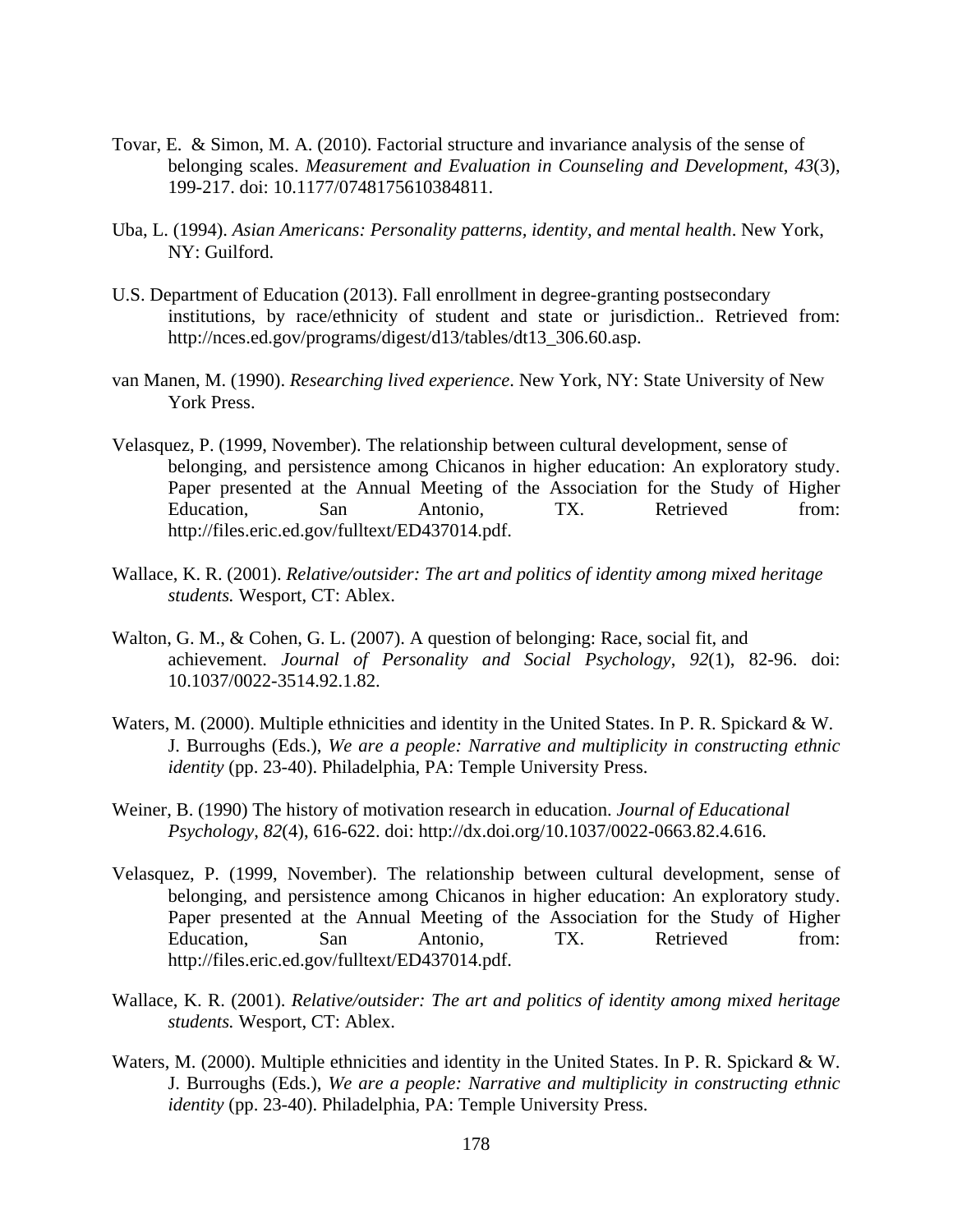Tovar, E. & Simon, M. A. (2010). Factorial structure and invariance analysis of the sense of belonging scales. *Measurement and Evaluation in Counseling and Development*, *43*(3), 199-217. doi: 10.1177/0748175610384811.

Uba, L. (1994). *Asian Americans: Personality patterns, identity, and mental health*. New York, NY: Guilford.

U.S. Department of Education (2013). Fall enrollment in degree-granting postsecondary institutions, by race/ethnicity of student and state or jurisdiction.. Retrieved from: http://nces.ed.gov/programs/digest/d13/tables/dt13_306.60.asp.

van Manen, M. (1990). *Researching lived experience*. New York, NY: State University of New York Press.

Velasquez, P. (1999, November). The relationship between cultural development, sense of belonging, and persistence among Chicanos in higher education: An exploratory study. Paper presented at the Annual Meeting of the Association for the Study of Higher Education, San Antonio, TX. Retrieved from: http://files.eric.ed.gov/fulltext/ED437014.pdf.

Wallace, K. R. (2001). *Relative/outsider: The art and politics of identity among mixed heritage students.* Wesport, CT: Ablex.

Walton, G. M., & Cohen, G. L. (2007). A question of belonging: Race, social fit, and achievement. *Journal of Personality and Social Psychology*, *92*(1), 82-96. doi: 10.1037/0022-3514.92.1.82.

Waters, M. (2000). Multiple ethnicities and identity in the United States. In P. R. Spickard & W. J. Burroughs (Eds.), *We are a people: Narrative and multiplicity in constructing ethnic identity* (pp. 23-40). Philadelphia, PA: Temple University Press.

Weiner, B. (1990) The history of motivation research in education. *Journal of Educational Psychology*, *82*(4), 616-622. doi: http://dx.doi.org/10.1037/0022-0663.82.4.616.

Velasquez, P. (1999, November). The relationship between cultural development, sense of belonging, and persistence among Chicanos in higher education: An exploratory study. Paper presented at the Annual Meeting of the Association for the Study of Higher Education, San Antonio, TX. Retrieved from: http://files.eric.ed.gov/fulltext/ED437014.pdf.

Wallace, K. R. (2001). *Relative/outsider: The art and politics of identity among mixed heritage students.* Wesport, CT: Ablex.

Waters, M. (2000). Multiple ethnicities and identity in the United States. In P. R. Spickard & W. J. Burroughs (Eds.), *We are a people: Narrative and multiplicity in constructing ethnic identity* (pp. 23-40). Philadelphia, PA: Temple University Press.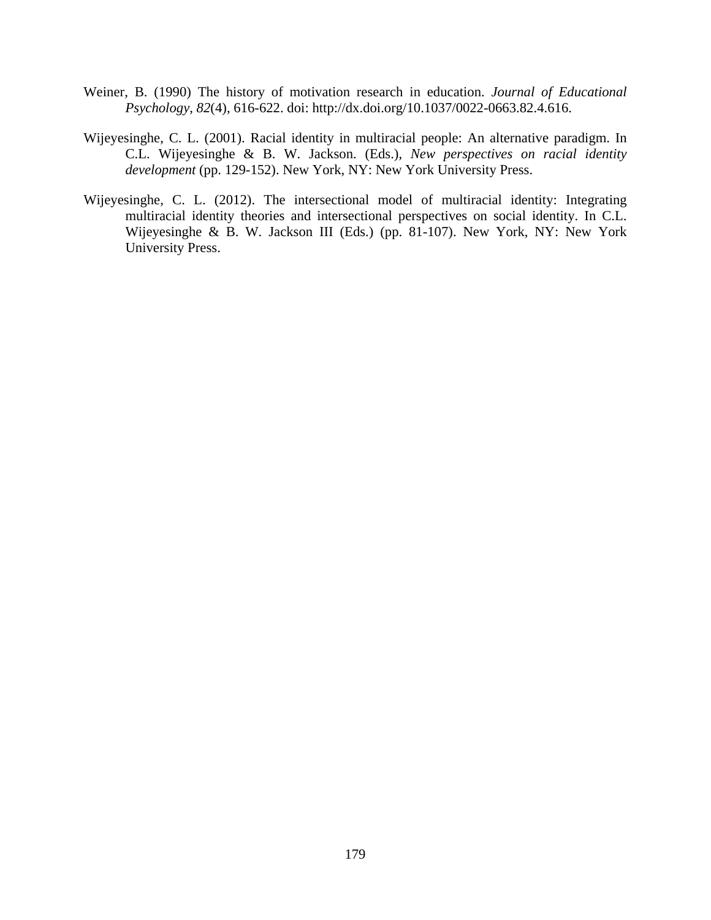Weiner, B. (1990) The history of motivation research in education. *Journal of Educational Psychology, 82*(4), 616-622. doi: http://dx.doi.org/10.1037/0022-0663.82.4.616.

Wijeyesinghe, C. L. (2001). Racial identity in multiracial people: An alternative paradigm. In C.L. Wijeyesinghe & B. W. Jackson. (Eds.), *New perspectives on racial identity development* (pp. 129-152). New York, NY: New York University Press.

Wijeyesinghe, C. L. (2012). The intersectional model of multiracial identity: Integrating multiracial identity theories and intersectional perspectives on social identity. In C.L. Wijeyesinghe & B. W. Jackson III (Eds.) (pp. 81-107). New York, NY: New York University Press.